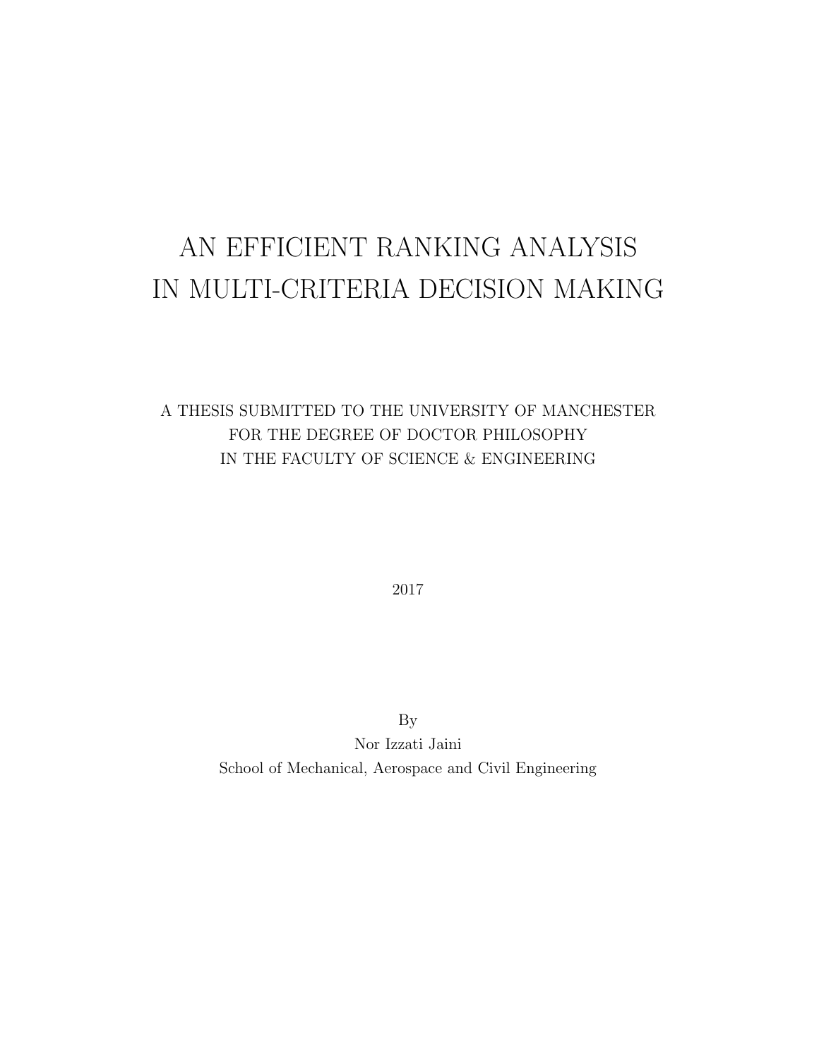# AN EFFICIENT RANKING ANALYSIS IN MULTI-CRITERIA DECISION MAKING

A THESIS SUBMITTED TO THE UNIVERSITY OF MANCHESTER
FOR THE DEGREE OF DOCTOR PHILOSOPHY
IN THE FACULTY OF SCIENCE & ENGINEERING

2017

By
Nor Izzati Jaini
School of Mechanical, Aerospace and Civil Engineering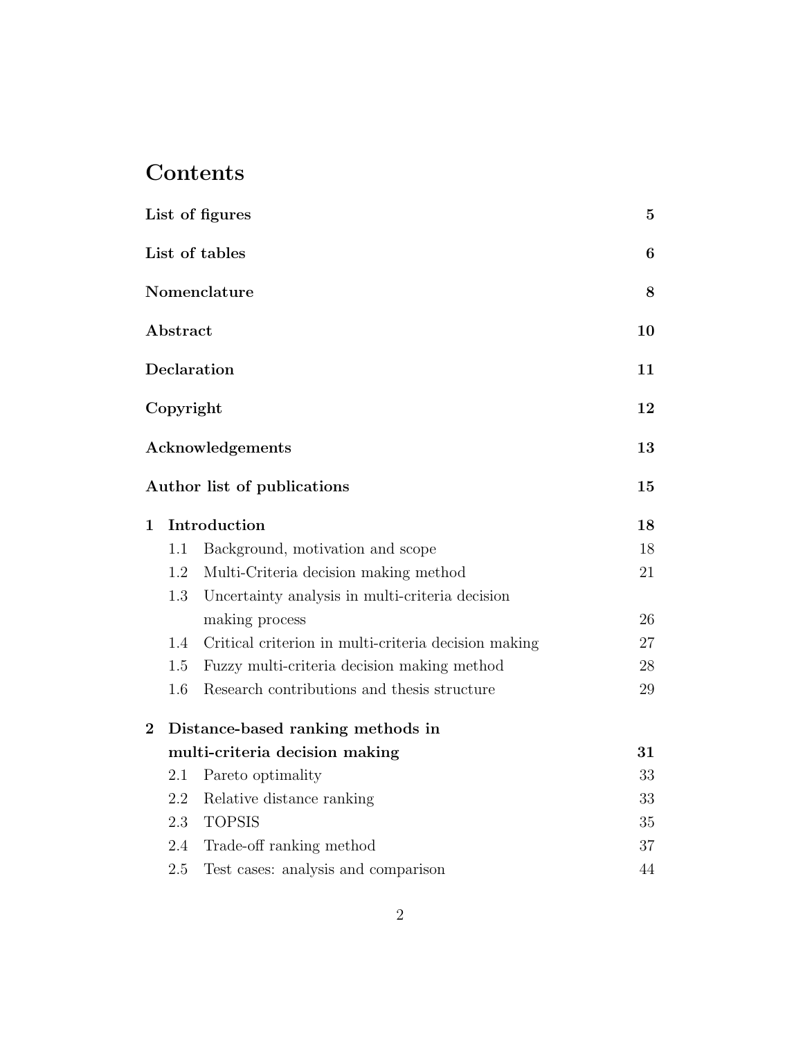# Contents

**List of figures** **5**

**List of tables** **6**

**Nomenclature** **8**

**Abstract** **10**

**Declaration** **11**

**Copyright** **12**

**Acknowledgements** **13**

**Author list of publications** **15**

**1 Introduction** **18**

- 1.1 Background, motivation and scope 18
- 1.2 Multi-Criteria decision making method 21
- 1.3 Uncertainty analysis in multi-criteria decision making process 26
- 1.4 Critical criterion in multi-criteria decision making 27
- 1.5 Fuzzy multi-criteria decision making method 28
- 1.6 Research contributions and thesis structure 29

**2 Distance-based ranking methods in multi-criteria decision making** **31**

- 2.1 Pareto optimality 33
- 2.2 Relative distance ranking 33
- 2.3 TOPSIS 35
- 2.4 Trade-off ranking method 37
- 2.5 Test cases: analysis and comparison 44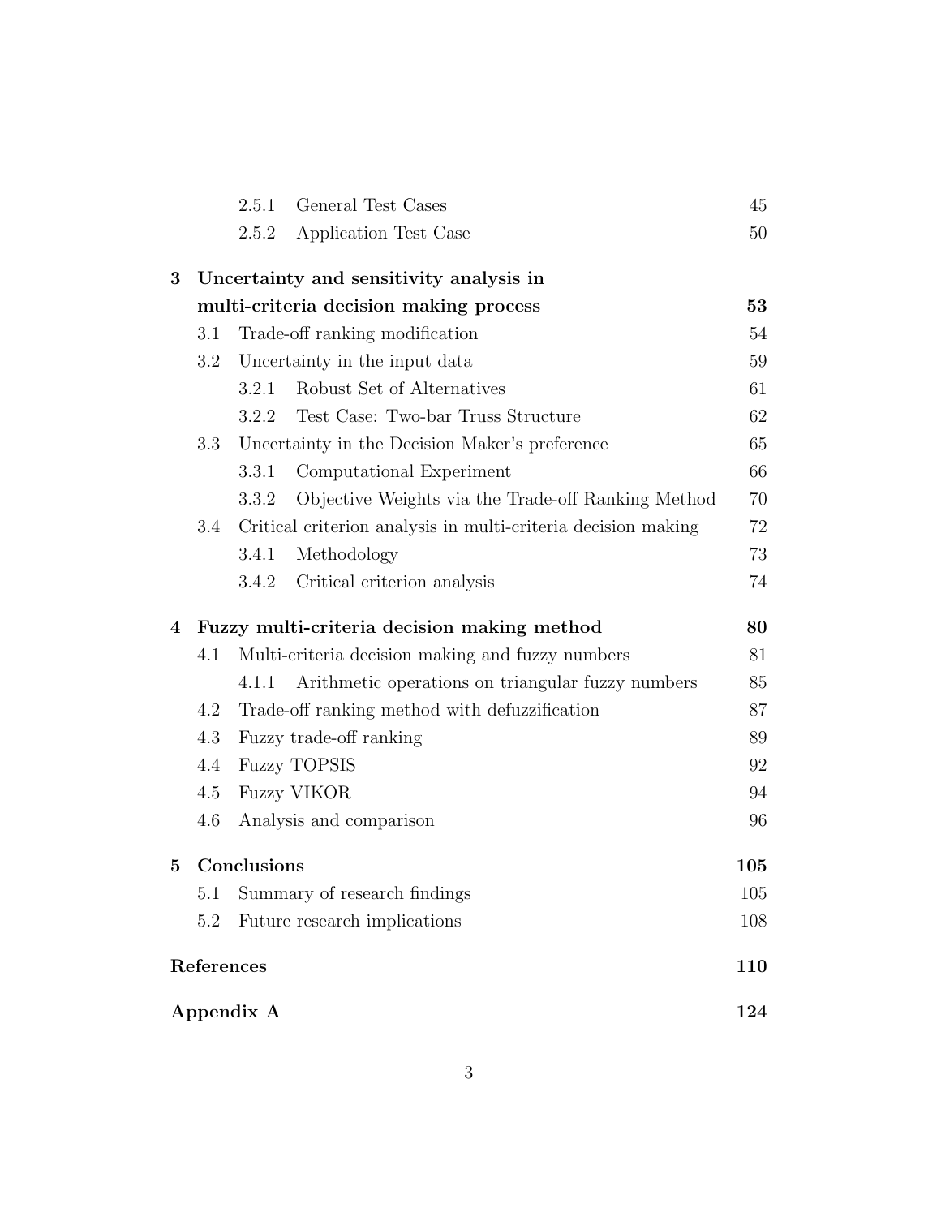2.5.1 General Test Cases 45

2.5.2 Application Test Case 50

**3 Uncertainty and sensitivity analysis in multi-criteria decision making process 53**

3.1 Trade-off ranking modification 54

3.2 Uncertainty in the input data 59

3.2.1 Robust Set of Alternatives 61

3.2.2 Test Case: Two-bar Truss Structure 62

3.3 Uncertainty in the Decision Maker's preference 65

3.3.1 Computational Experiment 66

3.3.2 Objective Weights via the Trade-off Ranking Method 70

3.4 Critical criterion analysis in multi-criteria decision making 72

3.4.1 Methodology 73

3.4.2 Critical criterion analysis 74

**4 Fuzzy multi-criteria decision making method 80**

4.1 Multi-criteria decision making and fuzzy numbers 81

4.1.1 Arithmetic operations on triangular fuzzy numbers 85

4.2 Trade-off ranking method with defuzzification 87

4.3 Fuzzy trade-off ranking 89

4.4 Fuzzy TOPSIS 92

4.5 Fuzzy VIKOR 94

4.6 Analysis and comparison 96

**5 Conclusions 105**

5.1 Summary of research findings 105

5.2 Future research implications 108

**References 110**

**Appendix A 124**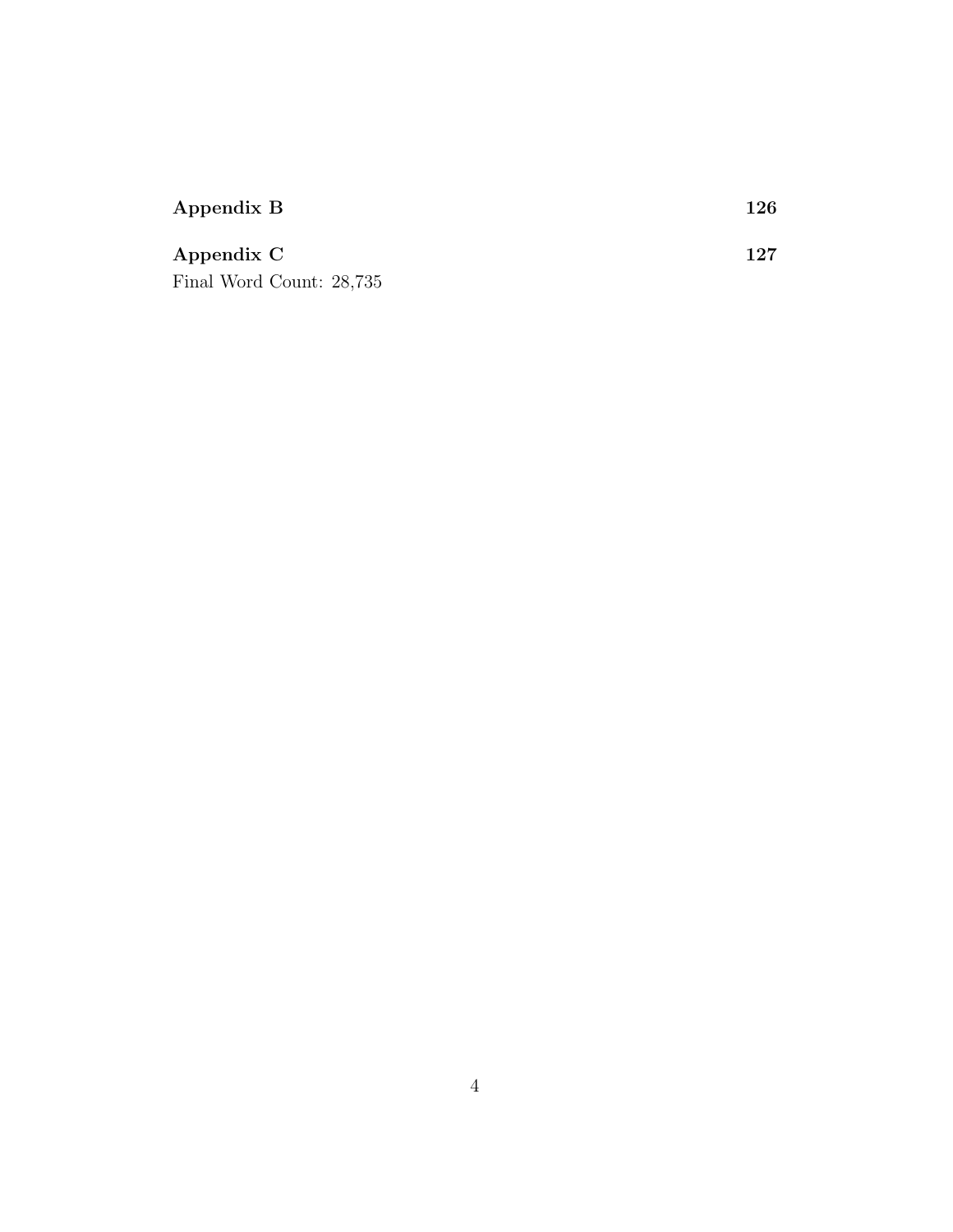**Appendix B** 126

**Appendix C** 127

Final Word Count: 28,735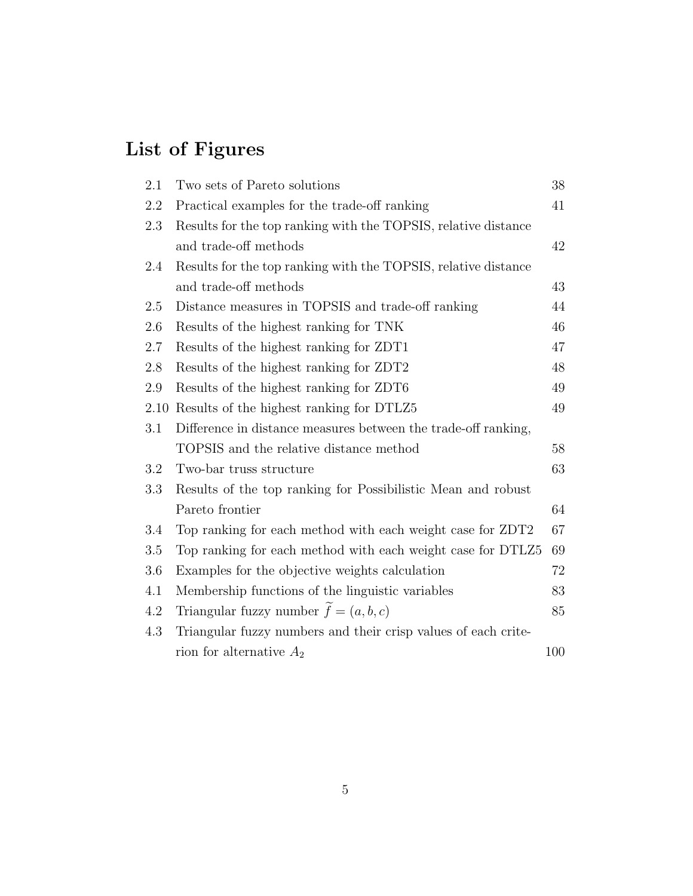# List of Figures

| | | |
|---|---|---|
| 2.1 | Two sets of Pareto solutions | 38 |
| 2.2 | Practical examples for the trade-off ranking | 41 |
| 2.3 | Results for the top ranking with the TOPSIS, relative distance and trade-off methods | 42 |
| 2.4 | Results for the top ranking with the TOPSIS, relative distance and trade-off methods | 43 |
| 2.5 | Distance measures in TOPSIS and trade-off ranking | 44 |
| 2.6 | Results of the highest ranking for TNK | 46 |
| 2.7 | Results of the highest ranking for ZDT1 | 47 |
| 2.8 | Results of the highest ranking for ZDT2 | 48 |
| 2.9 | Results of the highest ranking for ZDT6 | 49 |
| 2.10 | Results of the highest ranking for DTLZ5 | 49 |
| 3.1 | Difference in distance measures between the trade-off ranking, TOPSIS and the relative distance method | 58 |
| 3.2 | Two-bar truss structure | 63 |
| 3.3 | Results of the top ranking for Possibilistic Mean and robust Pareto frontier | 64 |
| 3.4 | Top ranking for each method with each weight case for ZDT2 | 67 |
| 3.5 | Top ranking for each method with each weight case for DTLZ5 | 69 |
| 3.6 | Examples for the objective weights calculation | 72 |
| 4.1 | Membership functions of the linguistic variables | 83 |
| 4.2 | Triangular fuzzy number $\widetilde{f} = (a, b, c)$ | 85 |
| 4.3 | Triangular fuzzy numbers and their crisp values of each criterion for alternative $A_2$ | 100 |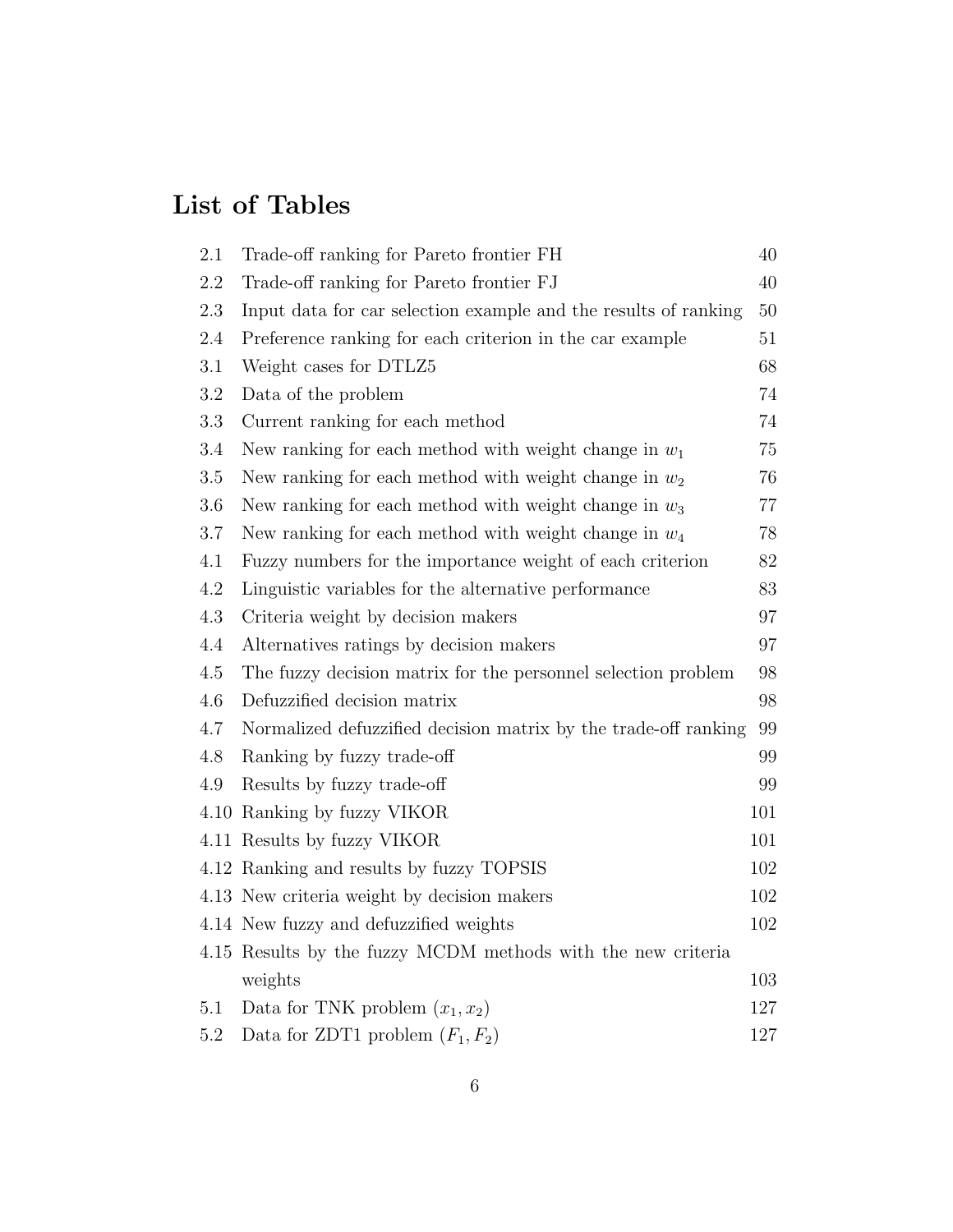# List of Tables

| | | |
|---|---|---|
| 2.1 | Trade-off ranking for Pareto frontier FH | 40 |
| 2.2 | Trade-off ranking for Pareto frontier FJ | 40 |
| 2.3 | Input data for car selection example and the results of ranking | 50 |
| 2.4 | Preference ranking for each criterion in the car example | 51 |
| 3.1 | Weight cases for DTLZ5 | 68 |
| 3.2 | Data of the problem | 74 |
| 3.3 | Current ranking for each method | 74 |
| 3.4 | New ranking for each method with weight change in $w_1$ | 75 |
| 3.5 | New ranking for each method with weight change in $w_2$ | 76 |
| 3.6 | New ranking for each method with weight change in $w_3$ | 77 |
| 3.7 | New ranking for each method with weight change in $w_4$ | 78 |
| 4.1 | Fuzzy numbers for the importance weight of each criterion | 82 |
| 4.2 | Linguistic variables for the alternative performance | 83 |
| 4.3 | Criteria weight by decision makers | 97 |
| 4.4 | Alternatives ratings by decision makers | 97 |
| 4.5 | The fuzzy decision matrix for the personnel selection problem | 98 |
| 4.6 | Defuzzified decision matrix | 98 |
| 4.7 | Normalized defuzzified decision matrix by the trade-off ranking | 99 |
| 4.8 | Ranking by fuzzy trade-off | 99 |
| 4.9 | Results by fuzzy trade-off | 99 |
| 4.10 | Ranking by fuzzy VIKOR | 101 |
| 4.11 | Results by fuzzy VIKOR | 101 |
| 4.12 | Ranking and results by fuzzy TOPSIS | 102 |
| 4.13 | New criteria weight by decision makers | 102 |
| 4.14 | New fuzzy and defuzzified weights | 102 |
| 4.15 | Results by the fuzzy MCDM methods with the new criteria weights | 103 |
| 5.1 | Data for TNK problem $(x_1, x_2)$ | 127 |
| 5.2 | Data for ZDT1 problem $(F_1, F_2)$ | 127 |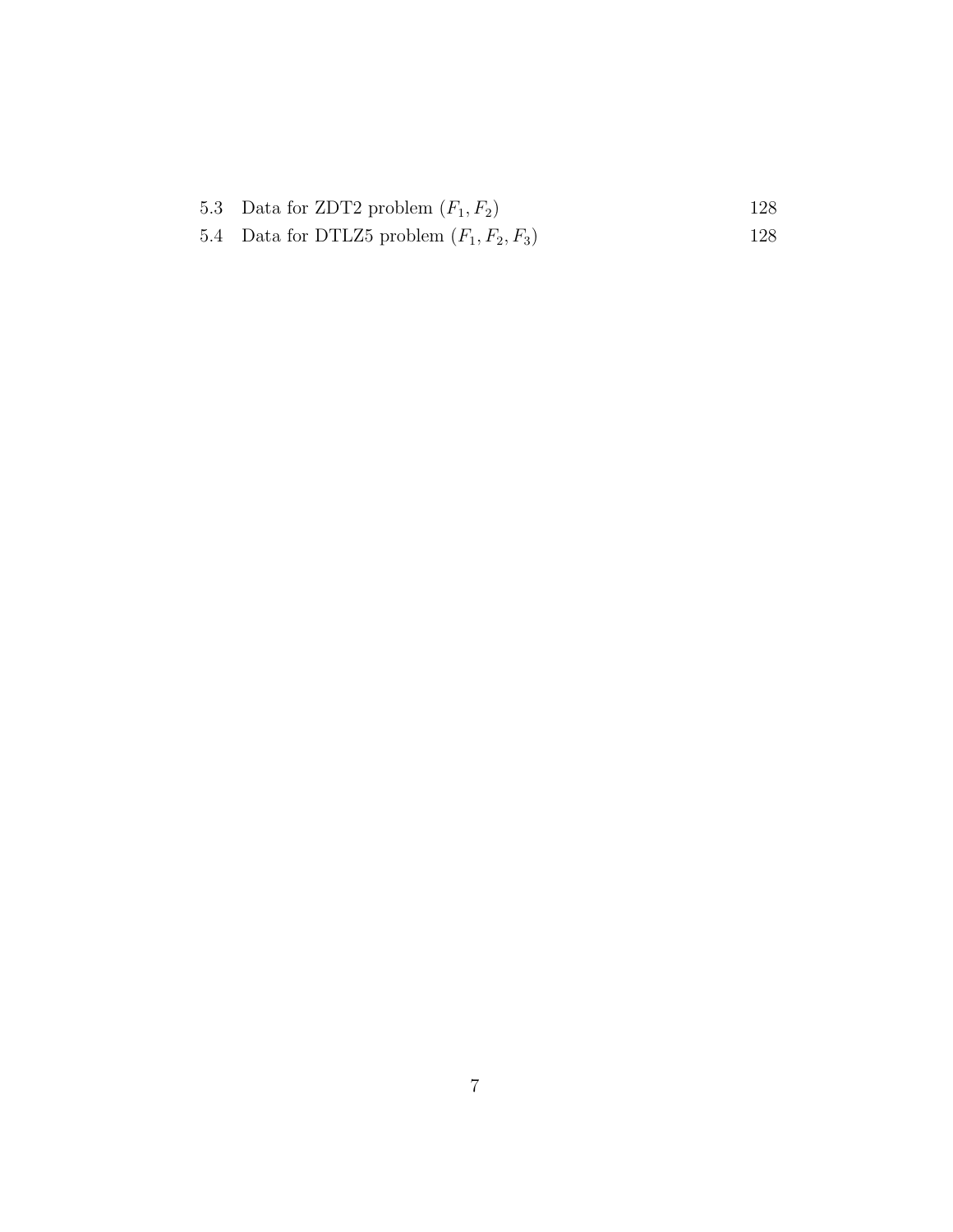5.3 Data for ZDT2 problem $(F_1, F_2)$ 128

5.4 Data for DTLZ5 problem $(F_1, F_2, F_3)$ 128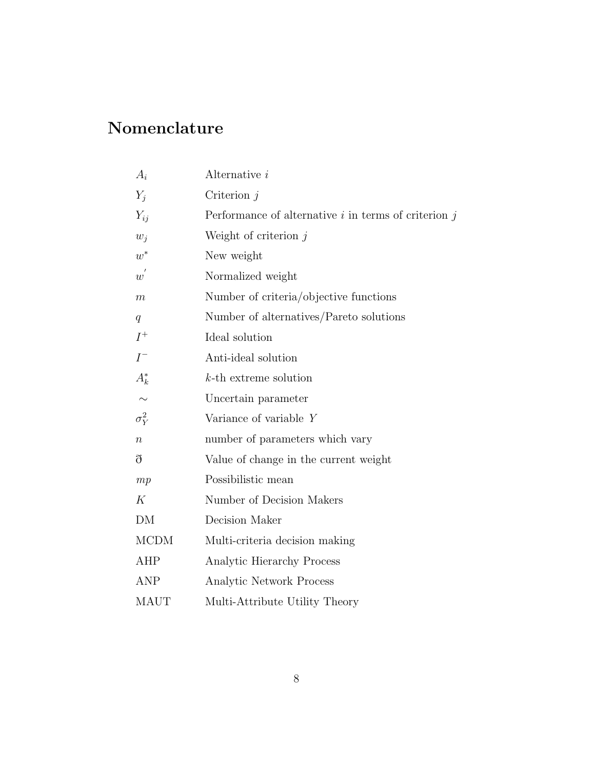# Nomenclature

| | |
|---|---|
| $A_i$ | Alternative $i$ |
| $Y_j$ | Criterion $j$ |
| $Y_{ij}$ | Performance of alternative $i$ in terms of criterion $j$ |
| $w_j$ | Weight of criterion $j$ |
| $w^*$ | New weight |
| $w^{'}$ | Normalized weight |
| $m$ | Number of criteria/objective functions |
| $q$ | Number of alternatives/Pareto solutions |
| $I^+$ | Ideal solution |
| $I^-$ | Anti-ideal solution |
| $A_k^*$ | $k$-th extreme solution |
| $\sim$ | Uncertain parameter |
| $\sigma_Y^2$ | Variance of variable $Y$ |
| $n$ | number of parameters which vary |
| ð | Value of change in the current weight |
| $mp$ | Possibilistic mean |
| $K$ | Number of Decision Makers |
| DM | Decision Maker |
| MCDM | Multi-criteria decision making |
| AHP | Analytic Hierarchy Process |
| ANP | Analytic Network Process |
| MAUT | Multi-Attribute Utility Theory |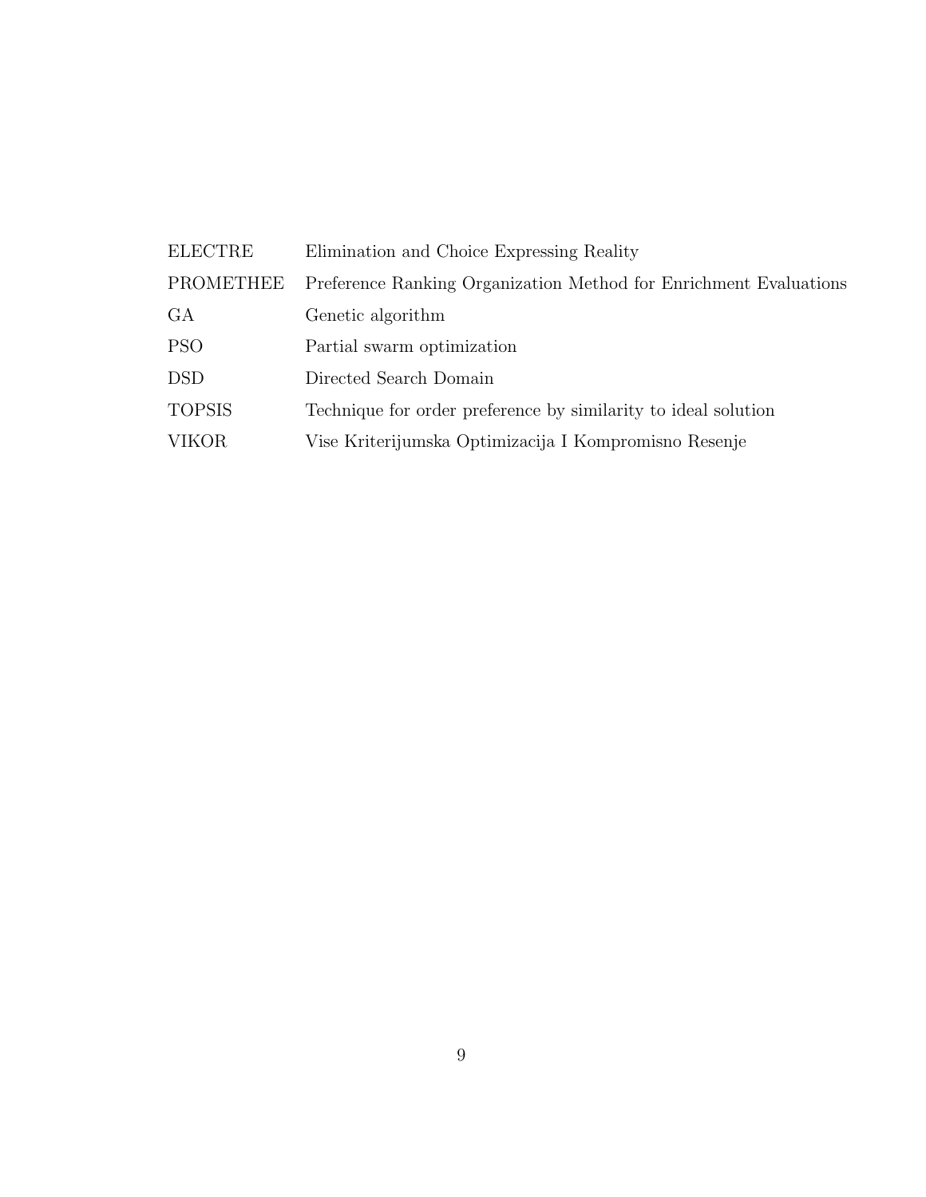| | |
|---|---|
| ELECTRE | Elimination and Choice Expressing Reality |
| PROMETHEE | Preference Ranking Organization Method for Enrichment Evaluations |
| GA | Genetic algorithm |
| PSO | Partial swarm optimization |
| DSD | Directed Search Domain |
| TOPSIS | Technique for order preference by similarity to ideal solution |
| VIKOR | Vise Kriterijumska Optimizacija I Kompromisno Resenje |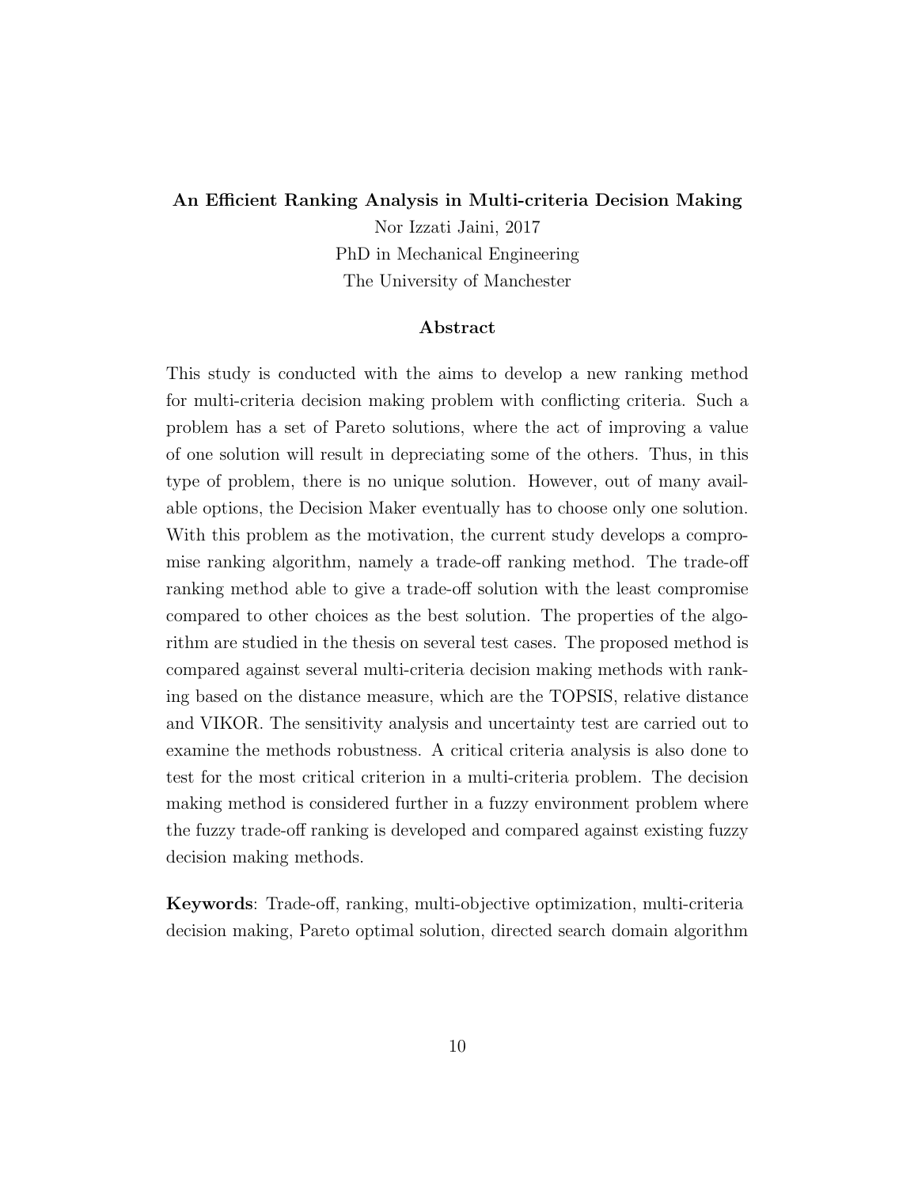**An Efficient Ranking Analysis in Multi-criteria Decision Making**

Nor Izzati Jaini, 2017

PhD in Mechanical Engineering

The University of Manchester

## Abstract

This study is conducted with the aims to develop a new ranking method for multi-criteria decision making problem with conflicting criteria. Such a problem has a set of Pareto solutions, where the act of improving a value of one solution will result in depreciating some of the others. Thus, in this type of problem, there is no unique solution. However, out of many available options, the Decision Maker eventually has to choose only one solution. With this problem as the motivation, the current study develops a compromise ranking algorithm, namely a trade-off ranking method. The trade-off ranking method able to give a trade-off solution with the least compromise compared to other choices as the best solution. The properties of the algorithm are studied in the thesis on several test cases. The proposed method is compared against several multi-criteria decision making methods with ranking based on the distance measure, which are the TOPSIS, relative distance and VIKOR. The sensitivity analysis and uncertainty test are carried out to examine the methods robustness. A critical criteria analysis is also done to test for the most critical criterion in a multi-criteria problem. The decision making method is considered further in a fuzzy environment problem where the fuzzy trade-off ranking is developed and compared against existing fuzzy decision making methods.

**Keywords**: Trade-off, ranking, multi-objective optimization, multi-criteria decision making, Pareto optimal solution, directed search domain algorithm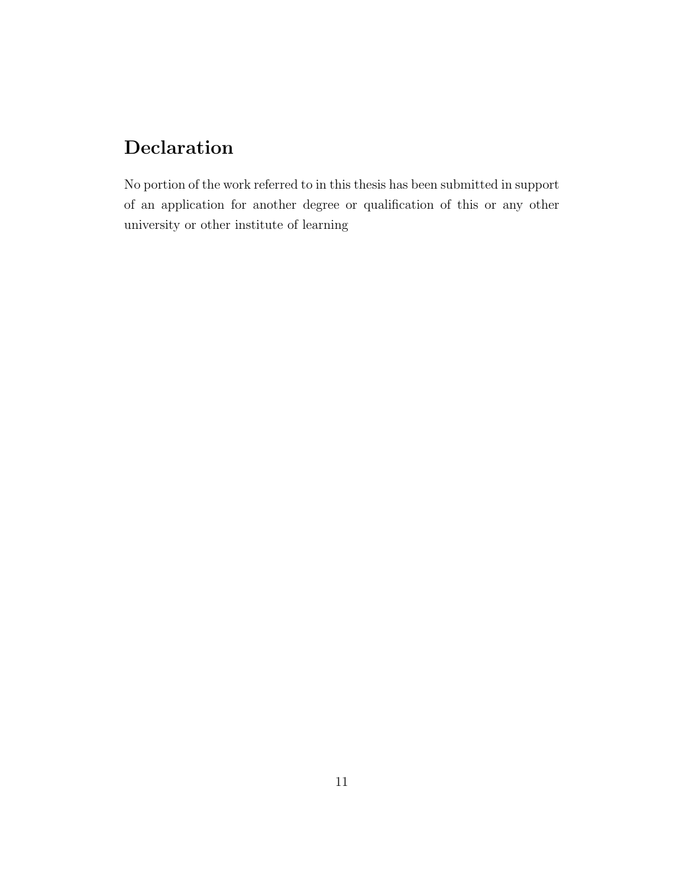# Declaration

No portion of the work referred to in this thesis has been submitted in support of an application for another degree or qualification of this or any other university or other institute of learning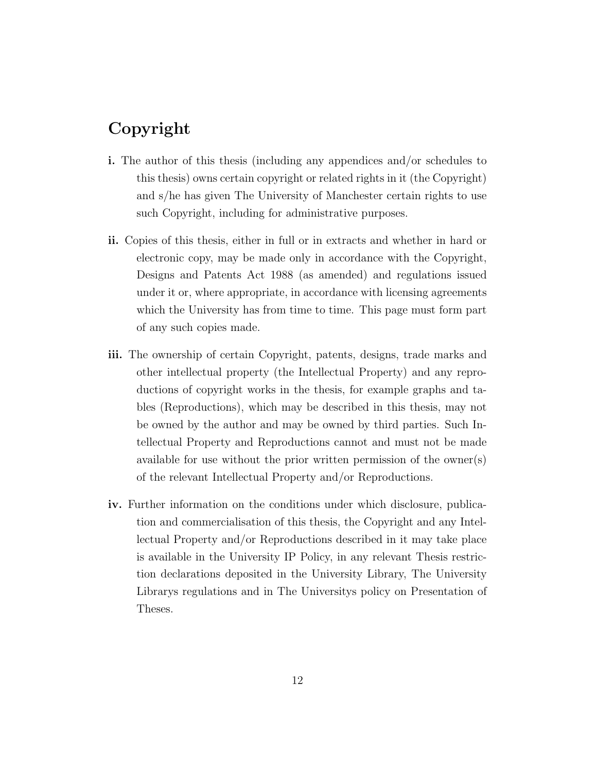# Copyright

**i.** The author of this thesis (including any appendices and/or schedules to this thesis) owns certain copyright or related rights in it (the Copyright) and s/he has given The University of Manchester certain rights to use such Copyright, including for administrative purposes.

**ii.** Copies of this thesis, either in full or in extracts and whether in hard or electronic copy, may be made only in accordance with the Copyright, Designs and Patents Act 1988 (as amended) and regulations issued under it or, where appropriate, in accordance with licensing agreements which the University has from time to time. This page must form part of any such copies made.

**iii.** The ownership of certain Copyright, patents, designs, trade marks and other intellectual property (the Intellectual Property) and any reproductions of copyright works in the thesis, for example graphs and tables (Reproductions), which may be described in this thesis, may not be owned by the author and may be owned by third parties. Such Intellectual Property and Reproductions cannot and must not be made available for use without the prior written permission of the owner(s) of the relevant Intellectual Property and/or Reproductions.

**iv.** Further information on the conditions under which disclosure, publication and commercialisation of this thesis, the Copyright and any Intellectual Property and/or Reproductions described in it may take place is available in the University IP Policy, in any relevant Thesis restriction declarations deposited in the University Library, The University Librarys regulations and in The Universitys policy on Presentation of Theses.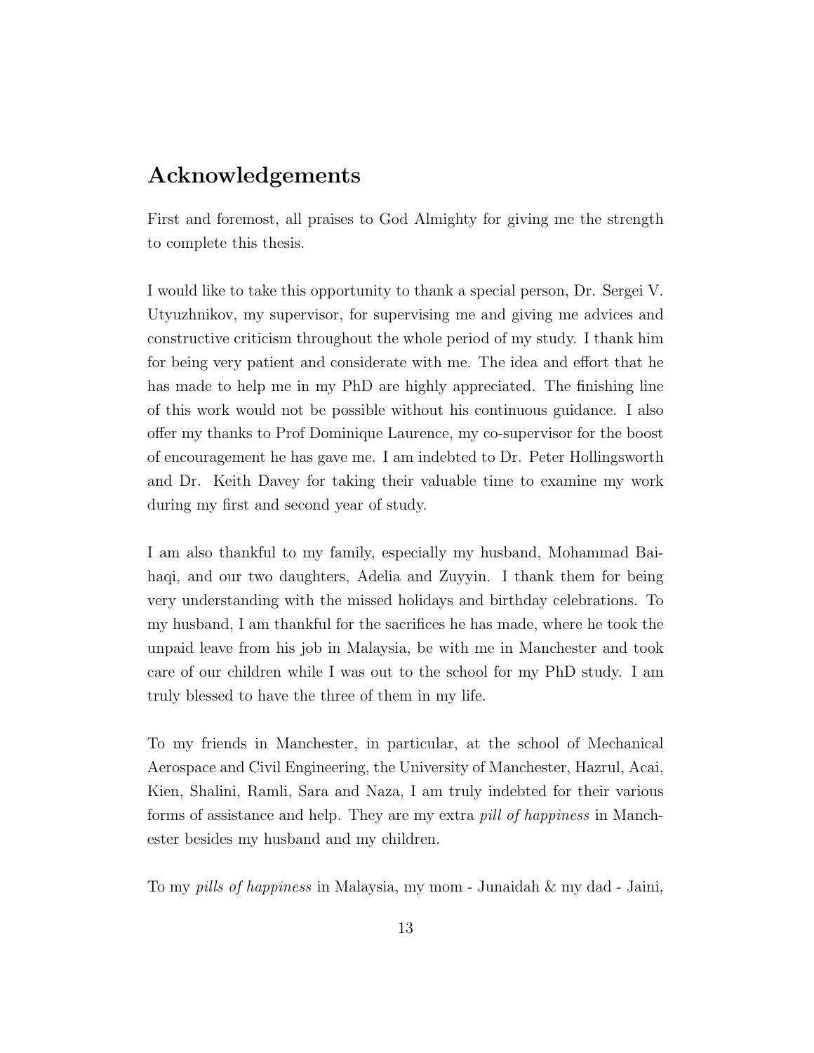## Acknowledgements

First and foremost, all praises to God Almighty for giving me the strength to complete this thesis.

I would like to take this opportunity to thank a special person, Dr. Sergei V. Utyuzhnikov, my supervisor, for supervising me and giving me advices and constructive criticism throughout the whole period of my study. I thank him for being very patient and considerate with me. The idea and effort that he has made to help me in my PhD are highly appreciated. The finishing line of this work would not be possible without his continuous guidance. I also offer my thanks to Prof Dominique Laurence, my co-supervisor for the boost of encouragement he has gave me. I am indebted to Dr. Peter Hollingsworth and Dr. Keith Davey for taking their valuable time to examine my work during my first and second year of study.

I am also thankful to my family, especially my husband, Mohammad Baihaqi, and our two daughters, Adelia and Zuyyin. I thank them for being very understanding with the missed holidays and birthday celebrations. To my husband, I am thankful for the sacrifices he has made, where he took the unpaid leave from his job in Malaysia, be with me in Manchester and took care of our children while I was out to the school for my PhD study. I am truly blessed to have the three of them in my life.

To my friends in Manchester, in particular, at the school of Mechanical Aerospace and Civil Engineering, the University of Manchester, Hazrul, Acai, Kien, Shalini, Ramli, Sara and Naza, I am truly indebted for their various forms of assistance and help. They are my extra *pill of happiness* in Manchester besides my husband and my children.

To my *pills of happiness* in Malaysia, my mom - Junaidah & my dad - Jaini,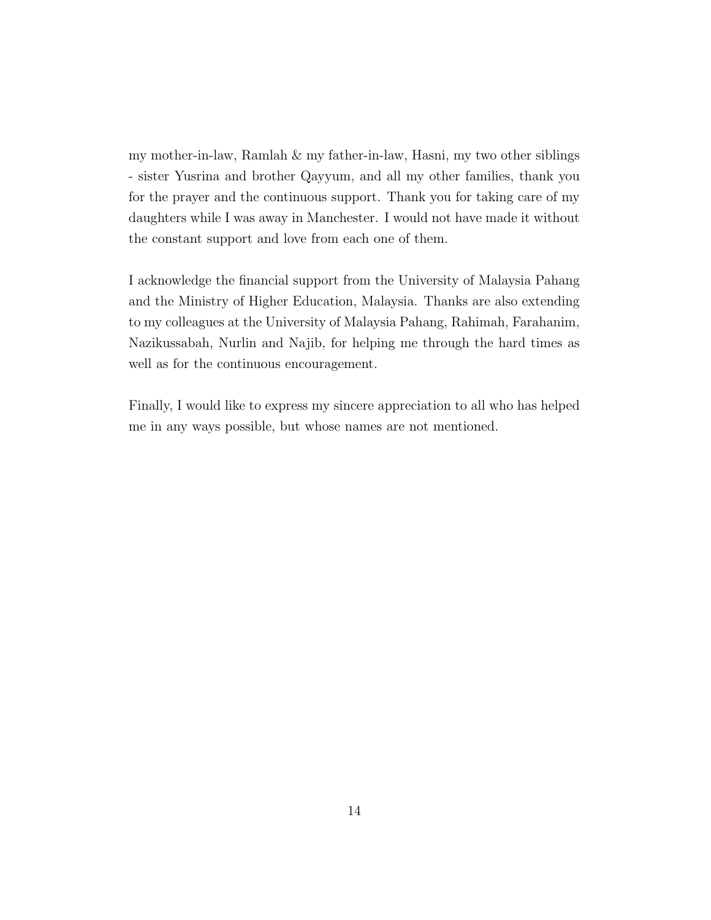my mother-in-law, Ramlah & my father-in-law, Hasni, my two other siblings - sister Yusrina and brother Qayyum, and all my other families, thank you for the prayer and the continuous support. Thank you for taking care of my daughters while I was away in Manchester. I would not have made it without the constant support and love from each one of them.

I acknowledge the financial support from the University of Malaysia Pahang and the Ministry of Higher Education, Malaysia. Thanks are also extending to my colleagues at the University of Malaysia Pahang, Rahimah, Farahanim, Nazikussabah, Nurlin and Najib, for helping me through the hard times as well as for the continuous encouragement.

Finally, I would like to express my sincere appreciation to all who has helped me in any ways possible, but whose names are not mentioned.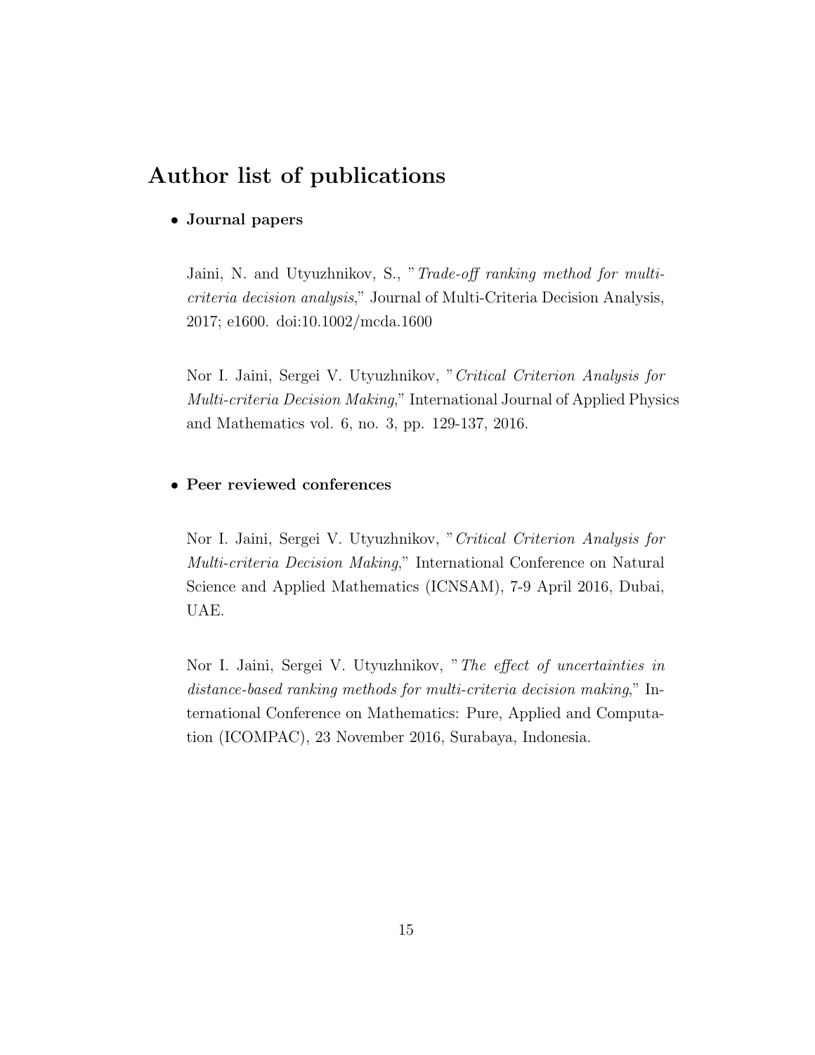# Author list of publications

- **Journal papers**

  Jaini, N. and Utyuzhnikov, S., "*Trade-off ranking method for multi-criteria decision analysis*," Journal of Multi-Criteria Decision Analysis, 2017; e1600. doi:10.1002/mcda.1600

  Nor I. Jaini, Sergei V. Utyuzhnikov, "*Critical Criterion Analysis for Multi-criteria Decision Making*," International Journal of Applied Physics and Mathematics vol. 6, no. 3, pp. 129-137, 2016.

- **Peer reviewed conferences**

  Nor I. Jaini, Sergei V. Utyuzhnikov, "*Critical Criterion Analysis for Multi-criteria Decision Making*," International Conference on Natural Science and Applied Mathematics (ICNSAM), 7-9 April 2016, Dubai, UAE.

  Nor I. Jaini, Sergei V. Utyuzhnikov, "*The effect of uncertainties in distance-based ranking methods for multi-criteria decision making*," International Conference on Mathematics: Pure, Applied and Computation (ICOMPAC), 23 November 2016, Surabaya, Indonesia.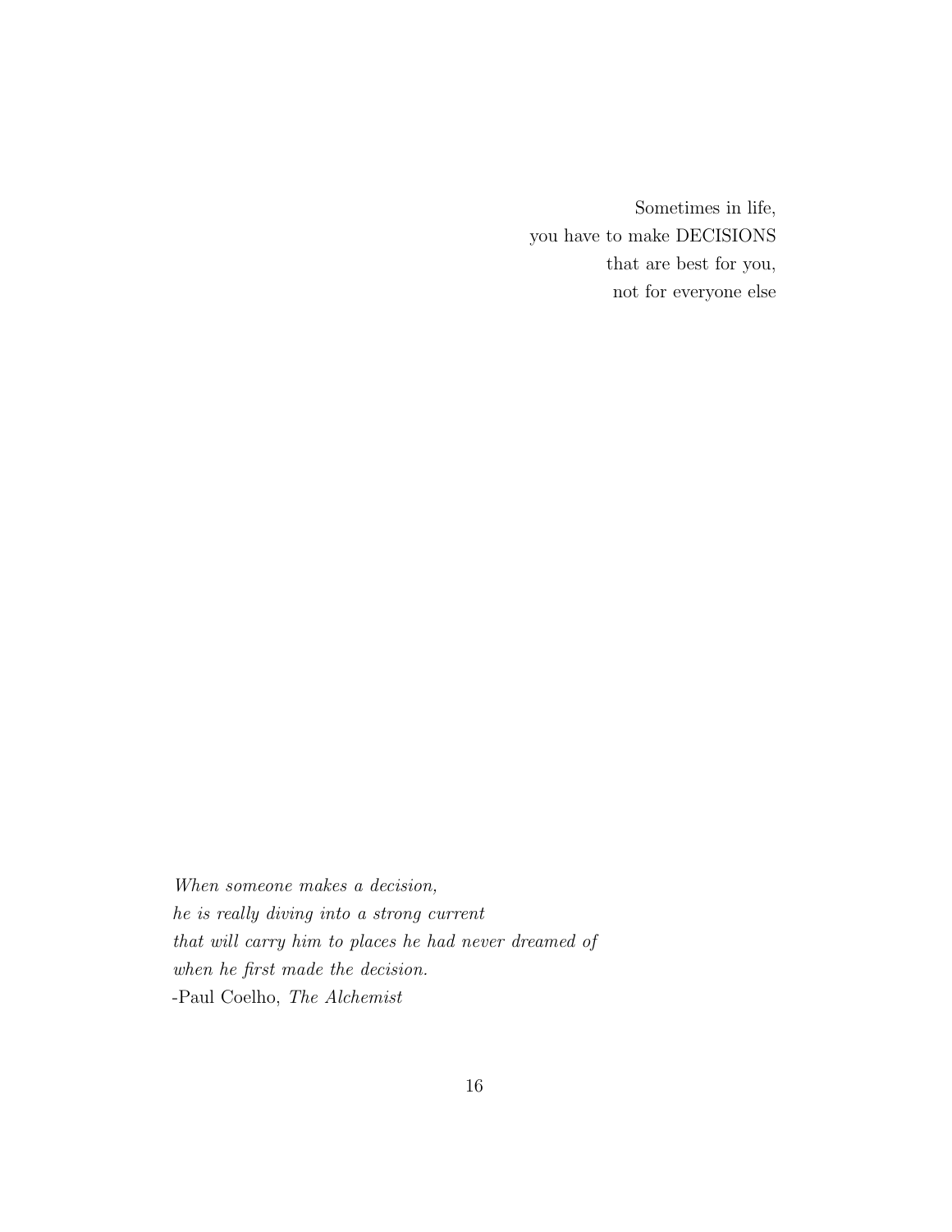Sometimes in life,  
you have to make DECISIONS  
that are best for you,  
not for everyone else

*When someone makes a decision,*  
*he is really diving into a strong current*  
*that will carry him to places he had never dreamed of*  
*when he first made the decision.*  
-Paul Coelho, *The Alchemist*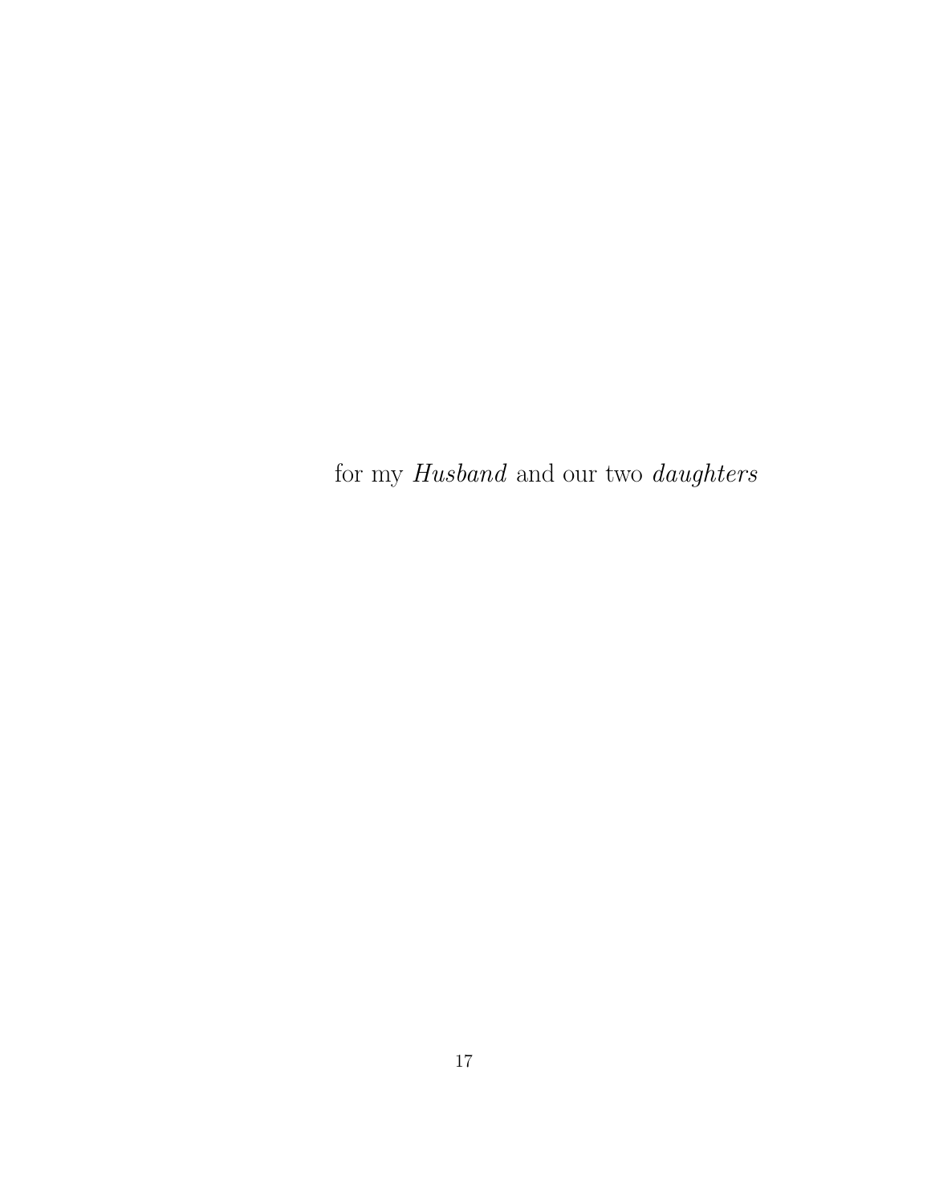for my *Husband* and our two *daughters*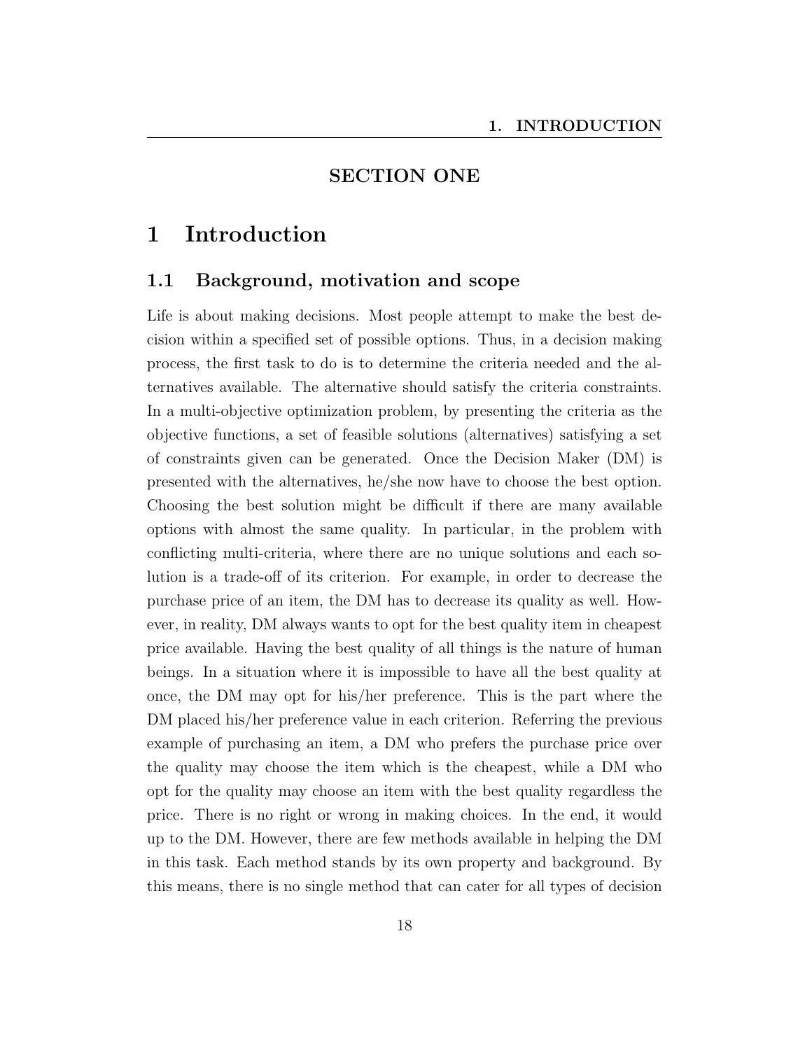## SECTION ONE

# 1 Introduction

## 1.1 Background, motivation and scope

Life is about making decisions. Most people attempt to make the best decision within a specified set of possible options. Thus, in a decision making process, the first task to do is to determine the criteria needed and the alternatives available. The alternative should satisfy the criteria constraints. In a multi-objective optimization problem, by presenting the criteria as the objective functions, a set of feasible solutions (alternatives) satisfying a set of constraints given can be generated. Once the Decision Maker (DM) is presented with the alternatives, he/she now have to choose the best option. Choosing the best solution might be difficult if there are many available options with almost the same quality. In particular, in the problem with conflicting multi-criteria, where there are no unique solutions and each solution is a trade-off of its criterion. For example, in order to decrease the purchase price of an item, the DM has to decrease its quality as well. However, in reality, DM always wants to opt for the best quality item in cheapest price available. Having the best quality of all things is the nature of human beings. In a situation where it is impossible to have all the best quality at once, the DM may opt for his/her preference. This is the part where the DM placed his/her preference value in each criterion. Referring the previous example of purchasing an item, a DM who prefers the purchase price over the quality may choose the item which is the cheapest, while a DM who opt for the quality may choose an item with the best quality regardless the price. There is no right or wrong in making choices. In the end, it would up to the DM. However, there are few methods available in helping the DM in this task. Each method stands by its own property and background. By this means, there is no single method that can cater for all types of decision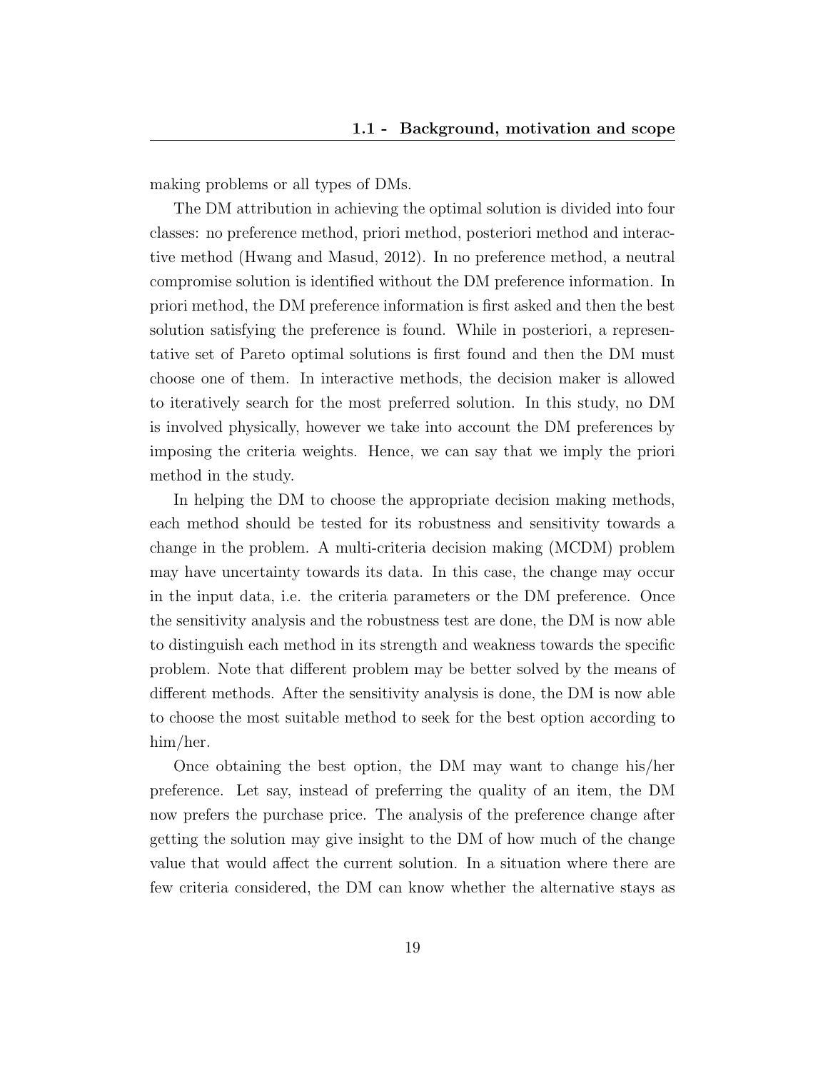making problems or all types of DMs.

The DM attribution in achieving the optimal solution is divided into four classes: no preference method, priori method, posteriori method and interactive method (Hwang and Masud, 2012). In no preference method, a neutral compromise solution is identified without the DM preference information. In priori method, the DM preference information is first asked and then the best solution satisfying the preference is found. While in posteriori, a representative set of Pareto optimal solutions is first found and then the DM must choose one of them. In interactive methods, the decision maker is allowed to iteratively search for the most preferred solution. In this study, no DM is involved physically, however we take into account the DM preferences by imposing the criteria weights. Hence, we can say that we imply the priori method in the study.

In helping the DM to choose the appropriate decision making methods, each method should be tested for its robustness and sensitivity towards a change in the problem. A multi-criteria decision making (MCDM) problem may have uncertainty towards its data. In this case, the change may occur in the input data, i.e. the criteria parameters or the DM preference. Once the sensitivity analysis and the robustness test are done, the DM is now able to distinguish each method in its strength and weakness towards the specific problem. Note that different problem may be better solved by the means of different methods. After the sensitivity analysis is done, the DM is now able to choose the most suitable method to seek for the best option according to him/her.

Once obtaining the best option, the DM may want to change his/her preference. Let say, instead of preferring the quality of an item, the DM now prefers the purchase price. The analysis of the preference change after getting the solution may give insight to the DM of how much of the change value that would affect the current solution. In a situation where there are few criteria considered, the DM can know whether the alternative stays as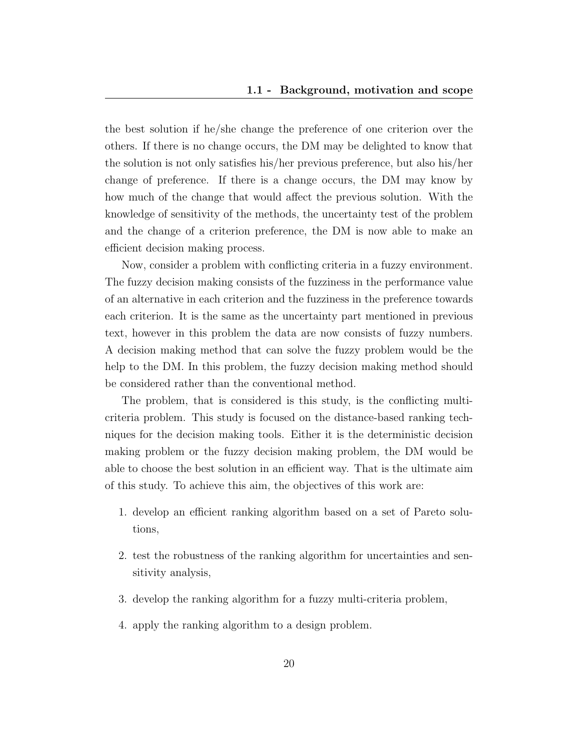the best solution if he/she change the preference of one criterion over the others. If there is no change occurs, the DM may be delighted to know that the solution is not only satisfies his/her previous preference, but also his/her change of preference. If there is a change occurs, the DM may know by how much of the change that would affect the previous solution. With the knowledge of sensitivity of the methods, the uncertainty test of the problem and the change of a criterion preference, the DM is now able to make an efficient decision making process.

Now, consider a problem with conflicting criteria in a fuzzy environment. The fuzzy decision making consists of the fuzziness in the performance value of an alternative in each criterion and the fuzziness in the preference towards each criterion. It is the same as the uncertainty part mentioned in previous text, however in this problem the data are now consists of fuzzy numbers. A decision making method that can solve the fuzzy problem would be the help to the DM. In this problem, the fuzzy decision making method should be considered rather than the conventional method.

The problem, that is considered is this study, is the conflicting multi-criteria problem. This study is focused on the distance-based ranking techniques for the decision making tools. Either it is the deterministic decision making problem or the fuzzy decision making problem, the DM would be able to choose the best solution in an efficient way. That is the ultimate aim of this study. To achieve this aim, the objectives of this work are:

1. develop an efficient ranking algorithm based on a set of Pareto solutions,
2. test the robustness of the ranking algorithm for uncertainties and sensitivity analysis,
3. develop the ranking algorithm for a fuzzy multi-criteria problem,
4. apply the ranking algorithm to a design problem.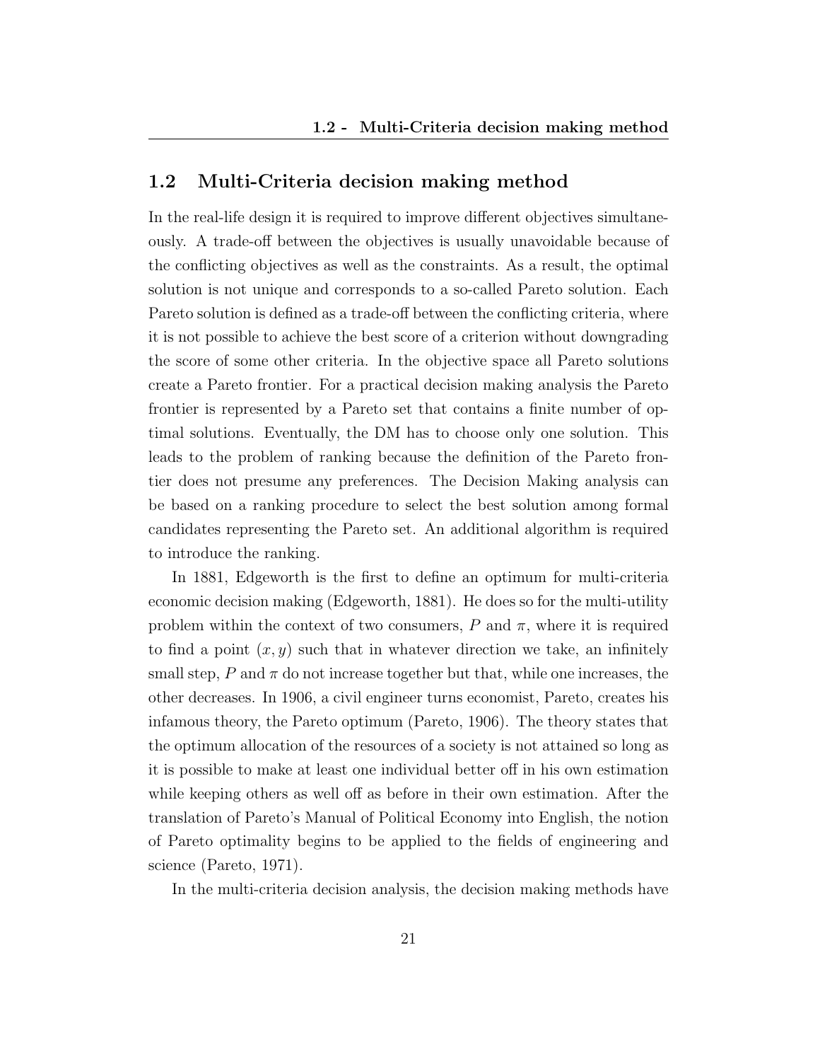## 1.2 Multi-Criteria decision making method

In the real-life design it is required to improve different objectives simultaneously. A trade-off between the objectives is usually unavoidable because of the conflicting objectives as well as the constraints. As a result, the optimal solution is not unique and corresponds to a so-called Pareto solution. Each Pareto solution is defined as a trade-off between the conflicting criteria, where it is not possible to achieve the best score of a criterion without downgrading the score of some other criteria. In the objective space all Pareto solutions create a Pareto frontier. For a practical decision making analysis the Pareto frontier is represented by a Pareto set that contains a finite number of optimal solutions. Eventually, the DM has to choose only one solution. This leads to the problem of ranking because the definition of the Pareto frontier does not presume any preferences. The Decision Making analysis can be based on a ranking procedure to select the best solution among formal candidates representing the Pareto set. An additional algorithm is required to introduce the ranking.

In 1881, Edgeworth is the first to define an optimum for multi-criteria economic decision making (Edgeworth, 1881). He does so for the multi-utility problem within the context of two consumers, $P$ and $\pi$, where it is required to find a point $(x, y)$ such that in whatever direction we take, an infinitely small step, $P$ and $\pi$ do not increase together but that, while one increases, the other decreases. In 1906, a civil engineer turns economist, Pareto, creates his infamous theory, the Pareto optimum (Pareto, 1906). The theory states that the optimum allocation of the resources of a society is not attained so long as it is possible to make at least one individual better off in his own estimation while keeping others as well off as before in their own estimation. After the translation of Pareto's Manual of Political Economy into English, the notion of Pareto optimality begins to be applied to the fields of engineering and science (Pareto, 1971).

In the multi-criteria decision analysis, the decision making methods have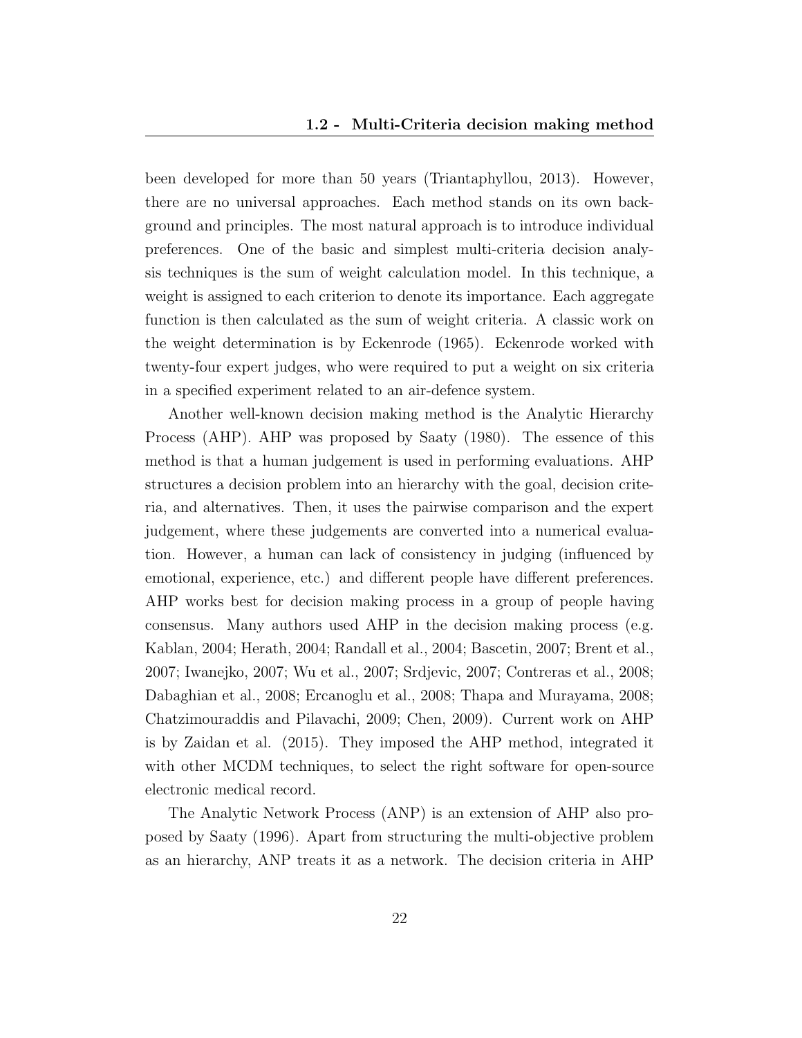been developed for more than 50 years (Triantaphyllou, 2013). However, there are no universal approaches. Each method stands on its own background and principles. The most natural approach is to introduce individual preferences. One of the basic and simplest multi-criteria decision analysis techniques is the sum of weight calculation model. In this technique, a weight is assigned to each criterion to denote its importance. Each aggregate function is then calculated as the sum of weight criteria. A classic work on the weight determination is by Eckenrode (1965). Eckenrode worked with twenty-four expert judges, who were required to put a weight on six criteria in a specified experiment related to an air-defence system.

Another well-known decision making method is the Analytic Hierarchy Process (AHP). AHP was proposed by Saaty (1980). The essence of this method is that a human judgement is used in performing evaluations. AHP structures a decision problem into an hierarchy with the goal, decision criteria, and alternatives. Then, it uses the pairwise comparison and the expert judgement, where these judgements are converted into a numerical evaluation. However, a human can lack of consistency in judging (influenced by emotional, experience, etc.) and different people have different preferences. AHP works best for decision making process in a group of people having consensus. Many authors used AHP in the decision making process (e.g. Kablan, 2004; Herath, 2004; Randall et al., 2004; Bascetin, 2007; Brent et al., 2007; Iwanejko, 2007; Wu et al., 2007; Srdjevic, 2007; Contreras et al., 2008; Dabaghian et al., 2008; Ercanoglu et al., 2008; Thapa and Murayama, 2008; Chatzimouraddis and Pilavachi, 2009; Chen, 2009). Current work on AHP is by Zaidan et al. (2015). They imposed the AHP method, integrated it with other MCDM techniques, to select the right software for open-source electronic medical record.

The Analytic Network Process (ANP) is an extension of AHP also proposed by Saaty (1996). Apart from structuring the multi-objective problem as an hierarchy, ANP treats it as a network. The decision criteria in AHP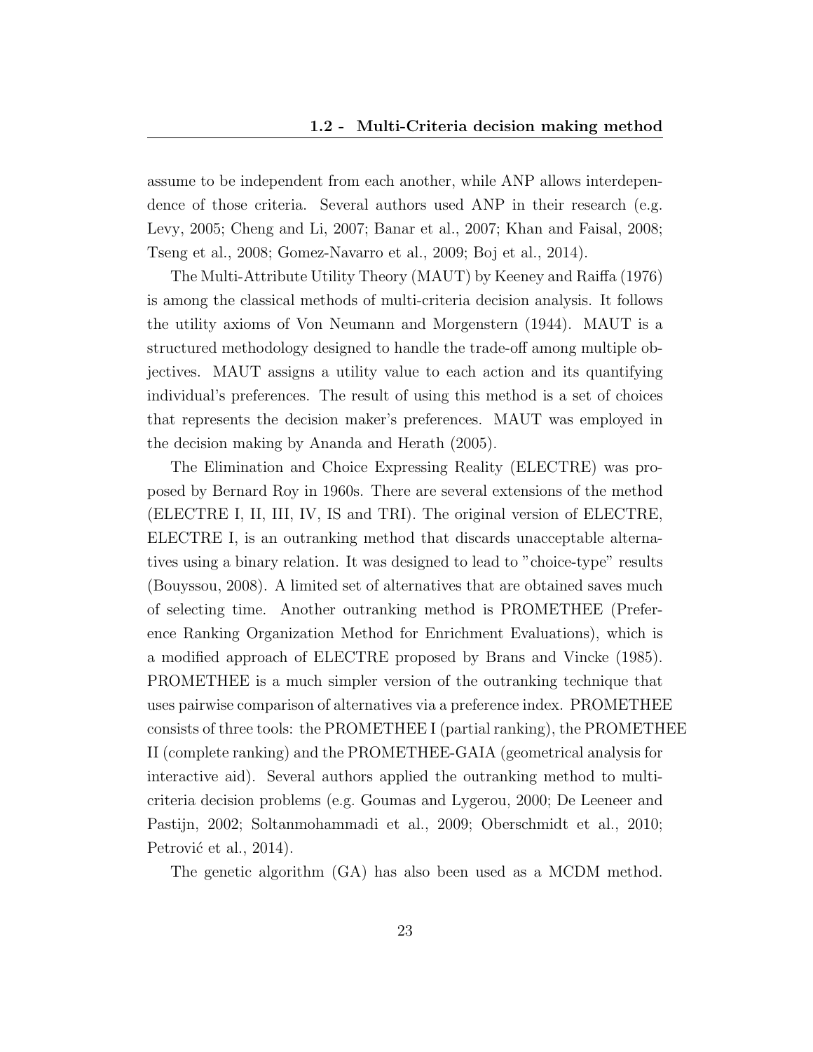assume to be independent from each another, while ANP allows interdependence of those criteria. Several authors used ANP in their research (e.g. Levy, 2005; Cheng and Li, 2007; Banar et al., 2007; Khan and Faisal, 2008; Tseng et al., 2008; Gomez-Navarro et al., 2009; Boj et al., 2014).

The Multi-Attribute Utility Theory (MAUT) by Keeney and Raiffa (1976) is among the classical methods of multi-criteria decision analysis. It follows the utility axioms of Von Neumann and Morgenstern (1944). MAUT is a structured methodology designed to handle the trade-off among multiple objectives. MAUT assigns a utility value to each action and its quantifying individual's preferences. The result of using this method is a set of choices that represents the decision maker's preferences. MAUT was employed in the decision making by Ananda and Herath (2005).

The Elimination and Choice Expressing Reality (ELECTRE) was proposed by Bernard Roy in 1960s. There are several extensions of the method (ELECTRE I, II, III, IV, IS and TRI). The original version of ELECTRE, ELECTRE I, is an outranking method that discards unacceptable alternatives using a binary relation. It was designed to lead to "choice-type" results (Bouyssou, 2008). A limited set of alternatives that are obtained saves much of selecting time. Another outranking method is PROMETHEE (Preference Ranking Organization Method for Enrichment Evaluations), which is a modified approach of ELECTRE proposed by Brans and Vincke (1985). PROMETHEE is a much simpler version of the outranking technique that uses pairwise comparison of alternatives via a preference index. PROMETHEE consists of three tools: the PROMETHEE I (partial ranking), the PROMETHEE II (complete ranking) and the PROMETHEE-GAIA (geometrical analysis for interactive aid). Several authors applied the outranking method to multi-criteria decision problems (e.g. Goumas and Lygerou, 2000; De Leeneer and Pastijn, 2002; Soltanmohammadi et al., 2009; Oberschmidt et al., 2010; Petrović et al., 2014).

The genetic algorithm (GA) has also been used as a MCDM method.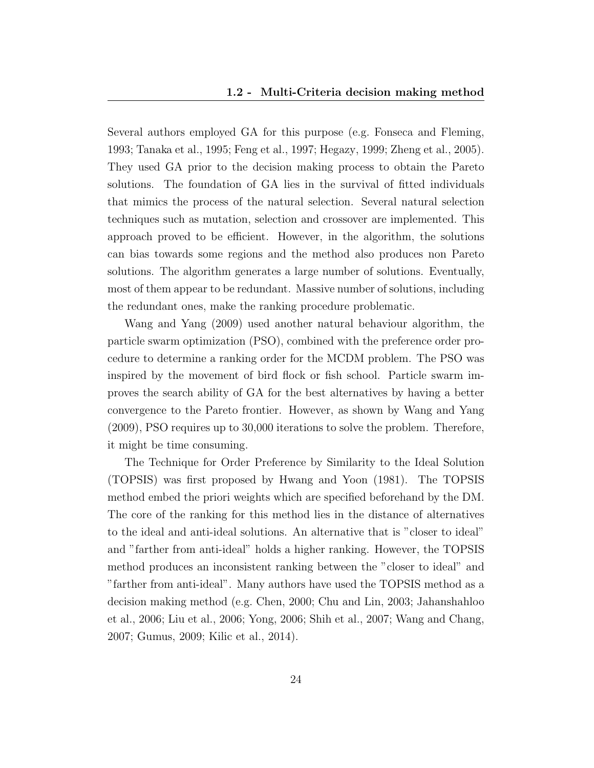Several authors employed GA for this purpose (e.g. Fonseca and Fleming, 1993; Tanaka et al., 1995; Feng et al., 1997; Hegazy, 1999; Zheng et al., 2005). They used GA prior to the decision making process to obtain the Pareto solutions. The foundation of GA lies in the survival of fitted individuals that mimics the process of the natural selection. Several natural selection techniques such as mutation, selection and crossover are implemented. This approach proved to be efficient. However, in the algorithm, the solutions can bias towards some regions and the method also produces non Pareto solutions. The algorithm generates a large number of solutions. Eventually, most of them appear to be redundant. Massive number of solutions, including the redundant ones, make the ranking procedure problematic.

Wang and Yang (2009) used another natural behaviour algorithm, the particle swarm optimization (PSO), combined with the preference order procedure to determine a ranking order for the MCDM problem. The PSO was inspired by the movement of bird flock or fish school. Particle swarm improves the search ability of GA for the best alternatives by having a better convergence to the Pareto frontier. However, as shown by Wang and Yang (2009), PSO requires up to 30,000 iterations to solve the problem. Therefore, it might be time consuming.

The Technique for Order Preference by Similarity to the Ideal Solution (TOPSIS) was first proposed by Hwang and Yoon (1981). The TOPSIS method embed the priori weights which are specified beforehand by the DM. The core of the ranking for this method lies in the distance of alternatives to the ideal and anti-ideal solutions. An alternative that is "closer to ideal" and "farther from anti-ideal" holds a higher ranking. However, the TOPSIS method produces an inconsistent ranking between the "closer to ideal" and "farther from anti-ideal". Many authors have used the TOPSIS method as a decision making method (e.g. Chen, 2000; Chu and Lin, 2003; Jahanshahloo et al., 2006; Liu et al., 2006; Yong, 2006; Shih et al., 2007; Wang and Chang, 2007; Gumus, 2009; Kilic et al., 2014).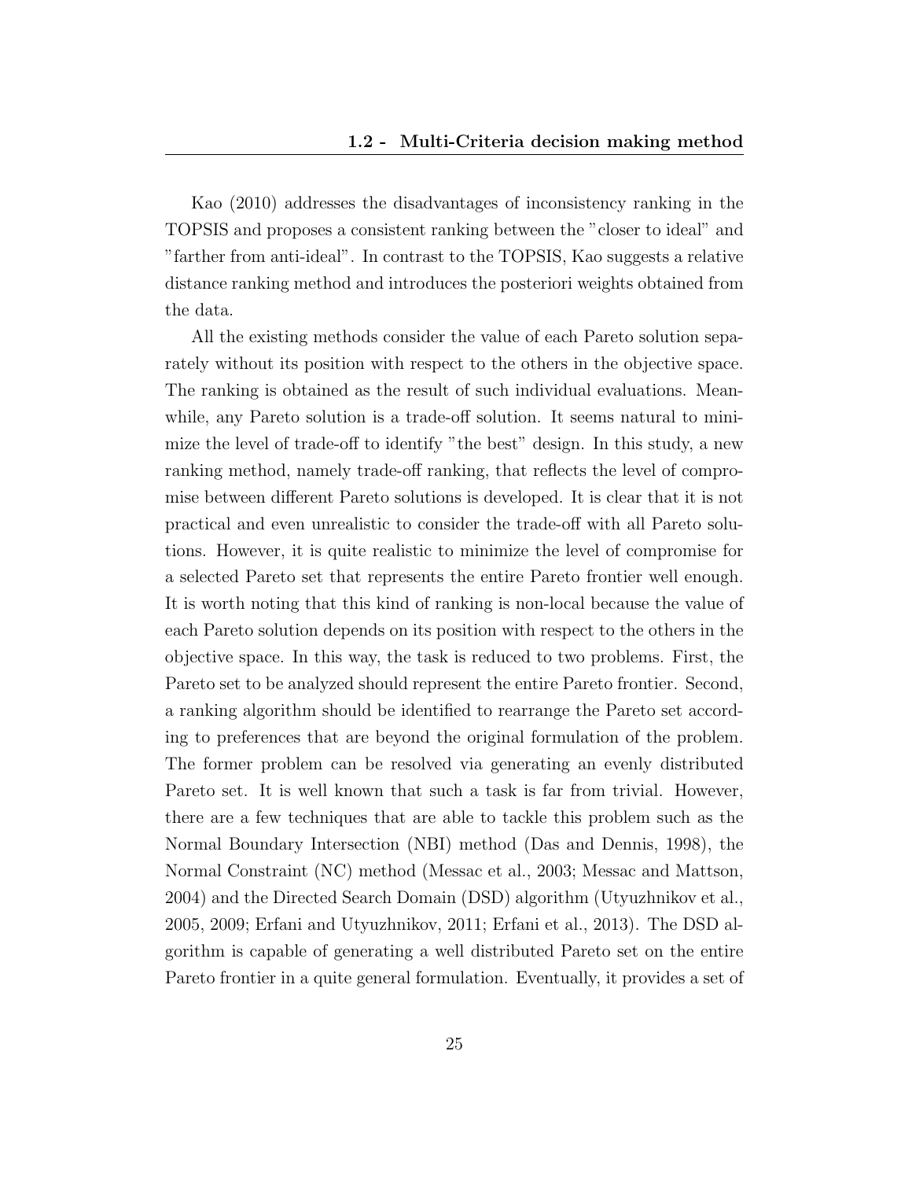Kao (2010) addresses the disadvantages of inconsistency ranking in the TOPSIS and proposes a consistent ranking between the "closer to ideal" and "farther from anti-ideal". In contrast to the TOPSIS, Kao suggests a relative distance ranking method and introduces the posteriori weights obtained from the data.

All the existing methods consider the value of each Pareto solution separately without its position with respect to the others in the objective space. The ranking is obtained as the result of such individual evaluations. Meanwhile, any Pareto solution is a trade-off solution. It seems natural to minimize the level of trade-off to identify "the best" design. In this study, a new ranking method, namely trade-off ranking, that reflects the level of compromise between different Pareto solutions is developed. It is clear that it is not practical and even unrealistic to consider the trade-off with all Pareto solutions. However, it is quite realistic to minimize the level of compromise for a selected Pareto set that represents the entire Pareto frontier well enough. It is worth noting that this kind of ranking is non-local because the value of each Pareto solution depends on its position with respect to the others in the objective space. In this way, the task is reduced to two problems. First, the Pareto set to be analyzed should represent the entire Pareto frontier. Second, a ranking algorithm should be identified to rearrange the Pareto set according to preferences that are beyond the original formulation of the problem. The former problem can be resolved via generating an evenly distributed Pareto set. It is well known that such a task is far from trivial. However, there are a few techniques that are able to tackle this problem such as the Normal Boundary Intersection (NBI) method (Das and Dennis, 1998), the Normal Constraint (NC) method (Messac et al., 2003; Messac and Mattson, 2004) and the Directed Search Domain (DSD) algorithm (Utyuzhnikov et al., 2005, 2009; Erfani and Utyuzhnikov, 2011; Erfani et al., 2013). The DSD algorithm is capable of generating a well distributed Pareto set on the entire Pareto frontier in a quite general formulation. Eventually, it provides a set of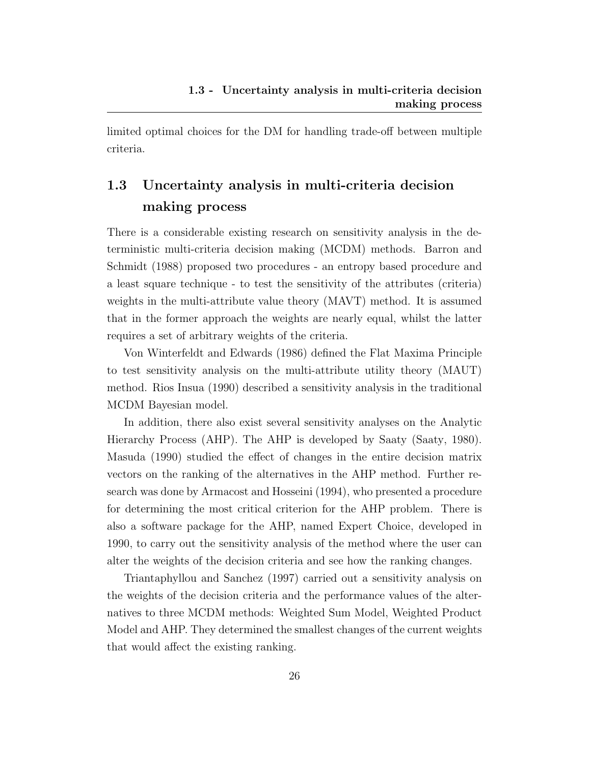limited optimal choices for the DM for handling trade-off between multiple criteria.

## 1.3 Uncertainty analysis in multi-criteria decision making process

There is a considerable existing research on sensitivity analysis in the deterministic multi-criteria decision making (MCDM) methods. Barron and Schmidt (1988) proposed two procedures - an entropy based procedure and a least square technique - to test the sensitivity of the attributes (criteria) weights in the multi-attribute value theory (MAVT) method. It is assumed that in the former approach the weights are nearly equal, whilst the latter requires a set of arbitrary weights of the criteria.

Von Winterfeldt and Edwards (1986) defined the Flat Maxima Principle to test sensitivity analysis on the multi-attribute utility theory (MAUT) method. Rios Insua (1990) described a sensitivity analysis in the traditional MCDM Bayesian model.

In addition, there also exist several sensitivity analyses on the Analytic Hierarchy Process (AHP). The AHP is developed by Saaty (Saaty, 1980). Masuda (1990) studied the effect of changes in the entire decision matrix vectors on the ranking of the alternatives in the AHP method. Further research was done by Armacost and Hosseini (1994), who presented a procedure for determining the most critical criterion for the AHP problem. There is also a software package for the AHP, named Expert Choice, developed in 1990, to carry out the sensitivity analysis of the method where the user can alter the weights of the decision criteria and see how the ranking changes.

Triantaphyllou and Sanchez (1997) carried out a sensitivity analysis on the weights of the decision criteria and the performance values of the alternatives to three MCDM methods: Weighted Sum Model, Weighted Product Model and AHP. They determined the smallest changes of the current weights that would affect the existing ranking.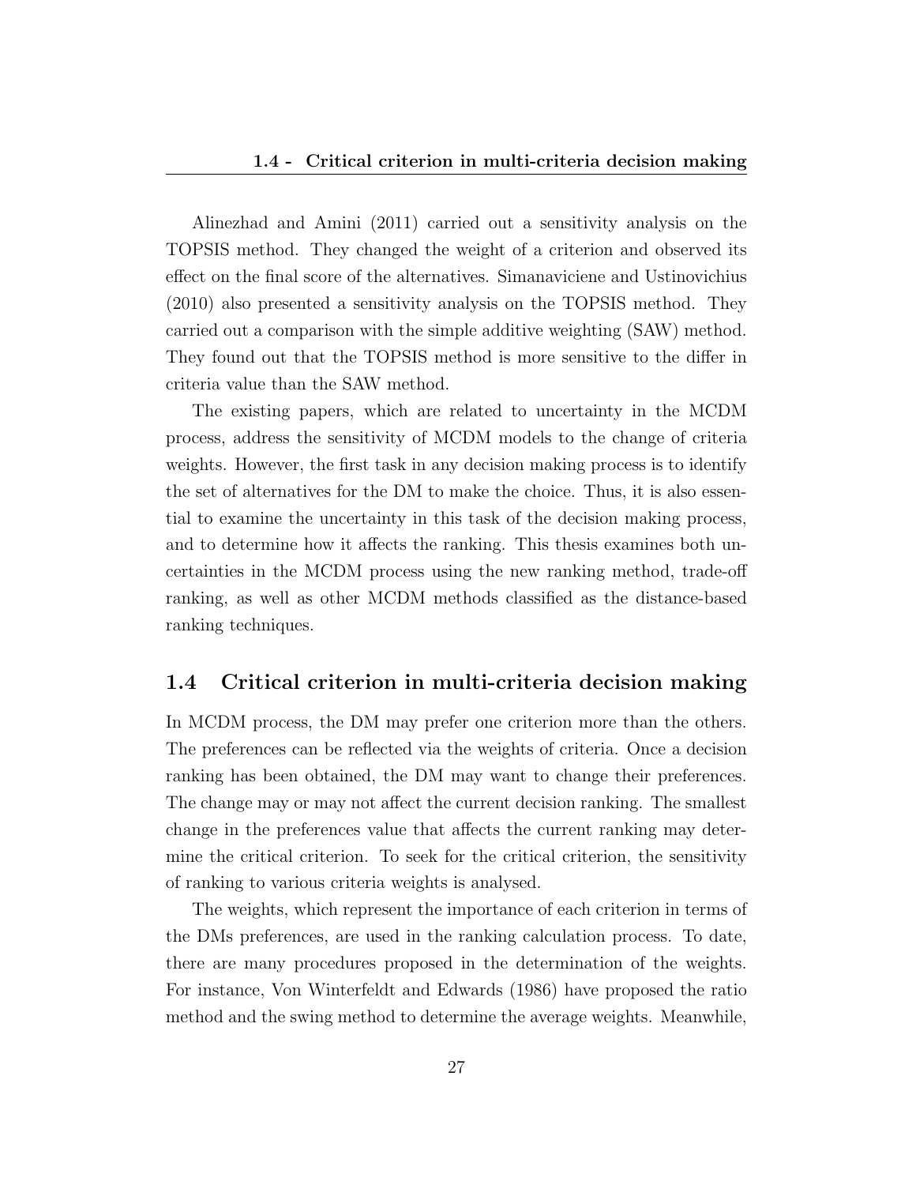Alinezhad and Amini (2011) carried out a sensitivity analysis on the TOPSIS method. They changed the weight of a criterion and observed its effect on the final score of the alternatives. Simanaviciene and Ustinovichius (2010) also presented a sensitivity analysis on the TOPSIS method. They carried out a comparison with the simple additive weighting (SAW) method. They found out that the TOPSIS method is more sensitive to the differ in criteria value than the SAW method.

The existing papers, which are related to uncertainty in the MCDM process, address the sensitivity of MCDM models to the change of criteria weights. However, the first task in any decision making process is to identify the set of alternatives for the DM to make the choice. Thus, it is also essential to examine the uncertainty in this task of the decision making process, and to determine how it affects the ranking. This thesis examines both uncertainties in the MCDM process using the new ranking method, trade-off ranking, as well as other MCDM methods classified as the distance-based ranking techniques.

## 1.4 Critical criterion in multi-criteria decision making

In MCDM process, the DM may prefer one criterion more than the others. The preferences can be reflected via the weights of criteria. Once a decision ranking has been obtained, the DM may want to change their preferences. The change may or may not affect the current decision ranking. The smallest change in the preferences value that affects the current ranking may determine the critical criterion. To seek for the critical criterion, the sensitivity of ranking to various criteria weights is analysed.

The weights, which represent the importance of each criterion in terms of the DMs preferences, are used in the ranking calculation process. To date, there are many procedures proposed in the determination of the weights. For instance, Von Winterfeldt and Edwards (1986) have proposed the ratio method and the swing method to determine the average weights. Meanwhile,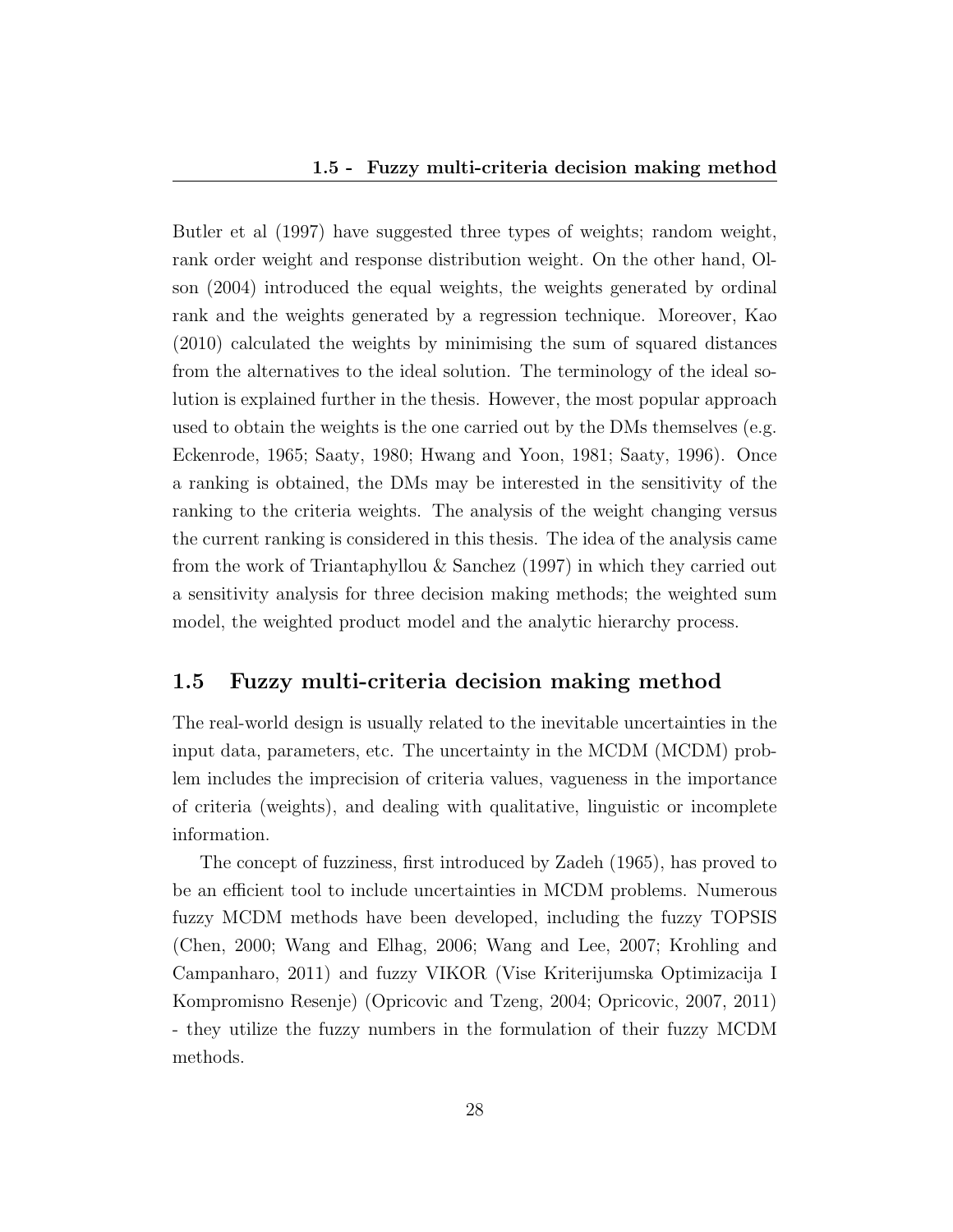Butler et al (1997) have suggested three types of weights; random weight, rank order weight and response distribution weight. On the other hand, Olson (2004) introduced the equal weights, the weights generated by ordinal rank and the weights generated by a regression technique. Moreover, Kao (2010) calculated the weights by minimising the sum of squared distances from the alternatives to the ideal solution. The terminology of the ideal solution is explained further in the thesis. However, the most popular approach used to obtain the weights is the one carried out by the DMs themselves (e.g. Eckenrode, 1965; Saaty, 1980; Hwang and Yoon, 1981; Saaty, 1996). Once a ranking is obtained, the DMs may be interested in the sensitivity of the ranking to the criteria weights. The analysis of the weight changing versus the current ranking is considered in this thesis. The idea of the analysis came from the work of Triantaphyllou & Sanchez (1997) in which they carried out a sensitivity analysis for three decision making methods; the weighted sum model, the weighted product model and the analytic hierarchy process.

## 1.5 Fuzzy multi-criteria decision making method

The real-world design is usually related to the inevitable uncertainties in the input data, parameters, etc. The uncertainty in the MCDM (MCDM) problem includes the imprecision of criteria values, vagueness in the importance of criteria (weights), and dealing with qualitative, linguistic or incomplete information.

The concept of fuzziness, first introduced by Zadeh (1965), has proved to be an efficient tool to include uncertainties in MCDM problems. Numerous fuzzy MCDM methods have been developed, including the fuzzy TOPSIS (Chen, 2000; Wang and Elhag, 2006; Wang and Lee, 2007; Krohling and Campanharo, 2011) and fuzzy VIKOR (Vise Kriterijumska Optimizacija I Kompromisno Resenje) (Opricovic and Tzeng, 2004; Opricovic, 2007, 2011) - they utilize the fuzzy numbers in the formulation of their fuzzy MCDM methods.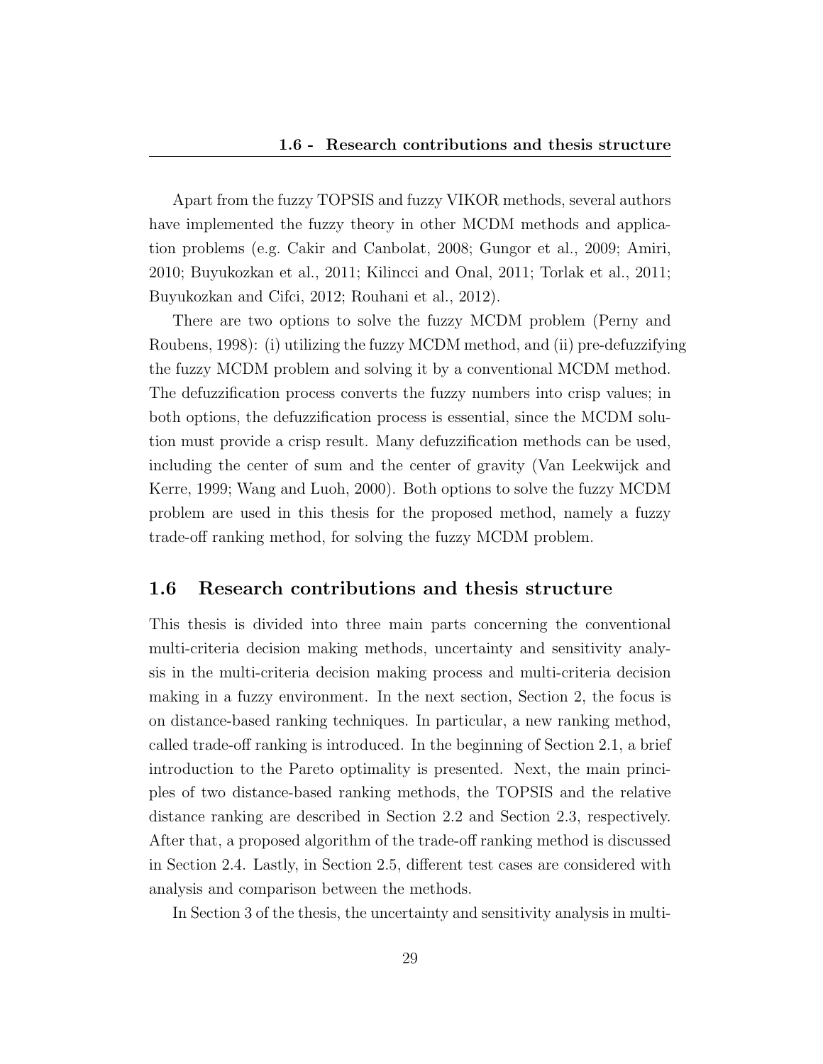Apart from the fuzzy TOPSIS and fuzzy VIKOR methods, several authors have implemented the fuzzy theory in other MCDM methods and application problems (e.g. Cakir and Canbolat, 2008; Gungor et al., 2009; Amiri, 2010; Buyukozkan et al., 2011; Kilincci and Onal, 2011; Torlak et al., 2011; Buyukozkan and Cifci, 2012; Rouhani et al., 2012).

There are two options to solve the fuzzy MCDM problem (Perny and Roubens, 1998): (i) utilizing the fuzzy MCDM method, and (ii) pre-defuzzifying the fuzzy MCDM problem and solving it by a conventional MCDM method. The defuzzification process converts the fuzzy numbers into crisp values; in both options, the defuzzification process is essential, since the MCDM solution must provide a crisp result. Many defuzzification methods can be used, including the center of sum and the center of gravity (Van Leekwijck and Kerre, 1999; Wang and Luoh, 2000). Both options to solve the fuzzy MCDM problem are used in this thesis for the proposed method, namely a fuzzy trade-off ranking method, for solving the fuzzy MCDM problem.

## 1.6 Research contributions and thesis structure

This thesis is divided into three main parts concerning the conventional multi-criteria decision making methods, uncertainty and sensitivity analysis in the multi-criteria decision making process and multi-criteria decision making in a fuzzy environment. In the next section, Section 2, the focus is on distance-based ranking techniques. In particular, a new ranking method, called trade-off ranking is introduced. In the beginning of Section 2.1, a brief introduction to the Pareto optimality is presented. Next, the main principles of two distance-based ranking methods, the TOPSIS and the relative distance ranking are described in Section 2.2 and Section 2.3, respectively. After that, a proposed algorithm of the trade-off ranking method is discussed in Section 2.4. Lastly, in Section 2.5, different test cases are considered with analysis and comparison between the methods.

In Section 3 of the thesis, the uncertainty and sensitivity analysis in multi-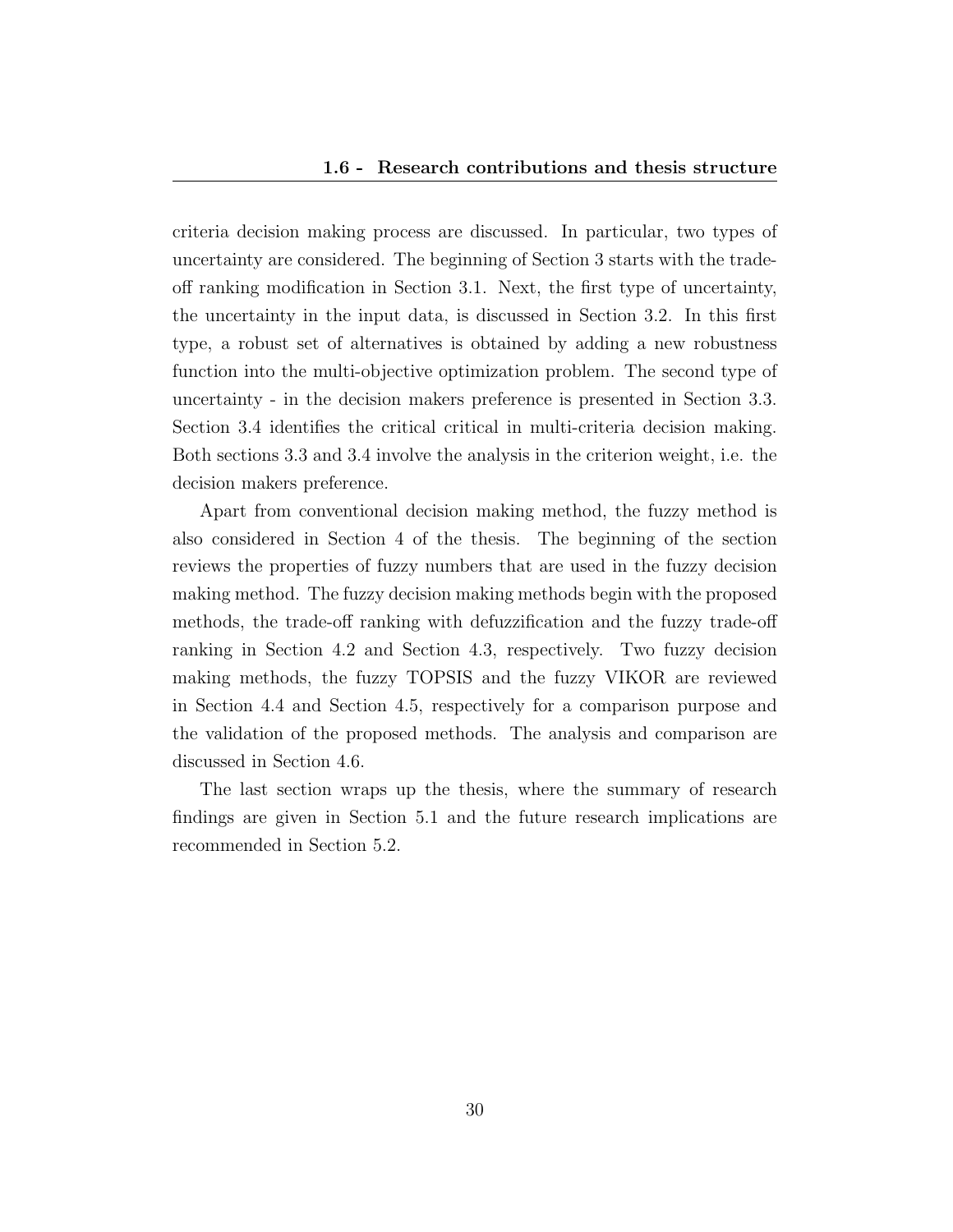criteria decision making process are discussed. In particular, two types of uncertainty are considered. The beginning of Section 3 starts with the trade-off ranking modification in Section 3.1. Next, the first type of uncertainty, the uncertainty in the input data, is discussed in Section 3.2. In this first type, a robust set of alternatives is obtained by adding a new robustness function into the multi-objective optimization problem. The second type of uncertainty - in the decision makers preference is presented in Section 3.3. Section 3.4 identifies the critical critical in multi-criteria decision making. Both sections 3.3 and 3.4 involve the analysis in the criterion weight, i.e. the decision makers preference.

Apart from conventional decision making method, the fuzzy method is also considered in Section 4 of the thesis. The beginning of the section reviews the properties of fuzzy numbers that are used in the fuzzy decision making method. The fuzzy decision making methods begin with the proposed methods, the trade-off ranking with defuzzification and the fuzzy trade-off ranking in Section 4.2 and Section 4.3, respectively. Two fuzzy decision making methods, the fuzzy TOPSIS and the fuzzy VIKOR are reviewed in Section 4.4 and Section 4.5, respectively for a comparison purpose and the validation of the proposed methods. The analysis and comparison are discussed in Section 4.6.

The last section wraps up the thesis, where the summary of research findings are given in Section 5.1 and the future research implications are recommended in Section 5.2.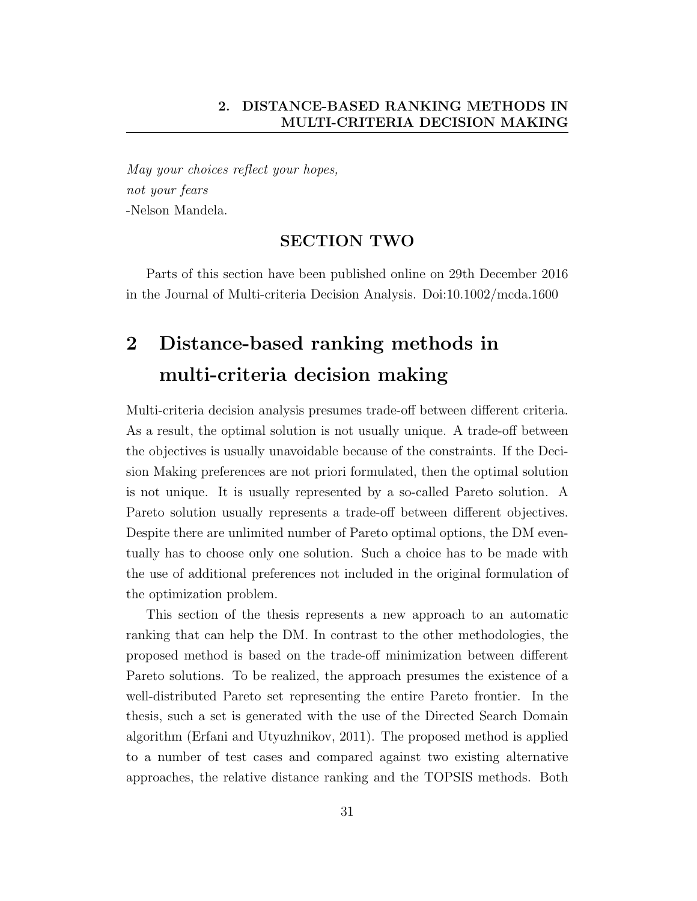*May your choices reflect your hopes,*
*not your fears*
-Nelson Mandela.

## SECTION TWO

Parts of this section have been published online on 29th December 2016 in the Journal of Multi-criteria Decision Analysis. Doi:10.1002/mcda.1600

# 2 Distance-based ranking methods in multi-criteria decision making

Multi-criteria decision analysis presumes trade-off between different criteria. As a result, the optimal solution is not usually unique. A trade-off between the objectives is usually unavoidable because of the constraints. If the Decision Making preferences are not priori formulated, then the optimal solution is not unique. It is usually represented by a so-called Pareto solution. A Pareto solution usually represents a trade-off between different objectives. Despite there are unlimited number of Pareto optimal options, the DM eventually has to choose only one solution. Such a choice has to be made with the use of additional preferences not included in the original formulation of the optimization problem.

This section of the thesis represents a new approach to an automatic ranking that can help the DM. In contrast to the other methodologies, the proposed method is based on the trade-off minimization between different Pareto solutions. To be realized, the approach presumes the existence of a well-distributed Pareto set representing the entire Pareto frontier. In the thesis, such a set is generated with the use of the Directed Search Domain algorithm (Erfani and Utyuzhnikov, 2011). The proposed method is applied to a number of test cases and compared against two existing alternative approaches, the relative distance ranking and the TOPSIS methods. Both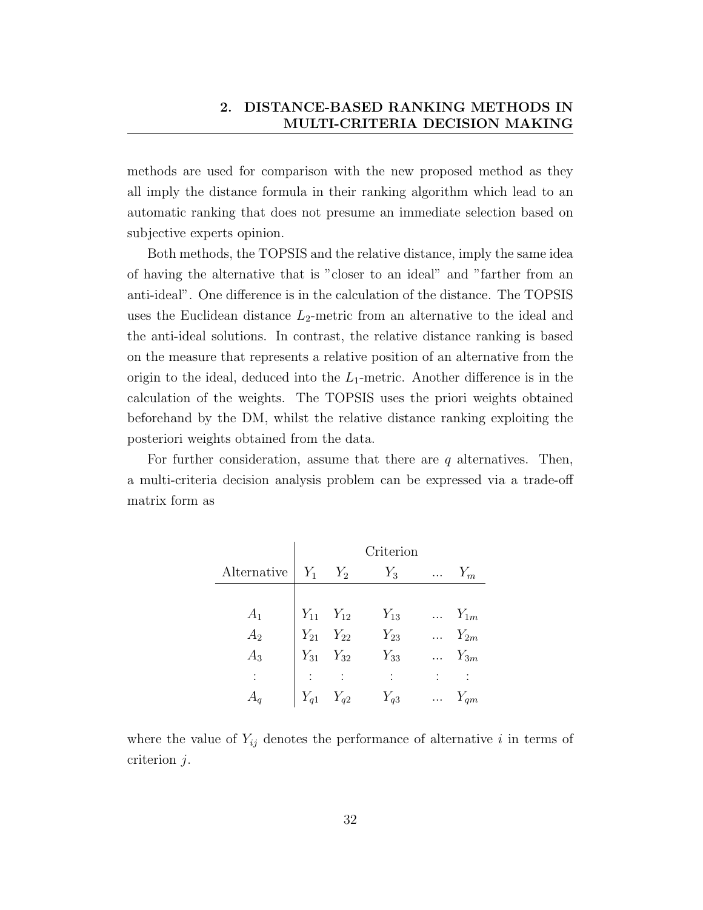methods are used for comparison with the new proposed method as they all imply the distance formula in their ranking algorithm which lead to an automatic ranking that does not presume an immediate selection based on subjective experts opinion.

Both methods, the TOPSIS and the relative distance, imply the same idea of having the alternative that is "closer to an ideal" and "farther from an anti-ideal". One difference is in the calculation of the distance. The TOPSIS uses the Euclidean distance $L_2$-metric from an alternative to the ideal and the anti-ideal solutions. In contrast, the relative distance ranking is based on the measure that represents a relative position of an alternative from the origin to the ideal, deduced into the $L_1$-metric. Another difference is in the calculation of the weights. The TOPSIS uses the priori weights obtained beforehand by the DM, whilst the relative distance ranking exploiting the posteriori weights obtained from the data.

For further consideration, assume that there are $q$ alternatives. Then, a multi-criteria decision analysis problem can be expressed via a trade-off matrix form as

| | Criterion | | | | |
|---|---|---|---|---|---|
| Alternative | $Y_1$ | $Y_2$ | $Y_3$ | ... | $Y_m$ |
| $A_1$ | $Y_{11}$ | $Y_{12}$ | $Y_{13}$ | ... | $Y_{1m}$ |
| $A_2$ | $Y_{21}$ | $Y_{22}$ | $Y_{23}$ | ... | $Y_{2m}$ |
| $A_3$ | $Y_{31}$ | $Y_{32}$ | $Y_{33}$ | ... | $Y_{3m}$ |
| : | : | : | : | : | : |
| $A_q$ | $Y_{q1}$ | $Y_{q2}$ | $Y_{q3}$ | ... | $Y_{qm}$ |

where the value of $Y_{ij}$ denotes the performance of alternative $i$ in terms of criterion $j$.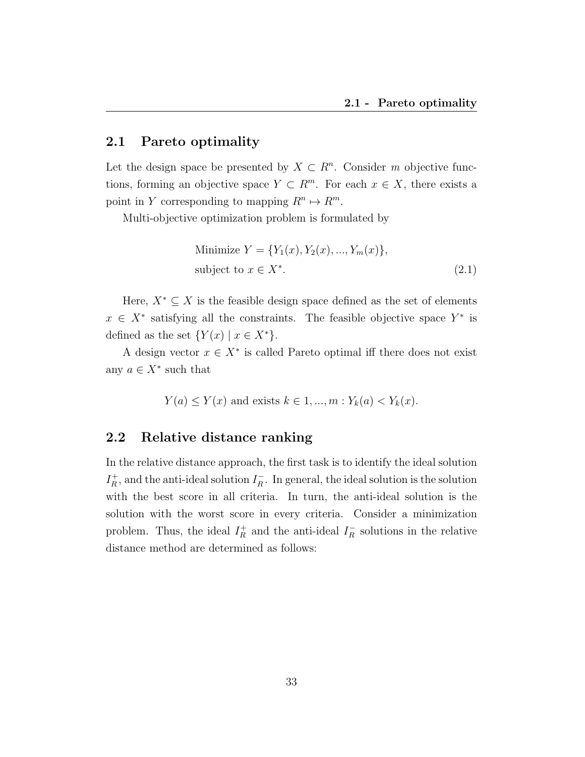## 2.1 Pareto optimality

Let the design space be presented by $X \subset R^n$. Consider $m$ objective functions, forming an objective space $Y \subset R^m$. For each $x \in X$, there exists a point in $Y$ corresponding to mapping $R^n \mapsto R^m$.

Multi-objective optimization problem is formulated by

$$
\begin{aligned}
&\text{Minimize } Y = \{Y_1(x), Y_2(x), ..., Y_m(x)\}, \\
&\text{subject to } x \in X^*.
\end{aligned}
\tag{2.1}
$$

Here, $X^* \subseteq X$ is the feasible design space defined as the set of elements $x \in X^*$ satisfying all the constraints. The feasible objective space $Y^*$ is defined as the set $\{Y(x) \mid x \in X^*\}$.

A design vector $x \in X^*$ is called Pareto optimal iff there does not exist any $a \in X^*$ such that

$$
Y(a) \leq Y(x) \text{ and exists } k \in 1, ..., m : Y_k(a) < Y_k(x).
$$

## 2.2 Relative distance ranking

In the relative distance approach, the first task is to identify the ideal solution $I_R^+$, and the anti-ideal solution $I_R^-$. In general, the ideal solution is the solution with the best score in all criteria. In turn, the anti-ideal solution is the solution with the worst score in every criteria. Consider a minimization problem. Thus, the ideal $I_R^+$ and the anti-ideal $I_R^-$ solutions in the relative distance method are determined as follows: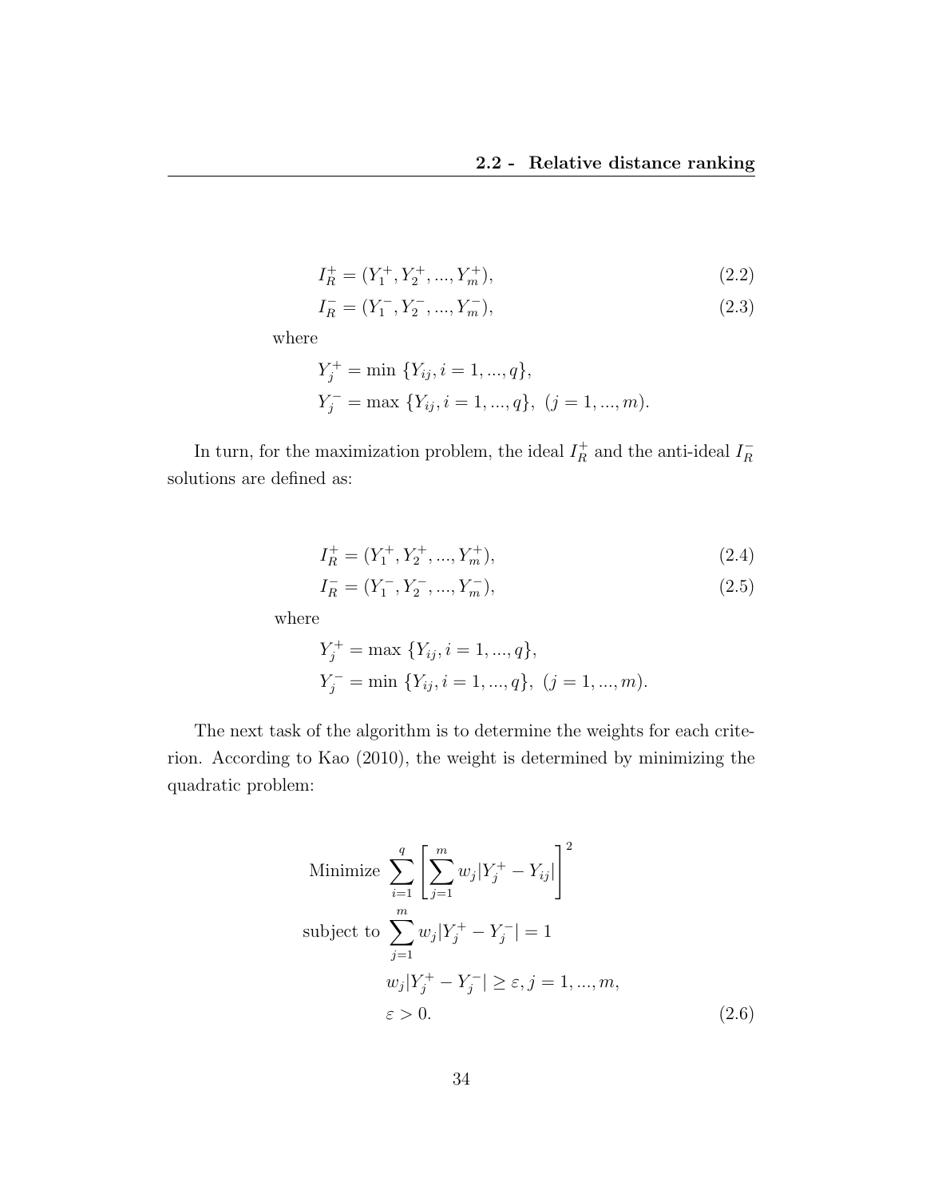$$I_R^+ = (Y_1^+, Y_2^+, ..., Y_m^+), \tag{2.2}$$

$$I_R^- = (Y_1^-, Y_2^-, ..., Y_m^-), \tag{2.3}$$

where

$$Y_j^+ = \min \{Y_{ij}, i = 1, ..., q\},$$

$$Y_j^- = \max \{Y_{ij}, i = 1, ..., q\}, \ (j = 1, ..., m).$$

In turn, for the maximization problem, the ideal $I_R^+$ and the anti-ideal $I_R^-$ solutions are defined as:

$$I_R^+ = (Y_1^+, Y_2^+, ..., Y_m^+), \tag{2.4}$$

$$I_R^- = (Y_1^-, Y_2^-, ..., Y_m^-), \tag{2.5}$$

where

$$Y_j^+ = \max \{Y_{ij}, i = 1, ..., q\},$$

$$Y_j^- = \min \{Y_{ij}, i = 1, ..., q\}, \ (j = 1, ..., m).$$

The next task of the algorithm is to determine the weights for each criterion. According to Kao (2010), the weight is determined by minimizing the quadratic problem:

$$\begin{aligned}
\text{Minimize } & \sum_{i=1}^{q} \left[ \sum_{j=1}^{m} w_j |Y_j^+ - Y_{ij}| \right]^2 \\
\text{subject to } & \sum_{j=1}^{m} w_j |Y_j^+ - Y_j^-| = 1 \\
& w_j |Y_j^+ - Y_j^-| \geq \varepsilon, j = 1, ..., m, \\
& \varepsilon > 0.
\end{aligned} \tag{2.6}$$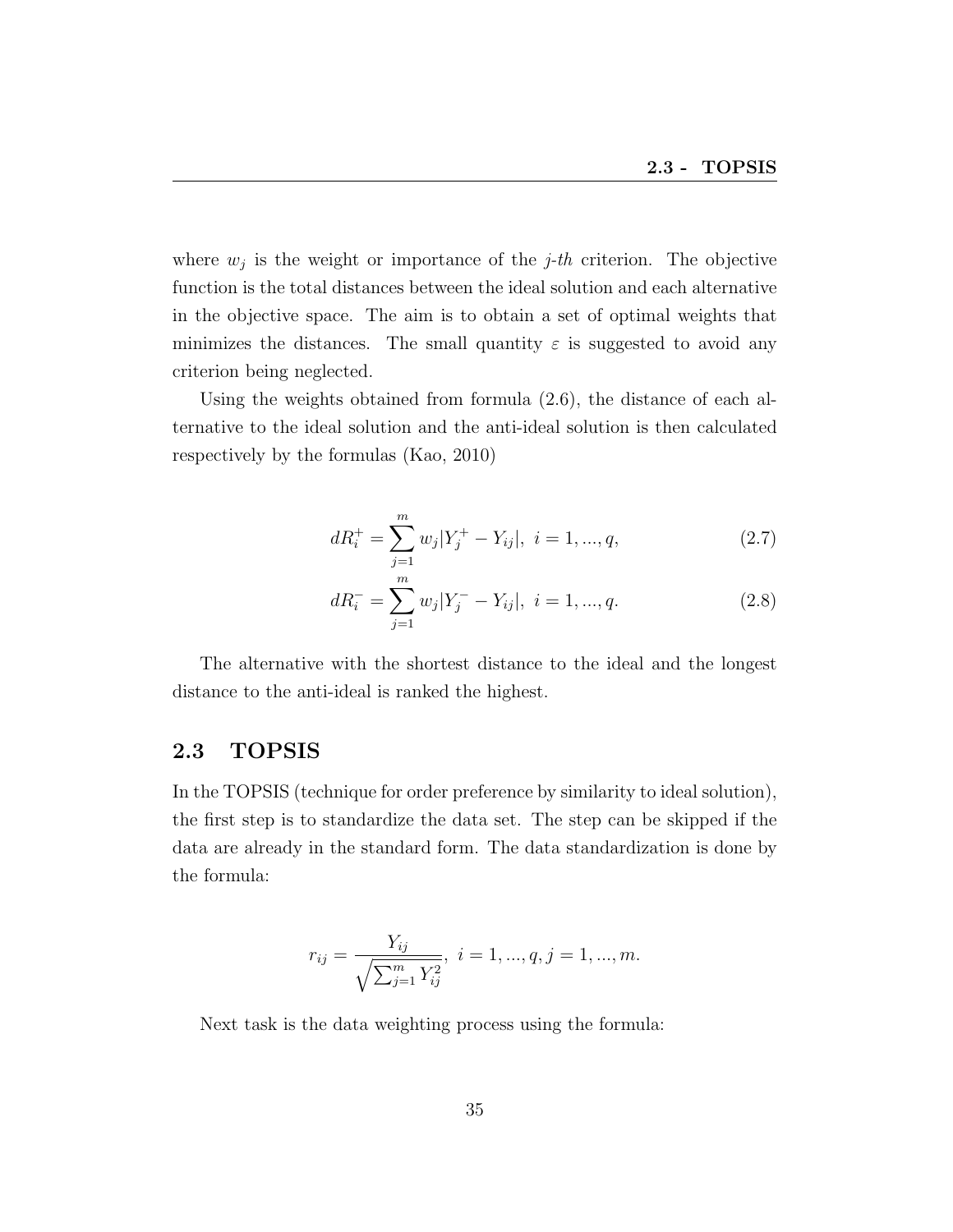where $w_j$ is the weight or importance of the *j-th* criterion. The objective function is the total distances between the ideal solution and each alternative in the objective space. The aim is to obtain a set of optimal weights that minimizes the distances. The small quantity $\varepsilon$ is suggested to avoid any criterion being neglected.

Using the weights obtained from formula (2.6), the distance of each alternative to the ideal solution and the anti-ideal solution is then calculated respectively by the formulas (Kao, 2010)

$$dR_i^+ = \sum_{j=1}^{m} w_j |Y_j^+ - Y_{ij}|, \; i = 1, ..., q, \tag{2.7}$$

$$dR_i^- = \sum_{j=1}^{m} w_j |Y_j^- - Y_{ij}|, \; i = 1, ..., q. \tag{2.8}$$

The alternative with the shortest distance to the ideal and the longest distance to the anti-ideal is ranked the highest.

## 2.3 TOPSIS

In the TOPSIS (technique for order preference by similarity to ideal solution), the first step is to standardize the data set. The step can be skipped if the data are already in the standard form. The data standardization is done by the formula:

$$r_{ij} = \frac{Y_{ij}}{\sqrt{\sum_{j=1}^{m} Y_{ij}^2}}, \; i = 1, ..., q, j = 1, ..., m.$$

Next task is the data weighting process using the formula: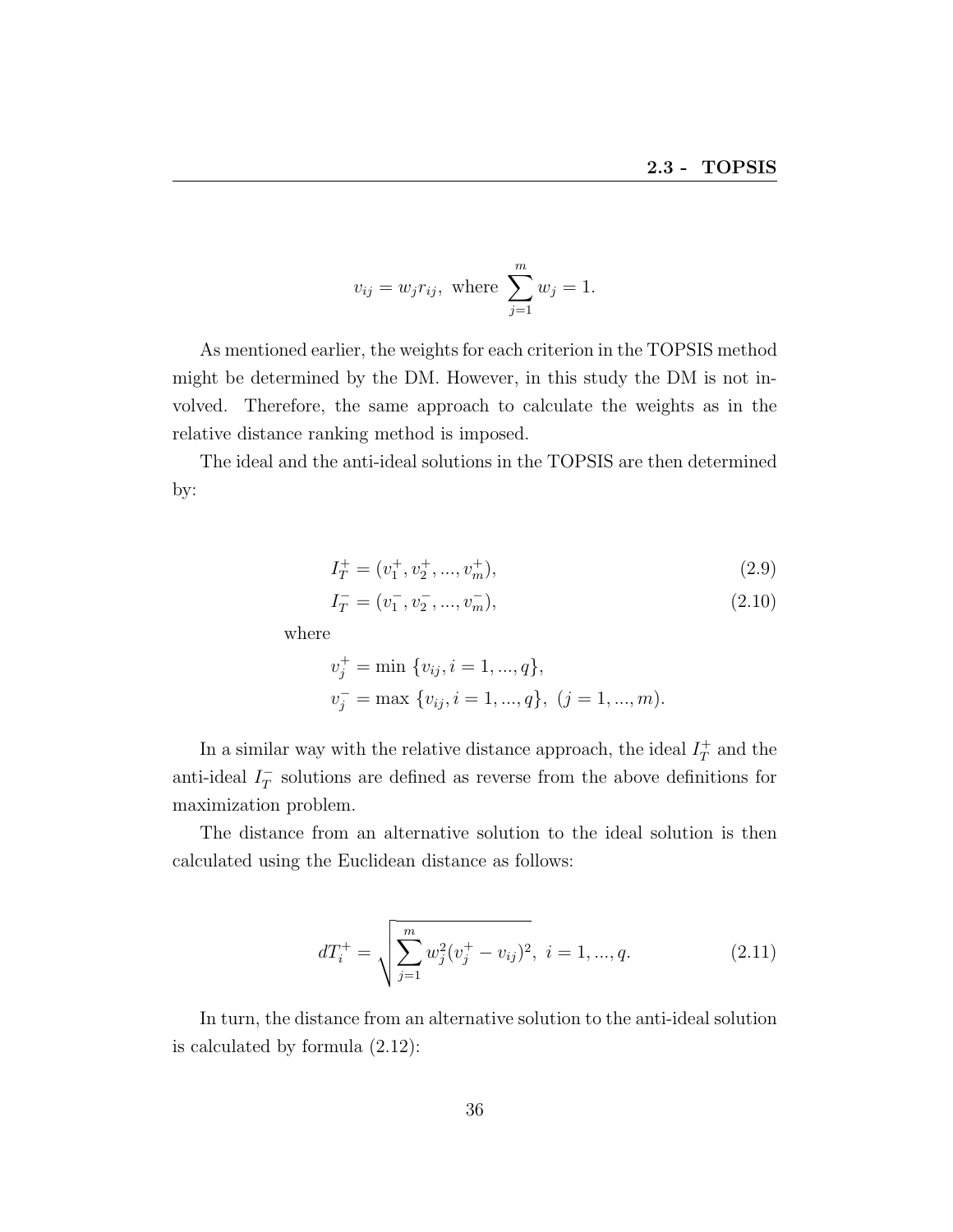$$v_{ij} = w_j r_{ij}, \text{ where } \sum_{j=1}^{m} w_j = 1.$$

As mentioned earlier, the weights for each criterion in the TOPSIS method might be determined by the DM. However, in this study the DM is not involved. Therefore, the same approach to calculate the weights as in the relative distance ranking method is imposed.

The ideal and the anti-ideal solutions in the TOPSIS are then determined by:

$$I_T^+ = (v_1^+, v_2^+, ..., v_m^+), \tag{2.9}$$

$$I_T^- = (v_1^-, v_2^-, ..., v_m^-), \tag{2.10}$$

where

$$v_j^+ = \min \{v_{ij}, i = 1, ..., q\},$$
$$v_j^- = \max \{v_{ij}, i = 1, ..., q\}, \ (j = 1, ..., m).$$

In a similar way with the relative distance approach, the ideal $I_T^+$ and the anti-ideal $I_T^-$ solutions are defined as reverse from the above definitions for maximization problem.

The distance from an alternative solution to the ideal solution is then calculated using the Euclidean distance as follows:

$$dT_i^+ = \sqrt{\sum_{j=1}^{m} w_j^2 (v_j^+ - v_{ij})^2}, \ i = 1, ..., q. \tag{2.11}$$

In turn, the distance from an alternative solution to the anti-ideal solution is calculated by formula (2.12):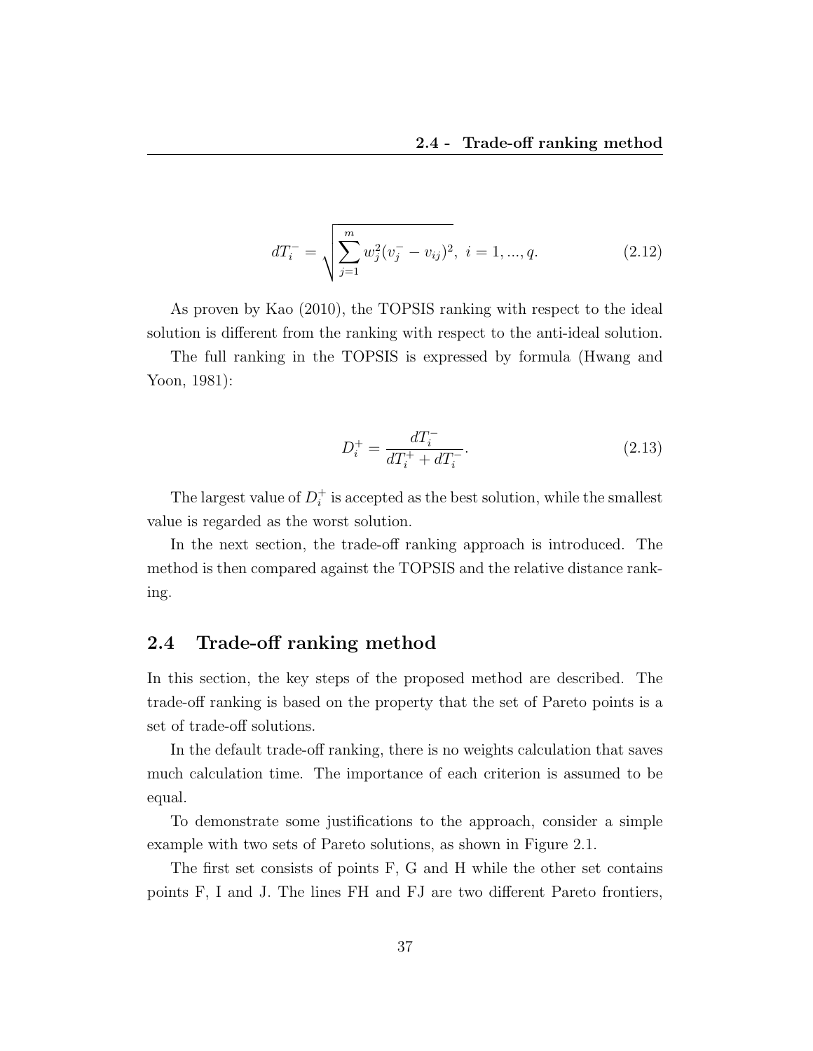$$dT_i^- = \sqrt{\sum_{j=1}^{m} w_j^2 (v_j^- - v_{ij})^2}, \; i = 1, ..., q. \tag{2.12}$$

As proven by Kao (2010), the TOPSIS ranking with respect to the ideal solution is different from the ranking with respect to the anti-ideal solution.

The full ranking in the TOPSIS is expressed by formula (Hwang and Yoon, 1981):

$$D_i^+ = \frac{dT_i^-}{dT_i^+ + dT_i^-}. \tag{2.13}$$

The largest value of $D_i^+$ is accepted as the best solution, while the smallest value is regarded as the worst solution.

In the next section, the trade-off ranking approach is introduced. The method is then compared against the TOPSIS and the relative distance ranking.

## 2.4 Trade-off ranking method

In this section, the key steps of the proposed method are described. The trade-off ranking is based on the property that the set of Pareto points is a set of trade-off solutions.

In the default trade-off ranking, there is no weights calculation that saves much calculation time. The importance of each criterion is assumed to be equal.

To demonstrate some justifications to the approach, consider a simple example with two sets of Pareto solutions, as shown in Figure 2.1.

The first set consists of points F, G and H while the other set contains points F, I and J. The lines FH and FJ are two different Pareto frontiers,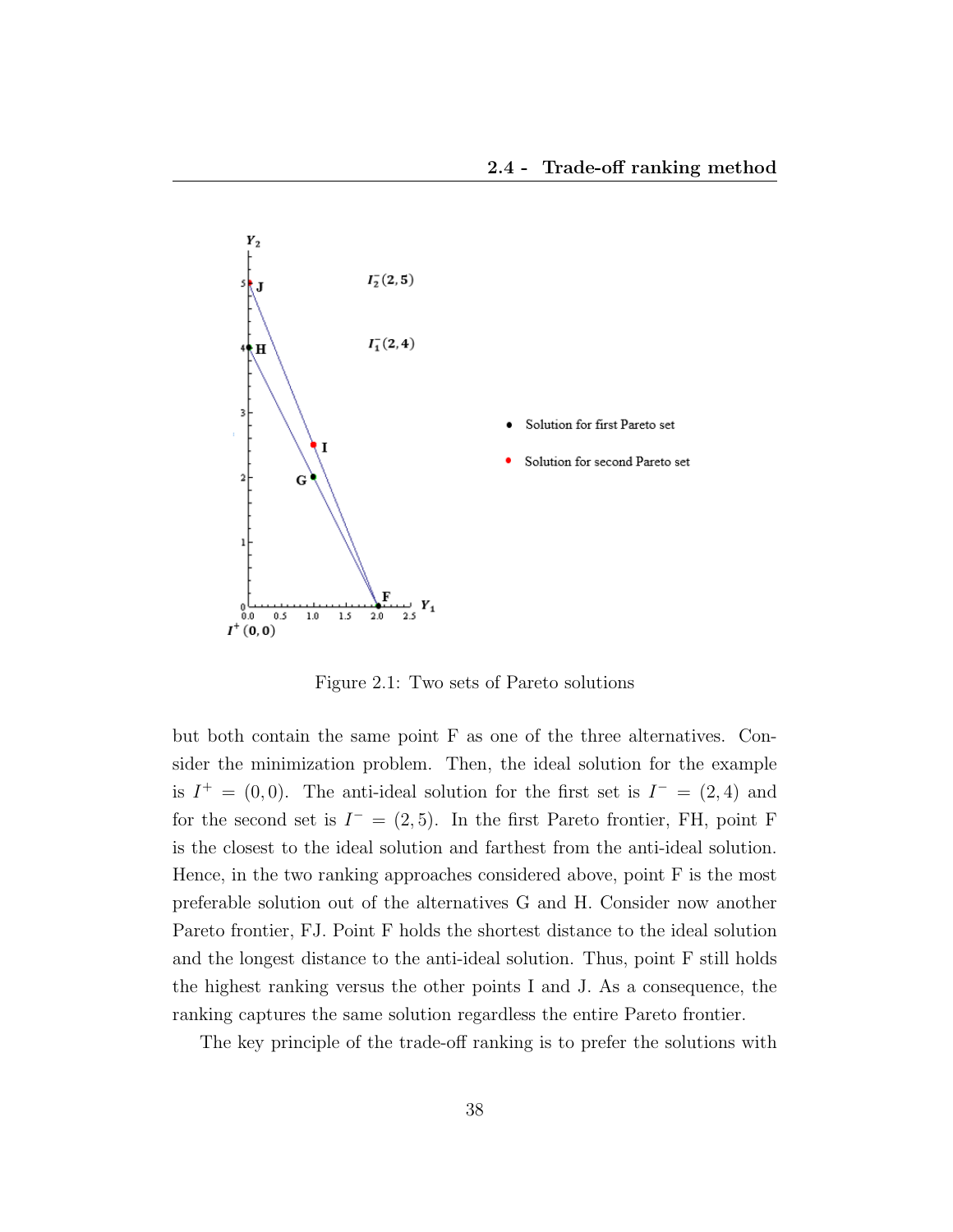Figure 2.1: Two sets of Pareto solutions

but both contain the same point F as one of the three alternatives. Consider the minimization problem. Then, the ideal solution for the example is $I^+ = (0, 0)$. The anti-ideal solution for the first set is $I^- = (2, 4)$ and for the second set is $I^- = (2, 5)$. In the first Pareto frontier, FH, point F is the closest to the ideal solution and farthest from the anti-ideal solution. Hence, in the two ranking approaches considered above, point F is the most preferable solution out of the alternatives G and H. Consider now another Pareto frontier, FJ. Point F holds the shortest distance to the ideal solution and the longest distance to the anti-ideal solution. Thus, point F still holds the highest ranking versus the other points I and J. As a consequence, the ranking captures the same solution regardless the entire Pareto frontier.

The key principle of the trade-off ranking is to prefer the solutions with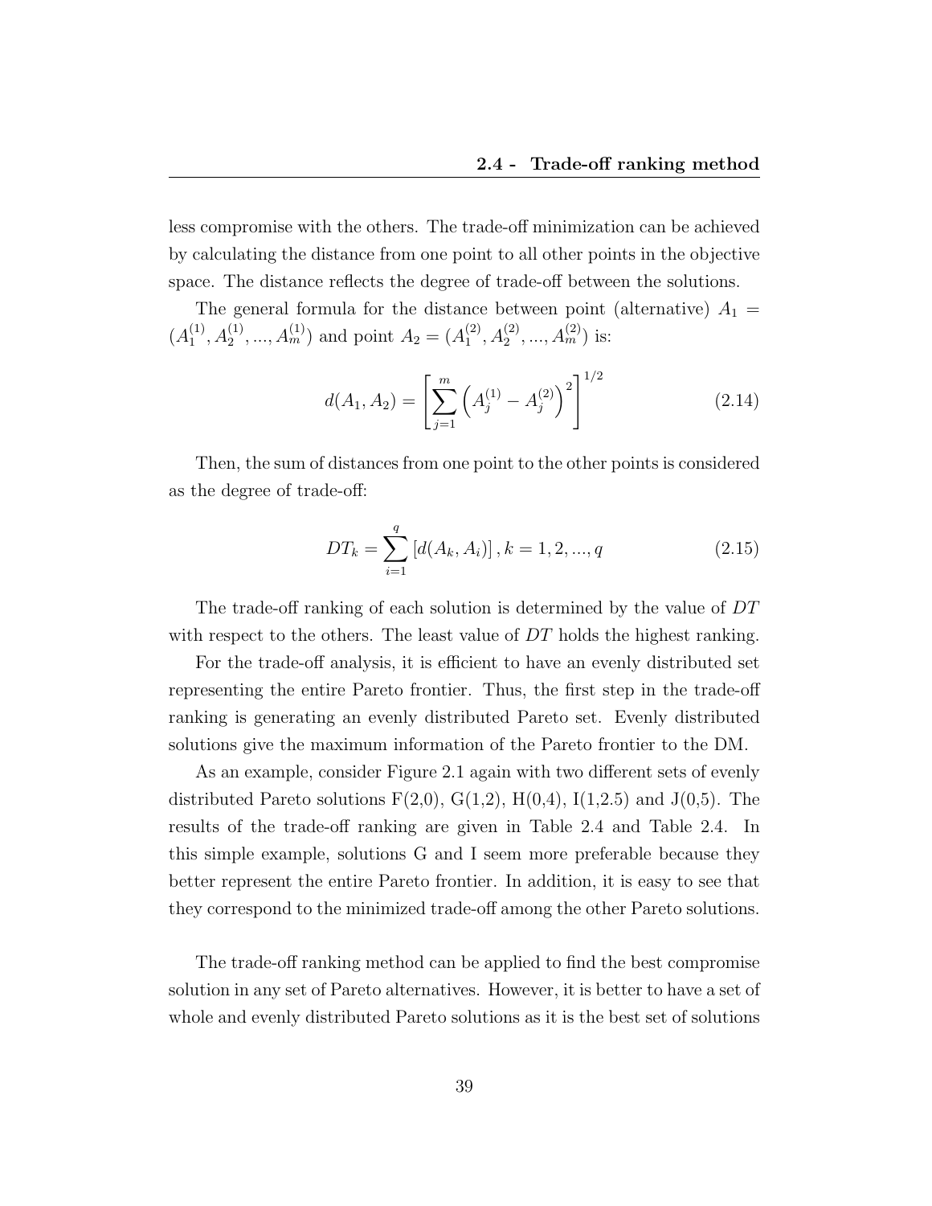less compromise with the others. The trade-off minimization can be achieved by calculating the distance from one point to all other points in the objective space. The distance reflects the degree of trade-off between the solutions.

The general formula for the distance between point (alternative) $A_1 = (A_1^{(1)}, A_2^{(1)}, ..., A_m^{(1)})$ and point $A_2 = (A_1^{(2)}, A_2^{(2)}, ..., A_m^{(2)})$ is:

$$d(A_1, A_2) = \left[ \sum_{j=1}^{m} \left( A_j^{(1)} - A_j^{(2)} \right)^2 \right]^{1/2} \tag{2.14}$$

Then, the sum of distances from one point to the other points is considered as the degree of trade-off:

$$DT_k = \sum_{i=1}^{q} \left[ d(A_k, A_i) \right], k = 1, 2, ..., q \tag{2.15}$$

The trade-off ranking of each solution is determined by the value of $DT$ with respect to the others. The least value of $DT$ holds the highest ranking.

For the trade-off analysis, it is efficient to have an evenly distributed set representing the entire Pareto frontier. Thus, the first step in the trade-off ranking is generating an evenly distributed Pareto set. Evenly distributed solutions give the maximum information of the Pareto frontier to the DM.

As an example, consider Figure 2.1 again with two different sets of evenly distributed Pareto solutions F(2,0), G(1,2), H(0,4), I(1,2.5) and J(0,5). The results of the trade-off ranking are given in Table 2.4 and Table 2.4. In this simple example, solutions G and I seem more preferable because they better represent the entire Pareto frontier. In addition, it is easy to see that they correspond to the minimized trade-off among the other Pareto solutions.

The trade-off ranking method can be applied to find the best compromise solution in any set of Pareto alternatives. However, it is better to have a set of whole and evenly distributed Pareto solutions as it is the best set of solutions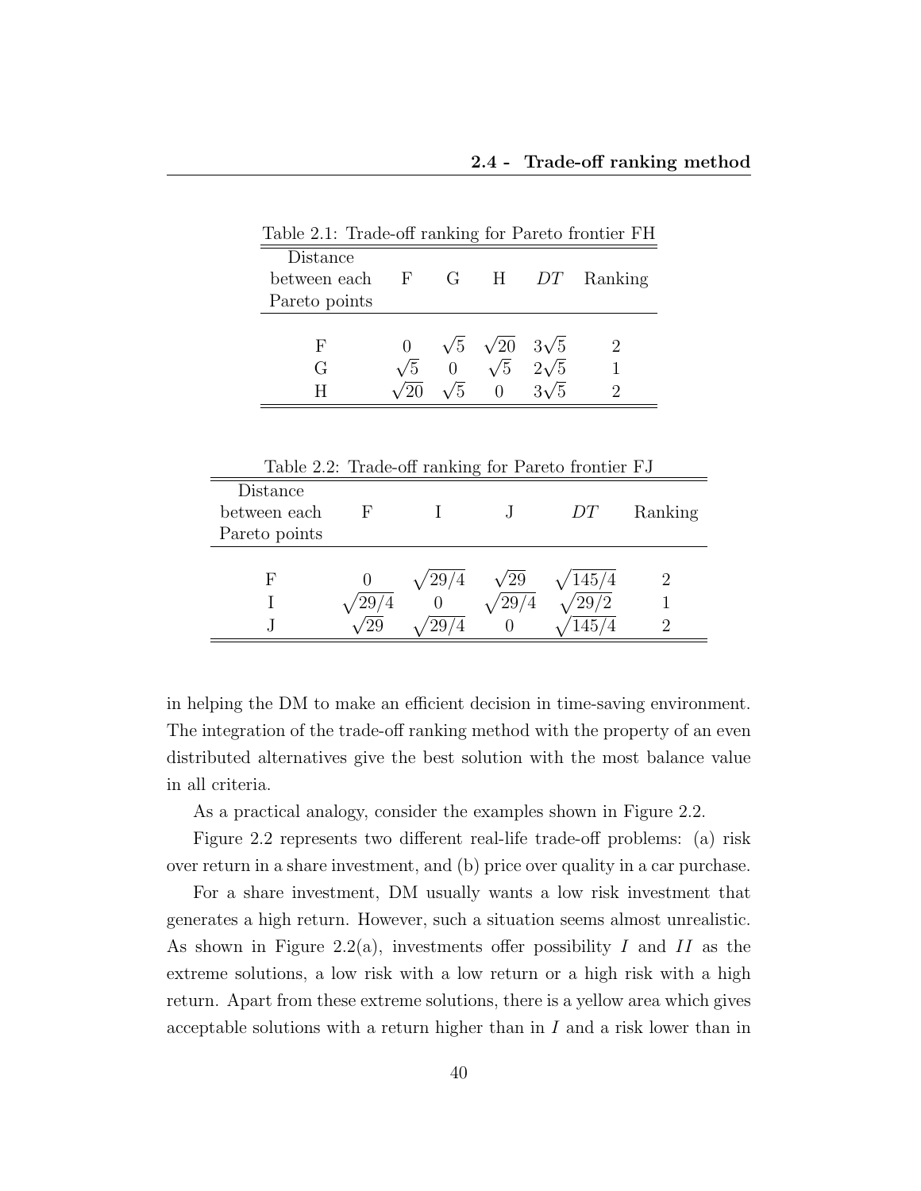Table 2.1: Trade-off ranking for Pareto frontier FH

| Distance between each Pareto points | F | G | H | $DT$ | Ranking |
|---|---|---|---|---|---|
| F | 0 | $\sqrt{5}$ | $\sqrt{20}$ | $3\sqrt{5}$ | 2 |
| G | $\sqrt{5}$ | 0 | $\sqrt{5}$ | $2\sqrt{5}$ | 1 |
| H | $\sqrt{20}$ | $\sqrt{5}$ | 0 | $3\sqrt{5}$ | 2 |

Table 2.2: Trade-off ranking for Pareto frontier FJ

| Distance between each Pareto points | F | I | J | $DT$ | Ranking |
|---|---|---|---|---|---|
| F | 0 | $\sqrt{29/4}$ | $\sqrt{29}$ | $\sqrt{145/4}$ | 2 |
| I | $\sqrt{29/4}$ | 0 | $\sqrt{29/4}$ | $\sqrt{29/2}$ | 1 |
| J | $\sqrt{29}$ | $\sqrt{29/4}$ | 0 | $\sqrt{145/4}$ | 2 |

in helping the DM to make an efficient decision in time-saving environment. The integration of the trade-off ranking method with the property of an even distributed alternatives give the best solution with the most balance value in all criteria.

As a practical analogy, consider the examples shown in Figure 2.2.

Figure 2.2 represents two different real-life trade-off problems: (a) risk over return in a share investment, and (b) price over quality in a car purchase.

For a share investment, DM usually wants a low risk investment that generates a high return. However, such a situation seems almost unrealistic. As shown in Figure 2.2(a), investments offer possibility $I$ and $II$ as the extreme solutions, a low risk with a low return or a high risk with a high return. Apart from these extreme solutions, there is a yellow area which gives acceptable solutions with a return higher than in $I$ and a risk lower than in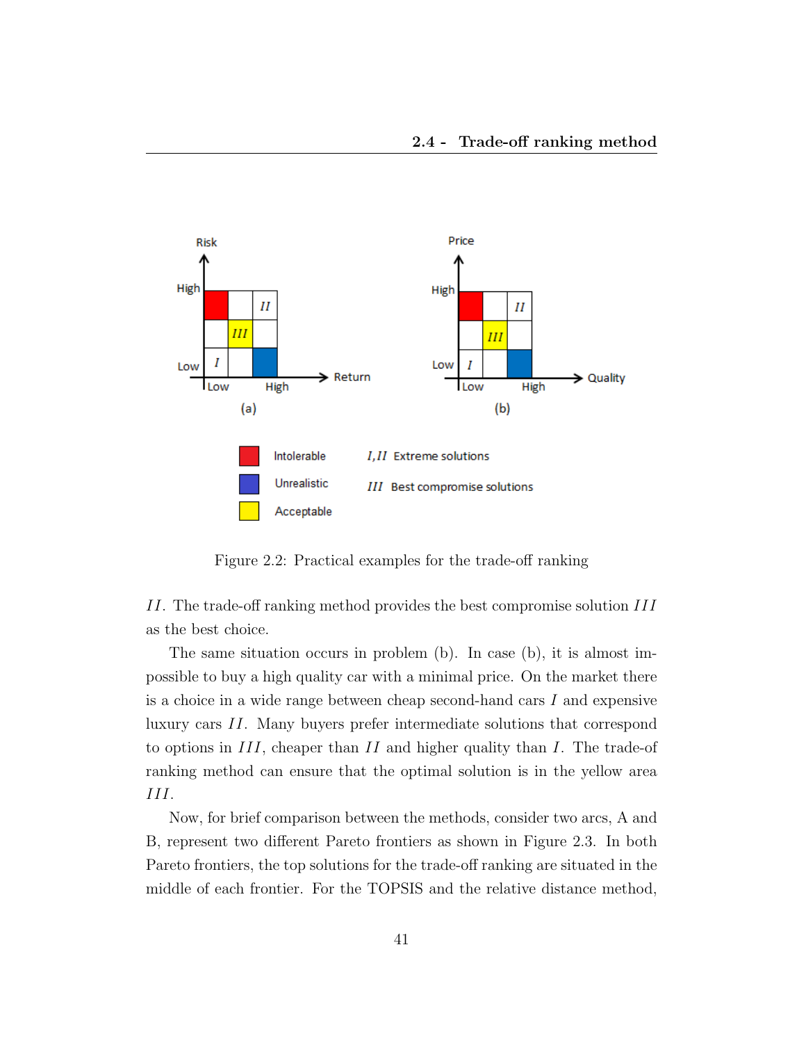Figure 2.2: Practical examples for the trade-off ranking

$II$. The trade-off ranking method provides the best compromise solution $III$ as the best choice.

The same situation occurs in problem (b). In case (b), it is almost impossible to buy a high quality car with a minimal price. On the market there is a choice in a wide range between cheap second-hand cars $I$ and expensive luxury cars $II$. Many buyers prefer intermediate solutions that correspond to options in $III$, cheaper than $II$ and higher quality than $I$. The trade-of ranking method can ensure that the optimal solution is in the yellow area $III$.

Now, for brief comparison between the methods, consider two arcs, A and B, represent two different Pareto frontiers as shown in Figure 2.3. In both Pareto frontiers, the top solutions for the trade-off ranking are situated in the middle of each frontier. For the TOPSIS and the relative distance method,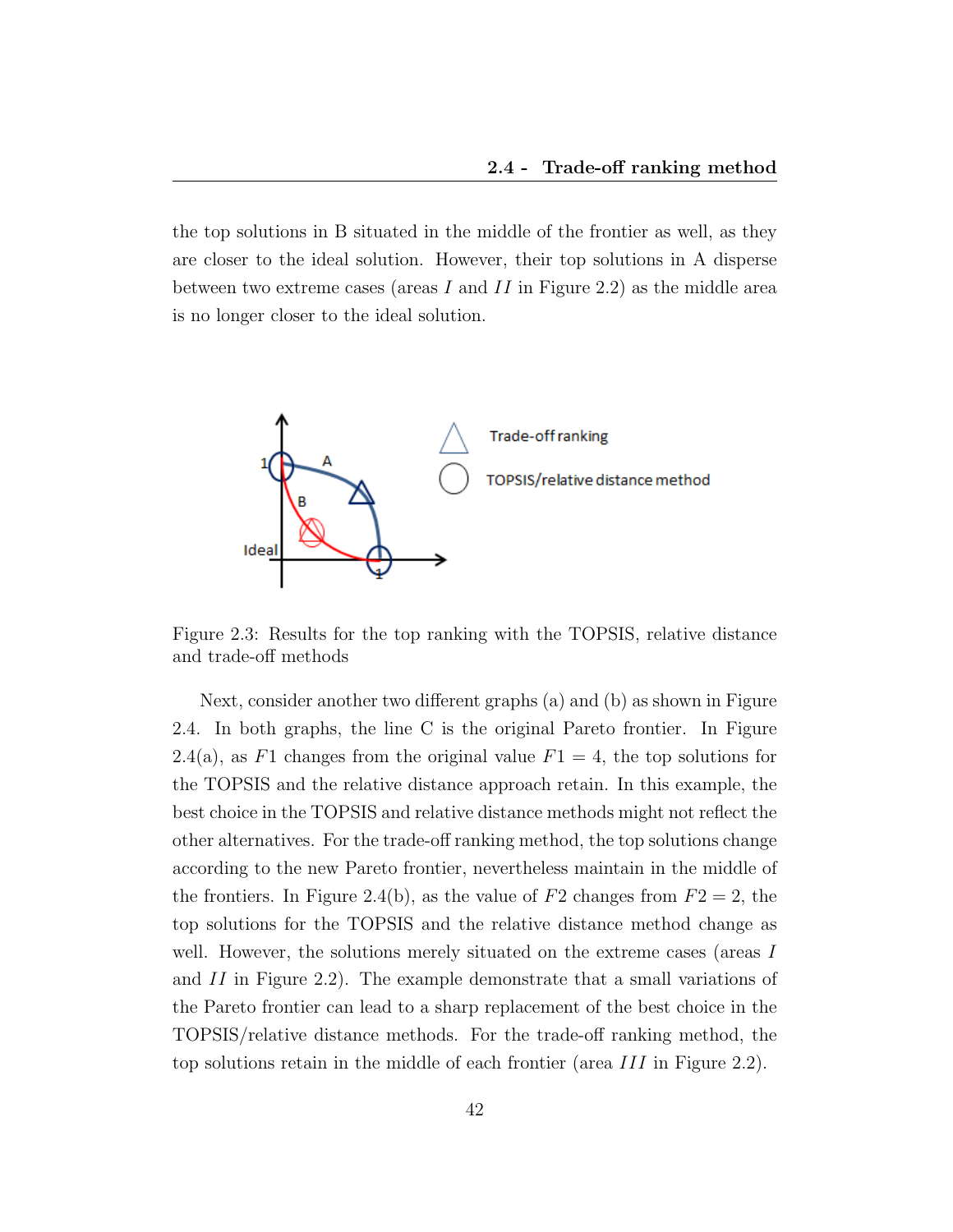the top solutions in B situated in the middle of the frontier as well, as they are closer to the ideal solution. However, their top solutions in A disperse between two extreme cases (areas $I$ and $II$ in Figure 2.2) as the middle area is no longer closer to the ideal solution.

Figure 2.3: Results for the top ranking with the TOPSIS, relative distance and trade-off methods

Next, consider another two different graphs (a) and (b) as shown in Figure 2.4. In both graphs, the line C is the original Pareto frontier. In Figure 2.4(a), as $F1$ changes from the original value $F1 = 4$, the top solutions for the TOPSIS and the relative distance approach retain. In this example, the best choice in the TOPSIS and relative distance methods might not reflect the other alternatives. For the trade-off ranking method, the top solutions change according to the new Pareto frontier, nevertheless maintain in the middle of the frontiers. In Figure 2.4(b), as the value of $F2$ changes from $F2 = 2$, the top solutions for the TOPSIS and the relative distance method change as well. However, the solutions merely situated on the extreme cases (areas $I$ and $II$ in Figure 2.2). The example demonstrate that a small variations of the Pareto frontier can lead to a sharp replacement of the best choice in the TOPSIS/relative distance methods. For the trade-off ranking method, the top solutions retain in the middle of each frontier (area $III$ in Figure 2.2).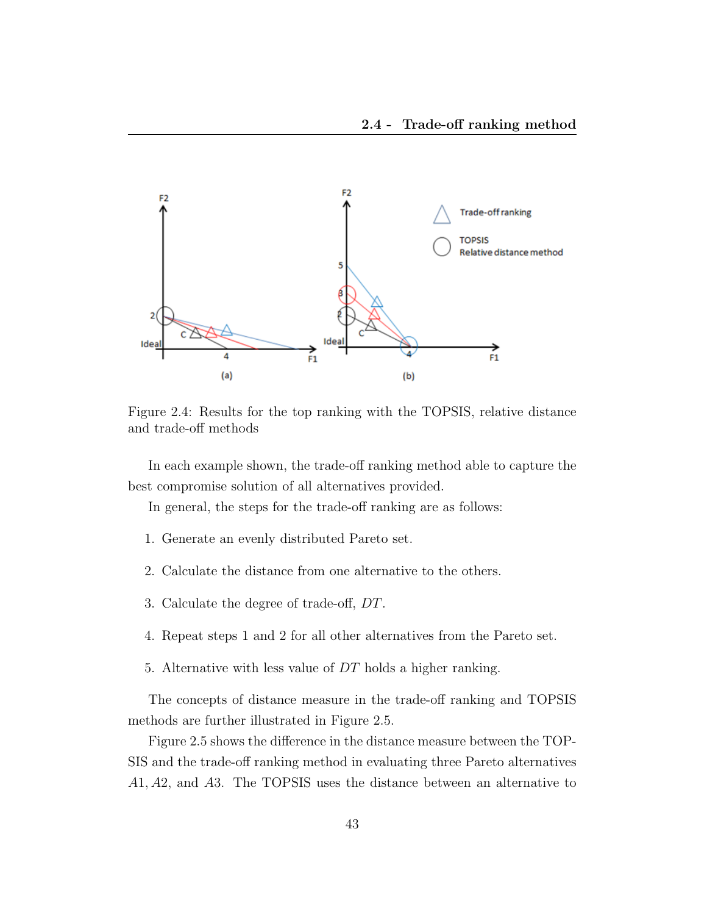Figure 2.4: Results for the top ranking with the TOPSIS, relative distance and trade-off methods

In each example shown, the trade-off ranking method able to capture the best compromise solution of all alternatives provided.

In general, the steps for the trade-off ranking are as follows:

1. Generate an evenly distributed Pareto set.
2. Calculate the distance from one alternative to the others.
3. Calculate the degree of trade-off, $DT$.
4. Repeat steps 1 and 2 for all other alternatives from the Pareto set.
5. Alternative with less value of $DT$ holds a higher ranking.

The concepts of distance measure in the trade-off ranking and TOPSIS methods are further illustrated in Figure 2.5.

Figure 2.5 shows the difference in the distance measure between the TOPSIS and the trade-off ranking method in evaluating three Pareto alternatives $A1$, $A2$, and $A3$. The TOPSIS uses the distance between an alternative to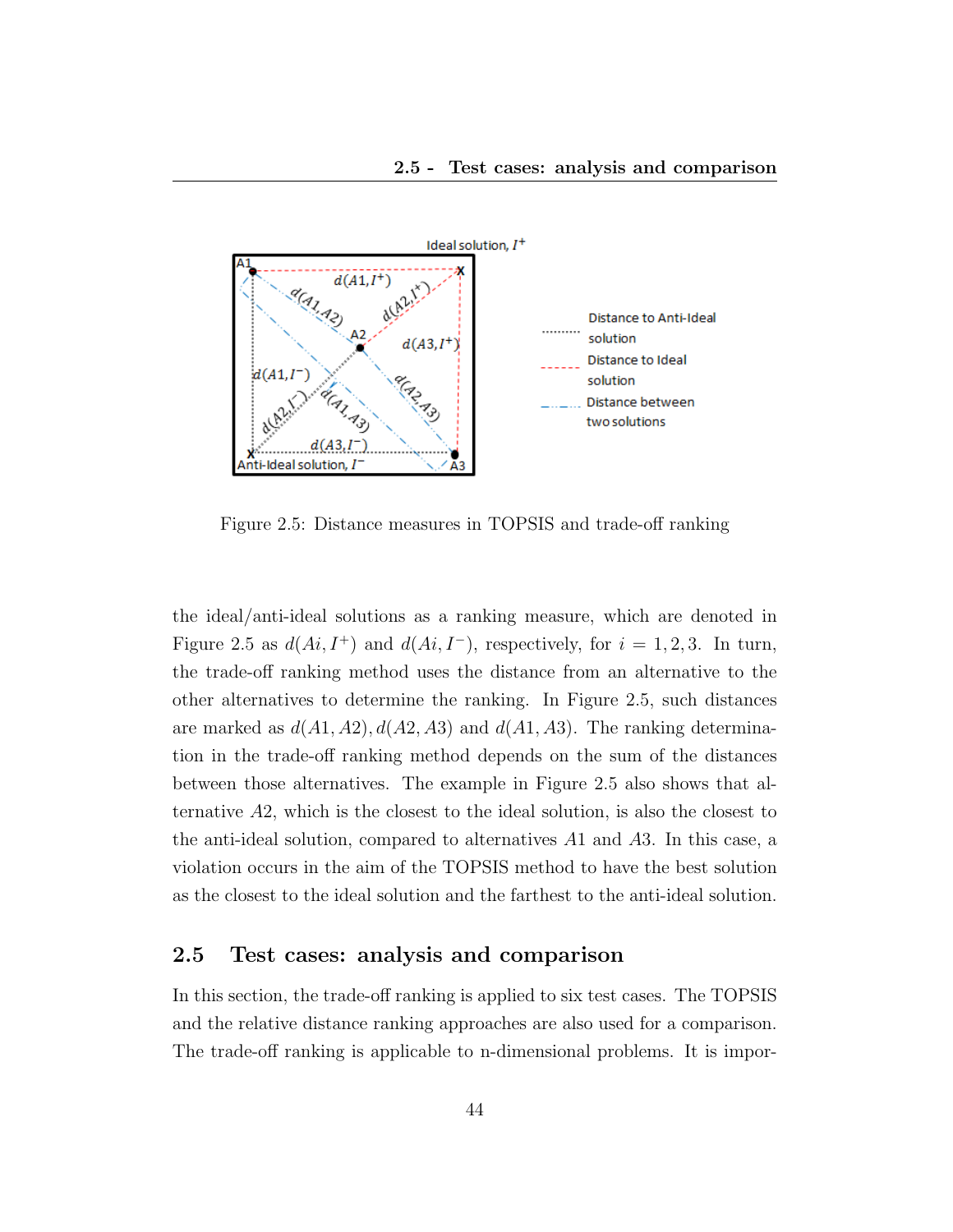Figure 2.5: Distance measures in TOPSIS and trade-off ranking

the ideal/anti-ideal solutions as a ranking measure, which are denoted in Figure 2.5 as $d(Ai, I^+)$ and $d(Ai, I^-)$, respectively, for $i = 1, 2, 3$. In turn, the trade-off ranking method uses the distance from an alternative to the other alternatives to determine the ranking. In Figure 2.5, such distances are marked as $d(A1, A2), d(A2, A3)$ and $d(A1, A3)$. The ranking determination in the trade-off ranking method depends on the sum of the distances between those alternatives. The example in Figure 2.5 also shows that alternative $A2$, which is the closest to the ideal solution, is also the closest to the anti-ideal solution, compared to alternatives $A1$ and $A3$. In this case, a violation occurs in the aim of the TOPSIS method to have the best solution as the closest to the ideal solution and the farthest to the anti-ideal solution.

## 2.5 Test cases: analysis and comparison

In this section, the trade-off ranking is applied to six test cases. The TOPSIS and the relative distance ranking approaches are also used for a comparison. The trade-off ranking is applicable to n-dimensional problems. It is impor-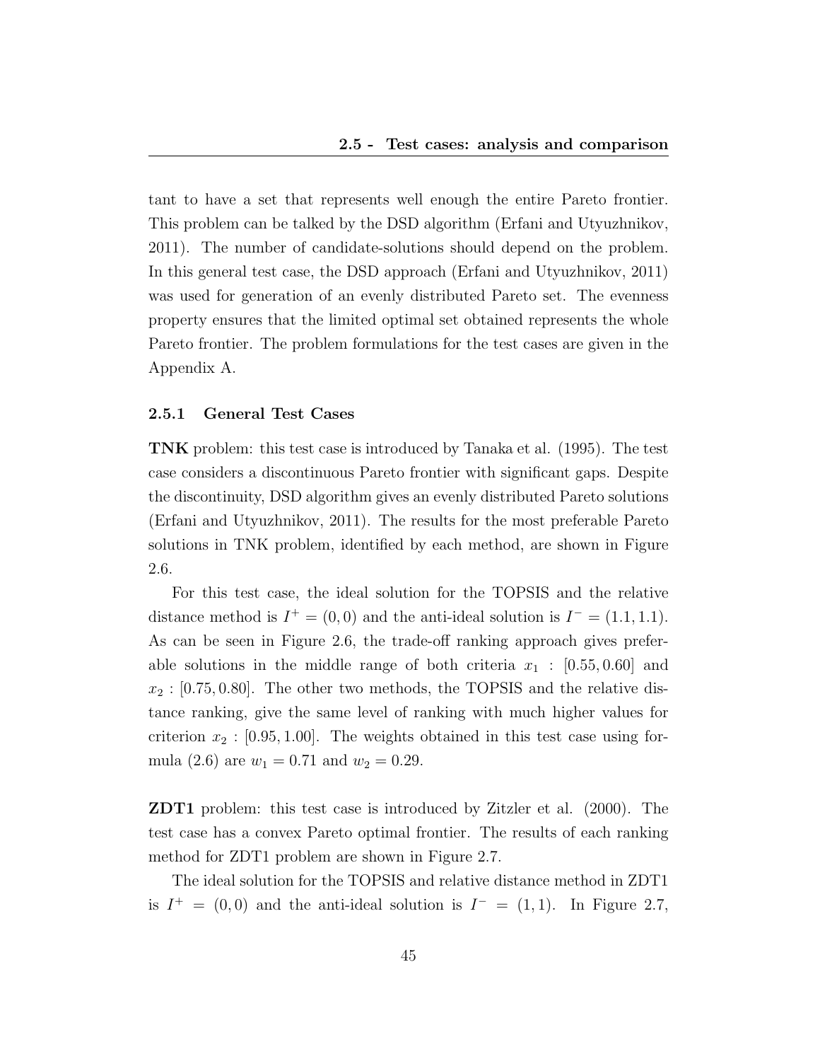tant to have a set that represents well enough the entire Pareto frontier. This problem can be talked by the DSD algorithm (Erfani and Utyuzhnikov, 2011). The number of candidate-solutions should depend on the problem. In this general test case, the DSD approach (Erfani and Utyuzhnikov, 2011) was used for generation of an evenly distributed Pareto set. The evenness property ensures that the limited optimal set obtained represents the whole Pareto frontier. The problem formulations for the test cases are given in the Appendix A.

### 2.5.1 General Test Cases

**TNK** problem: this test case is introduced by Tanaka et al. (1995). The test case considers a discontinuous Pareto frontier with significant gaps. Despite the discontinuity, DSD algorithm gives an evenly distributed Pareto solutions (Erfani and Utyuzhnikov, 2011). The results for the most preferable Pareto solutions in TNK problem, identified by each method, are shown in Figure 2.6.

For this test case, the ideal solution for the TOPSIS and the relative distance method is $I^+ = (0, 0)$ and the anti-ideal solution is $I^- = (1.1, 1.1)$. As can be seen in Figure 2.6, the trade-off ranking approach gives preferable solutions in the middle range of both criteria $x_1$ : $[0.55, 0.60]$ and $x_2$ : $[0.75, 0.80]$. The other two methods, the TOPSIS and the relative distance ranking, give the same level of ranking with much higher values for criterion $x_2$ : $[0.95, 1.00]$. The weights obtained in this test case using formula (2.6) are $w_1 = 0.71$ and $w_2 = 0.29$.

**ZDT1** problem: this test case is introduced by Zitzler et al. (2000). The test case has a convex Pareto optimal frontier. The results of each ranking method for ZDT1 problem are shown in Figure 2.7.

The ideal solution for the TOPSIS and relative distance method in ZDT1 is $I^+ = (0, 0)$ and the anti-ideal solution is $I^- = (1, 1)$. In Figure 2.7,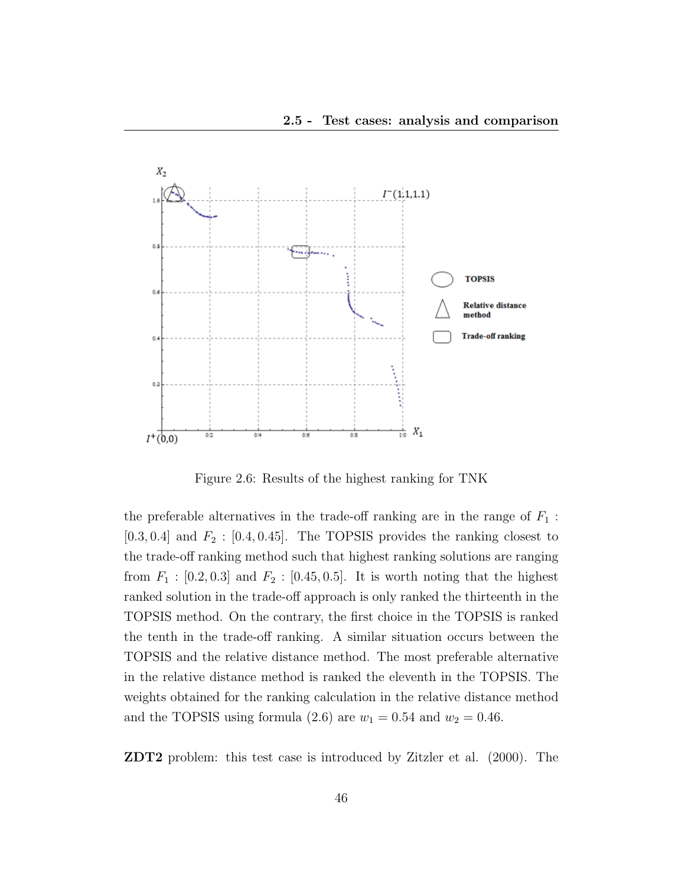Figure 2.6: Results of the highest ranking for TNK

the preferable alternatives in the trade-off ranking are in the range of $F_1$ : $[0.3, 0.4]$ and $F_2$ : $[0.4, 0.45]$. The TOPSIS provides the ranking closest to the trade-off ranking method such that highest ranking solutions are ranging from $F_1$ : $[0.2, 0.3]$ and $F_2$ : $[0.45, 0.5]$. It is worth noting that the highest ranked solution in the trade-off approach is only ranked the thirteenth in the TOPSIS method. On the contrary, the first choice in the TOPSIS is ranked the tenth in the trade-off ranking. A similar situation occurs between the TOPSIS and the relative distance method. The most preferable alternative in the relative distance method is ranked the eleventh in the TOPSIS. The weights obtained for the ranking calculation in the relative distance method and the TOPSIS using formula (2.6) are $w_1 = 0.54$ and $w_2 = 0.46$.

**ZDT2** problem: this test case is introduced by Zitzler et al. (2000). The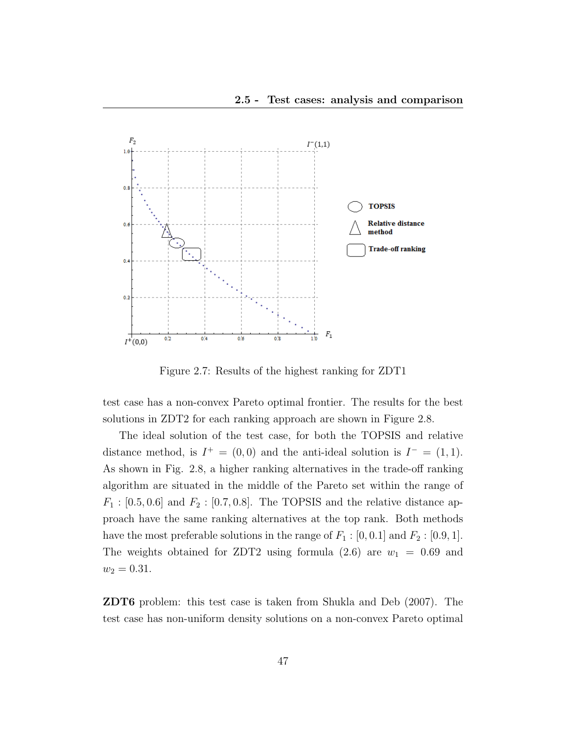Figure 2.7: Results of the highest ranking for ZDT1

test case has a non-convex Pareto optimal frontier. The results for the best solutions in ZDT2 for each ranking approach are shown in Figure 2.8.

The ideal solution of the test case, for both the TOPSIS and relative distance method, is $I^{+} = (0, 0)$ and the anti-ideal solution is $I^{-} = (1, 1)$. As shown in Fig. 2.8, a higher ranking alternatives in the trade-off ranking algorithm are situated in the middle of the Pareto set within the range of $F_1 : [0.5, 0.6]$ and $F_2 : [0.7, 0.8]$. The TOPSIS and the relative distance approach have the same ranking alternatives at the top rank. Both methods have the most preferable solutions in the range of $F_1 : [0, 0.1]$ and $F_2 : [0.9, 1]$. The weights obtained for ZDT2 using formula (2.6) are $w_1 = 0.69$ and $w_2 = 0.31$.

**ZDT6** problem: this test case is taken from Shukla and Deb (2007). The test case has non-uniform density solutions on a non-convex Pareto optimal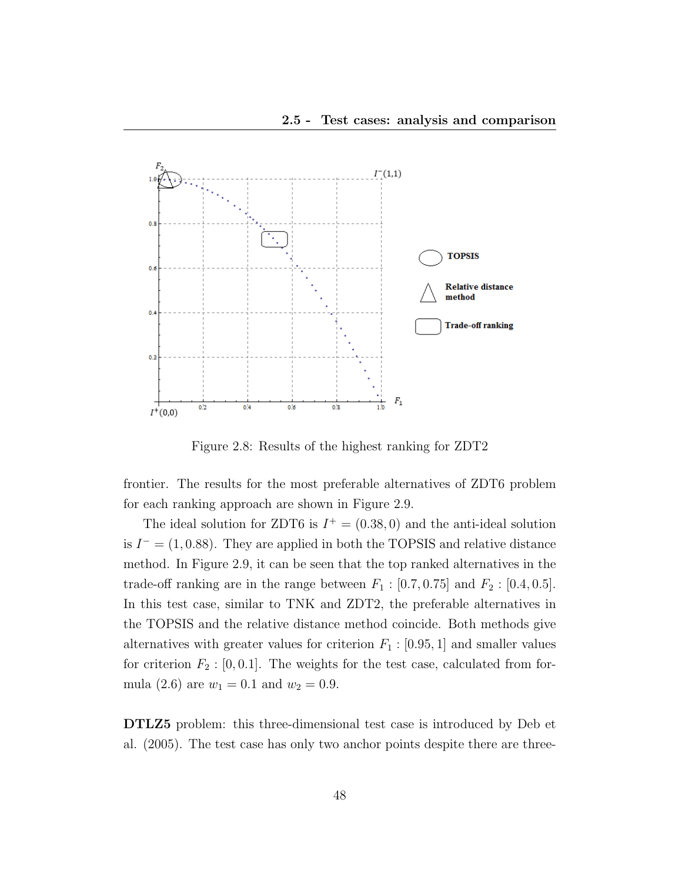Figure 2.8: Results of the highest ranking for ZDT2

frontier. The results for the most preferable alternatives of ZDT6 problem for each ranking approach are shown in Figure 2.9.

The ideal solution for ZDT6 is $I^+ = (0.38, 0)$ and the anti-ideal solution is $I^- = (1, 0.88)$. They are applied in both the TOPSIS and relative distance method. In Figure 2.9, it can be seen that the top ranked alternatives in the trade-off ranking are in the range between $F_1 : [0.7, 0.75]$ and $F_2 : [0.4, 0.5]$. In this test case, similar to TNK and ZDT2, the preferable alternatives in the TOPSIS and the relative distance method coincide. Both methods give alternatives with greater values for criterion $F_1 : [0.95, 1]$ and smaller values for criterion $F_2 : [0, 0.1]$. The weights for the test case, calculated from formula (2.6) are $w_1 = 0.1$ and $w_2 = 0.9$.

**DTLZ5** problem: this three-dimensional test case is introduced by Deb et al. (2005). The test case has only two anchor points despite there are three-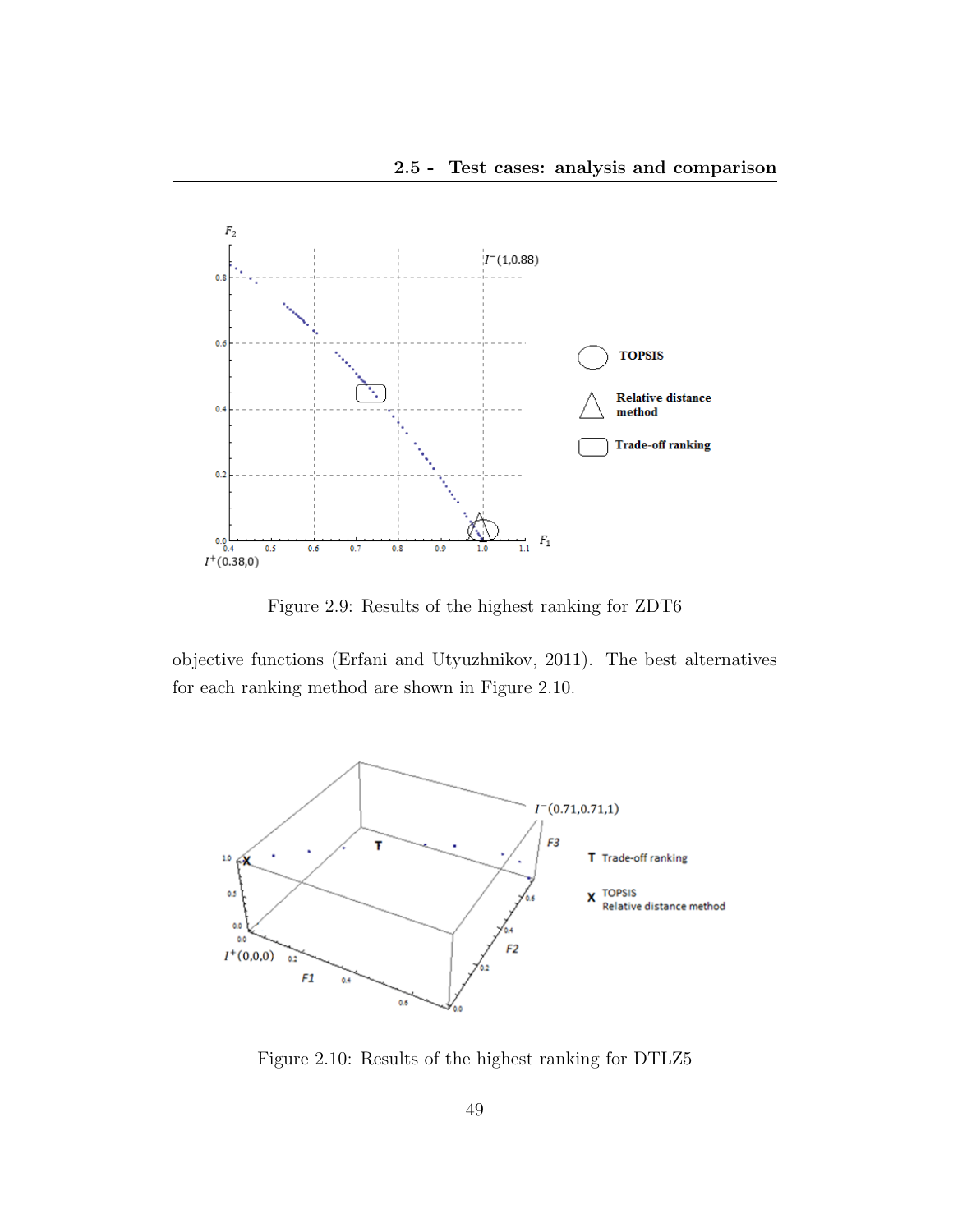Figure 2.9: Results of the highest ranking for ZDT6

objective functions (Erfani and Utyuzhnikov, 2011). The best alternatives for each ranking method are shown in Figure 2.10.

Figure 2.10: Results of the highest ranking for DTLZ5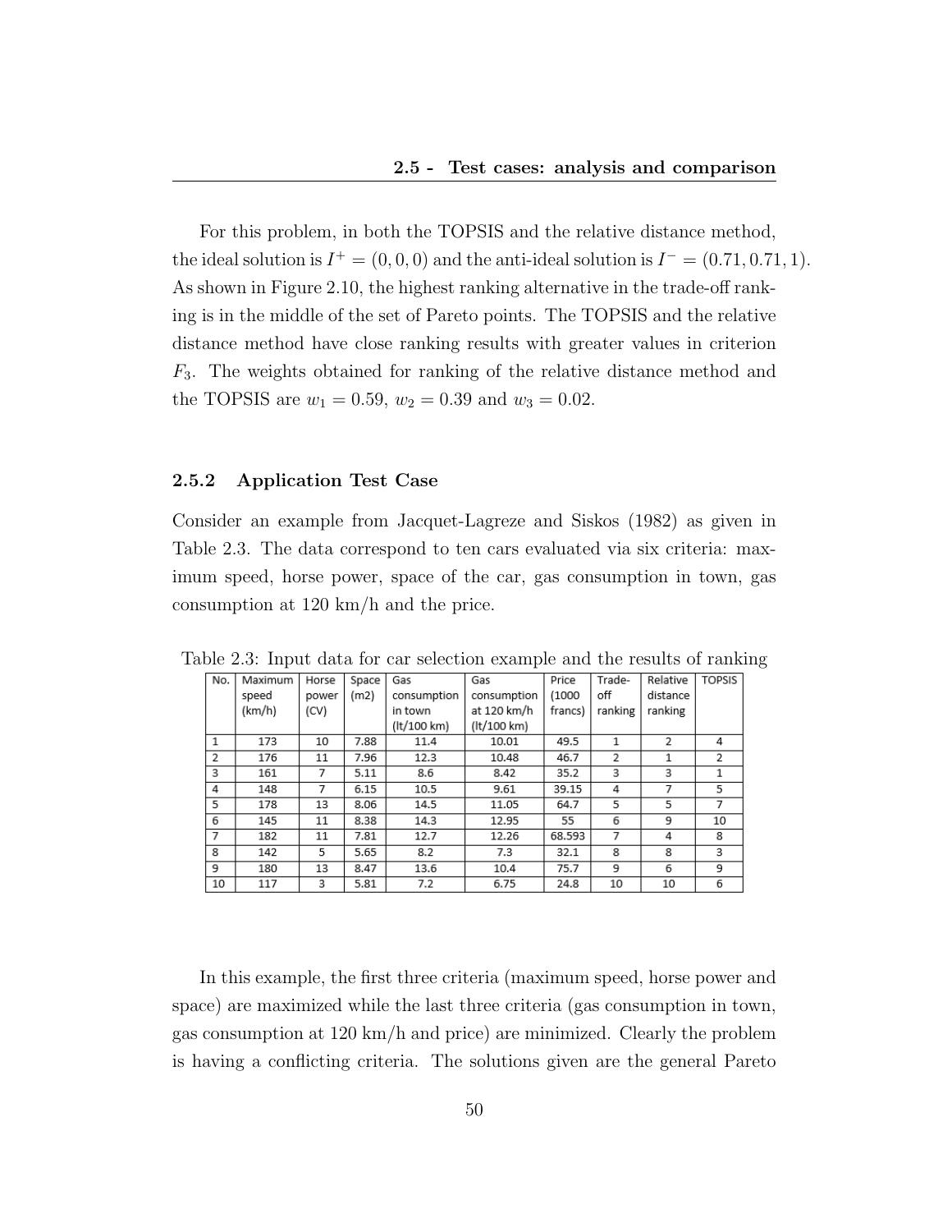For this problem, in both the TOPSIS and the relative distance method, the ideal solution is $I^+ = (0, 0, 0)$ and the anti-ideal solution is $I^- = (0.71, 0.71, 1)$. As shown in Figure 2.10, the highest ranking alternative in the trade-off ranking is in the middle of the set of Pareto points. The TOPSIS and the relative distance method have close ranking results with greater values in criterion $F_3$. The weights obtained for ranking of the relative distance method and the TOPSIS are $w_1 = 0.59$, $w_2 = 0.39$ and $w_3 = 0.02$.

### 2.5.2 Application Test Case

Consider an example from Jacquet-Lagreze and Siskos (1982) as given in Table 2.3. The data correspond to ten cars evaluated via six criteria: maximum speed, horse power, space of the car, gas consumption in town, gas consumption at 120 km/h and the price.

Table 2.3: Input data for car selection example and the results of ranking

| No. | Maximum speed (km/h) | Horse power (CV) | Space (m2) | Gas consumption in town (lt/100 km) | Gas consumption at 120 km/h (lt/100 km) | Price (1000 francs) | Trade-off ranking | Relative distance ranking | TOPSIS |
|---|---|---|---|---|---|---|---|---|---|
| 1 | 173 | 10 | 7.88 | 11.4 | 10.01 | 49.5 | 1 | 2 | 4 |
| 2 | 176 | 11 | 7.96 | 12.3 | 10.48 | 46.7 | 2 | 1 | 2 |
| 3 | 161 | 7 | 5.11 | 8.6 | 8.42 | 35.2 | 3 | 3 | 1 |
| 4 | 148 | 7 | 6.15 | 10.5 | 9.61 | 39.15 | 4 | 7 | 5 |
| 5 | 178 | 13 | 8.06 | 14.5 | 11.05 | 64.7 | 5 | 5 | 7 |
| 6 | 145 | 11 | 8.38 | 14.3 | 12.95 | 55 | 6 | 9 | 10 |
| 7 | 182 | 11 | 7.81 | 12.7 | 12.26 | 68.593 | 7 | 4 | 8 |
| 8 | 142 | 5 | 5.65 | 8.2 | 7.3 | 32.1 | 8 | 8 | 3 |
| 9 | 180 | 13 | 8.47 | 13.6 | 10.4 | 75.7 | 9 | 6 | 9 |
| 10 | 117 | 3 | 5.81 | 7.2 | 6.75 | 24.8 | 10 | 10 | 6 |

In this example, the first three criteria (maximum speed, horse power and space) are maximized while the last three criteria (gas consumption in town, gas consumption at 120 km/h and price) are minimized. Clearly the problem is having a conflicting criteria. The solutions given are the general Pareto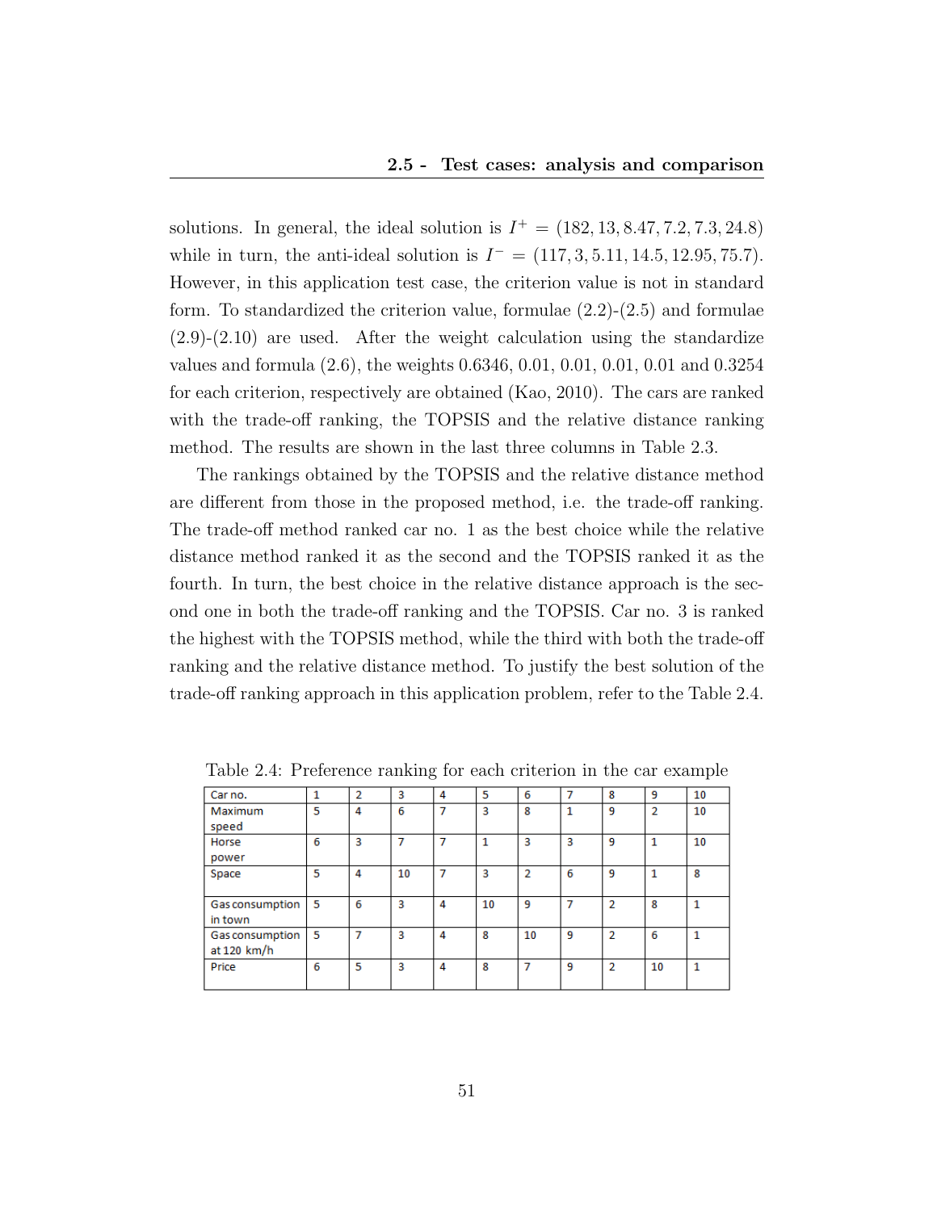solutions. In general, the ideal solution is $I^+ = (182, 13, 8.47, 7.2, 7.3, 24.8)$ while in turn, the anti-ideal solution is $I^- = (117, 3, 5.11, 14.5, 12.95, 75.7)$. However, in this application test case, the criterion value is not in standard form. To standardized the criterion value, formulae (2.2)-(2.5) and formulae (2.9)-(2.10) are used. After the weight calculation using the standardize values and formula (2.6), the weights 0.6346, 0.01, 0.01, 0.01, 0.01 and 0.3254 for each criterion, respectively are obtained (Kao, 2010). The cars are ranked with the trade-off ranking, the TOPSIS and the relative distance ranking method. The results are shown in the last three columns in Table 2.3.

The rankings obtained by the TOPSIS and the relative distance method are different from those in the proposed method, i.e. the trade-off ranking. The trade-off method ranked car no. 1 as the best choice while the relative distance method ranked it as the second and the TOPSIS ranked it as the fourth. In turn, the best choice in the relative distance approach is the second one in both the trade-off ranking and the TOPSIS. Car no. 3 is ranked the highest with the TOPSIS method, while the third with both the trade-off ranking and the relative distance method. To justify the best solution of the trade-off ranking approach in this application problem, refer to the Table 2.4.

Table 2.4: Preference ranking for each criterion in the car example

| Car no. | 1 | 2 | 3 | 4 | 5 | 6 | 7 | 8 | 9 | 10 |
|---|---|---|---|---|---|---|---|---|---|---|
| Maximum speed | 5 | 4 | 6 | 7 | 3 | 8 | 1 | 9 | 2 | 10 |
| Horse power | 6 | 3 | 7 | 7 | 1 | 3 | 3 | 9 | 1 | 10 |
| Space | 5 | 4 | 10 | 7 | 3 | 2 | 6 | 9 | 1 | 8 |
| Gas consumption in town | 5 | 6 | 3 | 4 | 10 | 9 | 7 | 2 | 8 | 1 |
| Gas consumption at 120 km/h | 5 | 7 | 3 | 4 | 8 | 10 | 9 | 2 | 6 | 1 |
| Price | 6 | 5 | 3 | 4 | 8 | 7 | 9 | 2 | 10 | 1 |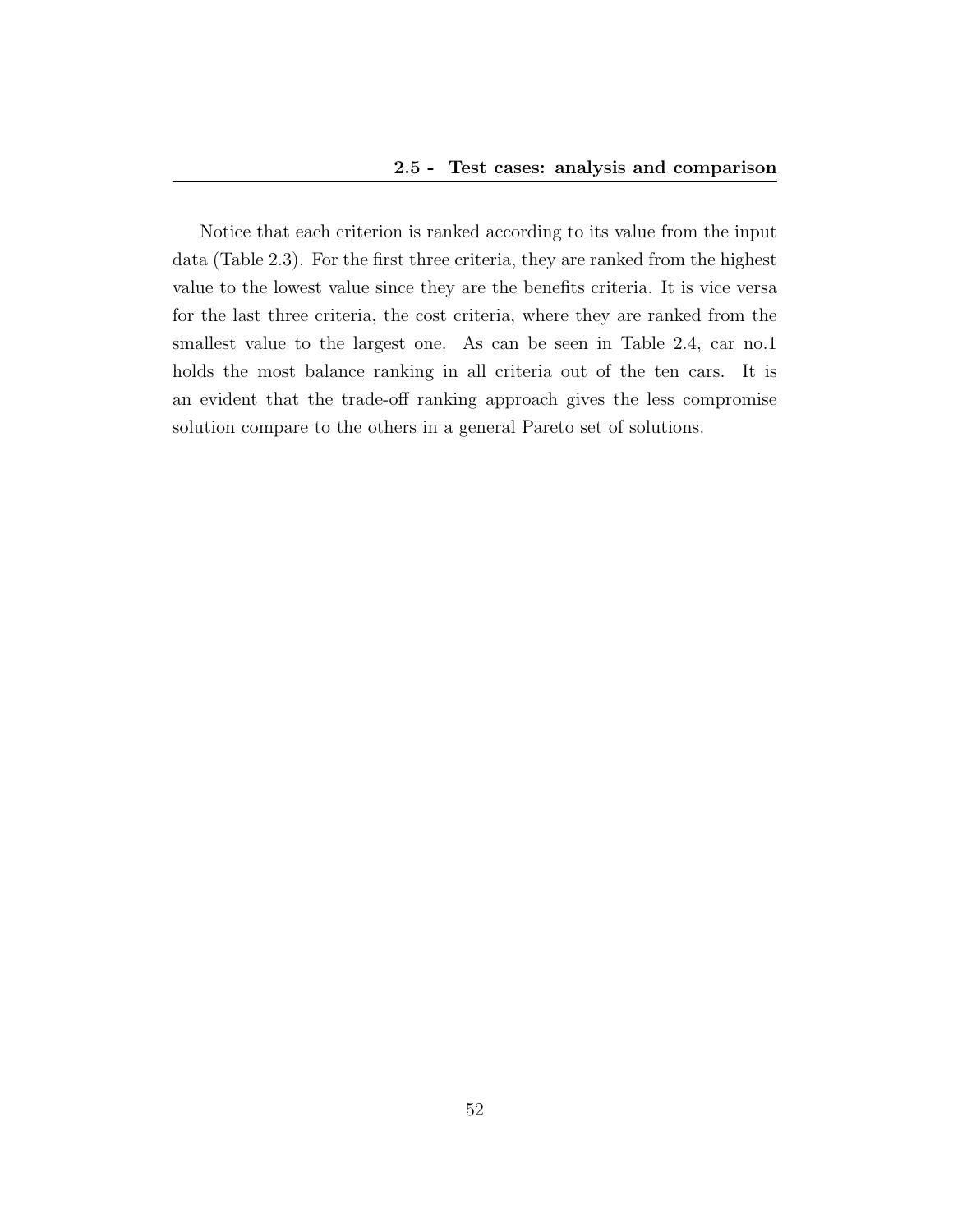Notice that each criterion is ranked according to its value from the input data (Table 2.3). For the first three criteria, they are ranked from the highest value to the lowest value since they are the benefits criteria. It is vice versa for the last three criteria, the cost criteria, where they are ranked from the smallest value to the largest one. As can be seen in Table 2.4, car no.1 holds the most balance ranking in all criteria out of the ten cars. It is an evident that the trade-off ranking approach gives the less compromise solution compare to the others in a general Pareto set of solutions.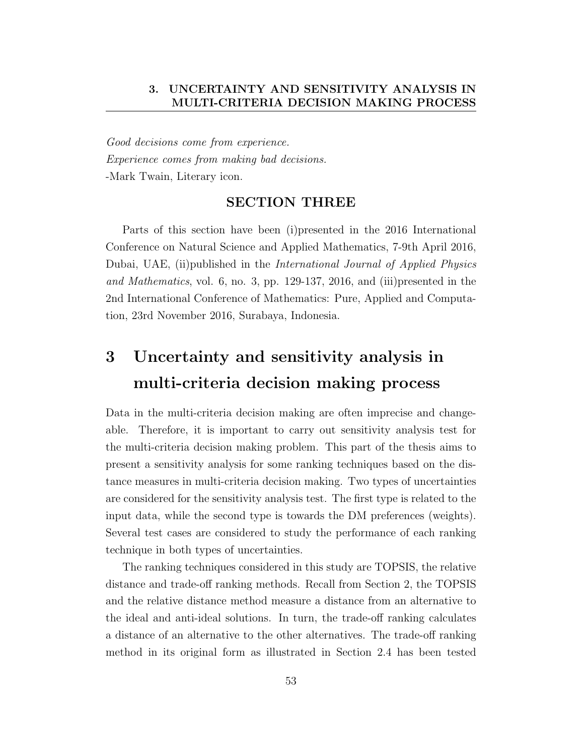*Good decisions come from experience.*
*Experience comes from making bad decisions.*
-Mark Twain, Literary icon.

**SECTION THREE**

Parts of this section have been (i)presented in the 2016 International Conference on Natural Science and Applied Mathematics, 7-9th April 2016, Dubai, UAE, (ii)published in the *International Journal of Applied Physics and Mathematics*, vol. 6, no. 3, pp. 129-137, 2016, and (iii)presented in the 2nd International Conference of Mathematics: Pure, Applied and Computation, 23rd November 2016, Surabaya, Indonesia.

# 3 Uncertainty and sensitivity analysis in multi-criteria decision making process

Data in the multi-criteria decision making are often imprecise and changeable. Therefore, it is important to carry out sensitivity analysis test for the multi-criteria decision making problem. This part of the thesis aims to present a sensitivity analysis for some ranking techniques based on the distance measures in multi-criteria decision making. Two types of uncertainties are considered for the sensitivity analysis test. The first type is related to the input data, while the second type is towards the DM preferences (weights). Several test cases are considered to study the performance of each ranking technique in both types of uncertainties.

The ranking techniques considered in this study are TOPSIS, the relative distance and trade-off ranking methods. Recall from Section 2, the TOPSIS and the relative distance method measure a distance from an alternative to the ideal and anti-ideal solutions. In turn, the trade-off ranking calculates a distance of an alternative to the other alternatives. The trade-off ranking method in its original form as illustrated in Section 2.4 has been tested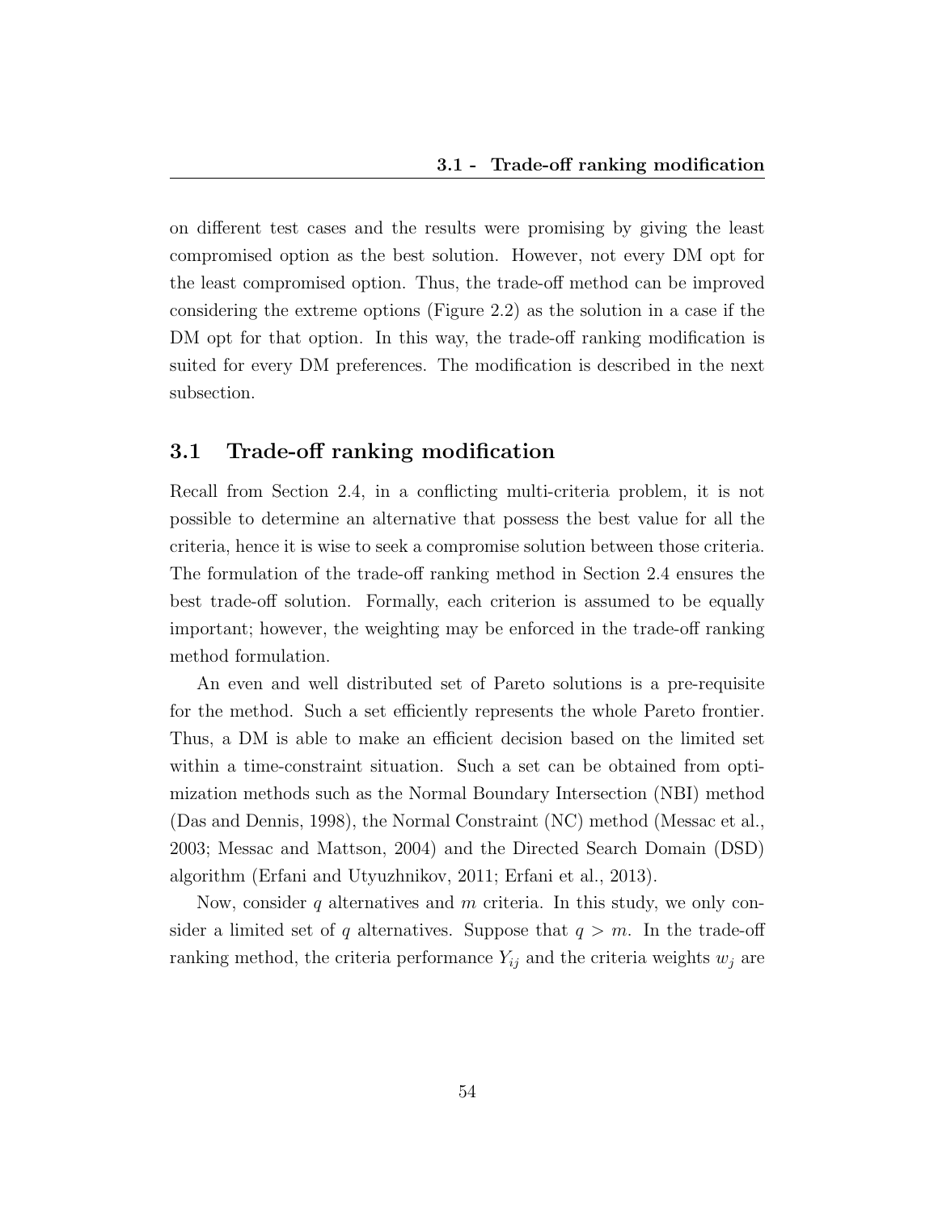on different test cases and the results were promising by giving the least compromised option as the best solution. However, not every DM opt for the least compromised option. Thus, the trade-off method can be improved considering the extreme options (Figure 2.2) as the solution in a case if the DM opt for that option. In this way, the trade-off ranking modification is suited for every DM preferences. The modification is described in the next subsection.

## 3.1 Trade-off ranking modification

Recall from Section 2.4, in a conflicting multi-criteria problem, it is not possible to determine an alternative that possess the best value for all the criteria, hence it is wise to seek a compromise solution between those criteria. The formulation of the trade-off ranking method in Section 2.4 ensures the best trade-off solution. Formally, each criterion is assumed to be equally important; however, the weighting may be enforced in the trade-off ranking method formulation.

An even and well distributed set of Pareto solutions is a pre-requisite for the method. Such a set efficiently represents the whole Pareto frontier. Thus, a DM is able to make an efficient decision based on the limited set within a time-constraint situation. Such a set can be obtained from optimization methods such as the Normal Boundary Intersection (NBI) method (Das and Dennis, 1998), the Normal Constraint (NC) method (Messac et al., 2003; Messac and Mattson, 2004) and the Directed Search Domain (DSD) algorithm (Erfani and Utyuzhnikov, 2011; Erfani et al., 2013).

Now, consider $q$ alternatives and $m$ criteria. In this study, we only consider a limited set of $q$ alternatives. Suppose that $q > m$. In the trade-off ranking method, the criteria performance $Y_{ij}$ and the criteria weights $w_j$ are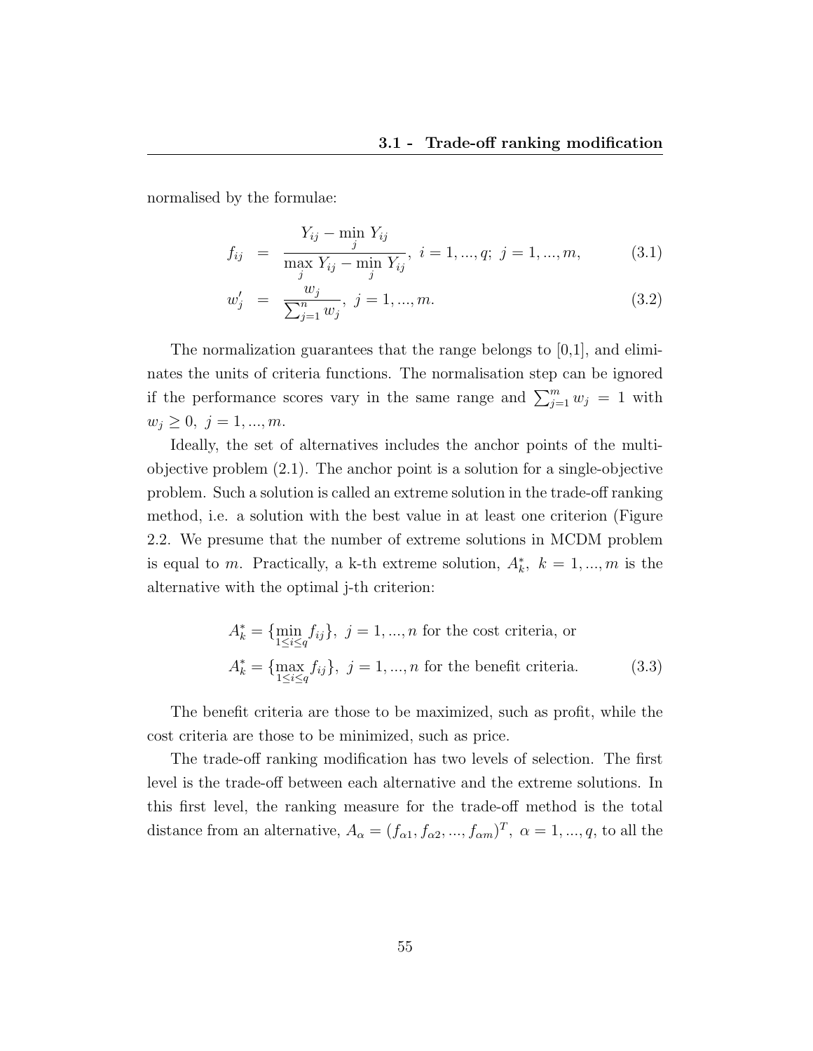normalised by the formulae:

$$
\begin{aligned}
f_{ij} &= \frac{Y_{ij} - \min\limits_{j} Y_{ij}}{\max\limits_{j} Y_{ij} - \min\limits_{j} Y_{ij}},\ i = 1, ..., q;\ j = 1, ..., m, &(3.1)\\
w'_j &= \frac{w_j}{\sum_{j=1}^{n} w_j},\ j = 1, ..., m. &(3.2)
\end{aligned}
$$

The normalization guarantees that the range belongs to [0,1], and eliminates the units of criteria functions. The normalisation step can be ignored if the performance scores vary in the same range and $\sum_{j=1}^{m} w_j = 1$ with $w_j \geq 0,\ j = 1, ..., m$.

Ideally, the set of alternatives includes the anchor points of the multi-objective problem (2.1). The anchor point is a solution for a single-objective problem. Such a solution is called an extreme solution in the trade-off ranking method, i.e. a solution with the best value in at least one criterion (Figure 2.2. We presume that the number of extreme solutions in MCDM problem is equal to $m$. Practically, a k-th extreme solution, $A_k^*,\ k = 1, ..., m$ is the alternative with the optimal j-th criterion:

$$
\begin{aligned}
&A_k^* = \{\min_{1 \leq i \leq q} f_{ij}\},\ j = 1, ..., n \text{ for the cost criteria, or}\\
&A_k^* = \{\max_{1 \leq i \leq q} f_{ij}\},\ j = 1, ..., n \text{ for the benefit criteria.} \qquad (3.3)
\end{aligned}
$$

The benefit criteria are those to be maximized, such as profit, while the cost criteria are those to be minimized, such as price.

The trade-off ranking modification has two levels of selection. The first level is the trade-off between each alternative and the extreme solutions. In this first level, the ranking measure for the trade-off method is the total distance from an alternative, $A_\alpha = (f_{\alpha 1}, f_{\alpha 2}, ..., f_{\alpha m})^T,\ \alpha = 1, ..., q$, to all the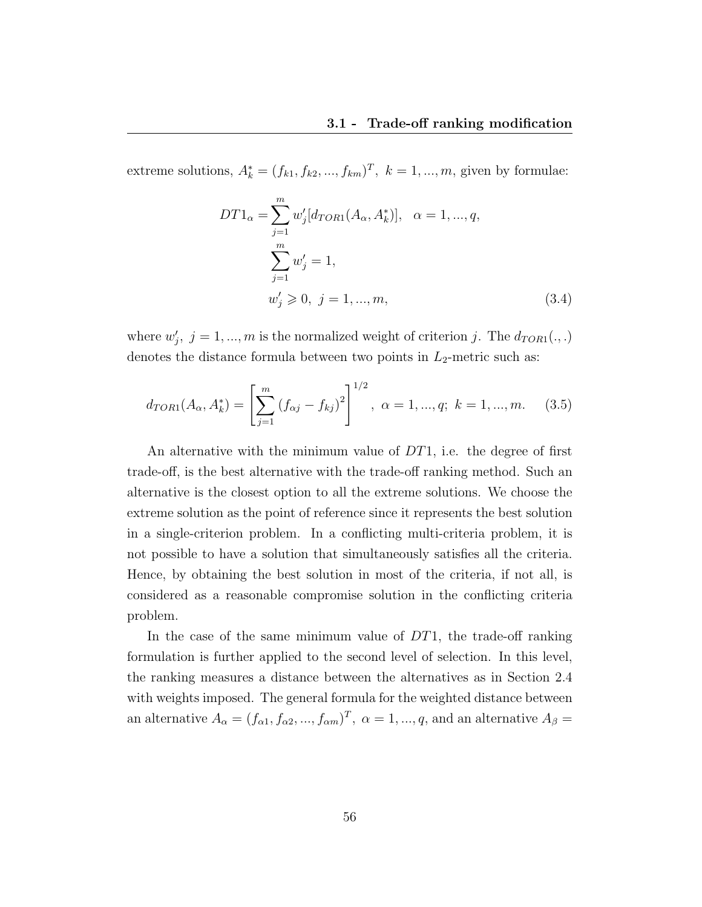extreme solutions, $A_k^* = (f_{k1}, f_{k2}, ..., f_{km})^T,\ k = 1, ..., m$, given by formulae:

$$
\begin{aligned}
DT1_\alpha &= \sum_{j=1}^{m} w'_j [d_{TOR1}(A_\alpha, A_k^*)], \quad \alpha = 1, ..., q, \\
&\sum_{j=1}^{m} w'_j = 1, \\
&w'_j \geqslant 0,\ j = 1, ..., m,
\end{aligned}
\tag{3.4}
$$

where $w'_j,\ j = 1, ..., m$ is the normalized weight of criterion $j$. The $d_{TOR1}(.,.)$ denotes the distance formula between two points in $L_2$-metric such as:

$$
d_{TOR1}(A_\alpha, A_k^*) = \left[ \sum_{j=1}^{m} (f_{\alpha j} - f_{kj})^2 \right]^{1/2},\ \alpha = 1, ..., q;\ k = 1, ..., m. \tag{3.5}
$$

An alternative with the minimum value of $DT1$, i.e. the degree of first trade-off, is the best alternative with the trade-off ranking method. Such an alternative is the closest option to all the extreme solutions. We choose the extreme solution as the point of reference since it represents the best solution in a single-criterion problem. In a conflicting multi-criteria problem, it is not possible to have a solution that simultaneously satisfies all the criteria. Hence, by obtaining the best solution in most of the criteria, if not all, is considered as a reasonable compromise solution in the conflicting criteria problem.

In the case of the same minimum value of $DT1$, the trade-off ranking formulation is further applied to the second level of selection. In this level, the ranking measures a distance between the alternatives as in Section 2.4 with weights imposed. The general formula for the weighted distance between an alternative $A_\alpha = (f_{\alpha 1}, f_{\alpha 2}, ..., f_{\alpha m})^T,\ \alpha = 1, ..., q$, and an alternative $A_\beta =$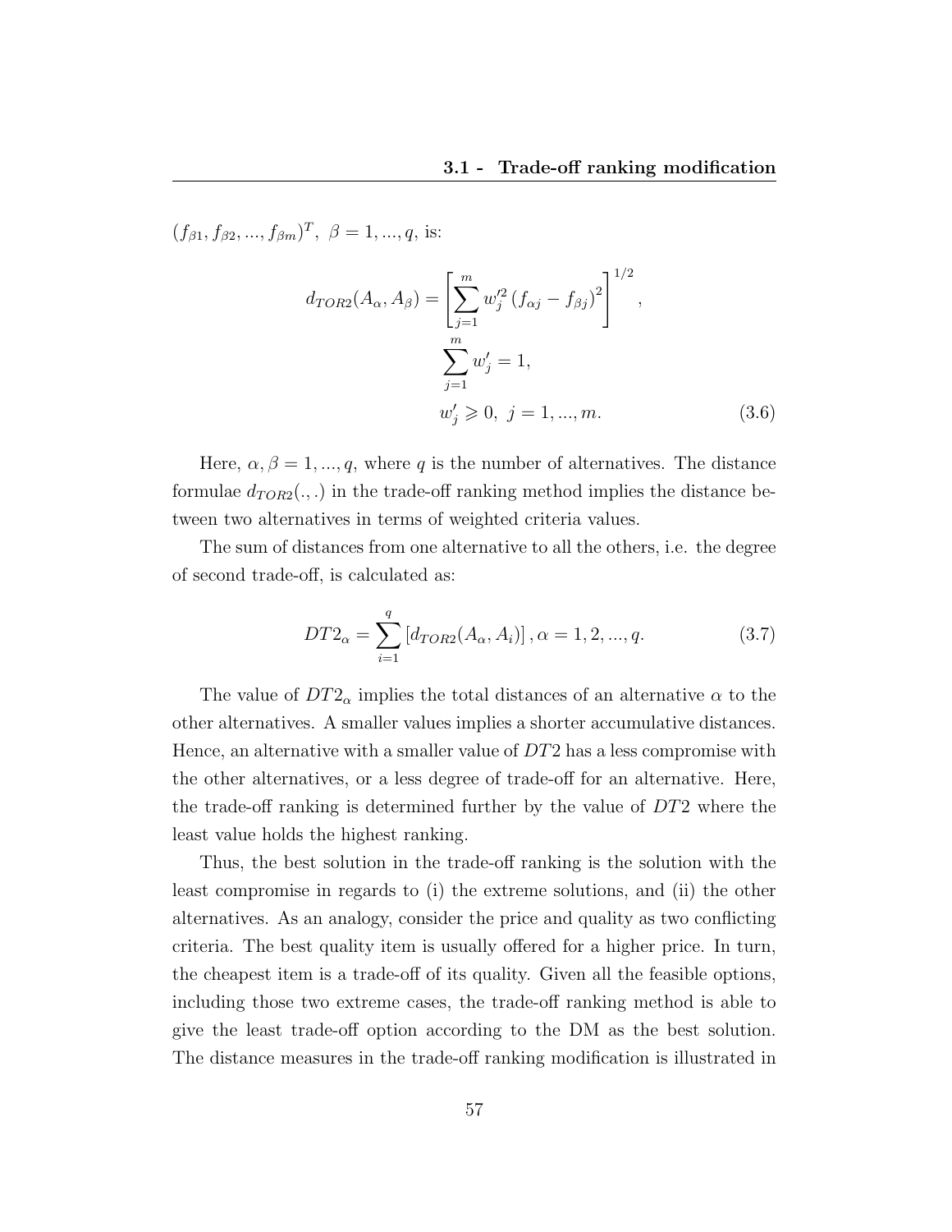$(f_{\beta 1}, f_{\beta 2}, ..., f_{\beta m})^T,\ \beta = 1, ..., q$, is:

$$d_{TOR2}(A_\alpha, A_\beta) = \left[\sum_{j=1}^{m} w_j'^2 \left(f_{\alpha j} - f_{\beta j}\right)^2\right]^{1/2},$$
$$\sum_{j=1}^{m} w_j' = 1,$$
$$w_j' \geqslant 0,\ j = 1, ..., m. \tag{3.6}$$

Here, $\alpha, \beta = 1, ..., q$, where $q$ is the number of alternatives. The distance formulae $d_{TOR2}(.,.)$ in the trade-off ranking method implies the distance between two alternatives in terms of weighted criteria values.

The sum of distances from one alternative to all the others, i.e. the degree of second trade-off, is calculated as:

$$DT2_\alpha = \sum_{i=1}^{q} \left[d_{TOR2}(A_\alpha, A_i)\right], \alpha = 1, 2, ..., q. \tag{3.7}$$

The value of $DT2_\alpha$ implies the total distances of an alternative $\alpha$ to the other alternatives. A smaller values implies a shorter accumulative distances. Hence, an alternative with a smaller value of $DT2$ has a less compromise with the other alternatives, or a less degree of trade-off for an alternative. Here, the trade-off ranking is determined further by the value of $DT2$ where the least value holds the highest ranking.

Thus, the best solution in the trade-off ranking is the solution with the least compromise in regards to (i) the extreme solutions, and (ii) the other alternatives. As an analogy, consider the price and quality as two conflicting criteria. The best quality item is usually offered for a higher price. In turn, the cheapest item is a trade-off of its quality. Given all the feasible options, including those two extreme cases, the trade-off ranking method is able to give the least trade-off option according to the DM as the best solution. The distance measures in the trade-off ranking modification is illustrated in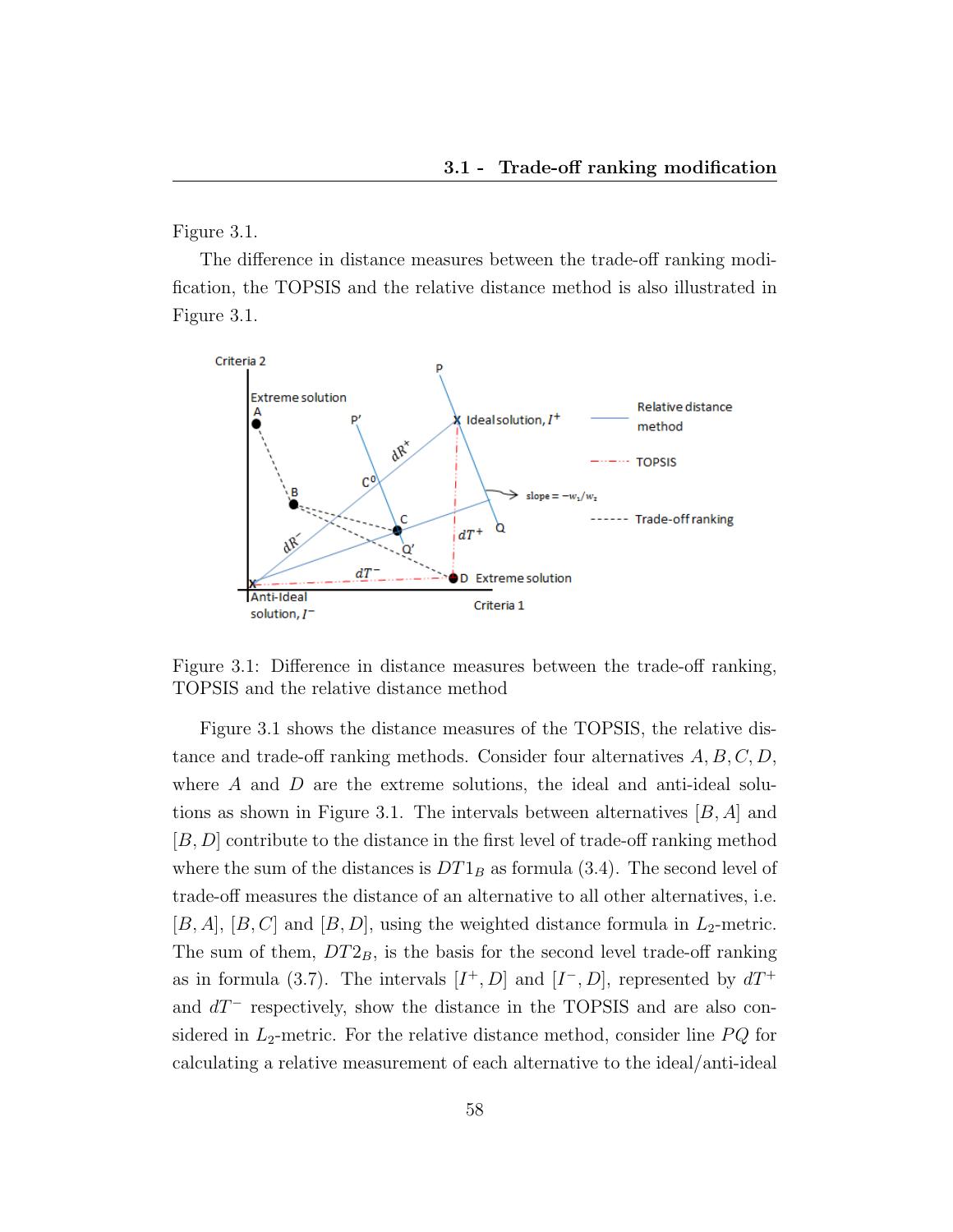Figure 3.1.

The difference in distance measures between the trade-off ranking modification, the TOPSIS and the relative distance method is also illustrated in Figure 3.1.

Figure 3.1: Difference in distance measures between the trade-off ranking, TOPSIS and the relative distance method

Figure 3.1 shows the distance measures of the TOPSIS, the relative distance and trade-off ranking methods. Consider four alternatives $A, B, C, D$, where $A$ and $D$ are the extreme solutions, the ideal and anti-ideal solutions as shown in Figure 3.1. The intervals between alternatives $[B, A]$ and $[B, D]$ contribute to the distance in the first level of trade-off ranking method where the sum of the distances is $DT1_B$ as formula (3.4). The second level of trade-off measures the distance of an alternative to all other alternatives, i.e. $[B, A]$, $[B, C]$ and $[B, D]$, using the weighted distance formula in $L_2$-metric. The sum of them, $DT2_B$, is the basis for the second level trade-off ranking as in formula (3.7). The intervals $[I^+, D]$ and $[I^-, D]$, represented by $dT^+$ and $dT^-$ respectively, show the distance in the TOPSIS and are also considered in $L_2$-metric. For the relative distance method, consider line $PQ$ for calculating a relative measurement of each alternative to the ideal/anti-ideal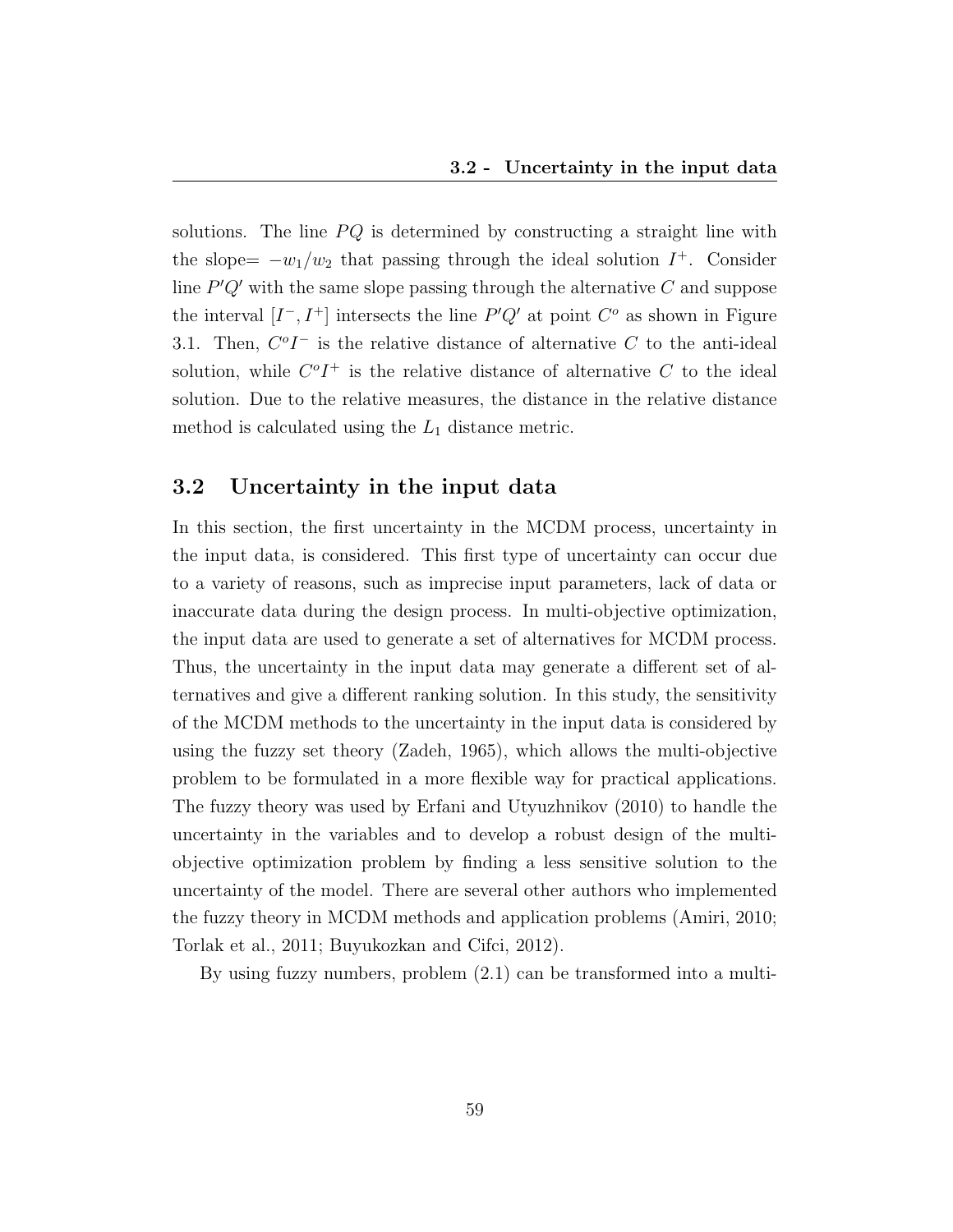solutions. The line $PQ$ is determined by constructing a straight line with the slope= $-w_1/w_2$ that passing through the ideal solution $I^+$. Consider line $P'Q'$ with the same slope passing through the alternative $C$ and suppose the interval $[I^-, I^+]$ intersects the line $P'Q'$ at point $C^o$ as shown in Figure 3.1. Then, $C^oI^-$ is the relative distance of alternative $C$ to the anti-ideal solution, while $C^oI^+$ is the relative distance of alternative $C$ to the ideal solution. Due to the relative measures, the distance in the relative distance method is calculated using the $L_1$ distance metric.

## 3.2 Uncertainty in the input data

In this section, the first uncertainty in the MCDM process, uncertainty in the input data, is considered. This first type of uncertainty can occur due to a variety of reasons, such as imprecise input parameters, lack of data or inaccurate data during the design process. In multi-objective optimization, the input data are used to generate a set of alternatives for MCDM process. Thus, the uncertainty in the input data may generate a different set of alternatives and give a different ranking solution. In this study, the sensitivity of the MCDM methods to the uncertainty in the input data is considered by using the fuzzy set theory (Zadeh, 1965), which allows the multi-objective problem to be formulated in a more flexible way for practical applications. The fuzzy theory was used by Erfani and Utyuzhnikov (2010) to handle the uncertainty in the variables and to develop a robust design of the multi-objective optimization problem by finding a less sensitive solution to the uncertainty of the model. There are several other authors who implemented the fuzzy theory in MCDM methods and application problems (Amiri, 2010; Torlak et al., 2011; Buyukozkan and Cifci, 2012).

By using fuzzy numbers, problem (2.1) can be transformed into a multi-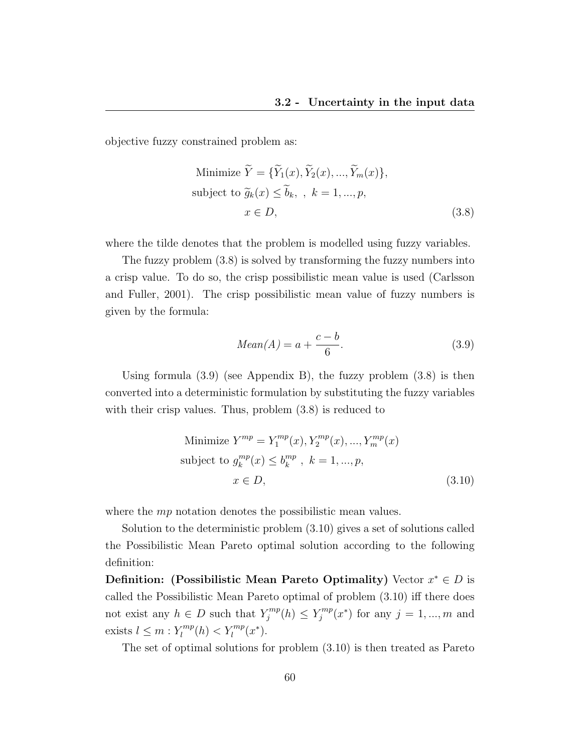objective fuzzy constrained problem as:

$$
\begin{aligned}
\text{Minimize } \widetilde{Y} &= \{\widetilde{Y}_1(x), \widetilde{Y}_2(x), ..., \widetilde{Y}_m(x)\}, \\
\text{subject to } \widetilde{g}_k(x) &\leq \widetilde{b}_k, \ , \ k = 1, ..., p, \\
x &\in D,
\end{aligned} \tag{3.8}
$$

where the tilde denotes that the problem is modelled using fuzzy variables.

The fuzzy problem (3.8) is solved by transforming the fuzzy numbers into a crisp value. To do so, the crisp possibilistic mean value is used (Carlsson and Fuller, 2001). The crisp possibilistic mean value of fuzzy numbers is given by the formula:

$$
Mean(A) = a + \frac{c - b}{6}. \tag{3.9}
$$

Using formula (3.9) (see Appendix B), the fuzzy problem (3.8) is then converted into a deterministic formulation by substituting the fuzzy variables with their crisp values. Thus, problem (3.8) is reduced to

$$
\begin{aligned}
\text{Minimize } Y^{mp} &= Y_1^{mp}(x), Y_2^{mp}(x), ..., Y_m^{mp}(x) \\
\text{subject to } g_k^{mp}(x) &\leq b_k^{mp} \ , \ k = 1, ..., p, \\
x &\in D,
\end{aligned} \tag{3.10}
$$

where the *mp* notation denotes the possibilistic mean values.

Solution to the deterministic problem (3.10) gives a set of solutions called the Possibilistic Mean Pareto optimal solution according to the following definition:

**Definition: (Possibilistic Mean Pareto Optimality)** Vector $x^* \in D$ is called the Possibilistic Mean Pareto optimal of problem (3.10) iff there does not exist any $h \in D$ such that $Y_j^{mp}(h) \leq Y_j^{mp}(x^*)$ for any $j = 1, ..., m$ and exists $l \leq m : Y_l^{mp}(h) < Y_l^{mp}(x^*)$.

The set of optimal solutions for problem (3.10) is then treated as Pareto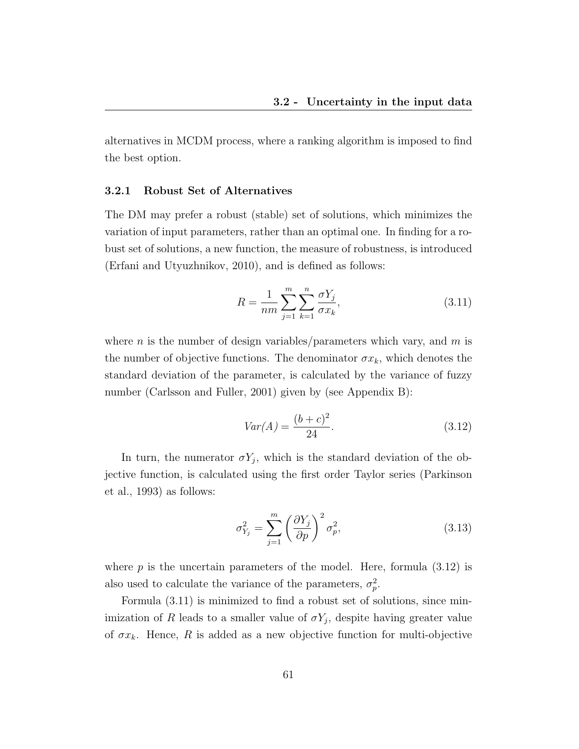alternatives in MCDM process, where a ranking algorithm is imposed to find the best option.

### 3.2.1 Robust Set of Alternatives

The DM may prefer a robust (stable) set of solutions, which minimizes the variation of input parameters, rather than an optimal one. In finding for a robust set of solutions, a new function, the measure of robustness, is introduced (Erfani and Utyuzhnikov, 2010), and is defined as follows:

$$R = \frac{1}{nm} \sum_{j=1}^{m} \sum_{k=1}^{n} \frac{\sigma Y_j}{\sigma x_k}, \tag{3.11}$$

where $n$ is the number of design variables/parameters which vary, and $m$ is the number of objective functions. The denominator $\sigma x_k$, which denotes the standard deviation of the parameter, is calculated by the variance of fuzzy number (Carlsson and Fuller, 2001) given by (see Appendix B):

$$Var(A) = \frac{(b+c)^2}{24}. \tag{3.12}$$

In turn, the numerator $\sigma Y_j$, which is the standard deviation of the objective function, is calculated using the first order Taylor series (Parkinson et al., 1993) as follows:

$$\sigma_{Y_j}^2 = \sum_{j=1}^{m} \left( \frac{\partial Y_j}{\partial p} \right)^2 \sigma_p^2, \tag{3.13}$$

where $p$ is the uncertain parameters of the model. Here, formula (3.12) is also used to calculate the variance of the parameters, $\sigma_p^2$.

Formula (3.11) is minimized to find a robust set of solutions, since minimization of $R$ leads to a smaller value of $\sigma Y_j$, despite having greater value of $\sigma x_k$. Hence, $R$ is added as a new objective function for multi-objective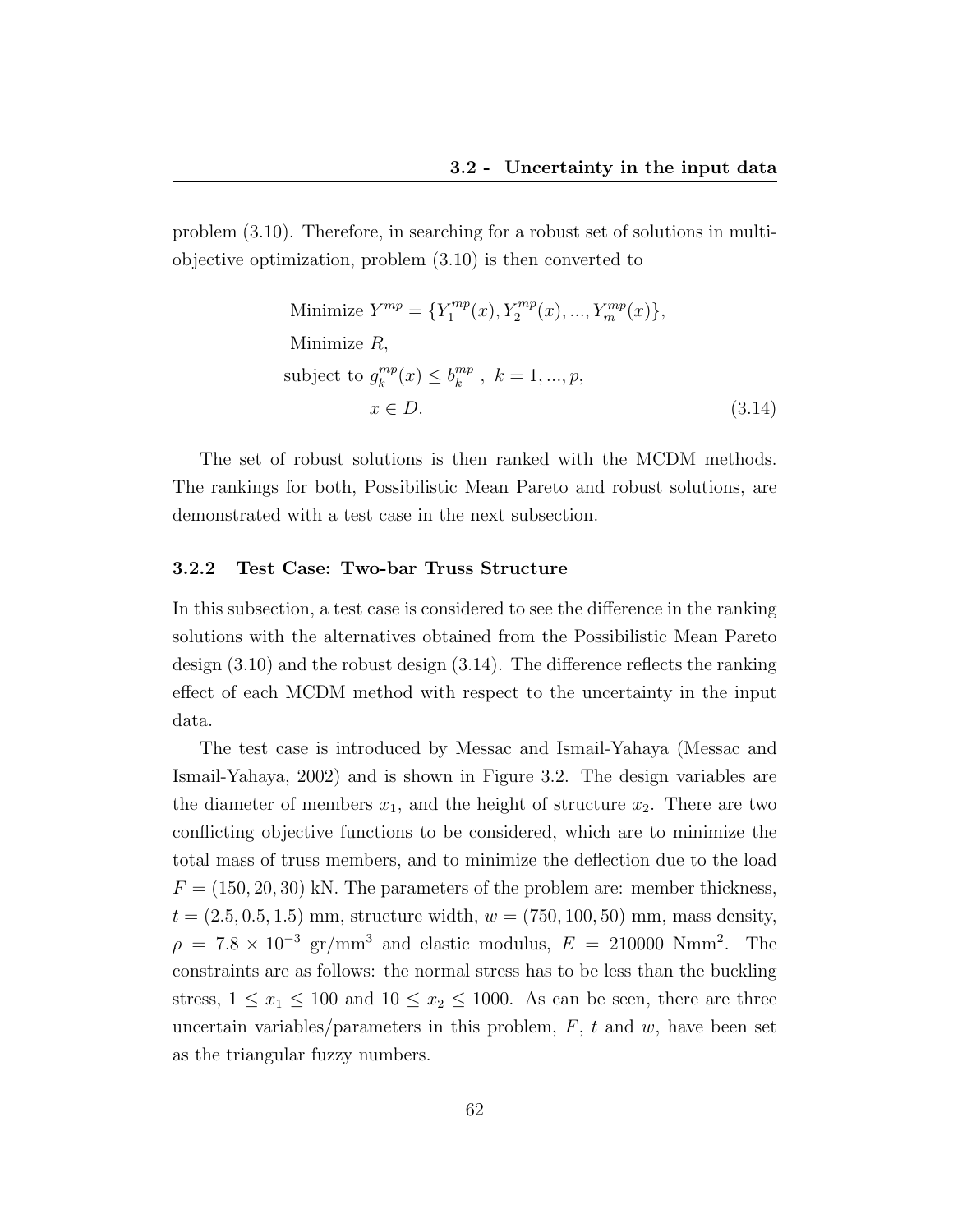problem (3.10). Therefore, in searching for a robust set of solutions in multi-objective optimization, problem (3.10) is then converted to

$$
\begin{aligned}
&\text{Minimize } Y^{mp} = \{Y_1^{mp}(x), Y_2^{mp}(x), ..., Y_m^{mp}(x)\}, \\
&\text{Minimize } R, \\
&\text{subject to } g_k^{mp}(x) \leq b_k^{mp} \ , \ k = 1, ..., p, \\
&\qquad\qquad x \in D.
\end{aligned}
\tag{3.14}
$$

The set of robust solutions is then ranked with the MCDM methods. The rankings for both, Possibilistic Mean Pareto and robust solutions, are demonstrated with a test case in the next subsection.

### 3.2.2 Test Case: Two-bar Truss Structure

In this subsection, a test case is considered to see the difference in the ranking solutions with the alternatives obtained from the Possibilistic Mean Pareto design (3.10) and the robust design (3.14). The difference reflects the ranking effect of each MCDM method with respect to the uncertainty in the input data.

The test case is introduced by Messac and Ismail-Yahaya (Messac and Ismail-Yahaya, 2002) and is shown in Figure 3.2. The design variables are the diameter of members $x_1$, and the height of structure $x_2$. There are two conflicting objective functions to be considered, which are to minimize the total mass of truss members, and to minimize the deflection due to the load $F = (150, 20, 30)$ kN. The parameters of the problem are: member thickness, $t = (2.5, 0.5, 1.5)$ mm, structure width, $w = (750, 100, 50)$ mm, mass density, $\rho = 7.8 \times 10^{-3}$ gr/mm$^3$ and elastic modulus, $E = 210000$ Nmm$^2$. The constraints are as follows: the normal stress has to be less than the buckling stress, $1 \leq x_1 \leq 100$ and $10 \leq x_2 \leq 1000$. As can be seen, there are three uncertain variables/parameters in this problem, $F$, $t$ and $w$, have been set as the triangular fuzzy numbers.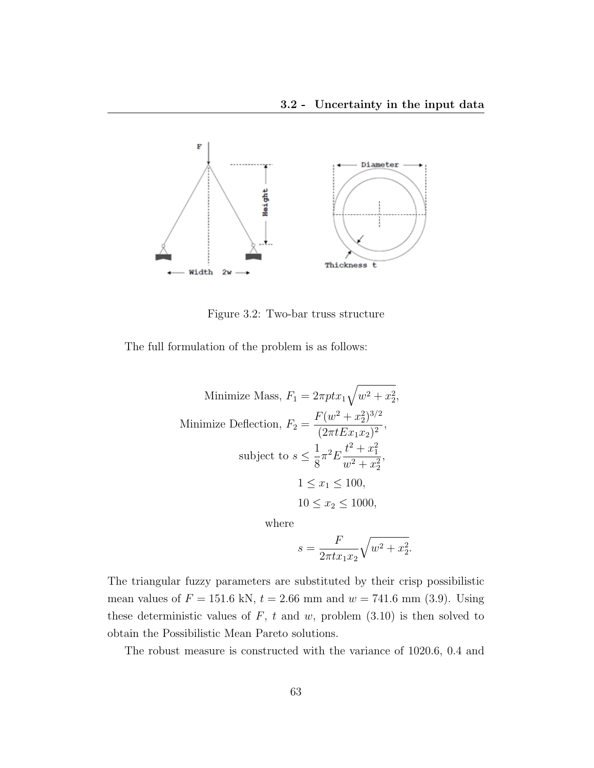Figure 3.2: Two-bar truss structure

The full formulation of the problem is as follows:

$$
\begin{aligned}
\text{Minimize Mass, } F_1 &= 2\pi p t x_1 \sqrt{w^2 + x_2^2}, \\
\text{Minimize Deflection, } F_2 &= \frac{F(w^2 + x_2^2)^{3/2}}{(2\pi t E x_1 x_2)^2}, \\
\text{subject to } s &\leq \frac{1}{8}\pi^2 E \frac{t^2 + x_1^2}{w^2 + x_2^2}, \\
1 &\leq x_1 \leq 100, \\
10 &\leq x_2 \leq 1000,
\end{aligned}
$$

where

$$
s = \frac{F}{2\pi t x_1 x_2}\sqrt{w^2 + x_2^2}.
$$

The triangular fuzzy parameters are substituted by their crisp possibilistic mean values of $F = 151.6$ kN, $t = 2.66$ mm and $w = 741.6$ mm (3.9). Using these deterministic values of $F$, $t$ and $w$, problem (3.10) is then solved to obtain the Possibilistic Mean Pareto solutions.

The robust measure is constructed with the variance of 1020.6, 0.4 and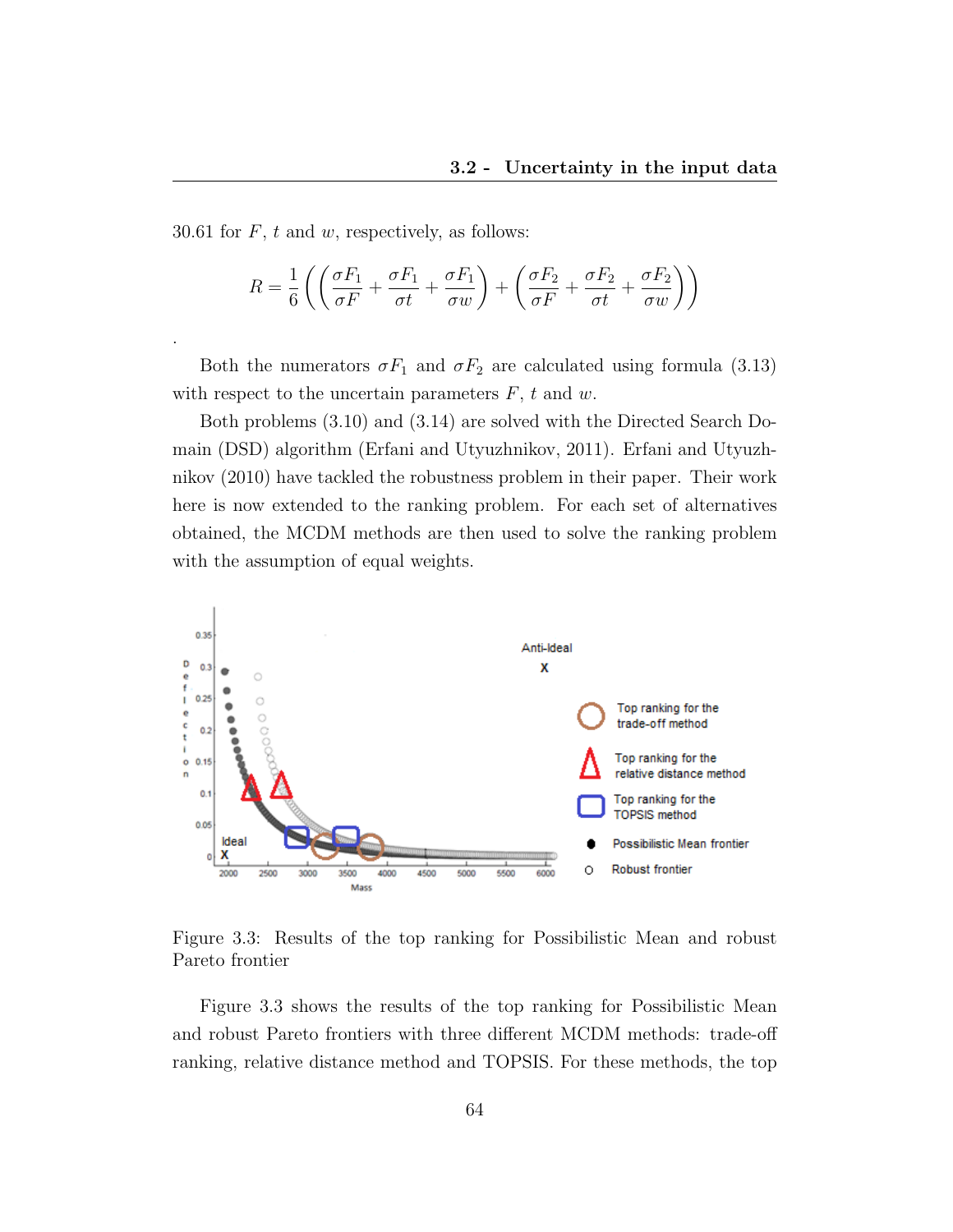30.61 for $F$, $t$ and $w$, respectively, as follows:

$$R = \frac{1}{6}\left(\left(\frac{\sigma F_1}{\sigma F} + \frac{\sigma F_1}{\sigma t} + \frac{\sigma F_1}{\sigma w}\right) + \left(\frac{\sigma F_2}{\sigma F} + \frac{\sigma F_2}{\sigma t} + \frac{\sigma F_2}{\sigma w}\right)\right)$$

.

Both the numerators $\sigma F_1$ and $\sigma F_2$ are calculated using formula (3.13) with respect to the uncertain parameters $F$, $t$ and $w$.

Both problems (3.10) and (3.14) are solved with the Directed Search Domain (DSD) algorithm (Erfani and Utyuzhnikov, 2011). Erfani and Utyuzhnikov (2010) have tackled the robustness problem in their paper. Their work here is now extended to the ranking problem. For each set of alternatives obtained, the MCDM methods are then used to solve the ranking problem with the assumption of equal weights.

Figure 3.3: Results of the top ranking for Possibilistic Mean and robust Pareto frontier

Figure 3.3 shows the results of the top ranking for Possibilistic Mean and robust Pareto frontiers with three different MCDM methods: trade-off ranking, relative distance method and TOPSIS. For these methods, the top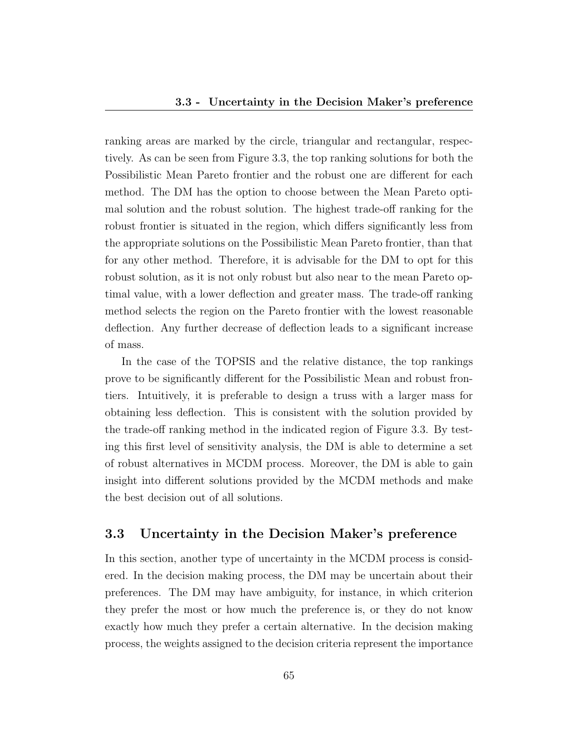ranking areas are marked by the circle, triangular and rectangular, respectively. As can be seen from Figure 3.3, the top ranking solutions for both the Possibilistic Mean Pareto frontier and the robust one are different for each method. The DM has the option to choose between the Mean Pareto optimal solution and the robust solution. The highest trade-off ranking for the robust frontier is situated in the region, which differs significantly less from the appropriate solutions on the Possibilistic Mean Pareto frontier, than that for any other method. Therefore, it is advisable for the DM to opt for this robust solution, as it is not only robust but also near to the mean Pareto optimal value, with a lower deflection and greater mass. The trade-off ranking method selects the region on the Pareto frontier with the lowest reasonable deflection. Any further decrease of deflection leads to a significant increase of mass.

In the case of the TOPSIS and the relative distance, the top rankings prove to be significantly different for the Possibilistic Mean and robust frontiers. Intuitively, it is preferable to design a truss with a larger mass for obtaining less deflection. This is consistent with the solution provided by the trade-off ranking method in the indicated region of Figure 3.3. By testing this first level of sensitivity analysis, the DM is able to determine a set of robust alternatives in MCDM process. Moreover, the DM is able to gain insight into different solutions provided by the MCDM methods and make the best decision out of all solutions.

## 3.3 Uncertainty in the Decision Maker's preference

In this section, another type of uncertainty in the MCDM process is considered. In the decision making process, the DM may be uncertain about their preferences. The DM may have ambiguity, for instance, in which criterion they prefer the most or how much the preference is, or they do not know exactly how much they prefer a certain alternative. In the decision making process, the weights assigned to the decision criteria represent the importance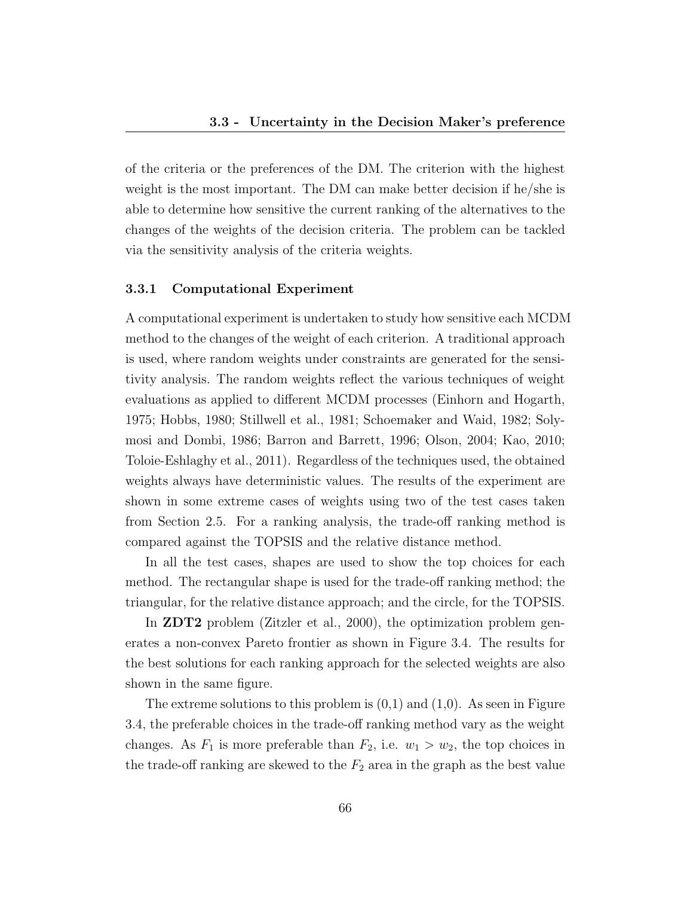of the criteria or the preferences of the DM. The criterion with the highest weight is the most important. The DM can make better decision if he/she is able to determine how sensitive the current ranking of the alternatives to the changes of the weights of the decision criteria. The problem can be tackled via the sensitivity analysis of the criteria weights.

### 3.3.1 Computational Experiment

A computational experiment is undertaken to study how sensitive each MCDM method to the changes of the weight of each criterion. A traditional approach is used, where random weights under constraints are generated for the sensitivity analysis. The random weights reflect the various techniques of weight evaluations as applied to different MCDM processes (Einhorn and Hogarth, 1975; Hobbs, 1980; Stillwell et al., 1981; Schoemaker and Waid, 1982; Solymosi and Dombi, 1986; Barron and Barrett, 1996; Olson, 2004; Kao, 2010; Toloie-Eshlaghy et al., 2011). Regardless of the techniques used, the obtained weights always have deterministic values. The results of the experiment are shown in some extreme cases of weights using two of the test cases taken from Section 2.5. For a ranking analysis, the trade-off ranking method is compared against the TOPSIS and the relative distance method.

In all the test cases, shapes are used to show the top choices for each method. The rectangular shape is used for the trade-off ranking method; the triangular, for the relative distance approach; and the circle, for the TOPSIS.

In **ZDT2** problem (Zitzler et al., 2000), the optimization problem generates a non-convex Pareto frontier as shown in Figure 3.4. The results for the best solutions for each ranking approach for the selected weights are also shown in the same figure.

The extreme solutions to this problem is (0,1) and (1,0). As seen in Figure 3.4, the preferable choices in the trade-off ranking method vary as the weight changes. As $F_1$ is more preferable than $F_2$, i.e. $w_1 > w_2$, the top choices in the trade-off ranking are skewed to the $F_2$ area in the graph as the best value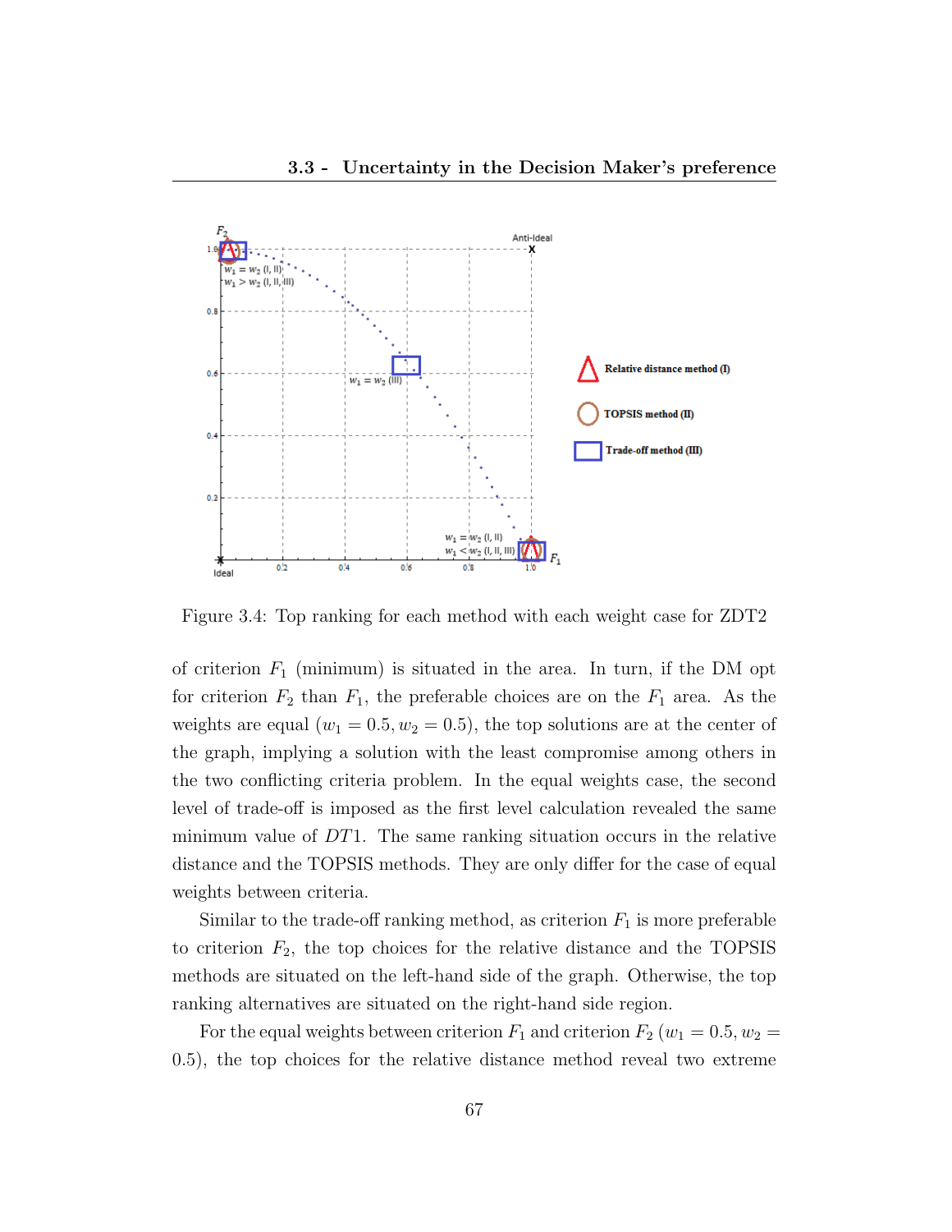Figure 3.4: Top ranking for each method with each weight case for ZDT2

of criterion $F_1$ (minimum) is situated in the area. In turn, if the DM opt for criterion $F_2$ than $F_1$, the preferable choices are on the $F_1$ area. As the weights are equal ($w_1 = 0.5, w_2 = 0.5$), the top solutions are at the center of the graph, implying a solution with the least compromise among others in the two conflicting criteria problem. In the equal weights case, the second level of trade-off is imposed as the first level calculation revealed the same minimum value of $DT1$. The same ranking situation occurs in the relative distance and the TOPSIS methods. They are only differ for the case of equal weights between criteria.

Similar to the trade-off ranking method, as criterion $F_1$ is more preferable to criterion $F_2$, the top choices for the relative distance and the TOPSIS methods are situated on the left-hand side of the graph. Otherwise, the top ranking alternatives are situated on the right-hand side region.

For the equal weights between criterion $F_1$ and criterion $F_2$ ($w_1 = 0.5, w_2 = 0.5$), the top choices for the relative distance method reveal two extreme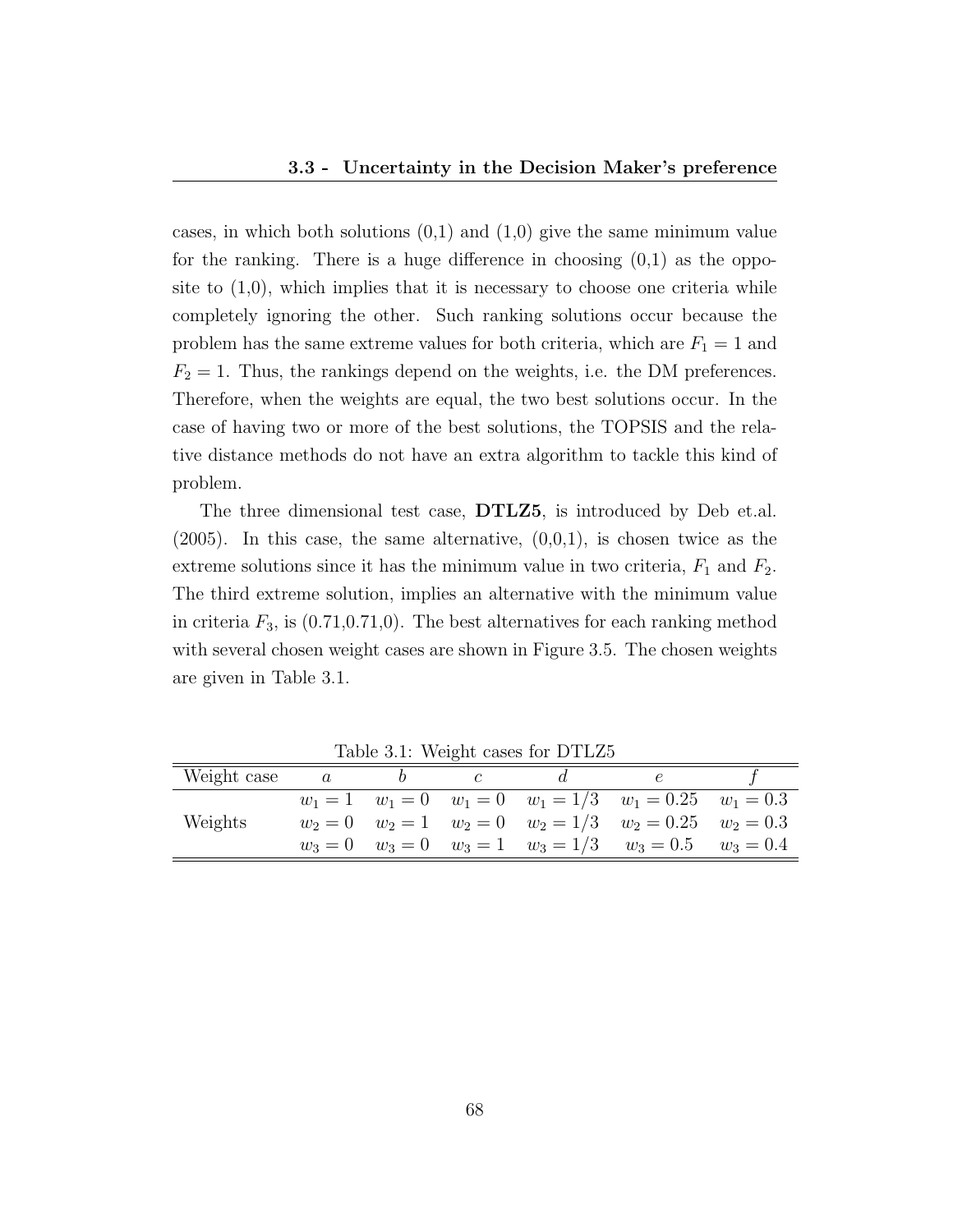cases, in which both solutions (0,1) and (1,0) give the same minimum value for the ranking. There is a huge difference in choosing (0,1) as the opposite to (1,0), which implies that it is necessary to choose one criteria while completely ignoring the other. Such ranking solutions occur because the problem has the same extreme values for both criteria, which are $F_1 = 1$ and $F_2 = 1$. Thus, the rankings depend on the weights, i.e. the DM preferences. Therefore, when the weights are equal, the two best solutions occur. In the case of having two or more of the best solutions, the TOPSIS and the relative distance methods do not have an extra algorithm to tackle this kind of problem.

The three dimensional test case, **DTLZ5**, is introduced by Deb et.al. (2005). In this case, the same alternative, (0,0,1), is chosen twice as the extreme solutions since it has the minimum value in two criteria, $F_1$ and $F_2$. The third extreme solution, implies an alternative with the minimum value in criteria $F_3$, is (0.71,0.71,0). The best alternatives for each ranking method with several chosen weight cases are shown in Figure 3.5. The chosen weights are given in Table 3.1.

Table 3.1: Weight cases for DTLZ5

| Weight case | $a$ | $b$ | $c$ | $d$ | $e$ | $f$ |
|---|---|---|---|---|---|---|
| | $w_1 = 1$ | $w_1 = 0$ | $w_1 = 0$ | $w_1 = 1/3$ | $w_1 = 0.25$ | $w_1 = 0.3$ |
| Weights | $w_2 = 0$ | $w_2 = 1$ | $w_2 = 0$ | $w_2 = 1/3$ | $w_2 = 0.25$ | $w_2 = 0.3$ |
| | $w_3 = 0$ | $w_3 = 0$ | $w_3 = 1$ | $w_3 = 1/3$ | $w_3 = 0.5$ | $w_3 = 0.4$ |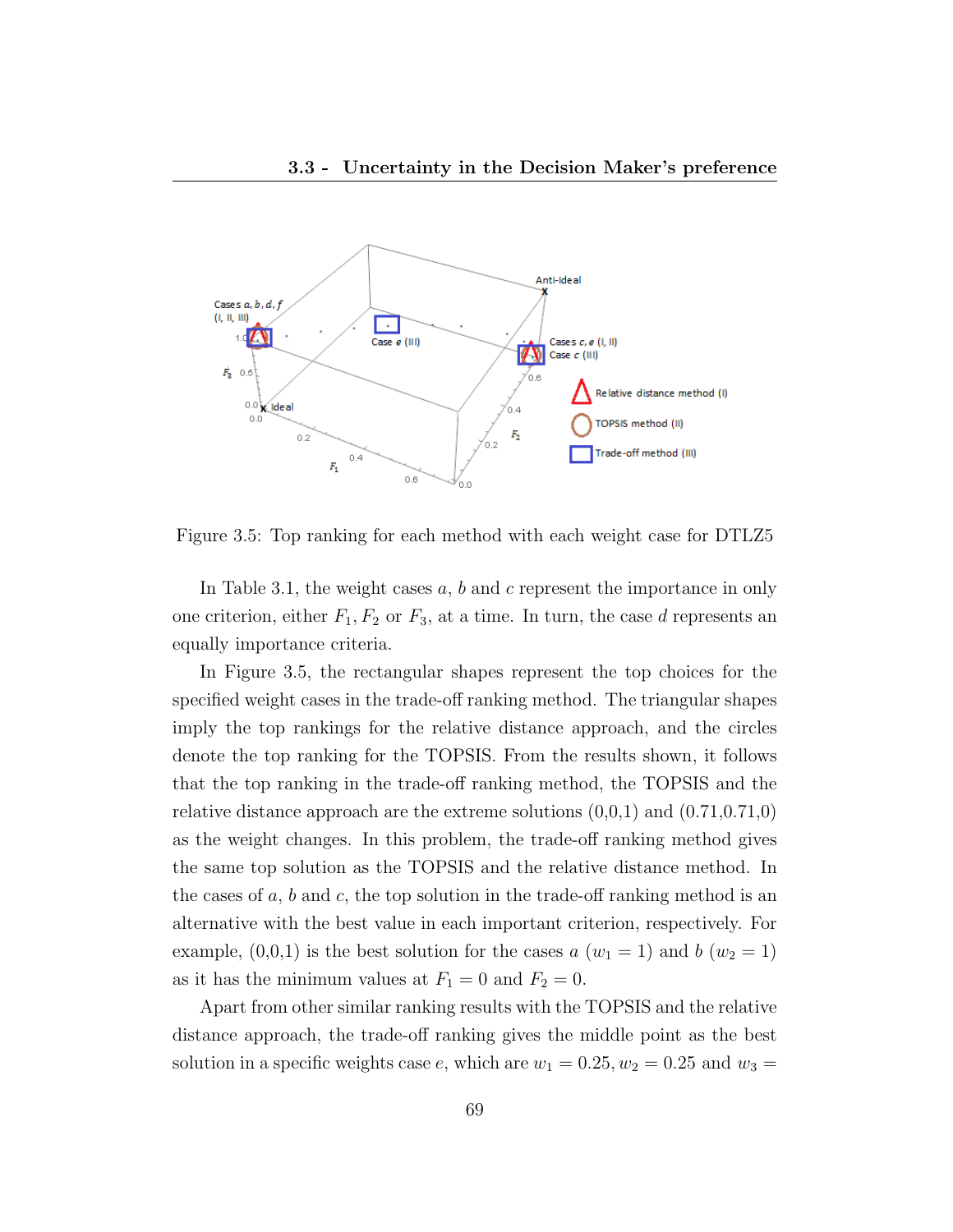Figure 3.5: Top ranking for each method with each weight case for DTLZ5

In Table 3.1, the weight cases $a$, $b$ and $c$ represent the importance in only one criterion, either $F_1$, $F_2$ or $F_3$, at a time. In turn, the case $d$ represents an equally importance criteria.

In Figure 3.5, the rectangular shapes represent the top choices for the specified weight cases in the trade-off ranking method. The triangular shapes imply the top rankings for the relative distance approach, and the circles denote the top ranking for the TOPSIS. From the results shown, it follows that the top ranking in the trade-off ranking method, the TOPSIS and the relative distance approach are the extreme solutions (0,0,1) and (0.71,0.71,0) as the weight changes. In this problem, the trade-off ranking method gives the same top solution as the TOPSIS and the relative distance method. In the cases of $a$, $b$ and $c$, the top solution in the trade-off ranking method is an alternative with the best value in each important criterion, respectively. For example, (0,0,1) is the best solution for the cases $a$ ($w_1 = 1$) and $b$ ($w_2 = 1$) as it has the minimum values at $F_1 = 0$ and $F_2 = 0$.

Apart from other similar ranking results with the TOPSIS and the relative distance approach, the trade-off ranking gives the middle point as the best solution in a specific weights case $e$, which are $w_1 = 0.25$, $w_2 = 0.25$ and $w_3 =$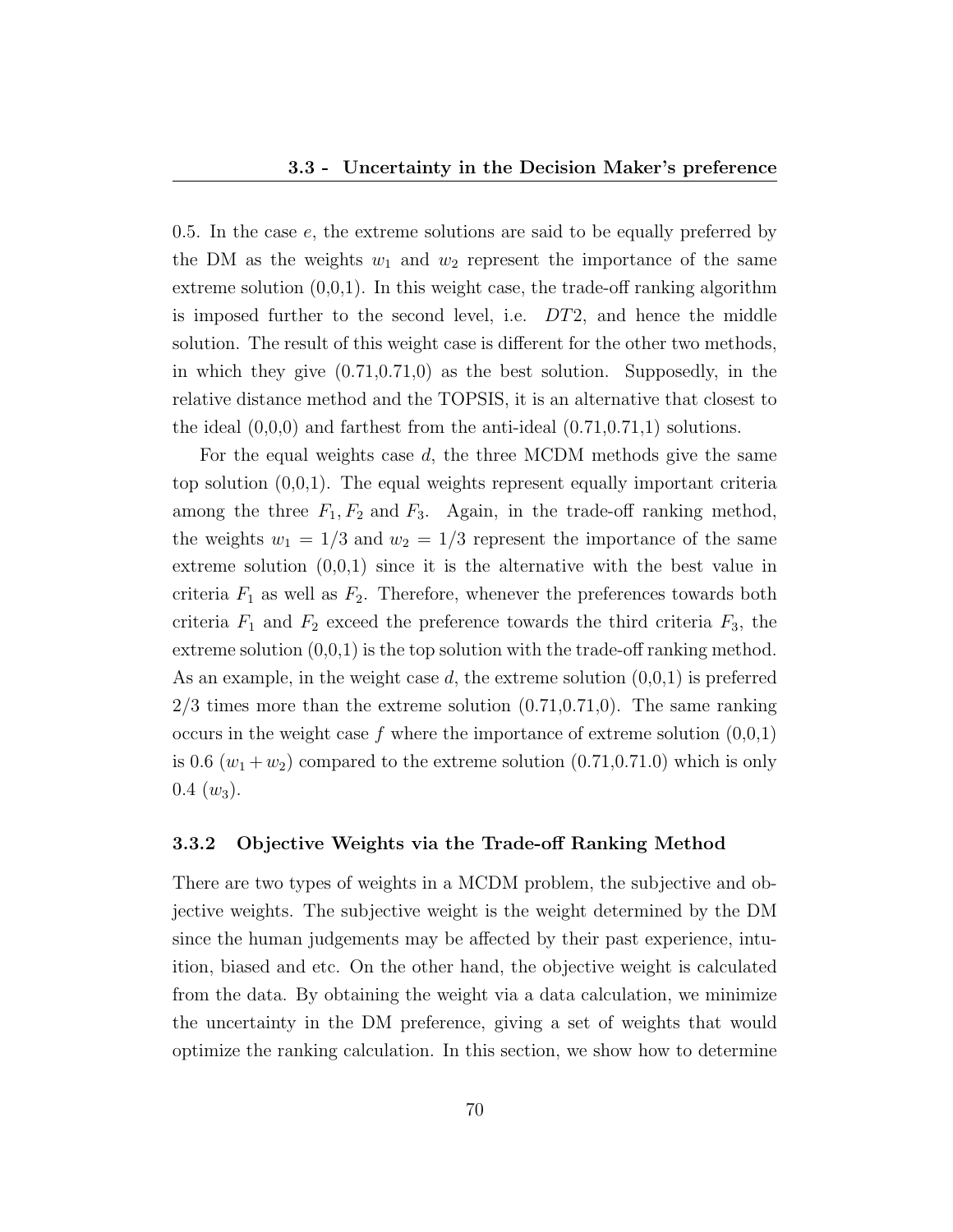0.5. In the case $e$, the extreme solutions are said to be equally preferred by the DM as the weights $w_1$ and $w_2$ represent the importance of the same extreme solution (0,0,1). In this weight case, the trade-off ranking algorithm is imposed further to the second level, i.e. $DT2$, and hence the middle solution. The result of this weight case is different for the other two methods, in which they give (0.71,0.71,0) as the best solution. Supposedly, in the relative distance method and the TOPSIS, it is an alternative that closest to the ideal (0,0,0) and farthest from the anti-ideal (0.71,0.71,1) solutions.

For the equal weights case $d$, the three MCDM methods give the same top solution (0,0,1). The equal weights represent equally important criteria among the three $F_1, F_2$ and $F_3$. Again, in the trade-off ranking method, the weights $w_1 = 1/3$ and $w_2 = 1/3$ represent the importance of the same extreme solution (0,0,1) since it is the alternative with the best value in criteria $F_1$ as well as $F_2$. Therefore, whenever the preferences towards both criteria $F_1$ and $F_2$ exceed the preference towards the third criteria $F_3$, the extreme solution (0,0,1) is the top solution with the trade-off ranking method. As an example, in the weight case $d$, the extreme solution (0,0,1) is preferred 2/3 times more than the extreme solution (0.71,0.71,0). The same ranking occurs in the weight case $f$ where the importance of extreme solution (0,0,1) is 0.6 ($w_1 + w_2$) compared to the extreme solution (0.71,0.71.0) which is only 0.4 ($w_3$).

### 3.3.2 Objective Weights via the Trade-off Ranking Method

There are two types of weights in a MCDM problem, the subjective and objective weights. The subjective weight is the weight determined by the DM since the human judgements may be affected by their past experience, intuition, biased and etc. On the other hand, the objective weight is calculated from the data. By obtaining the weight via a data calculation, we minimize the uncertainty in the DM preference, giving a set of weights that would optimize the ranking calculation. In this section, we show how to determine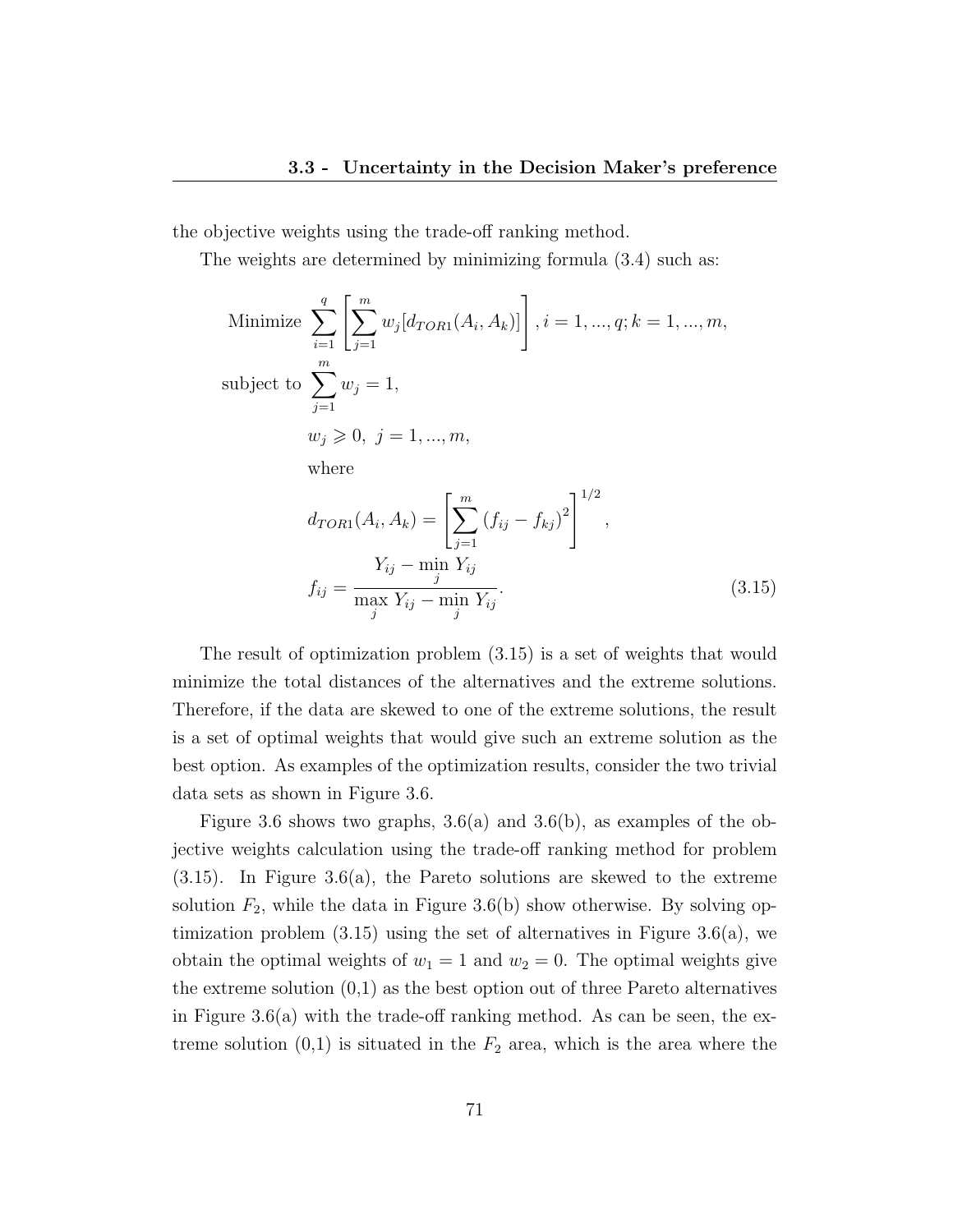the objective weights using the trade-off ranking method.

The weights are determined by minimizing formula (3.4) such as:

$$
\begin{aligned}
\text{Minimize } & \sum_{i=1}^{q} \left[ \sum_{j=1}^{m} w_j [d_{TOR1}(A_i, A_k)] \right], i = 1, ..., q; k = 1, ..., m, \\
\text{subject to } & \sum_{j=1}^{m} w_j = 1, \\
& w_j \geqslant 0, \; j = 1, ..., m, \\
& \text{where} \\
& d_{TOR1}(A_i, A_k) = \left[ \sum_{j=1}^{m} (f_{ij} - f_{kj})^2 \right]^{1/2}, \\
& f_{ij} = \frac{Y_{ij} - \min\limits_{j} Y_{ij}}{\max\limits_{j} Y_{ij} - \min\limits_{j} Y_{ij}}.
\end{aligned} \tag{3.15}
$$

The result of optimization problem (3.15) is a set of weights that would minimize the total distances of the alternatives and the extreme solutions. Therefore, if the data are skewed to one of the extreme solutions, the result is a set of optimal weights that would give such an extreme solution as the best option. As examples of the optimization results, consider the two trivial data sets as shown in Figure 3.6.

Figure 3.6 shows two graphs, 3.6(a) and 3.6(b), as examples of the objective weights calculation using the trade-off ranking method for problem (3.15). In Figure 3.6(a), the Pareto solutions are skewed to the extreme solution $F_2$, while the data in Figure 3.6(b) show otherwise. By solving optimization problem (3.15) using the set of alternatives in Figure 3.6(a), we obtain the optimal weights of $w_1 = 1$ and $w_2 = 0$. The optimal weights give the extreme solution (0,1) as the best option out of three Pareto alternatives in Figure 3.6(a) with the trade-off ranking method. As can be seen, the extreme solution (0,1) is situated in the $F_2$ area, which is the area where the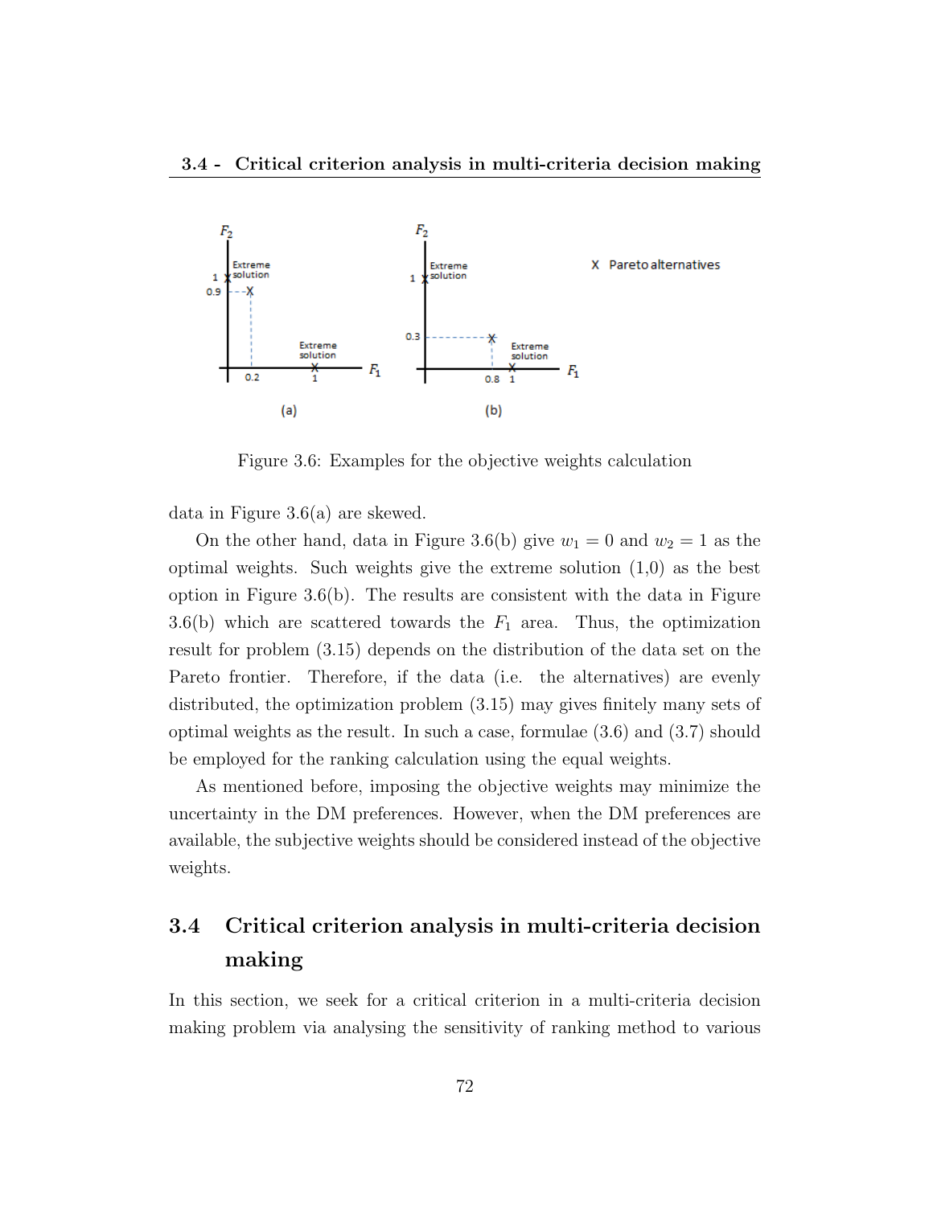Figure 3.6: Examples for the objective weights calculation

data in Figure 3.6(a) are skewed.

On the other hand, data in Figure 3.6(b) give $w_1 = 0$ and $w_2 = 1$ as the optimal weights. Such weights give the extreme solution (1,0) as the best option in Figure 3.6(b). The results are consistent with the data in Figure 3.6(b) which are scattered towards the $F_1$ area. Thus, the optimization result for problem (3.15) depends on the distribution of the data set on the Pareto frontier. Therefore, if the data (i.e. the alternatives) are evenly distributed, the optimization problem (3.15) may gives finitely many sets of optimal weights as the result. In such a case, formulae (3.6) and (3.7) should be employed for the ranking calculation using the equal weights.

As mentioned before, imposing the objective weights may minimize the uncertainty in the DM preferences. However, when the DM preferences are available, the subjective weights should be considered instead of the objective weights.

## 3.4 Critical criterion analysis in multi-criteria decision making

In this section, we seek for a critical criterion in a multi-criteria decision making problem via analysing the sensitivity of ranking method to various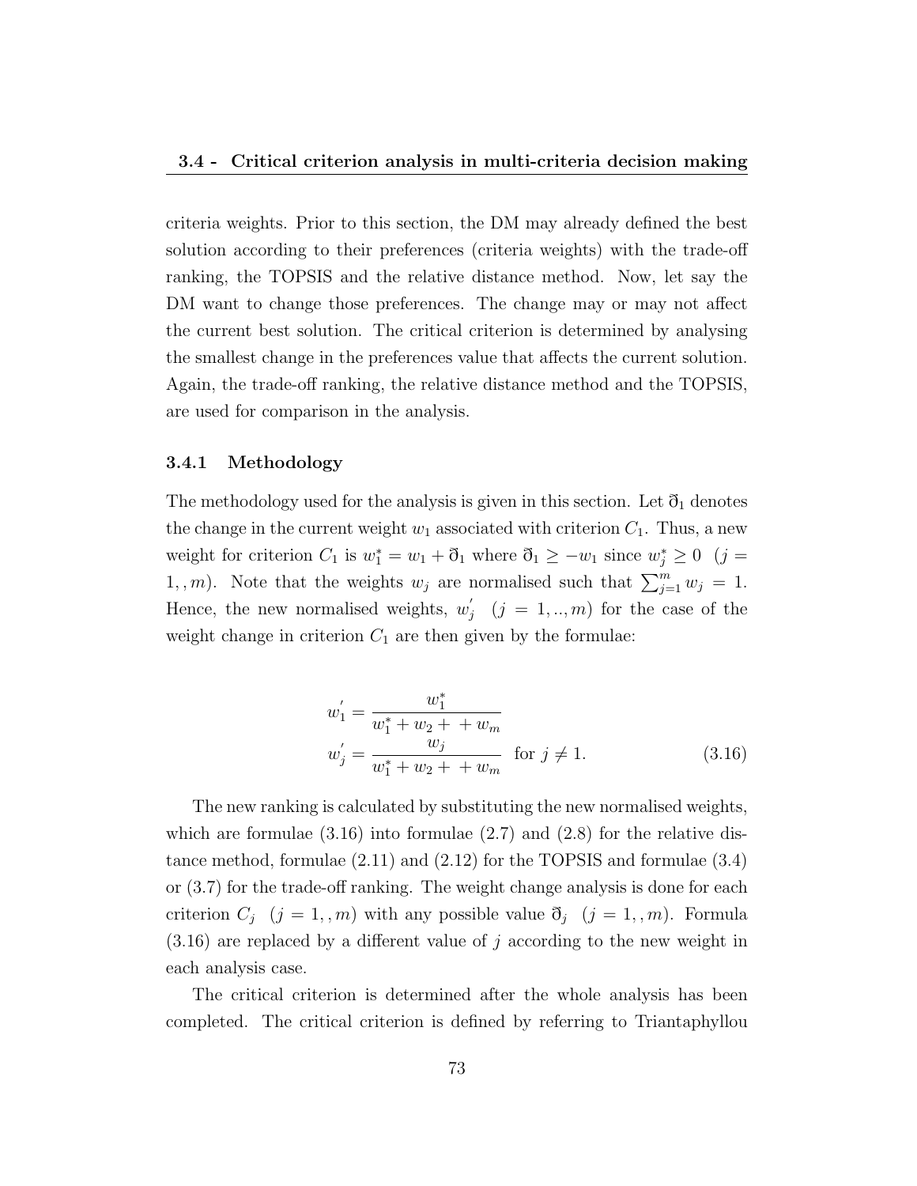criteria weights. Prior to this section, the DM may already defined the best solution according to their preferences (criteria weights) with the trade-off ranking, the TOPSIS and the relative distance method. Now, let say the DM want to change those preferences. The change may or may not affect the current best solution. The critical criterion is determined by analysing the smallest change in the preferences value that affects the current solution. Again, the trade-off ranking, the relative distance method and the TOPSIS, are used for comparison in the analysis.

### 3.4.1 Methodology

The methodology used for the analysis is given in this section. Let $\eth_1$ denotes the change in the current weight $w_1$ associated with criterion $C_1$. Thus, a new weight for criterion $C_1$ is $w_1^* = w_1 + \eth_1$ where $\eth_1 \geq -w_1$ since $w_j^* \geq 0 \;\; (j = 1,,m)$. Note that the weights $w_j$ are normalised such that $\sum_{j=1}^{m} w_j = 1$. Hence, the new normalised weights, $w_j^{'} \;\; (j = 1,..,m)$ for the case of the weight change in criterion $C_1$ are then given by the formulae:

$$
\begin{aligned}
w_1^{'} &= \frac{w_1^*}{w_1^* + w_2 + \; + w_m} \\
w_j^{'} &= \frac{w_j}{w_1^* + w_2 + \; + w_m} \quad \text{for } j \neq 1.
\end{aligned}
\tag{3.16}
$$

The new ranking is calculated by substituting the new normalised weights, which are formulae (3.16) into formulae (2.7) and (2.8) for the relative distance method, formulae (2.11) and (2.12) for the TOPSIS and formulae (3.4) or (3.7) for the trade-off ranking. The weight change analysis is done for each criterion $C_j \;\; (j = 1,,m)$ with any possible value $\eth_j \;\; (j = 1,,m)$. Formula (3.16) are replaced by a different value of $j$ according to the new weight in each analysis case.

The critical criterion is determined after the whole analysis has been completed. The critical criterion is defined by referring to Triantaphyllou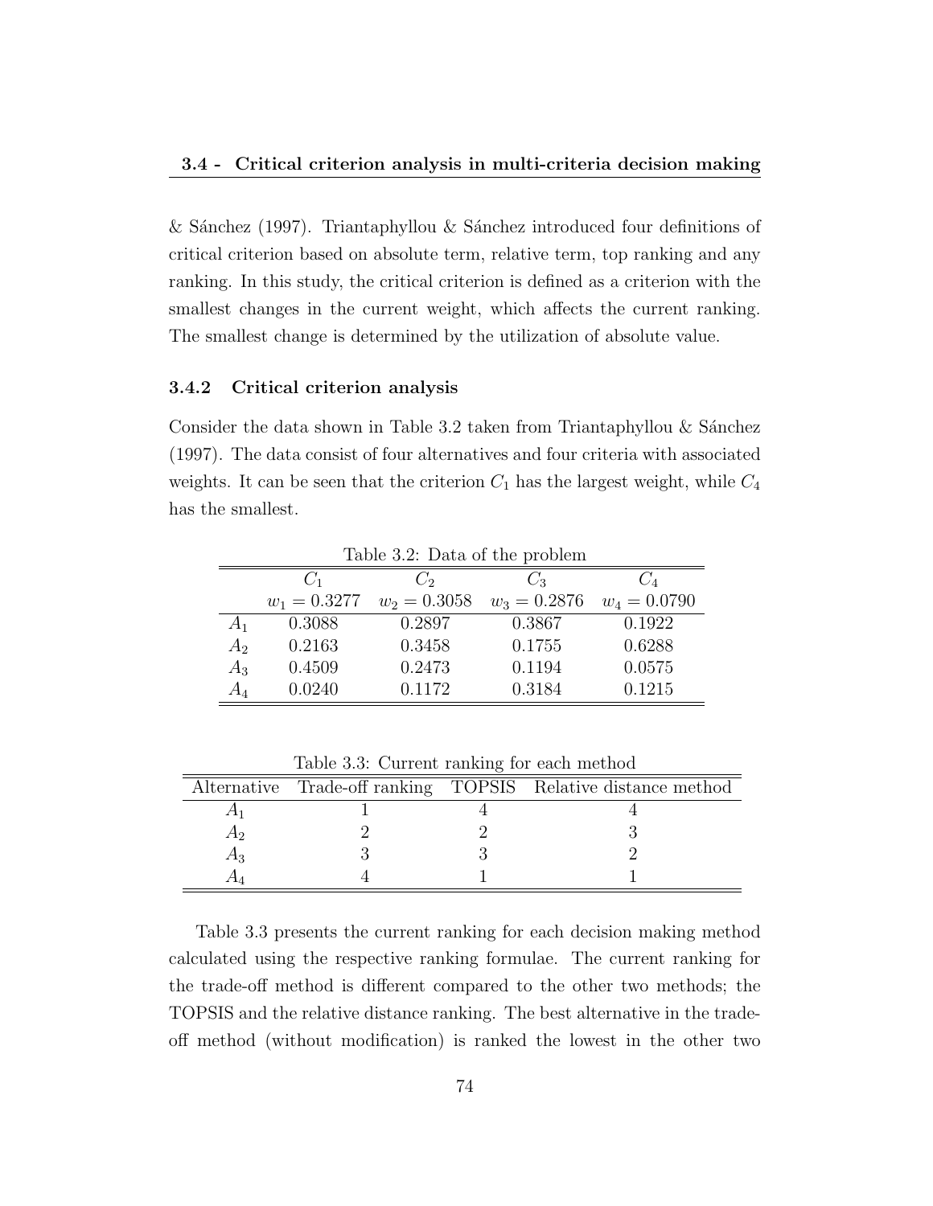& Sánchez (1997). Triantaphyllou & Sánchez introduced four definitions of critical criterion based on absolute term, relative term, top ranking and any ranking. In this study, the critical criterion is defined as a criterion with the smallest changes in the current weight, which affects the current ranking. The smallest change is determined by the utilization of absolute value.

### 3.4.2 Critical criterion analysis

Consider the data shown in Table 3.2 taken from Triantaphyllou & Sánchez (1997). The data consist of four alternatives and four criteria with associated weights. It can be seen that the criterion $C_1$ has the largest weight, while $C_4$ has the smallest.

Table 3.2: Data of the problem

| | $C_1$ | $C_2$ | $C_3$ | $C_4$ |
|---|---|---|---|---|
| | $w_1 = 0.3277$ | $w_2 = 0.3058$ | $w_3 = 0.2876$ | $w_4 = 0.0790$ |
| $A_1$ | 0.3088 | 0.2897 | 0.3867 | 0.1922 |
| $A_2$ | 0.2163 | 0.3458 | 0.1755 | 0.6288 |
| $A_3$ | 0.4509 | 0.2473 | 0.1194 | 0.0575 |
| $A_4$ | 0.0240 | 0.1172 | 0.3184 | 0.1215 |

Table 3.3: Current ranking for each method

| Alternative | Trade-off ranking | TOPSIS | Relative distance method |
|---|---|---|---|
| $A_1$ | 1 | 4 | 4 |
| $A_2$ | 2 | 2 | 3 |
| $A_3$ | 3 | 3 | 2 |
| $A_4$ | 4 | 1 | 1 |

Table 3.3 presents the current ranking for each decision making method calculated using the respective ranking formulae. The current ranking for the trade-off method is different compared to the other two methods; the TOPSIS and the relative distance ranking. The best alternative in the trade-off method (without modification) is ranked the lowest in the other two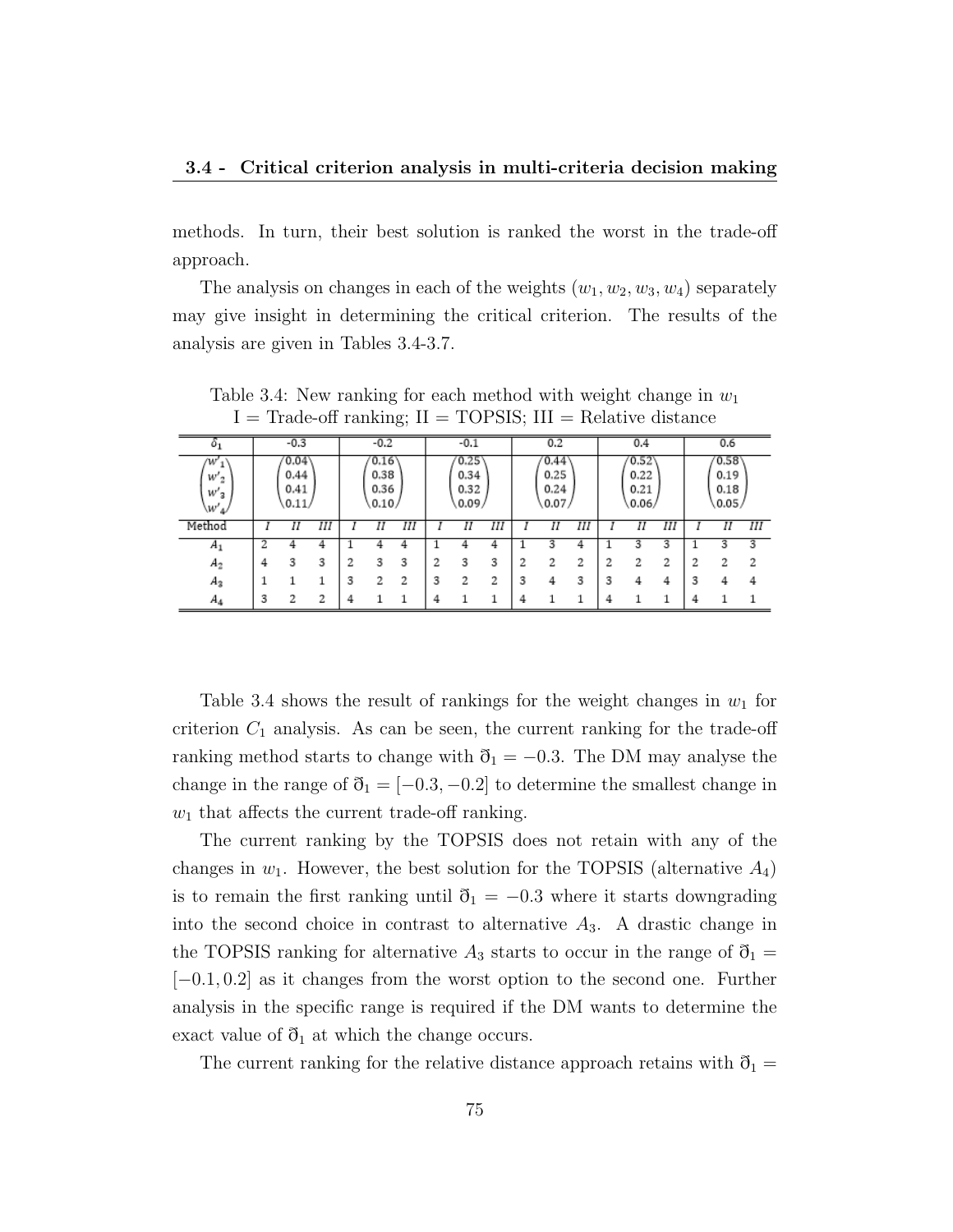methods. In turn, their best solution is ranked the worst in the trade-off approach.

The analysis on changes in each of the weights $(w_1, w_2, w_3, w_4)$ separately may give insight in determining the critical criterion. The results of the analysis are given in Tables 3.4-3.7.

Table 3.4: New ranking for each method with weight change in $w_1$
I = Trade-off ranking; II = TOPSIS; III = Relative distance

| $\eth_1$ | -0.3 | | | -0.2 | | | -0.1 | | | 0.2 | | | 0.4 | | | 0.6 | | |
|---|---|---|---|---|---|---|---|---|---|---|---|---|---|---|---|---|---|---|
| $\begin{pmatrix} w'_1 \\ w'_2 \\ w'_3 \\ w'_4 \end{pmatrix}$ | $\begin{pmatrix} 0.04 \\ 0.44 \\ 0.41 \\ 0.11 \end{pmatrix}$ | | | $\begin{pmatrix} 0.16 \\ 0.38 \\ 0.36 \\ 0.10 \end{pmatrix}$ | | | $\begin{pmatrix} 0.25 \\ 0.34 \\ 0.32 \\ 0.09 \end{pmatrix}$ | | | $\begin{pmatrix} 0.44 \\ 0.25 \\ 0.24 \\ 0.07 \end{pmatrix}$ | | | $\begin{pmatrix} 0.52 \\ 0.22 \\ 0.21 \\ 0.06 \end{pmatrix}$ | | | $\begin{pmatrix} 0.58 \\ 0.19 \\ 0.18 \\ 0.05 \end{pmatrix}$ | | |
| Method | *I* | *II* | *III* | *I* | *II* | *III* | *I* | *II* | *III* | *I* | *II* | *III* | *I* | *II* | *III* | *I* | *II* | *III* |
| $A_1$ | 2 | 4 | 4 | 1 | 4 | 4 | 1 | 4 | 4 | 1 | 3 | 4 | 1 | 3 | 3 | 1 | 3 | 3 |
| $A_2$ | 4 | 3 | 3 | 2 | 3 | 3 | 2 | 3 | 3 | 2 | 2 | 2 | 2 | 2 | 2 | 2 | 2 | 2 |
| $A_3$ | 1 | 1 | 1 | 3 | 2 | 2 | 3 | 2 | 2 | 3 | 4 | 3 | 3 | 4 | 4 | 3 | 4 | 4 |
| $A_4$ | 3 | 2 | 2 | 4 | 1 | 1 | 4 | 1 | 1 | 4 | 1 | 1 | 4 | 1 | 1 | 4 | 1 | 1 |

Table 3.4 shows the result of rankings for the weight changes in $w_1$ for criterion $C_1$ analysis. As can be seen, the current ranking for the trade-off ranking method starts to change with $\eth_1 = -0.3$. The DM may analyse the change in the range of $\eth_1 = [-0.3, -0.2]$ to determine the smallest change in $w_1$ that affects the current trade-off ranking.

The current ranking by the TOPSIS does not retain with any of the changes in $w_1$. However, the best solution for the TOPSIS (alternative $A_4$) is to remain the first ranking until $\eth_1 = -0.3$ where it starts downgrading into the second choice in contrast to alternative $A_3$. A drastic change in the TOPSIS ranking for alternative $A_3$ starts to occur in the range of $\eth_1 = [-0.1, 0.2]$ as it changes from the worst option to the second one. Further analysis in the specific range is required if the DM wants to determine the exact value of $\eth_1$ at which the change occurs.

The current ranking for the relative distance approach retains with $\eth_1 =$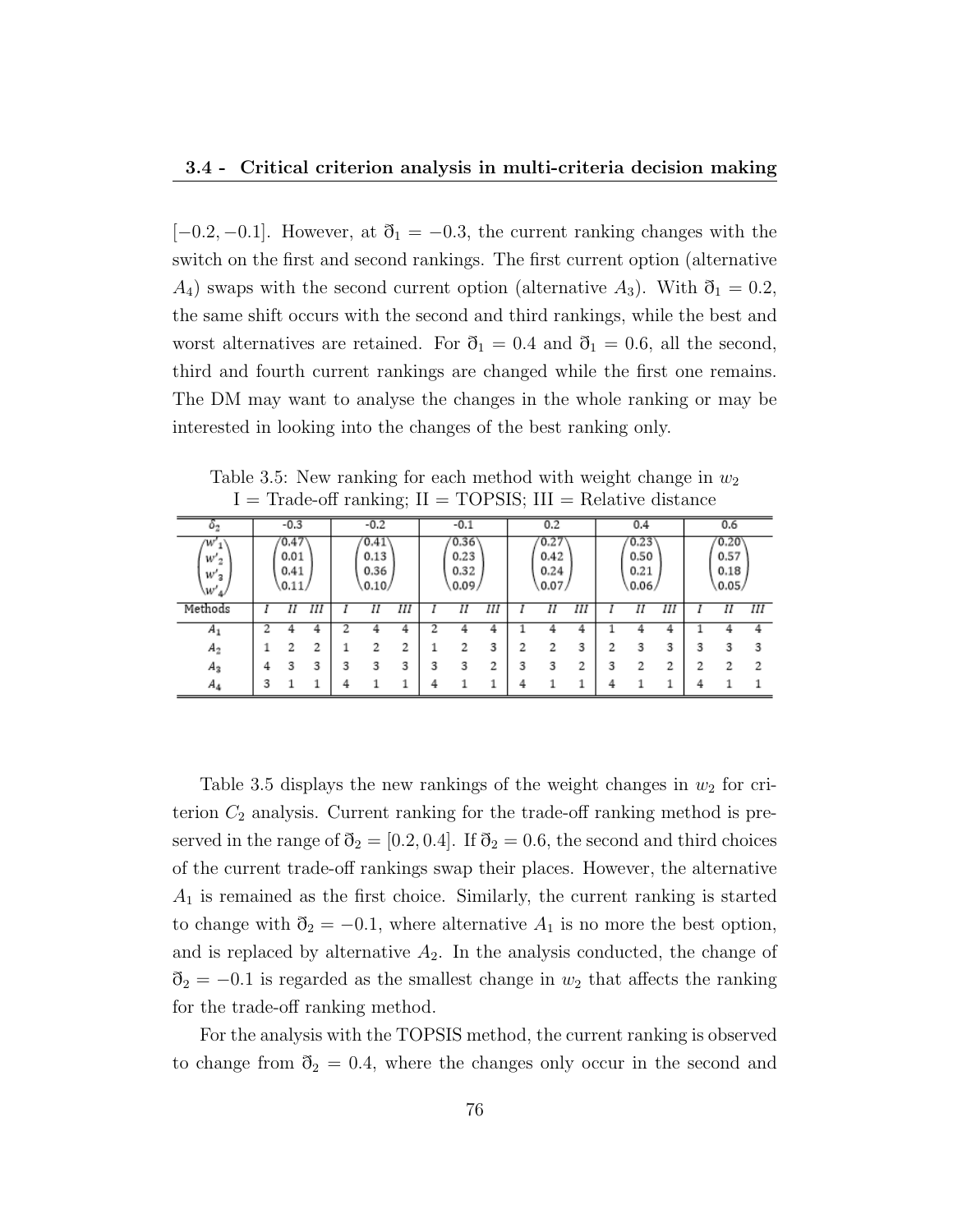[−0.2, −0.1]. However, at $\eth_1 = -0.3$, the current ranking changes with the switch on the first and second rankings. The first current option (alternative $A_4$) swaps with the second current option (alternative $A_3$). With $\eth_1 = 0.2$, the same shift occurs with the second and third rankings, while the best and worst alternatives are retained. For $\eth_1 = 0.4$ and $\eth_1 = 0.6$, all the second, third and fourth current rankings are changed while the first one remains. The DM may want to analyse the changes in the whole ranking or may be interested in looking into the changes of the best ranking only.

Table 3.5: New ranking for each method with weight change in $w_2$
I = Trade-off ranking; II = TOPSIS; III = Relative distance

| $\eth_2$ | -0.3 | | | -0.2 | | | -0.1 | | | 0.2 | | | 0.4 | | | 0.6 | | |
|---|---|---|---|---|---|---|---|---|---|---|---|---|---|---|---|---|---|---|
| $\begin{pmatrix} w'_1 \\ w'_2 \\ w'_3 \\ w'_4 \end{pmatrix}$ | $\begin{pmatrix} 0.47 \\ 0.01 \\ 0.41 \\ 0.11 \end{pmatrix}$ | | | $\begin{pmatrix} 0.41 \\ 0.13 \\ 0.36 \\ 0.10 \end{pmatrix}$ | | | $\begin{pmatrix} 0.36 \\ 0.23 \\ 0.32 \\ 0.09 \end{pmatrix}$ | | | $\begin{pmatrix} 0.27 \\ 0.42 \\ 0.24 \\ 0.07 \end{pmatrix}$ | | | $\begin{pmatrix} 0.23 \\ 0.50 \\ 0.21 \\ 0.06 \end{pmatrix}$ | | | $\begin{pmatrix} 0.20 \\ 0.57 \\ 0.18 \\ 0.05 \end{pmatrix}$ | | |
| Methods | I | II | III | I | II | III | I | II | III | I | II | III | I | II | III | I | II | III |
| $A_1$ | 2 | 4 | 4 | 2 | 4 | 4 | 2 | 4 | 4 | 1 | 4 | 4 | 1 | 4 | 4 | 1 | 4 | 4 |
| $A_2$ | 1 | 2 | 2 | 1 | 2 | 2 | 1 | 2 | 3 | 2 | 2 | 3 | 2 | 3 | 3 | 3 | 3 | 3 |
| $A_3$ | 4 | 3 | 3 | 3 | 3 | 3 | 3 | 3 | 2 | 3 | 3 | 2 | 3 | 2 | 2 | 2 | 2 | 2 |
| $A_4$ | 3 | 1 | 1 | 4 | 1 | 1 | 4 | 1 | 1 | 4 | 1 | 1 | 4 | 1 | 1 | 4 | 1 | 1 |

Table 3.5 displays the new rankings of the weight changes in $w_2$ for criterion $C_2$ analysis. Current ranking for the trade-off ranking method is preserved in the range of $\eth_2 = [0.2, 0.4]$. If $\eth_2 = 0.6$, the second and third choices of the current trade-off rankings swap their places. However, the alternative $A_1$ is remained as the first choice. Similarly, the current ranking is started to change with $\eth_2 = -0.1$, where alternative $A_1$ is no more the best option, and is replaced by alternative $A_2$. In the analysis conducted, the change of $\eth_2 = -0.1$ is regarded as the smallest change in $w_2$ that affects the ranking for the trade-off ranking method.

For the analysis with the TOPSIS method, the current ranking is observed to change from $\eth_2 = 0.4$, where the changes only occur in the second and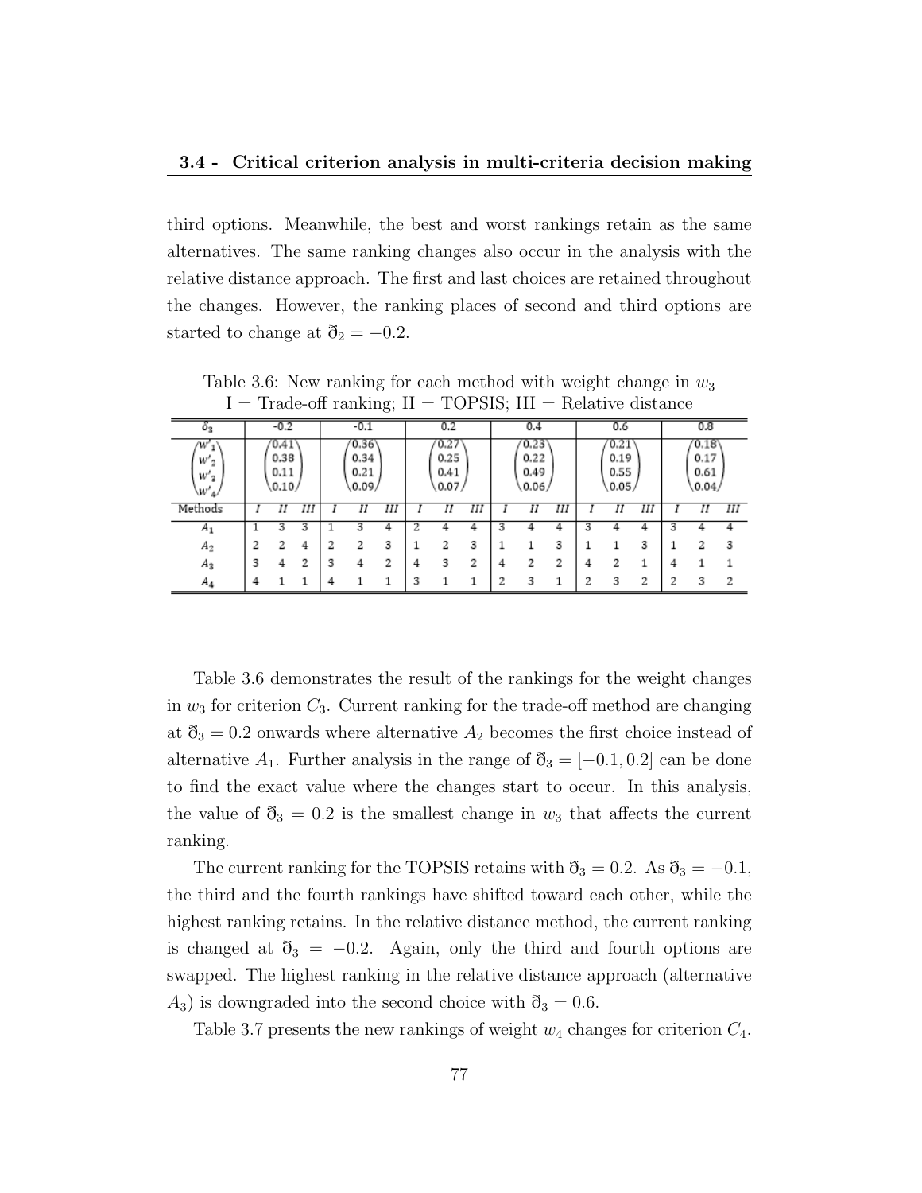third options. Meanwhile, the best and worst rankings retain as the same alternatives. The same ranking changes also occur in the analysis with the relative distance approach. The first and last choices are retained throughout the changes. However, the ranking places of second and third options are started to change at $\eth_2 = -0.2$.

Table 3.6: New ranking for each method with weight change in $w_3$
I = Trade-off ranking; II = TOPSIS; III = Relative distance

| $\eth_3$ | -0.2 | | | -0.1 | | | 0.2 | | | 0.4 | | | 0.6 | | | 0.8 | | |
|---|---|---|---|---|---|---|---|---|---|---|---|---|---|---|---|---|---|---|
| $\begin{pmatrix} w'_1 \\ w'_2 \\ w'_3 \\ w'_4 \end{pmatrix}$ | $\begin{pmatrix} 0.41 \\ 0.38 \\ 0.11 \\ 0.10 \end{pmatrix}$ | | | $\begin{pmatrix} 0.36 \\ 0.34 \\ 0.21 \\ 0.09 \end{pmatrix}$ | | | $\begin{pmatrix} 0.27 \\ 0.25 \\ 0.41 \\ 0.07 \end{pmatrix}$ | | | $\begin{pmatrix} 0.23 \\ 0.22 \\ 0.49 \\ 0.06 \end{pmatrix}$ | | | $\begin{pmatrix} 0.21 \\ 0.19 \\ 0.55 \\ 0.05 \end{pmatrix}$ | | | $\begin{pmatrix} 0.18 \\ 0.17 \\ 0.61 \\ 0.04 \end{pmatrix}$ | | |
| Methods | *I* | *II* | *III* | *I* | *II* | *III* | *I* | *II* | *III* | *I* | *II* | *III* | *I* | *II* | *III* | *I* | *II* | *III* |
| $A_1$ | 1 | 3 | 3 | 1 | 3 | 4 | 2 | 4 | 4 | 3 | 4 | 4 | 3 | 4 | 4 | 3 | 4 | 4 |
| $A_2$ | 2 | 2 | 4 | 2 | 2 | 3 | 1 | 2 | 3 | 1 | 1 | 3 | 1 | 1 | 3 | 1 | 2 | 3 |
| $A_3$ | 3 | 4 | 2 | 3 | 4 | 2 | 4 | 3 | 2 | 4 | 2 | 2 | 4 | 2 | 1 | 4 | 1 | 1 |
| $A_4$ | 4 | 1 | 1 | 4 | 1 | 1 | 3 | 1 | 1 | 2 | 3 | 1 | 2 | 3 | 2 | 2 | 3 | 2 |

Table 3.6 demonstrates the result of the rankings for the weight changes in $w_3$ for criterion $C_3$. Current ranking for the trade-off method are changing at $\eth_3 = 0.2$ onwards where alternative $A_2$ becomes the first choice instead of alternative $A_1$. Further analysis in the range of $\eth_3 = [-0.1, 0.2]$ can be done to find the exact value where the changes start to occur. In this analysis, the value of $\eth_3 = 0.2$ is the smallest change in $w_3$ that affects the current ranking.

The current ranking for the TOPSIS retains with $\eth_3 = 0.2$. As $\eth_3 = -0.1$, the third and the fourth rankings have shifted toward each other, while the highest ranking retains. In the relative distance method, the current ranking is changed at $\eth_3 = -0.2$. Again, only the third and fourth options are swapped. The highest ranking in the relative distance approach (alternative $A_3$) is downgraded into the second choice with $\eth_3 = 0.6$.

Table 3.7 presents the new rankings of weight $w_4$ changes for criterion $C_4$.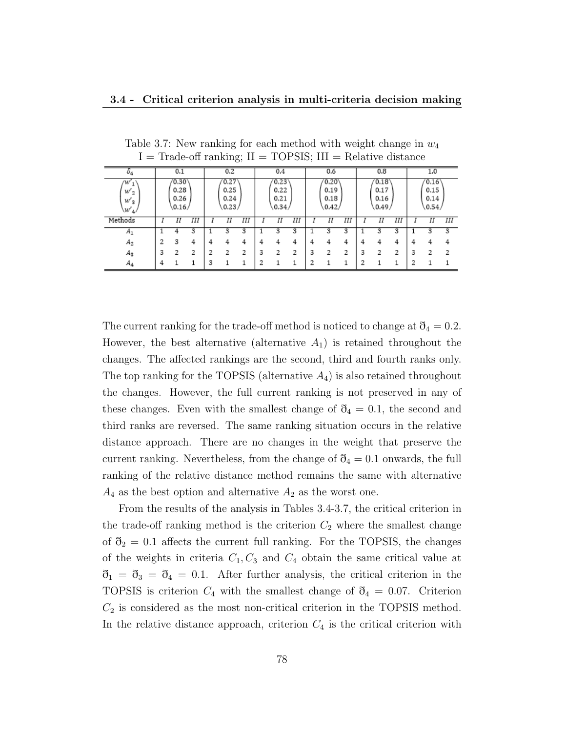Table 3.7: New ranking for each method with weight change in $w_4$
I = Trade-off ranking; II = TOPSIS; III = Relative distance

| $\delta_4$ | 0.1 | | | 0.2 | | | 0.4 | | | 0.6 | | | 0.8 | | | 1.0 | | |
|---|---|---|---|---|---|---|---|---|---|---|---|---|---|---|---|---|---|---|
| $\begin{pmatrix} w'_1 \\ w'_2 \\ w'_3 \\ w'_4 \end{pmatrix}$ | $\begin{pmatrix} 0.30 \\ 0.28 \\ 0.26 \\ 0.16 \end{pmatrix}$ | | | $\begin{pmatrix} 0.27 \\ 0.25 \\ 0.24 \\ 0.23 \end{pmatrix}$ | | | $\begin{pmatrix} 0.23 \\ 0.22 \\ 0.21 \\ 0.34 \end{pmatrix}$ | | | $\begin{pmatrix} 0.20 \\ 0.19 \\ 0.18 \\ 0.42 \end{pmatrix}$ | | | $\begin{pmatrix} 0.18 \\ 0.17 \\ 0.16 \\ 0.49 \end{pmatrix}$ | | | $\begin{pmatrix} 0.16 \\ 0.15 \\ 0.14 \\ 0.54 \end{pmatrix}$ | | |
| Methods | I | II | III | I | II | III | I | II | III | I | II | III | I | II | III | I | II | III |
| $A_1$ | 1 | 4 | 3 | 1 | 3 | 3 | 1 | 3 | 3 | 1 | 3 | 3 | 1 | 3 | 3 | 1 | 3 | 3 |
| $A_2$ | 2 | 3 | 4 | 4 | 4 | 4 | 4 | 4 | 4 | 4 | 4 | 4 | 4 | 4 | 4 | 4 | 4 | 4 |
| $A_3$ | 3 | 2 | 2 | 2 | 2 | 2 | 3 | 2 | 2 | 3 | 2 | 2 | 3 | 2 | 2 | 3 | 2 | 2 |
| $A_4$ | 4 | 1 | 1 | 3 | 1 | 1 | 2 | 1 | 1 | 2 | 1 | 1 | 2 | 1 | 1 | 2 | 1 | 1 |

The current ranking for the trade-off method is noticed to change at $\eth_4 = 0.2$. However, the best alternative (alternative $A_1$) is retained throughout the changes. The affected rankings are the second, third and fourth ranks only. The top ranking for the TOPSIS (alternative $A_4$) is also retained throughout the changes. However, the full current ranking is not preserved in any of these changes. Even with the smallest change of $\eth_4 = 0.1$, the second and third ranks are reversed. The same ranking situation occurs in the relative distance approach. There are no changes in the weight that preserve the current ranking. Nevertheless, from the change of $\eth_4 = 0.1$ onwards, the full ranking of the relative distance method remains the same with alternative $A_4$ as the best option and alternative $A_2$ as the worst one.

From the results of the analysis in Tables 3.4-3.7, the critical criterion in the trade-off ranking method is the criterion $C_2$ where the smallest change of $\eth_2 = 0.1$ affects the current full ranking. For the TOPSIS, the changes of the weights in criteria $C_1, C_3$ and $C_4$ obtain the same critical value at $\eth_1 = \eth_3 = \eth_4 = 0.1$. After further analysis, the critical criterion in the TOPSIS is criterion $C_4$ with the smallest change of $\eth_4 = 0.07$. Criterion $C_2$ is considered as the most non-critical criterion in the TOPSIS method. In the relative distance approach, criterion $C_4$ is the critical criterion with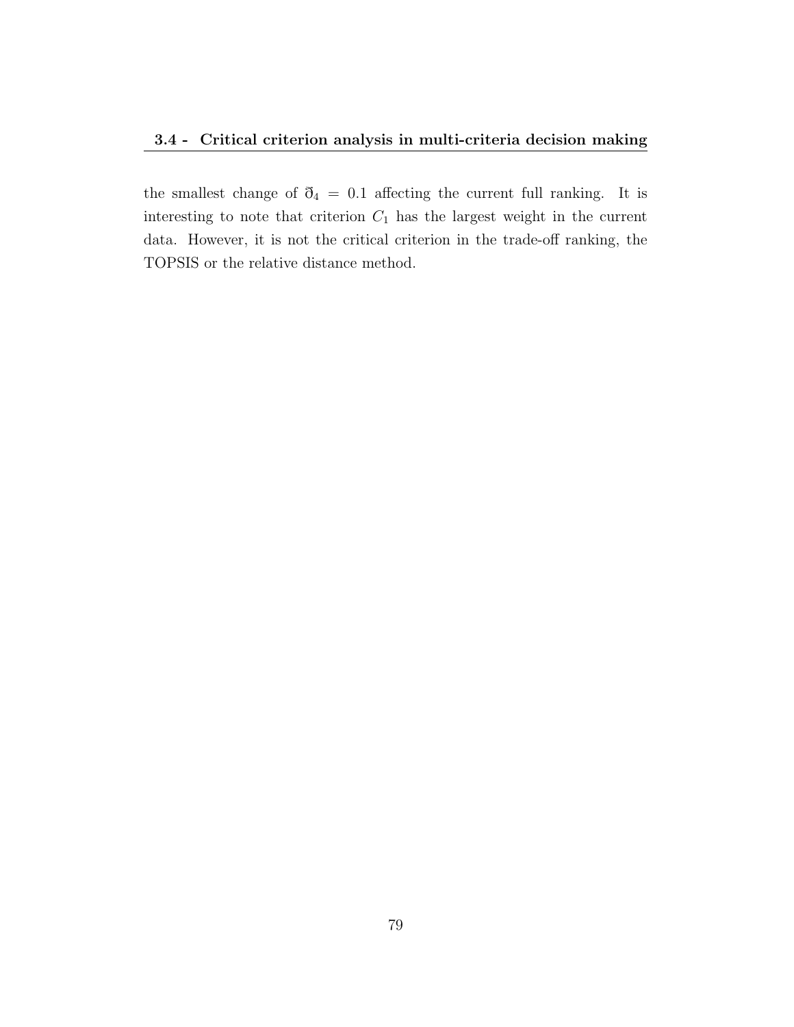the smallest change of $\eth_4 = 0.1$ affecting the current full ranking. It is interesting to note that criterion $C_1$ has the largest weight in the current data. However, it is not the critical criterion in the trade-off ranking, the TOPSIS or the relative distance method.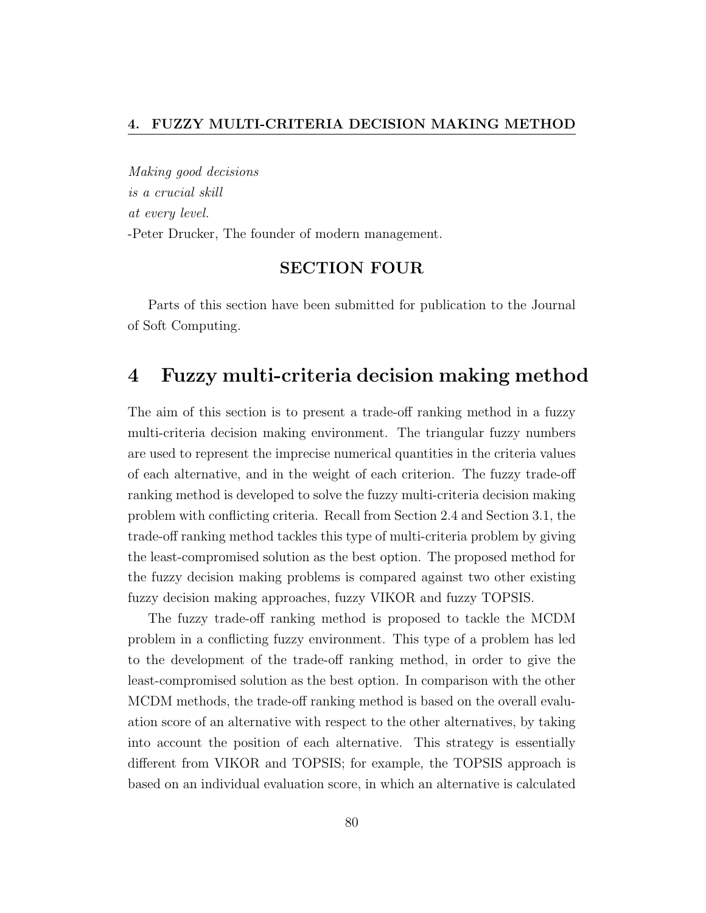*Making good decisions*
*is a crucial skill*
*at every level.*
-Peter Drucker, The founder of modern management.

**SECTION FOUR**

Parts of this section have been submitted for publication to the Journal of Soft Computing.

# 4 Fuzzy multi-criteria decision making method

The aim of this section is to present a trade-off ranking method in a fuzzy multi-criteria decision making environment. The triangular fuzzy numbers are used to represent the imprecise numerical quantities in the criteria values of each alternative, and in the weight of each criterion. The fuzzy trade-off ranking method is developed to solve the fuzzy multi-criteria decision making problem with conflicting criteria. Recall from Section 2.4 and Section 3.1, the trade-off ranking method tackles this type of multi-criteria problem by giving the least-compromised solution as the best option. The proposed method for the fuzzy decision making problems is compared against two other existing fuzzy decision making approaches, fuzzy VIKOR and fuzzy TOPSIS.

The fuzzy trade-off ranking method is proposed to tackle the MCDM problem in a conflicting fuzzy environment. This type of a problem has led to the development of the trade-off ranking method, in order to give the least-compromised solution as the best option. In comparison with the other MCDM methods, the trade-off ranking method is based on the overall evaluation score of an alternative with respect to the other alternatives, by taking into account the position of each alternative. This strategy is essentially different from VIKOR and TOPSIS; for example, the TOPSIS approach is based on an individual evaluation score, in which an alternative is calculated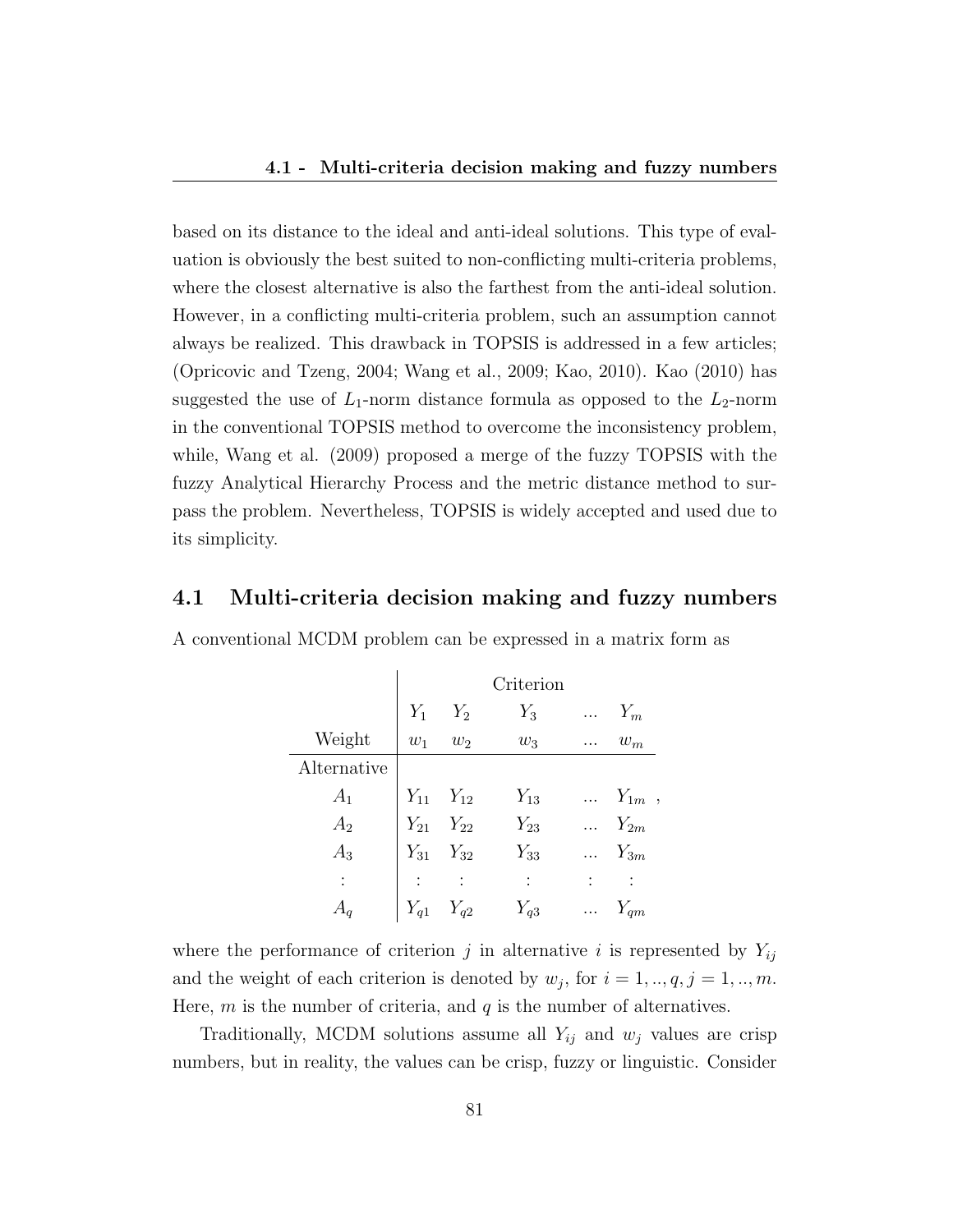based on its distance to the ideal and anti-ideal solutions. This type of evaluation is obviously the best suited to non-conflicting multi-criteria problems, where the closest alternative is also the farthest from the anti-ideal solution. However, in a conflicting multi-criteria problem, such an assumption cannot always be realized. This drawback in TOPSIS is addressed in a few articles; (Opricovic and Tzeng, 2004; Wang et al., 2009; Kao, 2010). Kao (2010) has suggested the use of $L_1$-norm distance formula as opposed to the $L_2$-norm in the conventional TOPSIS method to overcome the inconsistency problem, while, Wang et al. (2009) proposed a merge of the fuzzy TOPSIS with the fuzzy Analytical Hierarchy Process and the metric distance method to surpass the problem. Nevertheless, TOPSIS is widely accepted and used due to its simplicity.

## 4.1 Multi-criteria decision making and fuzzy numbers

A conventional MCDM problem can be expressed in a matrix form as

$$
\begin{array}{c|cccccc}
 & & & \text{Criterion} & & \\
 & Y_1 & Y_2 & Y_3 & \ldots & Y_m \\
\text{Weight} & w_1 & w_2 & w_3 & \ldots & w_m \\
\hline
\text{Alternative} & & & & & \\
A_1 & Y_{11} & Y_{12} & Y_{13} & \ldots & Y_{1m} \\
A_2 & Y_{21} & Y_{22} & Y_{23} & \ldots & Y_{2m} \\
A_3 & Y_{31} & Y_{32} & Y_{33} & \ldots & Y_{3m} \\
\vdots & \vdots & \vdots & \vdots & \vdots & \vdots \\
A_q & Y_{q1} & Y_{q2} & Y_{q3} & \ldots & Y_{qm}
\end{array},
$$

where the performance of criterion $j$ in alternative $i$ is represented by $Y_{ij}$ and the weight of each criterion is denoted by $w_j$, for $i = 1, .., q, j = 1, .., m$. Here, $m$ is the number of criteria, and $q$ is the number of alternatives.

Traditionally, MCDM solutions assume all $Y_{ij}$ and $w_j$ values are crisp numbers, but in reality, the values can be crisp, fuzzy or linguistic. Consider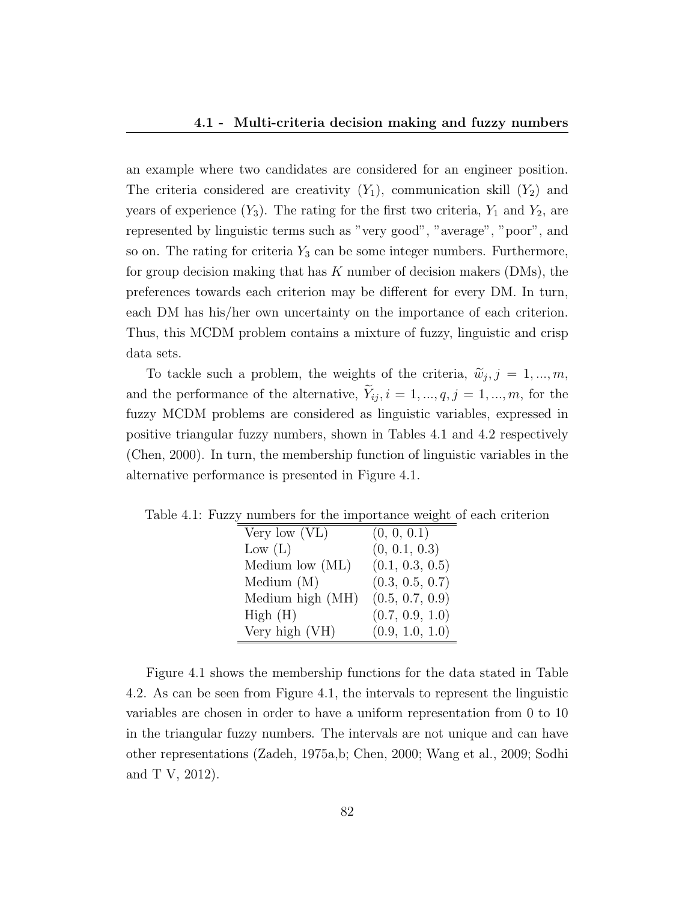an example where two candidates are considered for an engineer position. The criteria considered are creativity ($Y_1$), communication skill ($Y_2$) and years of experience ($Y_3$). The rating for the first two criteria, $Y_1$ and $Y_2$, are represented by linguistic terms such as "very good", "average", "poor", and so on. The rating for criteria $Y_3$ can be some integer numbers. Furthermore, for group decision making that has $K$ number of decision makers (DMs), the preferences towards each criterion may be different for every DM. In turn, each DM has his/her own uncertainty on the importance of each criterion. Thus, this MCDM problem contains a mixture of fuzzy, linguistic and crisp data sets.

To tackle such a problem, the weights of the criteria, $\widetilde{w}_j, j = 1, ..., m$, and the performance of the alternative, $\widetilde{Y}_{ij}, i = 1, ..., q, j = 1, ..., m$, for the fuzzy MCDM problems are considered as linguistic variables, expressed in positive triangular fuzzy numbers, shown in Tables 4.1 and 4.2 respectively (Chen, 2000). In turn, the membership function of linguistic variables in the alternative performance is presented in Figure 4.1.

Table 4.1: Fuzzy numbers for the importance weight of each criterion

| | |
|---|---|
| Very low (VL) | (0, 0, 0.1) |
| Low (L) | (0, 0.1, 0.3) |
| Medium low (ML) | (0.1, 0.3, 0.5) |
| Medium (M) | (0.3, 0.5, 0.7) |
| Medium high (MH) | (0.5, 0.7, 0.9) |
| High (H) | (0.7, 0.9, 1.0) |
| Very high (VH) | (0.9, 1.0, 1.0) |

Figure 4.1 shows the membership functions for the data stated in Table 4.2. As can be seen from Figure 4.1, the intervals to represent the linguistic variables are chosen in order to have a uniform representation from 0 to 10 in the triangular fuzzy numbers. The intervals are not unique and can have other representations (Zadeh, 1975a,b; Chen, 2000; Wang et al., 2009; Sodhi and T V, 2012).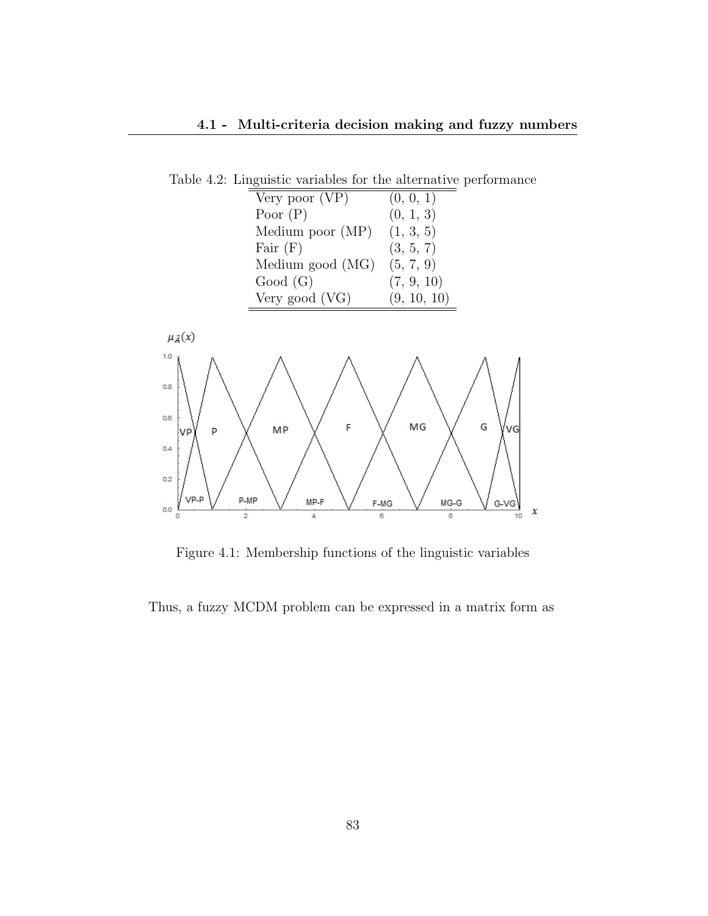Table 4.2: Linguistic variables for the alternative performance

| | |
|---|---|
| Very poor (VP) | (0, 0, 1) |
| Poor (P) | (0, 1, 3) |
| Medium poor (MP) | (1, 3, 5) |
| Fair (F) | (3, 5, 7) |
| Medium good (MG) | (5, 7, 9) |
| Good (G) | (7, 9, 10) |
| Very good (VG) | (9, 10, 10) |

Figure 4.1: Membership functions of the linguistic variables

Thus, a fuzzy MCDM problem can be expressed in a matrix form as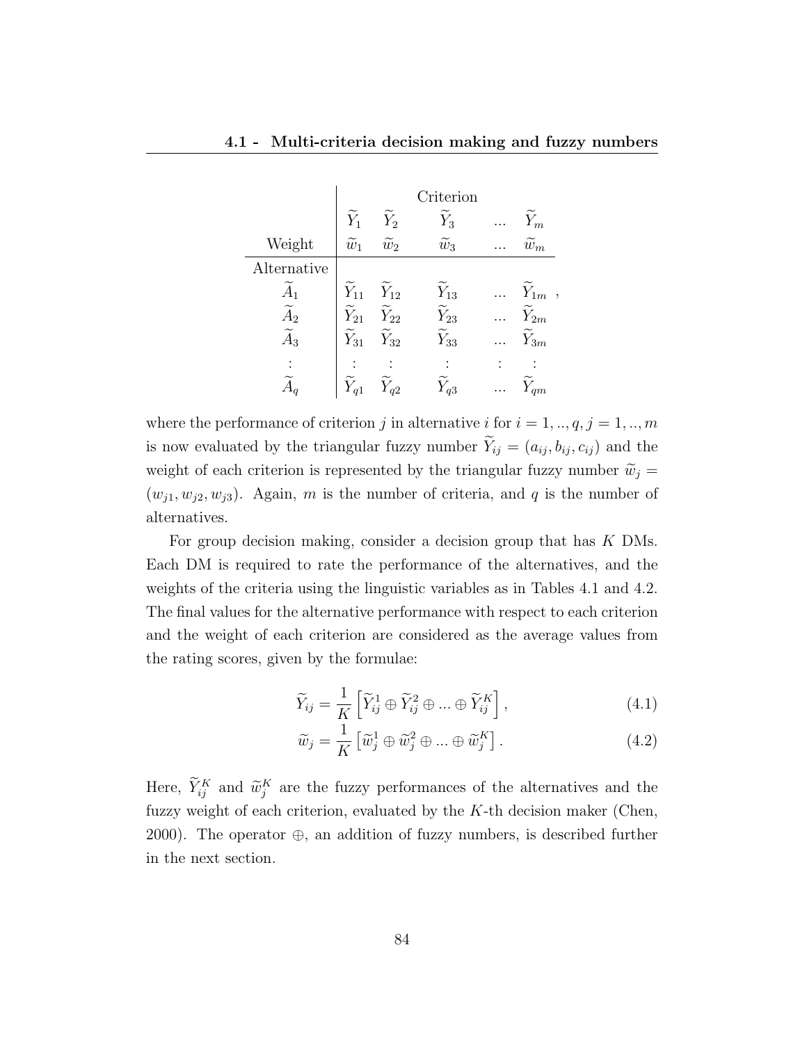$$
\begin{array}{c|ccccc}
 & & & \text{Criterion} & & \\
 & \widetilde{Y}_1 & \widetilde{Y}_2 & \widetilde{Y}_3 & ... & \widetilde{Y}_m \\
\text{Weight} & \widetilde{w}_1 & \widetilde{w}_2 & \widetilde{w}_3 & ... & \widetilde{w}_m \\
\hline
\text{Alternative} & & & & & \\
\widetilde{A}_1 & \widetilde{Y}_{11} & \widetilde{Y}_{12} & \widetilde{Y}_{13} & ... & \widetilde{Y}_{1m} \\
\widetilde{A}_2 & \widetilde{Y}_{21} & \widetilde{Y}_{22} & \widetilde{Y}_{23} & ... & \widetilde{Y}_{2m} \\
\widetilde{A}_3 & \widetilde{Y}_{31} & \widetilde{Y}_{32} & \widetilde{Y}_{33} & ... & \widetilde{Y}_{3m} \\
\vdots & \vdots & \vdots & \vdots & \vdots & \vdots \\
\widetilde{A}_q & \widetilde{Y}_{q1} & \widetilde{Y}_{q2} & \widetilde{Y}_{q3} & ... & \widetilde{Y}_{qm}
\end{array},
$$

where the performance of criterion $j$ in alternative $i$ for $i = 1, .., q, j = 1, .., m$ is now evaluated by the triangular fuzzy number $\widetilde{Y}_{ij} = (a_{ij}, b_{ij}, c_{ij})$ and the weight of each criterion is represented by the triangular fuzzy number $\widetilde{w}_j = (w_{j1}, w_{j2}, w_{j3})$. Again, $m$ is the number of criteria, and $q$ is the number of alternatives.

For group decision making, consider a decision group that has $K$ DMs. Each DM is required to rate the performance of the alternatives, and the weights of the criteria using the linguistic variables as in Tables 4.1 and 4.2. The final values for the alternative performance with respect to each criterion and the weight of each criterion are considered as the average values from the rating scores, given by the formulae:

$$
\widetilde{Y}_{ij} = \frac{1}{K}\left[\widetilde{Y}_{ij}^1 \oplus \widetilde{Y}_{ij}^2 \oplus ... \oplus \widetilde{Y}_{ij}^K\right], \tag{4.1}
$$

$$
\widetilde{w}_j = \frac{1}{K}\left[\widetilde{w}_j^1 \oplus \widetilde{w}_j^2 \oplus ... \oplus \widetilde{w}_j^K\right]. \tag{4.2}
$$

Here, $\widetilde{Y}_{ij}^K$ and $\widetilde{w}_j^K$ are the fuzzy performances of the alternatives and the fuzzy weight of each criterion, evaluated by the $K$-th decision maker (Chen, 2000). The operator $\oplus$, an addition of fuzzy numbers, is described further in the next section.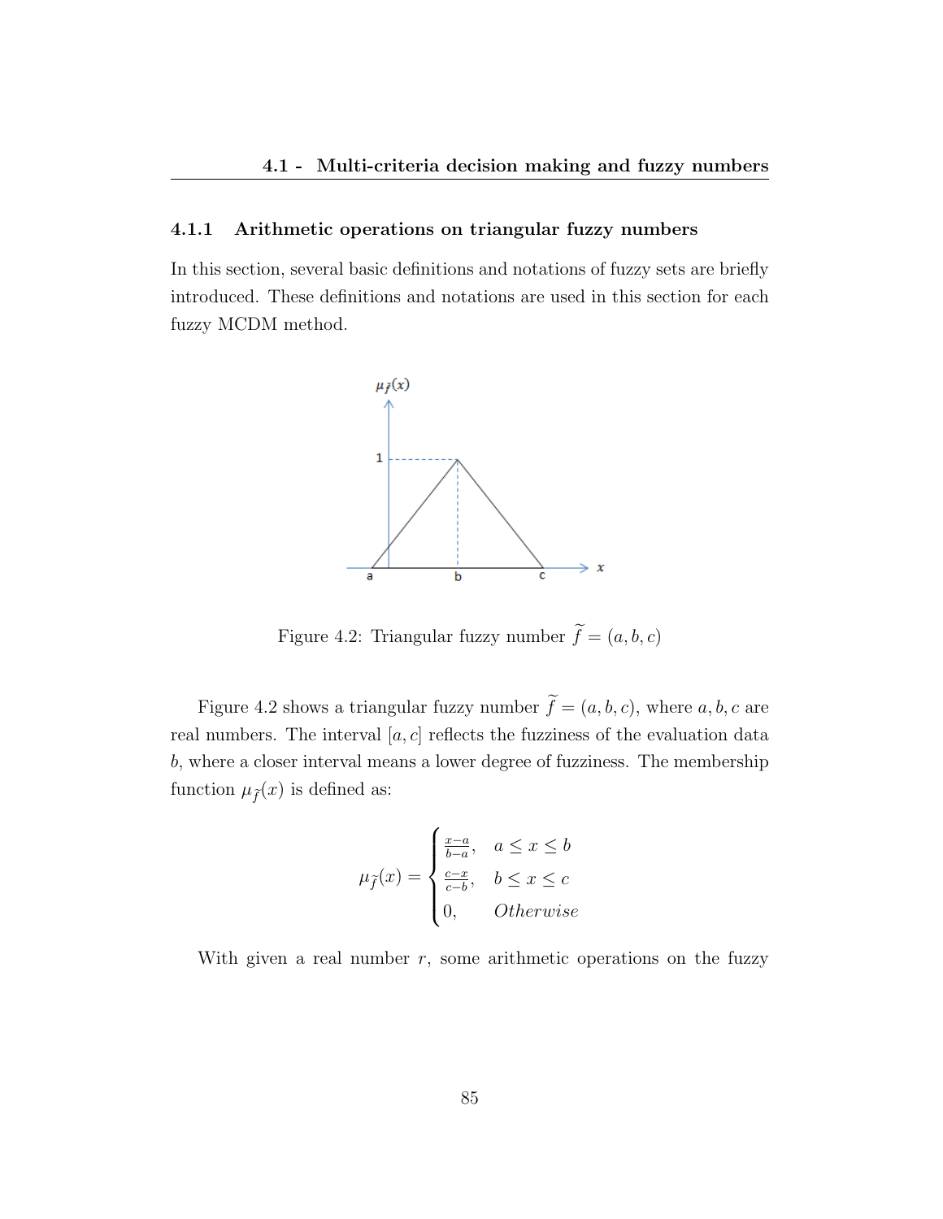### 4.1.1 Arithmetic operations on triangular fuzzy numbers

In this section, several basic definitions and notations of fuzzy sets are briefly introduced. These definitions and notations are used in this section for each fuzzy MCDM method.

Figure 4.2: Triangular fuzzy number $\widetilde{f} = (a, b, c)$

Figure 4.2 shows a triangular fuzzy number $\widetilde{f} = (a, b, c)$, where $a, b, c$ are real numbers. The interval $[a, c]$ reflects the fuzziness of the evaluation data $b$, where a closer interval means a lower degree of fuzziness. The membership function $\mu_{\widetilde{f}}(x)$ is defined as:

$$
\mu_{\widetilde{f}}(x) = \begin{cases} \frac{x-a}{b-a}, & a \leq x \leq b \\ \frac{c-x}{c-b}, & b \leq x \leq c \\ 0, & Otherwise \end{cases}
$$

With given a real number $r$, some arithmetic operations on the fuzzy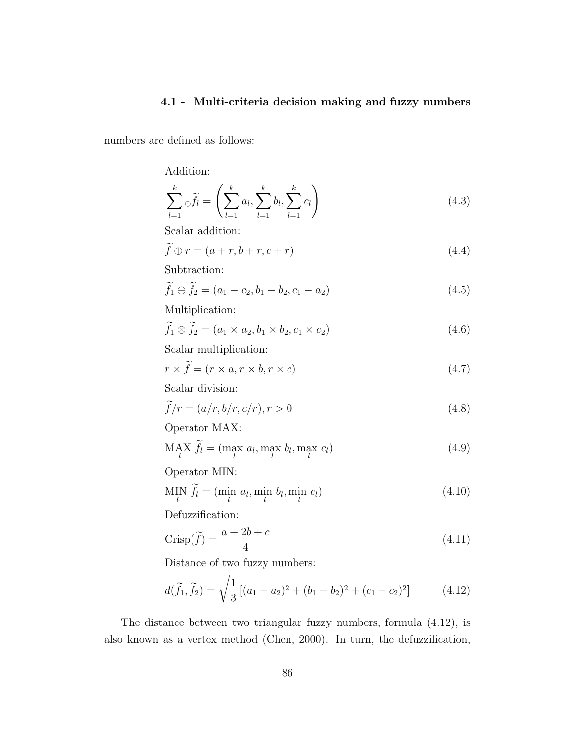numbers are defined as follows:

Addition:

$$\sum_{l=1}^{k}{}_{\oplus}\widetilde{f}_l = \left(\sum_{l=1}^{k} a_l, \sum_{l=1}^{k} b_l, \sum_{l=1}^{k} c_l\right) \tag{4.3}$$

Scalar addition:

$$\widetilde{f} \oplus r = (a + r, b + r, c + r) \tag{4.4}$$

Subtraction:

$$\widetilde{f}_1 \ominus \widetilde{f}_2 = (a_1 - c_2, b_1 - b_2, c_1 - a_2) \tag{4.5}$$

Multiplication:

$$\widetilde{f}_1 \otimes \widetilde{f}_2 = (a_1 \times a_2, b_1 \times b_2, c_1 \times c_2) \tag{4.6}$$

Scalar multiplication:

$$r \times \widetilde{f} = (r \times a, r \times b, r \times c) \tag{4.7}$$

Scalar division:

$$\widetilde{f}/r = (a/r, b/r, c/r), r > 0 \tag{4.8}$$

Operator MAX:

$$\underset{l}{\text{MAX}}\ \widetilde{f}_l = (\max_l\ a_l, \max_l\ b_l, \max_l\ c_l) \tag{4.9}$$

Operator MIN:

$$\underset{l}{\text{MIN}}\ \widetilde{f}_l = (\min_l\ a_l, \min_l\ b_l, \min_l\ c_l) \tag{4.10}$$

Defuzzification:

$$\text{Crisp}(\widetilde{f}) = \frac{a + 2b + c}{4} \tag{4.11}$$

Distance of two fuzzy numbers:

$$d(\widetilde{f}_1, \widetilde{f}_2) = \sqrt{\frac{1}{3}\left[(a_1 - a_2)^2 + (b_1 - b_2)^2 + (c_1 - c_2)^2\right]} \tag{4.12}$$

The distance between two triangular fuzzy numbers, formula (4.12), is also known as a vertex method (Chen, 2000). In turn, the defuzzification,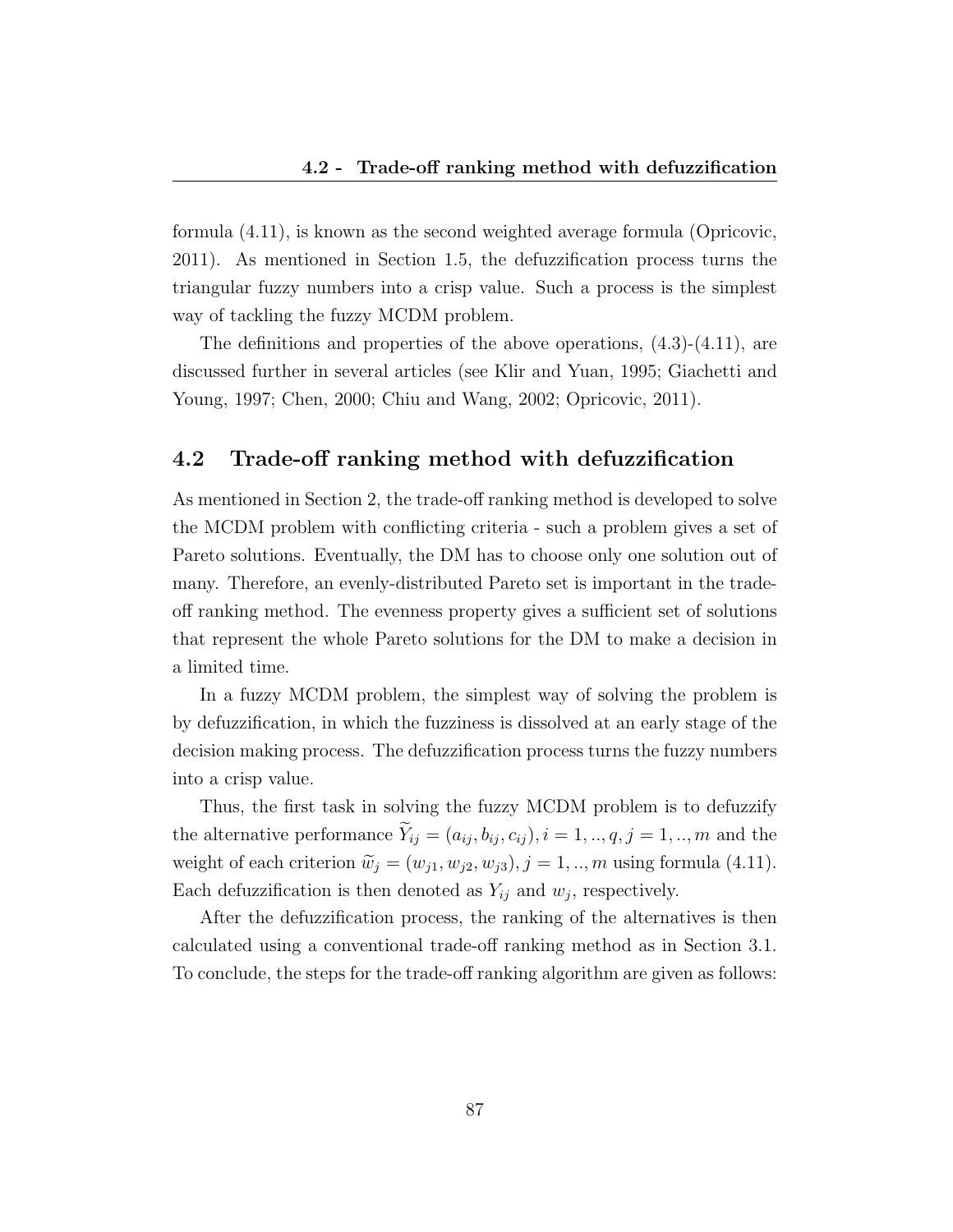formula (4.11), is known as the second weighted average formula (Opricovic, 2011). As mentioned in Section 1.5, the defuzzification process turns the triangular fuzzy numbers into a crisp value. Such a process is the simplest way of tackling the fuzzy MCDM problem.

The definitions and properties of the above operations, (4.3)-(4.11), are discussed further in several articles (see Klir and Yuan, 1995; Giachetti and Young, 1997; Chen, 2000; Chiu and Wang, 2002; Opricovic, 2011).

## 4.2 Trade-off ranking method with defuzzification

As mentioned in Section 2, the trade-off ranking method is developed to solve the MCDM problem with conflicting criteria - such a problem gives a set of Pareto solutions. Eventually, the DM has to choose only one solution out of many. Therefore, an evenly-distributed Pareto set is important in the trade-off ranking method. The evenness property gives a sufficient set of solutions that represent the whole Pareto solutions for the DM to make a decision in a limited time.

In a fuzzy MCDM problem, the simplest way of solving the problem is by defuzzification, in which the fuzziness is dissolved at an early stage of the decision making process. The defuzzification process turns the fuzzy numbers into a crisp value.

Thus, the first task in solving the fuzzy MCDM problem is to defuzzify the alternative performance $\widetilde{Y}_{ij} = (a_{ij}, b_{ij}, c_{ij}), i = 1, .., q, j = 1, .., m$ and the weight of each criterion $\widetilde{w}_j = (w_{j1}, w_{j2}, w_{j3}), j = 1, .., m$ using formula (4.11). Each defuzzification is then denoted as $Y_{ij}$ and $w_j$, respectively.

After the defuzzification process, the ranking of the alternatives is then calculated using a conventional trade-off ranking method as in Section 3.1. To conclude, the steps for the trade-off ranking algorithm are given as follows: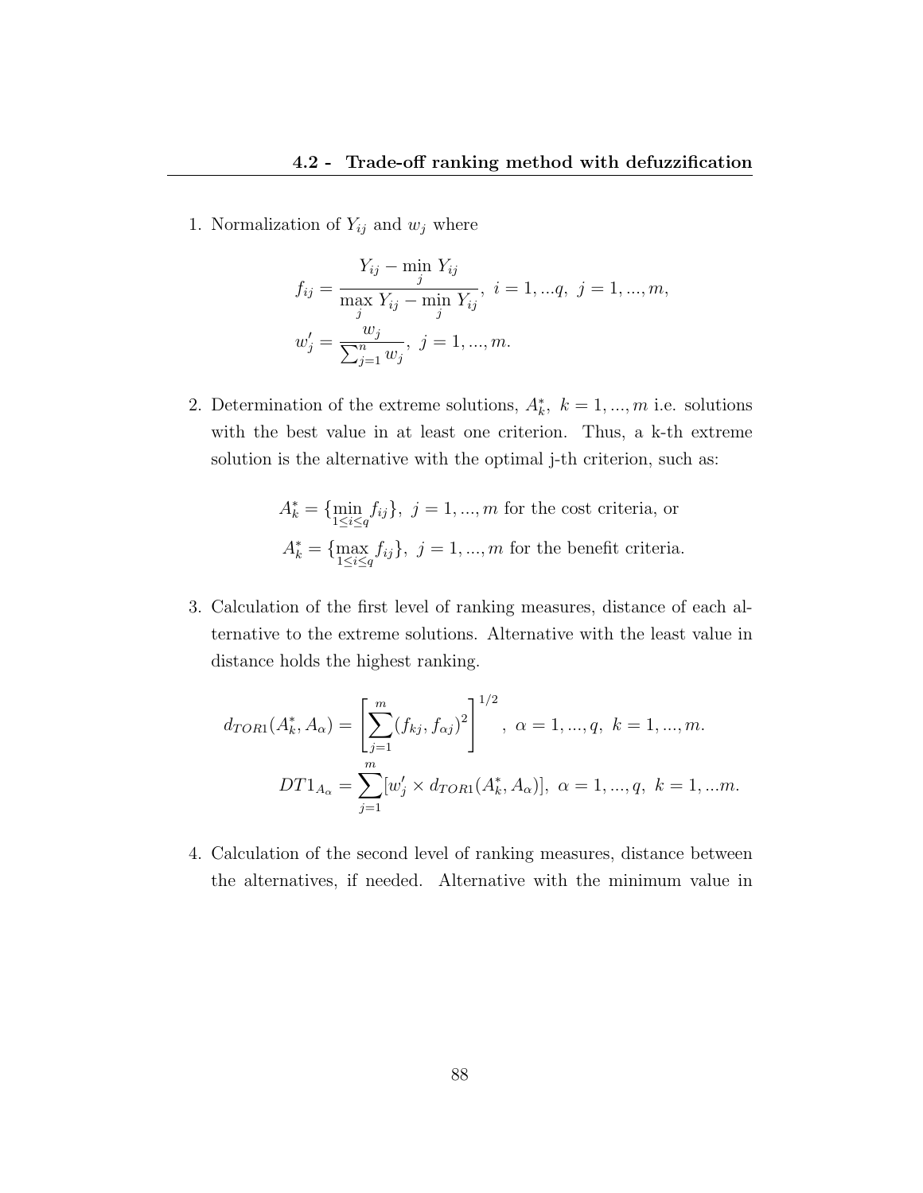1. Normalization of $Y_{ij}$ and $w_j$ where

$$f_{ij} = \frac{Y_{ij} - \min_j Y_{ij}}{\max_j Y_{ij} - \min_j Y_{ij}},\ i = 1, ...q,\ j = 1, ..., m,$$

$$w'_j = \frac{w_j}{\sum_{j=1}^{n} w_j},\ j = 1, ..., m.$$

2. Determination of the extreme solutions, $A^*_k,\ k = 1, ..., m$ i.e. solutions with the best value in at least one criterion. Thus, a k-th extreme solution is the alternative with the optimal j-th criterion, such as:

$$A^*_k = \{\min_{1 \leq i \leq q} f_{ij}\},\ j = 1, ..., m \text{ for the cost criteria, or}$$

$$A^*_k = \{\max_{1 \leq i \leq q} f_{ij}\},\ j = 1, ..., m \text{ for the benefit criteria.}$$

3. Calculation of the first level of ranking measures, distance of each alternative to the extreme solutions. Alternative with the least value in distance holds the highest ranking.

$$d_{TOR1}(A^*_k, A_\alpha) = \left[\sum_{j=1}^{m} (f_{kj}, f_{\alpha j})^2\right]^{1/2},\ \alpha = 1, ..., q,\ k = 1, ..., m.$$

$$DT1_{A_\alpha} = \sum_{j=1}^{m} [w'_j \times d_{TOR1}(A^*_k, A_\alpha)],\ \alpha = 1, ..., q,\ k = 1, ...m.$$

4. Calculation of the second level of ranking measures, distance between the alternatives, if needed. Alternative with the minimum value in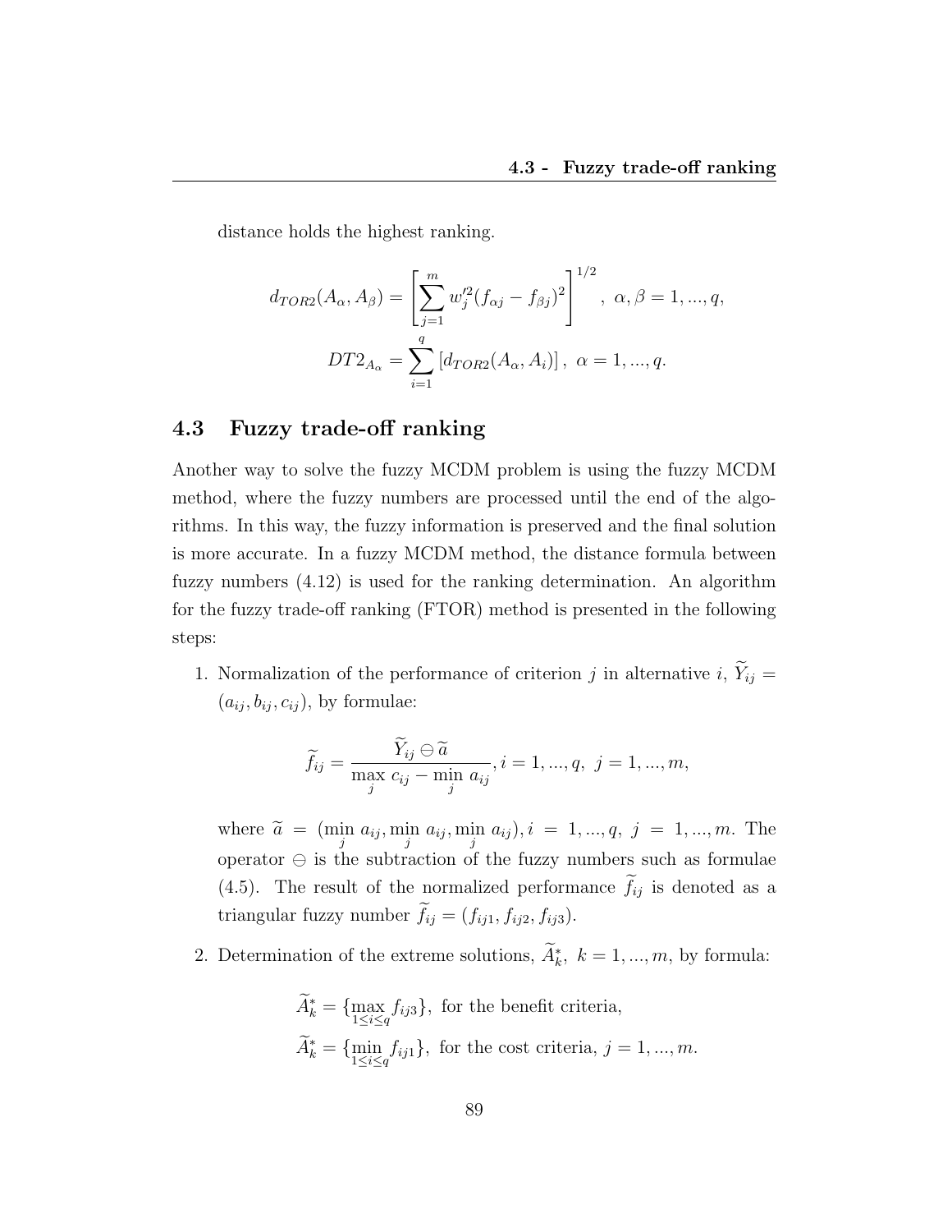distance holds the highest ranking.

$$d_{TOR2}(A_\alpha, A_\beta) = \left[ \sum_{j=1}^{m} w_j'^2 (f_{\alpha j} - f_{\beta j})^2 \right]^{1/2}, \ \alpha, \beta = 1, ..., q,$$

$$DT2_{A_\alpha} = \sum_{i=1}^{q} \left[ d_{TOR2}(A_\alpha, A_i) \right], \ \alpha = 1, ..., q.$$

## 4.3 Fuzzy trade-off ranking

Another way to solve the fuzzy MCDM problem is using the fuzzy MCDM method, where the fuzzy numbers are processed until the end of the algorithms. In this way, the fuzzy information is preserved and the final solution is more accurate. In a fuzzy MCDM method, the distance formula between fuzzy numbers (4.12) is used for the ranking determination. An algorithm for the fuzzy trade-off ranking (FTOR) method is presented in the following steps:

1. Normalization of the performance of criterion $j$ in alternative $i$, $\widetilde{Y}_{ij} = (a_{ij}, b_{ij}, c_{ij})$, by formulae:

   $$\widetilde{f}_{ij} = \frac{\widetilde{Y}_{ij} \ominus \widetilde{a}}{\max\limits_{j} c_{ij} - \min\limits_{j} a_{ij}}, i = 1, ..., q, \ j = 1, ..., m,$$

   where $\widetilde{a} = (\min\limits_{j} a_{ij}, \min\limits_{j} a_{ij}, \min\limits_{j} a_{ij}), i = 1, ..., q, \ j = 1, ..., m$. The operator $\ominus$ is the subtraction of the fuzzy numbers such as formulae (4.5). The result of the normalized performance $\widetilde{f}_{ij}$ is denoted as a triangular fuzzy number $\widetilde{f}_{ij} = (f_{ij1}, f_{ij2}, f_{ij3})$.

2. Determination of the extreme solutions, $\widetilde{A}_k^*, \ k = 1, ..., m$, by formula:

   $$\widetilde{A}_k^* = \{\max_{1 \leq i \leq q} f_{ij3}\}, \text{ for the benefit criteria,}$$
   $$\widetilde{A}_k^* = \{\min_{1 \leq i \leq q} f_{ij1}\}, \text{ for the cost criteria, } j = 1, ..., m.$$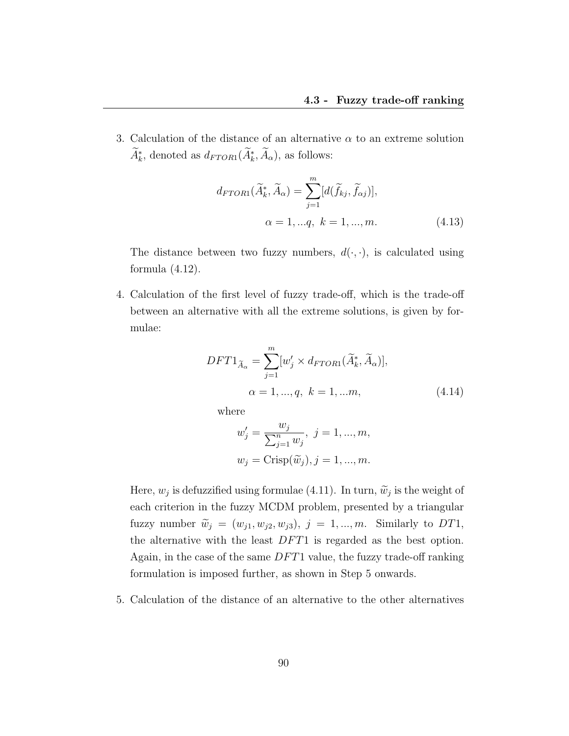3. Calculation of the distance of an alternative $\alpha$ to an extreme solution $\widetilde{A}_k^*$, denoted as $d_{FTOR1}(\widetilde{A}_k^*, \widetilde{A}_\alpha)$, as follows:

$$d_{FTOR1}(\widetilde{A}_k^*, \widetilde{A}_\alpha) = \sum_{j=1}^{m} [d(\widetilde{f}_{kj}, \widetilde{f}_{\alpha j})],$$
$$\alpha = 1, ...q, \; k = 1, ..., m. \tag{4.13}$$

   The distance between two fuzzy numbers, $d(\cdot, \cdot)$, is calculated using formula (4.12).

4. Calculation of the first level of fuzzy trade-off, which is the trade-off between an alternative with all the extreme solutions, is given by formulae:

$$DFT1_{\widetilde{A}_\alpha} = \sum_{j=1}^{m} [w'_j \times d_{FTOR1}(\widetilde{A}_k^*, \widetilde{A}_\alpha)],$$
$$\alpha = 1, ..., q, \; k = 1, ...m, \tag{4.14}$$

   where

$$w'_j = \frac{w_j}{\sum_{j=1}^{n} w_j}, \; j = 1, ..., m,$$
$$w_j = \text{Crisp}(\widetilde{w}_j), j = 1, ..., m.$$

   Here, $w_j$ is defuzzified using formulae (4.11). In turn, $\widetilde{w}_j$ is the weight of each criterion in the fuzzy MCDM problem, presented by a triangular fuzzy number $\widetilde{w}_j = (w_{j1}, w_{j2}, w_{j3}), \; j = 1, ..., m$. Similarly to $DT1$, the alternative with the least $DFT1$ is regarded as the best option. Again, in the case of the same $DFT1$ value, the fuzzy trade-off ranking formulation is imposed further, as shown in Step 5 onwards.

5. Calculation of the distance of an alternative to the other alternatives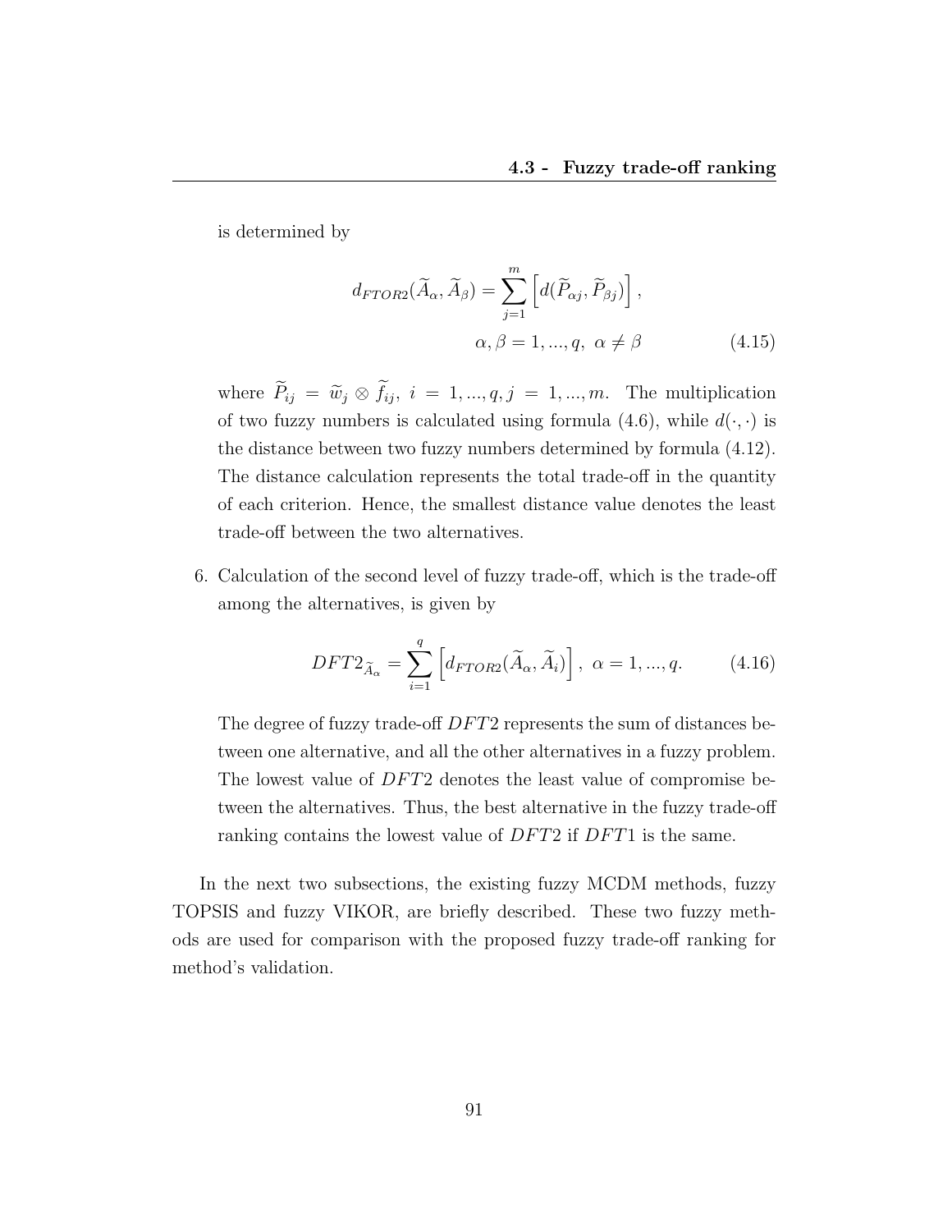is determined by

$$d_{FTOR2}(\widetilde{A}_\alpha, \widetilde{A}_\beta) = \sum_{j=1}^{m} \left[ d(\widetilde{P}_{\alpha j}, \widetilde{P}_{\beta j}) \right],$$
$$\alpha, \beta = 1, ..., q, \ \alpha \neq \beta \tag{4.15}$$

where $\widetilde{P}_{ij} = \widetilde{w}_j \otimes \widetilde{f}_{ij}, \ i = 1, ..., q, j = 1, ..., m$. The multiplication of two fuzzy numbers is calculated using formula (4.6), while $d(\cdot, \cdot)$ is the distance between two fuzzy numbers determined by formula (4.12). The distance calculation represents the total trade-off in the quantity of each criterion. Hence, the smallest distance value denotes the least trade-off between the two alternatives.

6. Calculation of the second level of fuzzy trade-off, which is the trade-off among the alternatives, is given by

$$DFT2_{\widetilde{A}_\alpha} = \sum_{i=1}^{q} \left[ d_{FTOR2}(\widetilde{A}_\alpha, \widetilde{A}_i) \right], \ \alpha = 1, ..., q. \tag{4.16}$$

The degree of fuzzy trade-off $DFT2$ represents the sum of distances between one alternative, and all the other alternatives in a fuzzy problem. The lowest value of $DFT2$ denotes the least value of compromise between the alternatives. Thus, the best alternative in the fuzzy trade-off ranking contains the lowest value of $DFT2$ if $DFT1$ is the same.

In the next two subsections, the existing fuzzy MCDM methods, fuzzy TOPSIS and fuzzy VIKOR, are briefly described. These two fuzzy methods are used for comparison with the proposed fuzzy trade-off ranking for method's validation.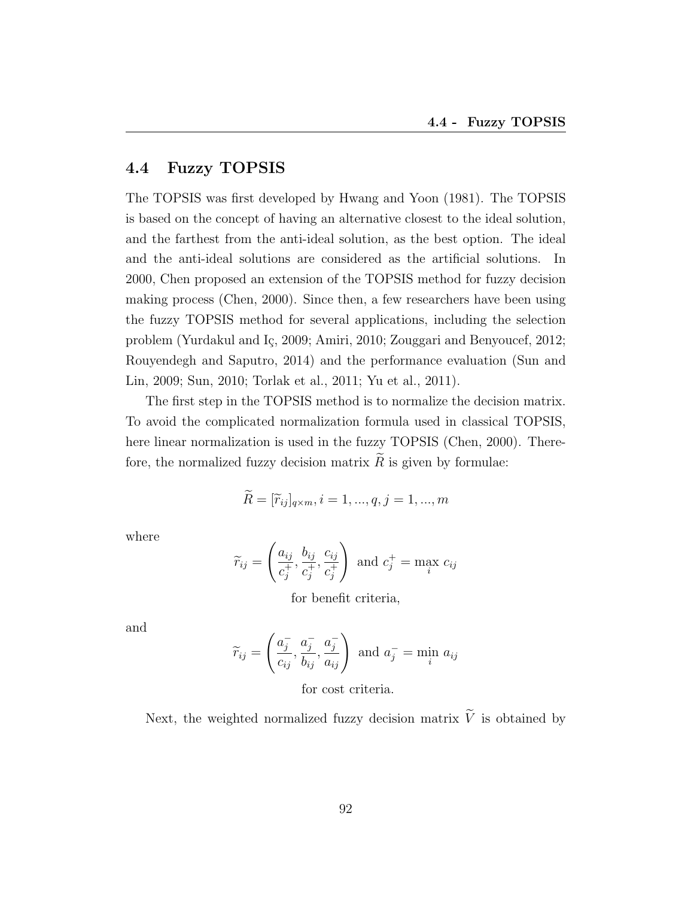## 4.4 Fuzzy TOPSIS

The TOPSIS was first developed by Hwang and Yoon (1981). The TOPSIS is based on the concept of having an alternative closest to the ideal solution, and the farthest from the anti-ideal solution, as the best option. The ideal and the anti-ideal solutions are considered as the artificial solutions. In 2000, Chen proposed an extension of the TOPSIS method for fuzzy decision making process (Chen, 2000). Since then, a few researchers have been using the fuzzy TOPSIS method for several applications, including the selection problem (Yurdakul and Iç, 2009; Amiri, 2010; Zouggari and Benyoucef, 2012; Rouyendegh and Saputro, 2014) and the performance evaluation (Sun and Lin, 2009; Sun, 2010; Torlak et al., 2011; Yu et al., 2011).

The first step in the TOPSIS method is to normalize the decision matrix. To avoid the complicated normalization formula used in classical TOPSIS, here linear normalization is used in the fuzzy TOPSIS (Chen, 2000). Therefore, the normalized fuzzy decision matrix $\widetilde{R}$ is given by formulae:

$$\widetilde{R} = [\widetilde{r}_{ij}]_{q \times m}, i = 1, ..., q, j = 1, ..., m$$

where

$$\widetilde{r}_{ij} = \left( \frac{a_{ij}}{c_j^+}, \frac{b_{ij}}{c_j^+}, \frac{c_{ij}}{c_j^+} \right) \text{ and } c_j^+ = \max_i c_{ij}$$

for benefit criteria,

and

$$\widetilde{r}_{ij} = \left( \frac{a_j^-}{c_{ij}}, \frac{a_j^-}{b_{ij}}, \frac{a_j^-}{a_{ij}} \right) \text{ and } a_j^- = \min_i a_{ij}$$

for cost criteria.

Next, the weighted normalized fuzzy decision matrix $\widetilde{V}$ is obtained by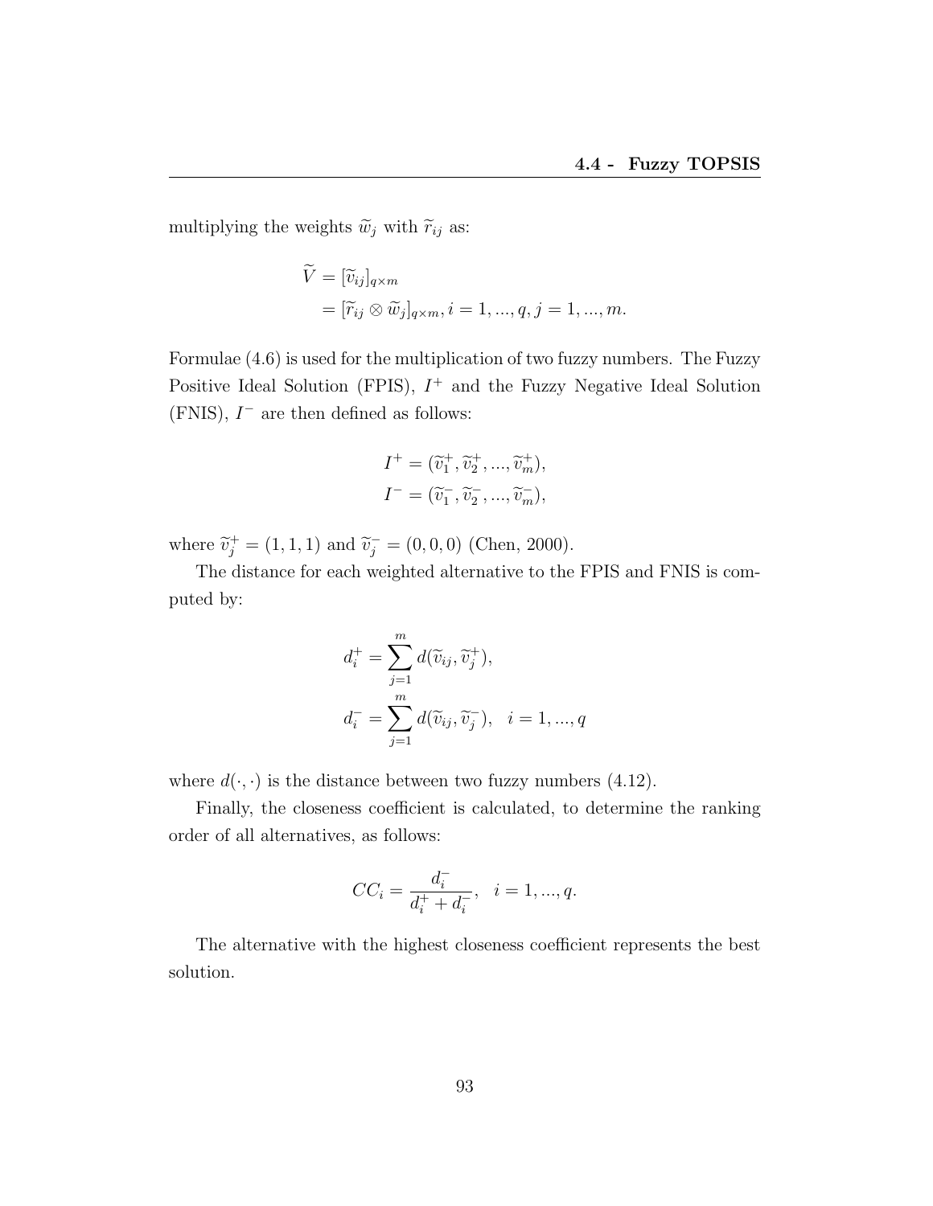multiplying the weights $\widetilde{w}_j$ with $\widetilde{r}_{ij}$ as:

$$
\begin{aligned}
\widetilde{V} &= [\widetilde{v}_{ij}]_{q\times m} \\
&= [\widetilde{r}_{ij} \otimes \widetilde{w}_j]_{q\times m}, i = 1, ..., q, j = 1, ..., m.
\end{aligned}
$$

Formulae (4.6) is used for the multiplication of two fuzzy numbers. The Fuzzy Positive Ideal Solution (FPIS), $I^+$ and the Fuzzy Negative Ideal Solution (FNIS), $I^-$ are then defined as follows:

$$
\begin{aligned}
I^+ &= (\widetilde{v}_1^+, \widetilde{v}_2^+, ..., \widetilde{v}_m^+), \\
I^- &= (\widetilde{v}_1^-, \widetilde{v}_2^-, ..., \widetilde{v}_m^-),
\end{aligned}
$$

where $\widetilde{v}_j^+ = (1, 1, 1)$ and $\widetilde{v}_j^- = (0, 0, 0)$ (Chen, 2000).

The distance for each weighted alternative to the FPIS and FNIS is computed by:

$$
\begin{aligned}
d_i^+ &= \sum_{j=1}^{m} d(\widetilde{v}_{ij}, \widetilde{v}_j^+), \\
d_i^- &= \sum_{j=1}^{m} d(\widetilde{v}_{ij}, \widetilde{v}_j^-), \quad i = 1, ..., q
\end{aligned}
$$

where $d(\cdot, \cdot)$ is the distance between two fuzzy numbers (4.12).

Finally, the closeness coefficient is calculated, to determine the ranking order of all alternatives, as follows:

$$
CC_i = \frac{d_i^-}{d_i^+ + d_i^-}, \quad i = 1, ..., q.
$$

The alternative with the highest closeness coefficient represents the best solution.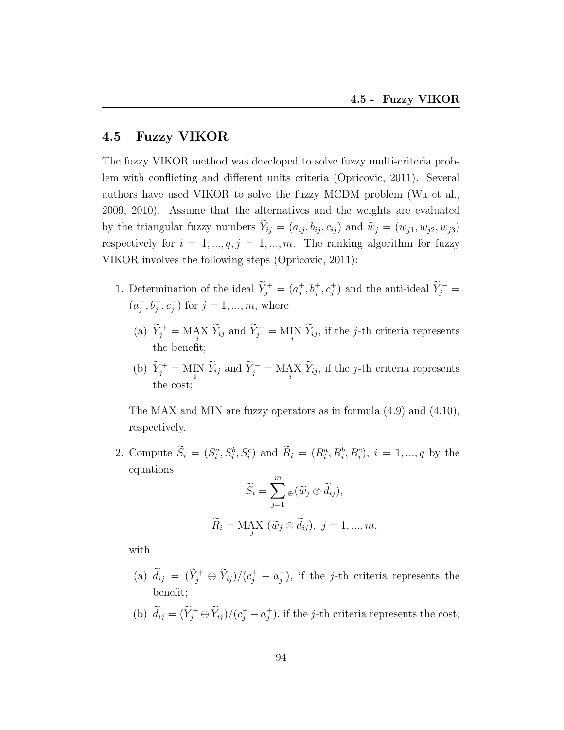## 4.5 Fuzzy VIKOR

The fuzzy VIKOR method was developed to solve fuzzy multi-criteria problem with conflicting and different units criteria (Opricovic, 2011). Several authors have used VIKOR to solve the fuzzy MCDM problem (Wu et al., 2009, 2010). Assume that the alternatives and the weights are evaluated by the triangular fuzzy numbers $\widetilde{Y}_{ij} = (a_{ij}, b_{ij}, c_{ij})$ and $\widetilde{w}_j = (w_{j1}, w_{j2}, w_{j3})$ respectively for $i = 1, ..., q, j = 1, ..., m$. The ranking algorithm for fuzzy VIKOR involves the following steps (Opricovic, 2011):

1. Determination of the ideal $\widetilde{Y}_j^+ = (a_j^+, b_j^+, c_j^+)$ and the anti-ideal $\widetilde{Y}_j^- = (a_j^-, b_j^-, c_j^-)$ for $j = 1, ..., m$, where

   (a) $\widetilde{Y}_j^+ = \underset{i}{\text{MAX}}\ \widetilde{Y}_{ij}$ and $\widetilde{Y}_j^- = \underset{i}{\text{MIN}}\ \widetilde{Y}_{ij}$, if the $j$-th criteria represents the benefit;

   (b) $\widetilde{Y}_j^+ = \underset{i}{\text{MIN}}\ \widetilde{Y}_{ij}$ and $\widetilde{Y}_j^- = \underset{i}{\text{MAX}}\ \widetilde{Y}_{ij}$, if the $j$-th criteria represents the cost;

   The MAX and MIN are fuzzy operators as in formula (4.9) and (4.10), respectively.

2. Compute $\widetilde{S}_i = (S_i^a, S_i^b, S_i^c)$ and $\widetilde{R}_i = (R_i^a, R_i^b, R_i^c)$, $i = 1, ..., q$ by the equations

$$\widetilde{S}_i = \sum_{j=1}^{m}{}_{\oplus}(\widetilde{w}_j \otimes \widetilde{d}_{ij}),$$

$$\widetilde{R}_i = \underset{j}{\text{MAX}}\ (\widetilde{w}_j \otimes \widetilde{d}_{ij}),\ j = 1, ..., m,$$

   with

   (a) $\widetilde{d}_{ij} = (\widetilde{Y}_j^+ \ominus \widetilde{Y}_{ij})/(c_j^+ - a_j^-)$, if the $j$-th criteria represents the benefit;

   (b) $\widetilde{d}_{ij} = (\widetilde{Y}_j^+ \ominus \widetilde{Y}_{ij})/(c_j^- - a_j^+)$, if the $j$-th criteria represents the cost;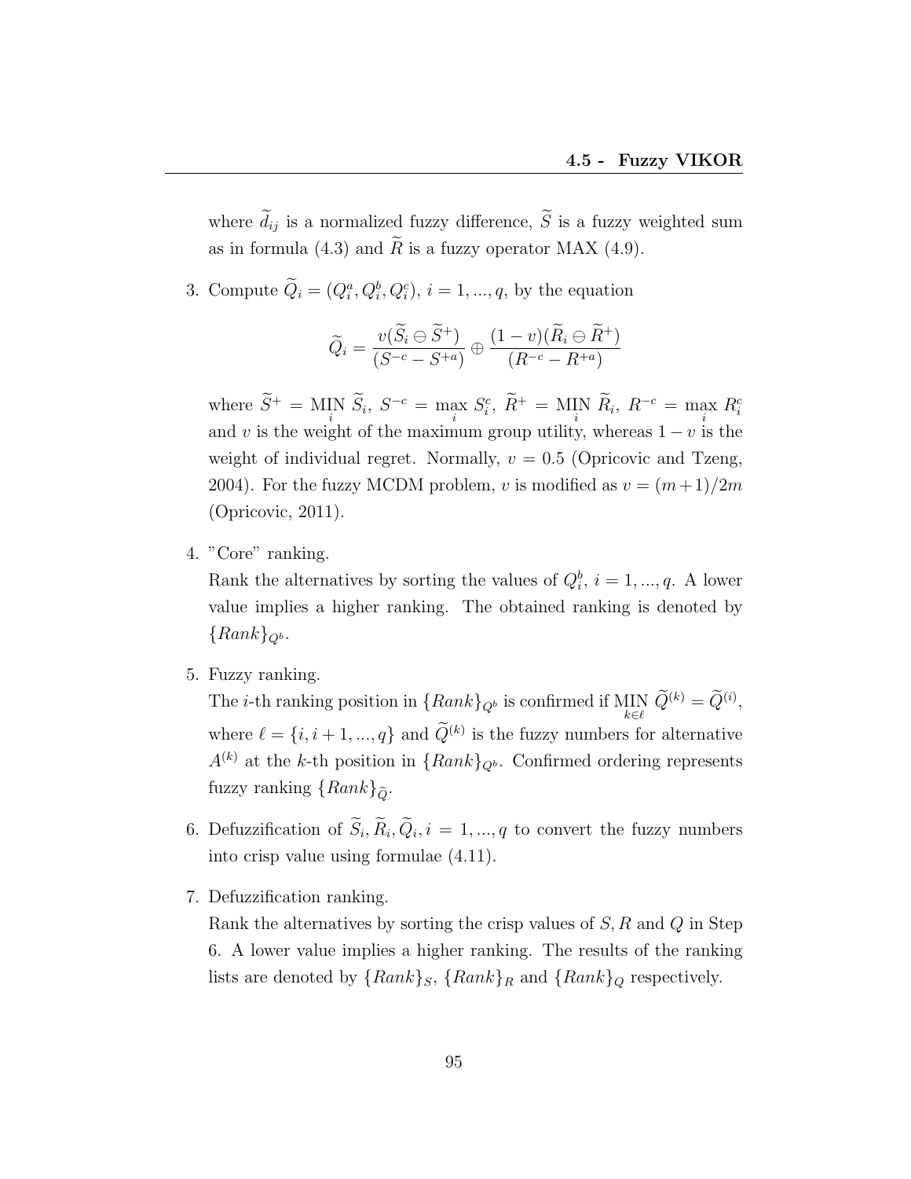where $\widetilde{d}_{ij}$ is a normalized fuzzy difference, $\widetilde{S}$ is a fuzzy weighted sum as in formula (4.3) and $\widetilde{R}$ is a fuzzy operator MAX (4.9).

3. Compute $\widetilde{Q}_i = (Q_i^a, Q_i^b, Q_i^c)$, $i = 1, ..., q$, by the equation

$$\widetilde{Q}_i = \frac{v(\widetilde{S}_i \ominus \widetilde{S}^+)}{(S^{-c} - S^{+a})} \oplus \frac{(1-v)(\widetilde{R}_i \ominus \widetilde{R}^+)}{(R^{-c} - R^{+a})}$$

   where $\widetilde{S}^+ = \underset{i}{\text{MIN}}\ \widetilde{S}_i$, $S^{-c} = \max\limits_i S_i^c$, $\widetilde{R}^+ = \underset{i}{\text{MIN}}\ \widetilde{R}_i$, $R^{-c} = \max\limits_i R_i^c$ and $v$ is the weight of the maximum group utility, whereas $1 - v$ is the weight of individual regret. Normally, $v = 0.5$ (Opricovic and Tzeng, 2004). For the fuzzy MCDM problem, $v$ is modified as $v = (m+1)/2m$ (Opricovic, 2011).

4. "Core" ranking.
   Rank the alternatives by sorting the values of $Q_i^b$, $i = 1, ..., q$. A lower value implies a higher ranking. The obtained ranking is denoted by $\{Rank\}_{Q^b}$.

5. Fuzzy ranking.
   The $i$-th ranking position in $\{Rank\}_{Q^b}$ is confirmed if $\underset{k \in \ell}{\text{MIN}}\ \widetilde{Q}^{(k)} = \widetilde{Q}^{(i)}$, where $\ell = \{i, i+1, ..., q\}$ and $\widetilde{Q}^{(k)}$ is the fuzzy numbers for alternative $A^{(k)}$ at the $k$-th position in $\{Rank\}_{Q^b}$. Confirmed ordering represents fuzzy ranking $\{Rank\}_{\widetilde{Q}}$.

6. Defuzzification of $\widetilde{S}_i, \widetilde{R}_i, \widetilde{Q}_i, i = 1, ..., q$ to convert the fuzzy numbers into crisp value using formulae (4.11).

7. Defuzzification ranking.
   Rank the alternatives by sorting the crisp values of $S, R$ and $Q$ in Step 6. A lower value implies a higher ranking. The results of the ranking lists are denoted by $\{Rank\}_S$, $\{Rank\}_R$ and $\{Rank\}_Q$ respectively.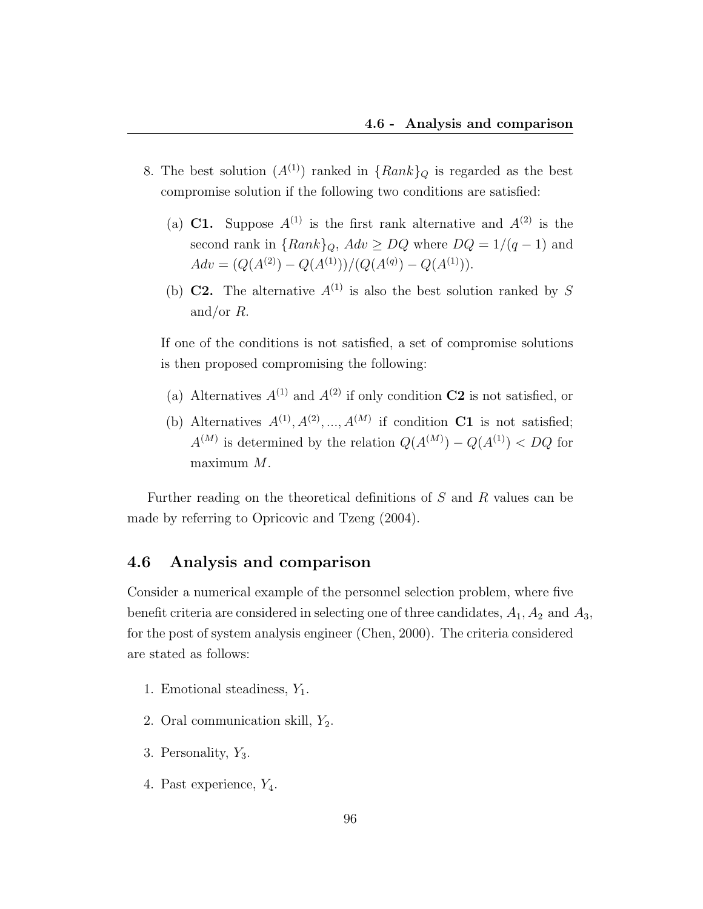8. The best solution ($A^{(1)}$) ranked in $\{Rank\}_Q$ is regarded as the best compromise solution if the following two conditions are satisfied:

   (a) **C1.** Suppose $A^{(1)}$ is the first rank alternative and $A^{(2)}$ is the second rank in $\{Rank\}_Q$, $Adv \geq DQ$ where $DQ = 1/(q-1)$ and $Adv = (Q(A^{(2)}) - Q(A^{(1)}))/(Q(A^{(q)}) - Q(A^{(1)}))$.

   (b) **C2.** The alternative $A^{(1)}$ is also the best solution ranked by $S$ and/or $R$.

   If one of the conditions is not satisfied, a set of compromise solutions is then proposed compromising the following:

   (a) Alternatives $A^{(1)}$ and $A^{(2)}$ if only condition **C2** is not satisfied, or

   (b) Alternatives $A^{(1)}, A^{(2)}, ..., A^{(M)}$ if condition **C1** is not satisfied; $A^{(M)}$ is determined by the relation $Q(A^{(M)}) - Q(A^{(1)}) < DQ$ for maximum $M$.

Further reading on the theoretical definitions of $S$ and $R$ values can be made by referring to Opricovic and Tzeng (2004).

## 4.6 Analysis and comparison

Consider a numerical example of the personnel selection problem, where five benefit criteria are considered in selecting one of three candidates, $A_1, A_2$ and $A_3$, for the post of system analysis engineer (Chen, 2000). The criteria considered are stated as follows:

1. Emotional steadiness, $Y_1$.
2. Oral communication skill, $Y_2$.
3. Personality, $Y_3$.
4. Past experience, $Y_4$.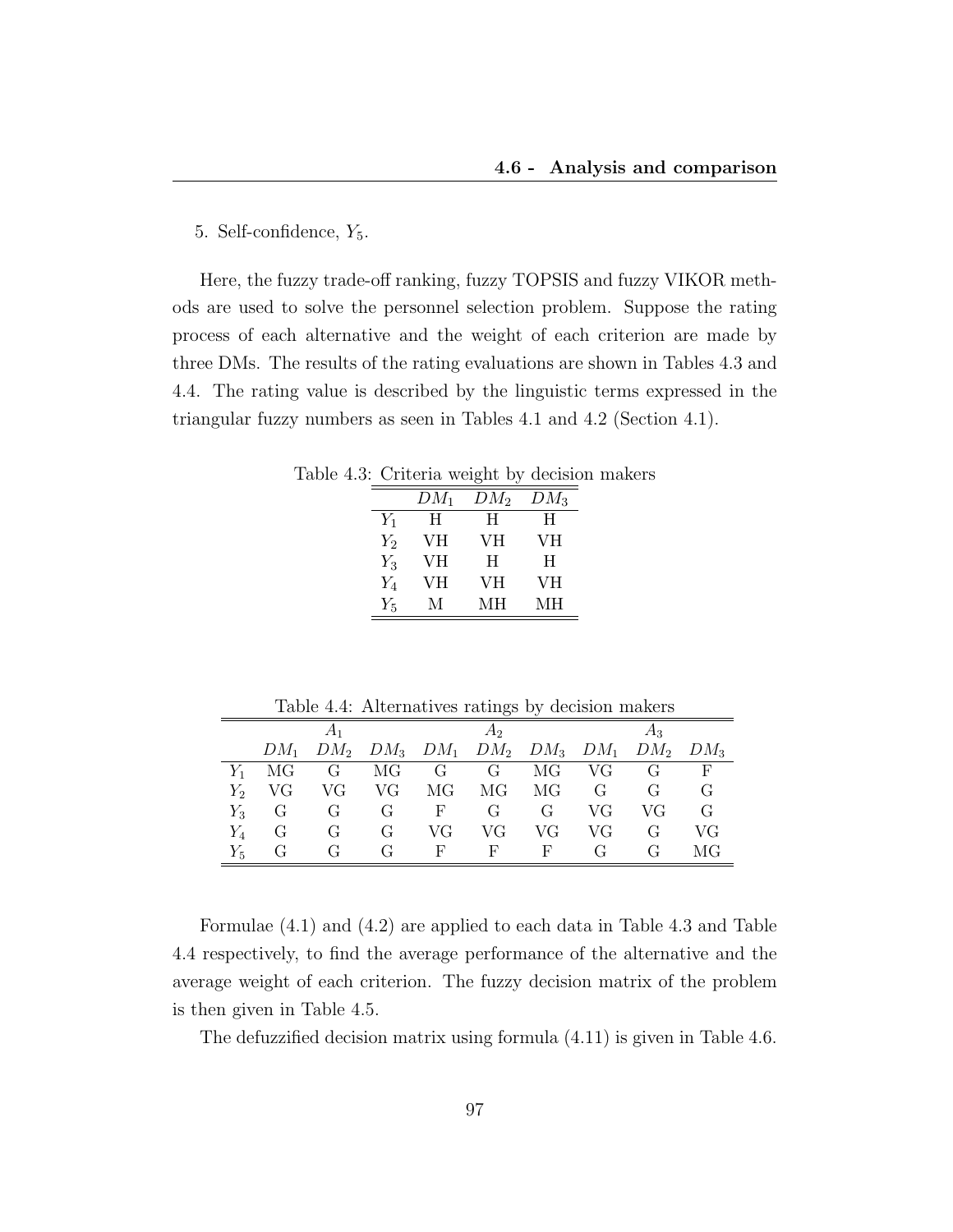5. Self-confidence, $Y_5$.

Here, the fuzzy trade-off ranking, fuzzy TOPSIS and fuzzy VIKOR methods are used to solve the personnel selection problem. Suppose the rating process of each alternative and the weight of each criterion are made by three DMs. The results of the rating evaluations are shown in Tables 4.3 and 4.4. The rating value is described by the linguistic terms expressed in the triangular fuzzy numbers as seen in Tables 4.1 and 4.2 (Section 4.1).

Table 4.3: Criteria weight by decision makers

| | $DM_1$ | $DM_2$ | $DM_3$ |
|---|---|---|---|
| $Y_1$ | H | H | H |
| $Y_2$ | VH | VH | VH |
| $Y_3$ | VH | H | H |
| $Y_4$ | VH | VH | VH |
| $Y_5$ | M | MH | MH |

Table 4.4: Alternatives ratings by decision makers

| | $A_1$ | | | $A_2$ | | | $A_3$ | | |
|---|---|---|---|---|---|---|---|---|---|
| | $DM_1$ | $DM_2$ | $DM_3$ | $DM_1$ | $DM_2$ | $DM_3$ | $DM_1$ | $DM_2$ | $DM_3$ |
| $Y_1$ | MG | G | MG | G | G | MG | VG | G | F |
| $Y_2$ | VG | VG | VG | MG | MG | MG | G | G | G |
| $Y_3$ | G | G | G | F | G | G | VG | VG | G |
| $Y_4$ | G | G | G | VG | VG | VG | VG | G | VG |
| $Y_5$ | G | G | G | F | F | F | G | G | MG |

Formulae (4.1) and (4.2) are applied to each data in Table 4.3 and Table 4.4 respectively, to find the average performance of the alternative and the average weight of each criterion. The fuzzy decision matrix of the problem is then given in Table 4.5.

The defuzzified decision matrix using formula (4.11) is given in Table 4.6.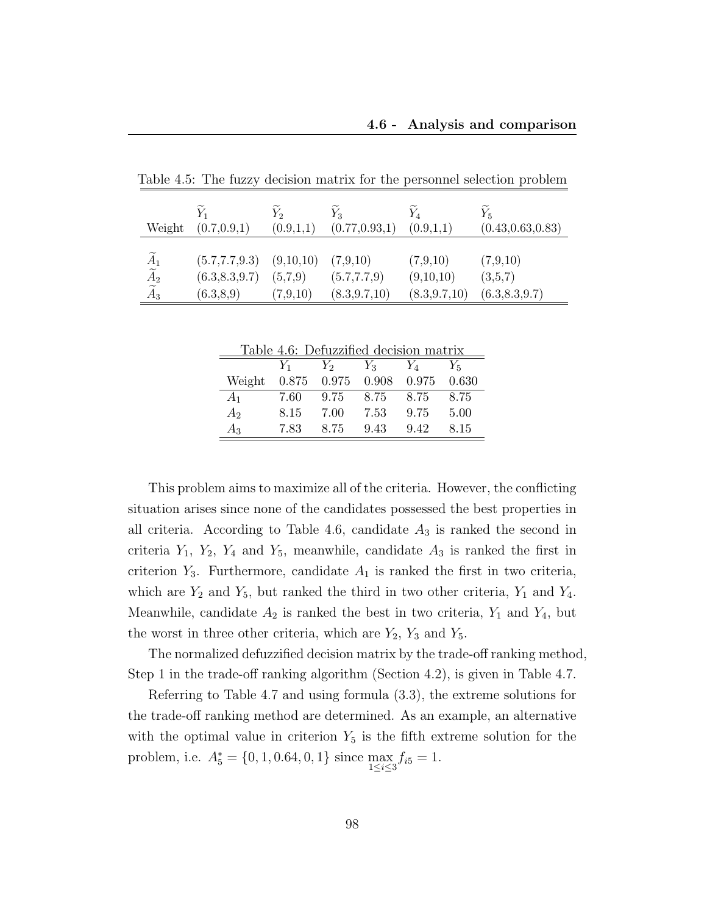Table 4.5: The fuzzy decision matrix for the personnel selection problem

| | $\widetilde{Y}_1$ | $\widetilde{Y}_2$ | $\widetilde{Y}_3$ | $\widetilde{Y}_4$ | $\widetilde{Y}_5$ |
|---|---|---|---|---|---|
| Weight | (0.7,0.9,1) | (0.9,1,1) | (0.77,0.93,1) | (0.9,1,1) | (0.43,0.63,0.83) |
| $\widetilde{A}_1$ | (5.7,7.7,9.3) | (9,10,10) | (7,9,10) | (7,9,10) | (7,9,10) |
| $\widetilde{A}_2$ | (6.3,8.3,9.7) | (5,7,9) | (5.7,7.7,9) | (9,10,10) | (3,5,7) |
| $\widetilde{A}_3$ | (6.3,8,9) | (7,9,10) | (8.3,9.7,10) | (8.3,9.7,10) | (6.3,8.3,9.7) |

Table 4.6: Defuzzified decision matrix

| | $Y_1$ | $Y_2$ | $Y_3$ | $Y_4$ | $Y_5$ |
|---|---|---|---|---|---|
| Weight | 0.875 | 0.975 | 0.908 | 0.975 | 0.630 |
| $A_1$ | 7.60 | 9.75 | 8.75 | 8.75 | 8.75 |
| $A_2$ | 8.15 | 7.00 | 7.53 | 9.75 | 5.00 |
| $A_3$ | 7.83 | 8.75 | 9.43 | 9.42 | 8.15 |

This problem aims to maximize all of the criteria. However, the conflicting situation arises since none of the candidates possessed the best properties in all criteria. According to Table 4.6, candidate $A_3$ is ranked the second in criteria $Y_1$, $Y_2$, $Y_4$ and $Y_5$, meanwhile, candidate $A_3$ is ranked the first in criterion $Y_3$. Furthermore, candidate $A_1$ is ranked the first in two criteria, which are $Y_2$ and $Y_5$, but ranked the third in two other criteria, $Y_1$ and $Y_4$. Meanwhile, candidate $A_2$ is ranked the best in two criteria, $Y_1$ and $Y_4$, but the worst in three other criteria, which are $Y_2$, $Y_3$ and $Y_5$.

The normalized defuzzified decision matrix by the trade-off ranking method, Step 1 in the trade-off ranking algorithm (Section 4.2), is given in Table 4.7.

Referring to Table 4.7 and using formula (3.3), the extreme solutions for the trade-off ranking method are determined. As an example, an alternative with the optimal value in criterion $Y_5$ is the fifth extreme solution for the problem, i.e. $A_5^* = \{0, 1, 0.64, 0, 1\}$ since $\max\limits_{1 \leq i \leq 3} f_{i5} = 1$.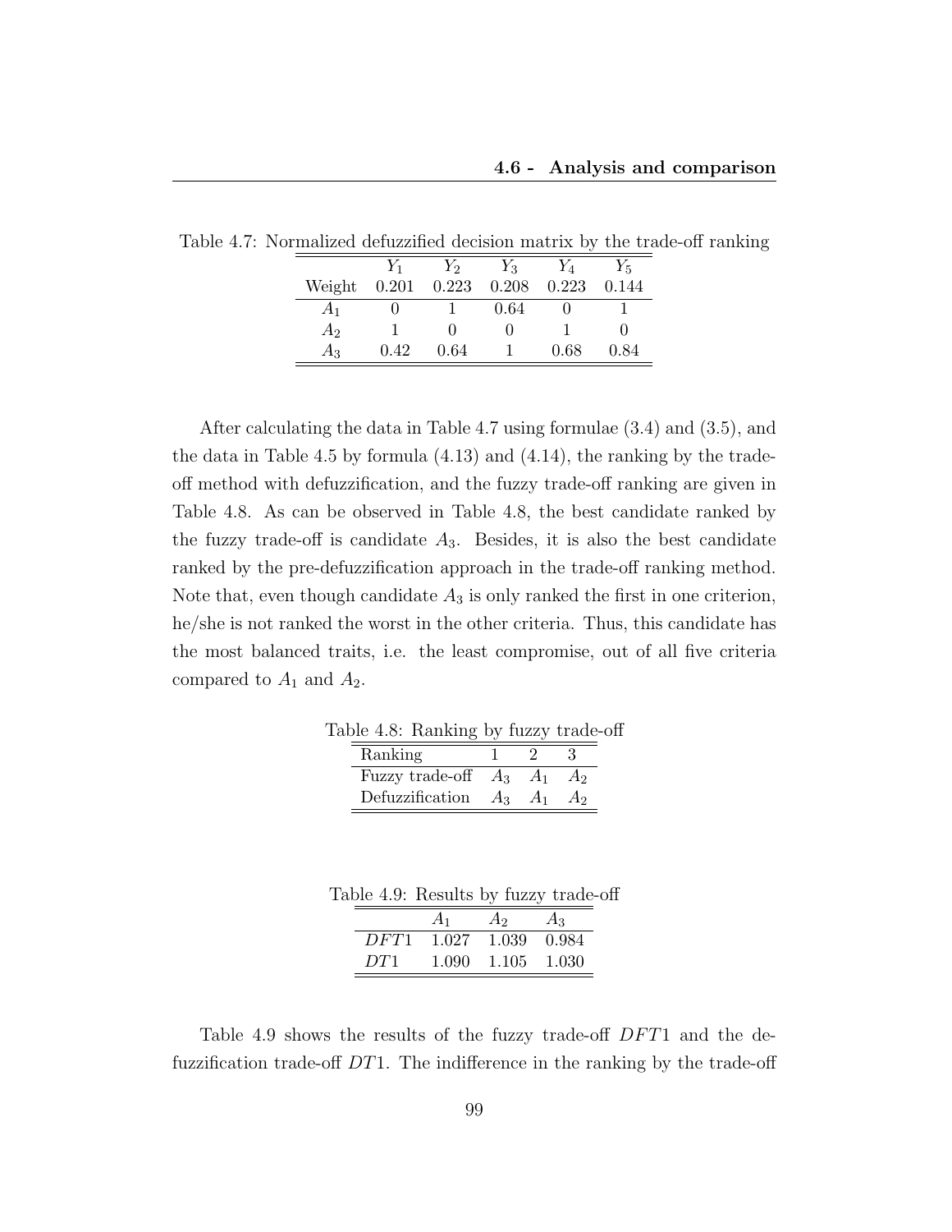Table 4.7: Normalized defuzzified decision matrix by the trade-off ranking

| | $Y_1$ | $Y_2$ | $Y_3$ | $Y_4$ | $Y_5$ |
|---|---|---|---|---|---|
| Weight | 0.201 | 0.223 | 0.208 | 0.223 | 0.144 |
| $A_1$ | 0 | 1 | 0.64 | 0 | 1 |
| $A_2$ | 1 | 0 | 0 | 1 | 0 |
| $A_3$ | 0.42 | 0.64 | 1 | 0.68 | 0.84 |

After calculating the data in Table 4.7 using formulae (3.4) and (3.5), and the data in Table 4.5 by formula (4.13) and (4.14), the ranking by the trade-off method with defuzzification, and the fuzzy trade-off ranking are given in Table 4.8. As can be observed in Table 4.8, the best candidate ranked by the fuzzy trade-off is candidate $A_3$. Besides, it is also the best candidate ranked by the pre-defuzzification approach in the trade-off ranking method. Note that, even though candidate $A_3$ is only ranked the first in one criterion, he/she is not ranked the worst in the other criteria. Thus, this candidate has the most balanced traits, i.e. the least compromise, out of all five criteria compared to $A_1$ and $A_2$.

Table 4.8: Ranking by fuzzy trade-off

| Ranking | 1 | 2 | 3 |
|---|---|---|---|
| Fuzzy trade-off | $A_3$ | $A_1$ | $A_2$ |
| Defuzzification | $A_3$ | $A_1$ | $A_2$ |

Table 4.9: Results by fuzzy trade-off

| | $A_1$ | $A_2$ | $A_3$ |
|---|---|---|---|
| $DFT1$ | 1.027 | 1.039 | 0.984 |
| $DT1$ | 1.090 | 1.105 | 1.030 |

Table 4.9 shows the results of the fuzzy trade-off $DFT1$ and the defuzzification trade-off $DT1$. The indifference in the ranking by the trade-off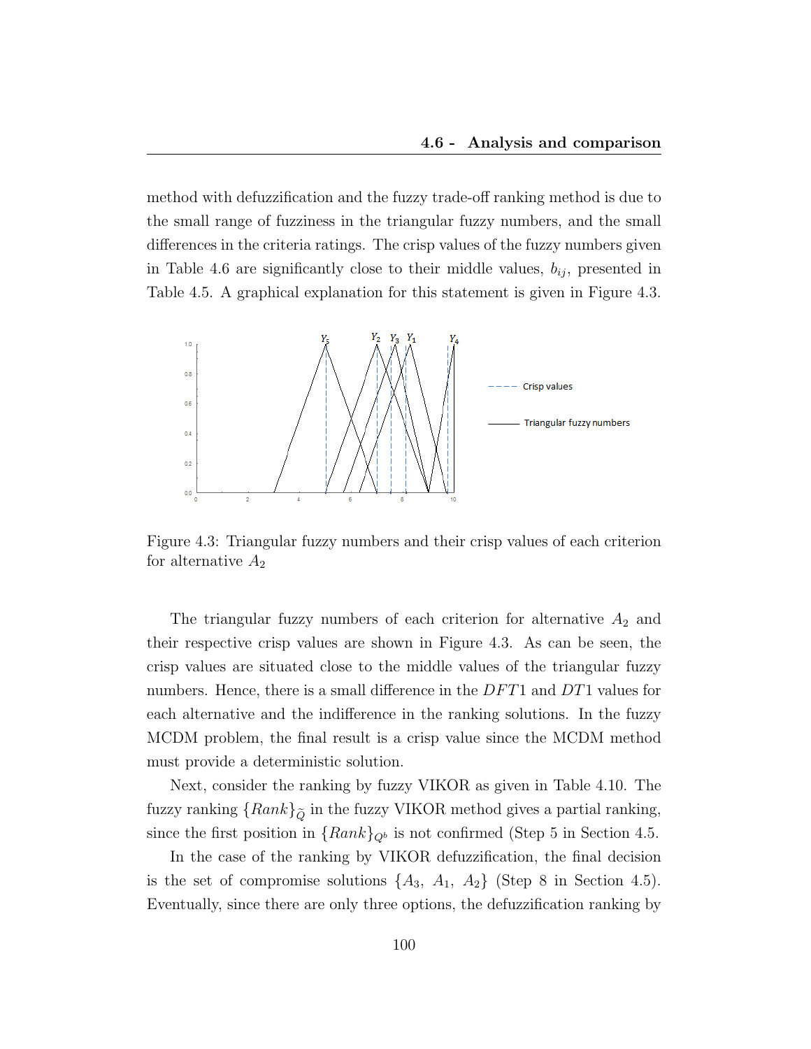method with defuzzification and the fuzzy trade-off ranking method is due to the small range of fuzziness in the triangular fuzzy numbers, and the small differences in the criteria ratings. The crisp values of the fuzzy numbers given in Table 4.6 are significantly close to their middle values, $b_{ij}$, presented in Table 4.5. A graphical explanation for this statement is given in Figure 4.3.

Figure 4.3: Triangular fuzzy numbers and their crisp values of each criterion for alternative $A_2$

The triangular fuzzy numbers of each criterion for alternative $A_2$ and their respective crisp values are shown in Figure 4.3. As can be seen, the crisp values are situated close to the middle values of the triangular fuzzy numbers. Hence, there is a small difference in the $DFT1$ and $DT1$ values for each alternative and the indifference in the ranking solutions. In the fuzzy MCDM problem, the final result is a crisp value since the MCDM method must provide a deterministic solution.

Next, consider the ranking by fuzzy VIKOR as given in Table 4.10. The fuzzy ranking $\{Rank\}_{\tilde{Q}}$ in the fuzzy VIKOR method gives a partial ranking, since the first position in $\{Rank\}_{Q^b}$ is not confirmed (Step 5 in Section 4.5.

In the case of the ranking by VIKOR defuzzification, the final decision is the set of compromise solutions $\{A_3,\ A_1,\ A_2\}$ (Step 8 in Section 4.5). Eventually, since there are only three options, the defuzzification ranking by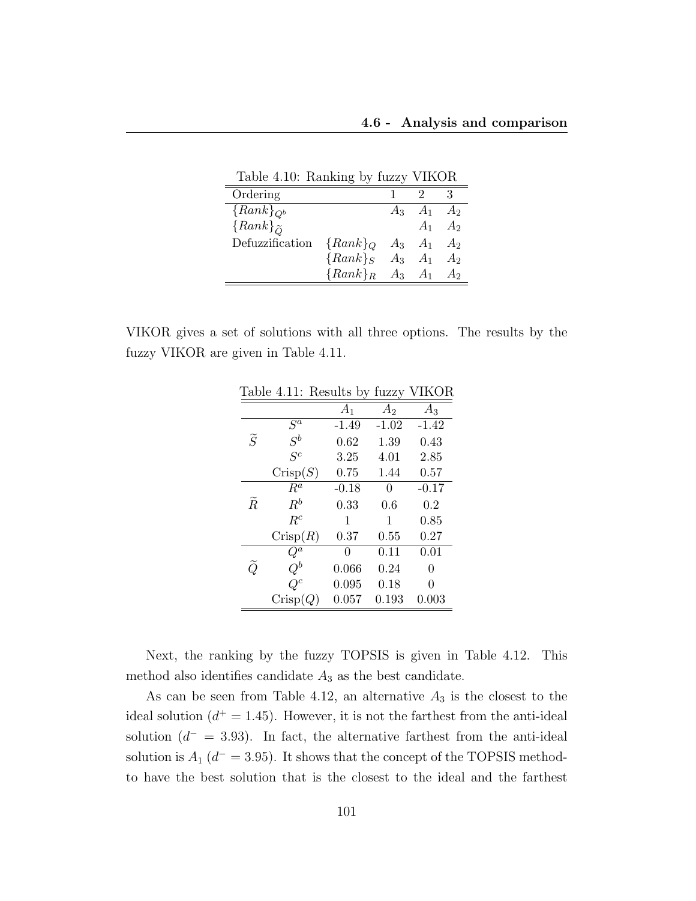Table 4.10: Ranking by fuzzy VIKOR

| Ordering | | 1 | 2 | 3 |
|---|---|---|---|---|
| $\{Rank\}_{Q^b}$ | | $A_3$ | $A_1$ | $A_2$ |
| $\{Rank\}_{\widetilde{Q}}$ | | | $A_1$ | $A_2$ |
| Defuzzification | $\{Rank\}_Q$ | $A_3$ | $A_1$ | $A_2$ |
| | $\{Rank\}_S$ | $A_3$ | $A_1$ | $A_2$ |
| | $\{Rank\}_R$ | $A_3$ | $A_1$ | $A_2$ |

VIKOR gives a set of solutions with all three options. The results by the fuzzy VIKOR are given in Table 4.11.

Table 4.11: Results by fuzzy VIKOR

| | | $A_1$ | $A_2$ | $A_3$ |
|---|---|---|---|---|
| $\widetilde{S}$ | $S^a$ | -1.49 | -1.02 | -1.42 |
| | $S^b$ | 0.62 | 1.39 | 0.43 |
| | $S^c$ | 3.25 | 4.01 | 2.85 |
| | Crisp($S$) | 0.75 | 1.44 | 0.57 |
| $\widetilde{R}$ | $R^a$ | -0.18 | 0 | -0.17 |
| | $R^b$ | 0.33 | 0.6 | 0.2 |
| | $R^c$ | 1 | 1 | 0.85 |
| | Crisp($R$) | 0.37 | 0.55 | 0.27 |
| $\widetilde{Q}$ | $Q^a$ | 0 | 0.11 | 0.01 |
| | $Q^b$ | 0.066 | 0.24 | 0 |
| | $Q^c$ | 0.095 | 0.18 | 0 |
| | Crisp($Q$) | 0.057 | 0.193 | 0.003 |

Next, the ranking by the fuzzy TOPSIS is given in Table 4.12. This method also identifies candidate $A_3$ as the best candidate.

As can be seen from Table 4.12, an alternative $A_3$ is the closest to the ideal solution ($d^+ = 1.45$). However, it is not the farthest from the anti-ideal solution ($d^- = 3.93$). In fact, the alternative farthest from the anti-ideal solution is $A_1$ ($d^- = 3.95$). It shows that the concept of the TOPSIS method-to have the best solution that is the closest to the ideal and the farthest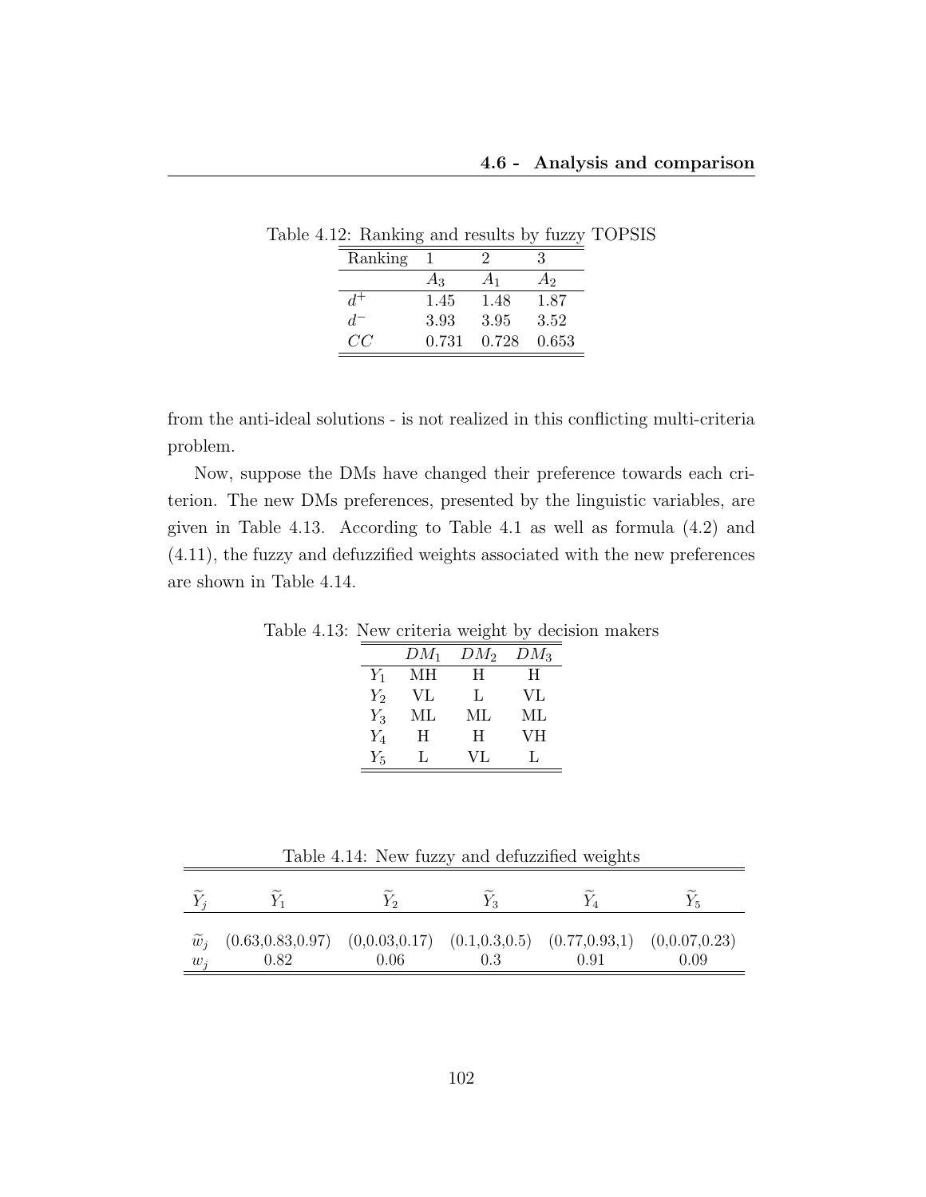Table 4.12: Ranking and results by fuzzy TOPSIS

| Ranking | 1 | 2 | 3 |
|---|---|---|---|
| | $A_3$ | $A_1$ | $A_2$ |
| $d^+$ | 1.45 | 1.48 | 1.87 |
| $d^-$ | 3.93 | 3.95 | 3.52 |
| $CC$ | 0.731 | 0.728 | 0.653 |

from the anti-ideal solutions - is not realized in this conflicting multi-criteria problem.

Now, suppose the DMs have changed their preference towards each criterion. The new DMs preferences, presented by the linguistic variables, are given in Table 4.13. According to Table 4.1 as well as formula (4.2) and (4.11), the fuzzy and defuzzified weights associated with the new preferences are shown in Table 4.14.

Table 4.13: New criteria weight by decision makers

| | $DM_1$ | $DM_2$ | $DM_3$ |
|---|---|---|---|
| $Y_1$ | MH | H | H |
| $Y_2$ | VL | L | VL |
| $Y_3$ | ML | ML | ML |
| $Y_4$ | H | H | VH |
| $Y_5$ | L | VL | L |

Table 4.14: New fuzzy and defuzzified weights

| $\widetilde{Y}_j$ | $\widetilde{Y}_1$ | $\widetilde{Y}_2$ | $\widetilde{Y}_3$ | $\widetilde{Y}_4$ | $\widetilde{Y}_5$ |
|---|---|---|---|---|---|
| $\widetilde{w}_j$ | (0.63,0.83,0.97) | (0,0.03,0.17) | (0.1,0.3,0.5) | (0.77,0.93,1) | (0,0.07,0.23) |
| $w_j$ | 0.82 | 0.06 | 0.3 | 0.91 | 0.09 |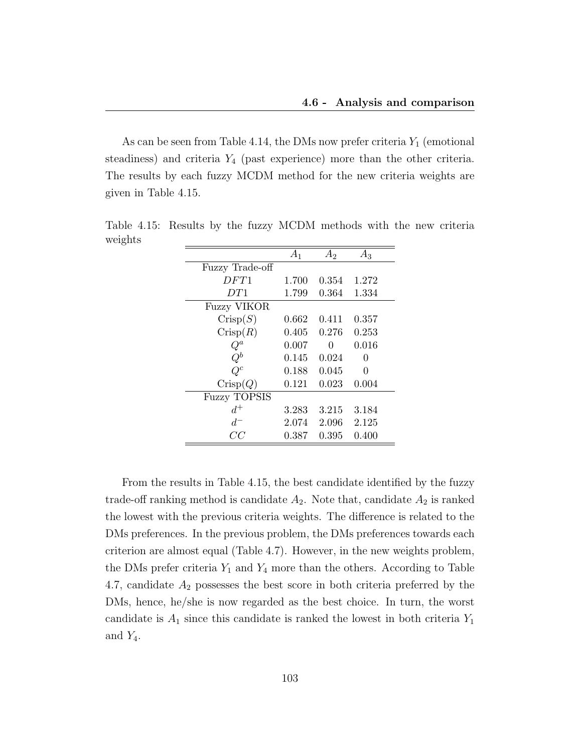As can be seen from Table 4.14, the DMs now prefer criteria $Y_1$ (emotional steadiness) and criteria $Y_4$ (past experience) more than the other criteria. The results by each fuzzy MCDM method for the new criteria weights are given in Table 4.15.

Table 4.15: Results by the fuzzy MCDM methods with the new criteria weights

| | $A_1$ | $A_2$ | $A_3$ |
|---|---|---|---|
| Fuzzy Trade-off | | | |
| $DFT1$ | 1.700 | 0.354 | 1.272 |
| $DT1$ | 1.799 | 0.364 | 1.334 |
| Fuzzy VIKOR | | | |
| Crisp($S$) | 0.662 | 0.411 | 0.357 |
| Crisp($R$) | 0.405 | 0.276 | 0.253 |
| $Q^a$ | 0.007 | 0 | 0.016 |
| $Q^b$ | 0.145 | 0.024 | 0 |
| $Q^c$ | 0.188 | 0.045 | 0 |
| Crisp($Q$) | 0.121 | 0.023 | 0.004 |
| Fuzzy TOPSIS | | | |
| $d^+$ | 3.283 | 3.215 | 3.184 |
| $d^-$ | 2.074 | 2.096 | 2.125 |
| $CC$ | 0.387 | 0.395 | 0.400 |

From the results in Table 4.15, the best candidate identified by the fuzzy trade-off ranking method is candidate $A_2$. Note that, candidate $A_2$ is ranked the lowest with the previous criteria weights. The difference is related to the DMs preferences. In the previous problem, the DMs preferences towards each criterion are almost equal (Table 4.7). However, in the new weights problem, the DMs prefer criteria $Y_1$ and $Y_4$ more than the others. According to Table 4.7, candidate $A_2$ possesses the best score in both criteria preferred by the DMs, hence, he/she is now regarded as the best choice. In turn, the worst candidate is $A_1$ since this candidate is ranked the lowest in both criteria $Y_1$ and $Y_4$.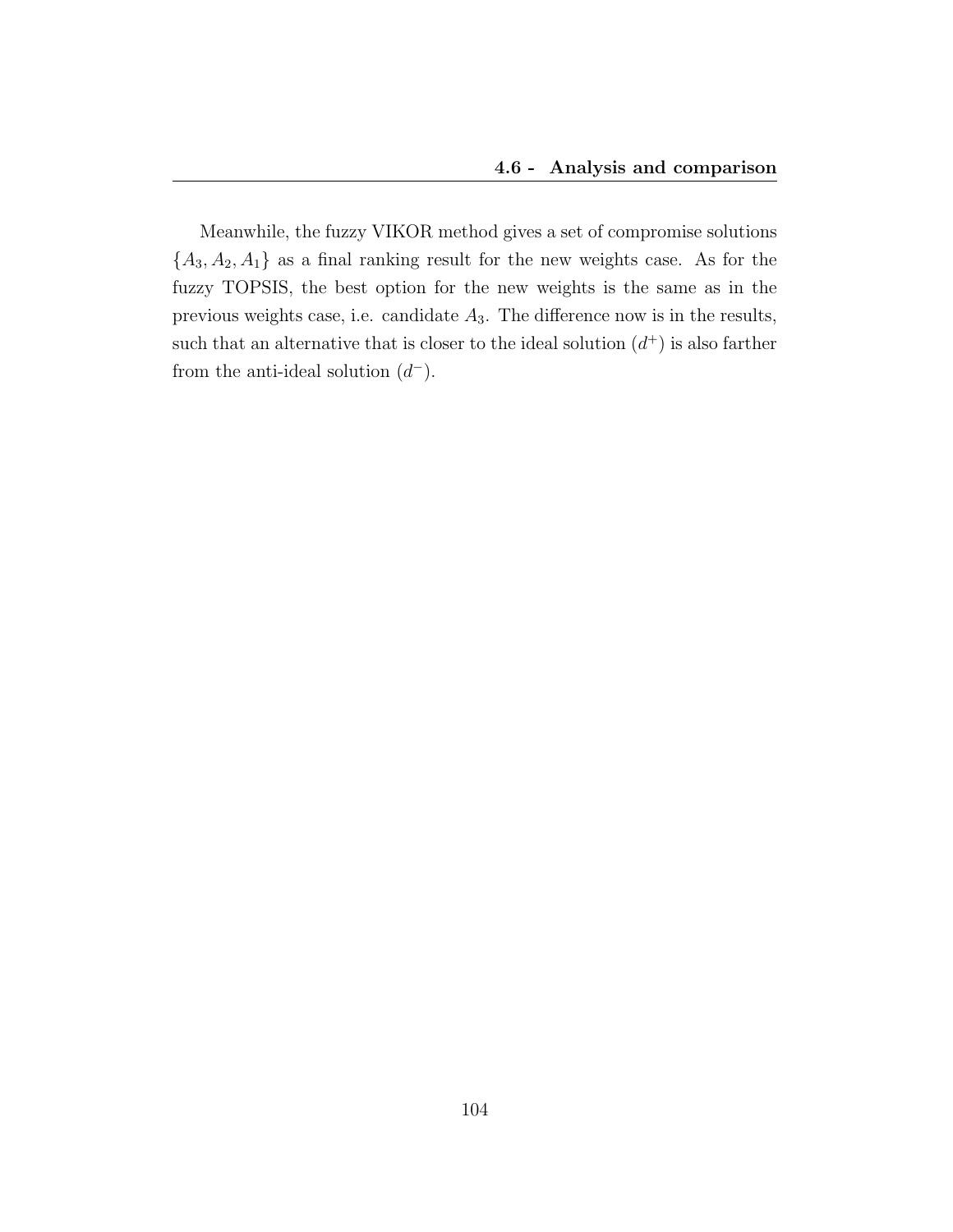Meanwhile, the fuzzy VIKOR method gives a set of compromise solutions $\{A_3, A_2, A_1\}$ as a final ranking result for the new weights case. As for the fuzzy TOPSIS, the best option for the new weights is the same as in the previous weights case, i.e. candidate $A_3$. The difference now is in the results, such that an alternative that is closer to the ideal solution $(d^+)$ is also farther from the anti-ideal solution $(d^-)$.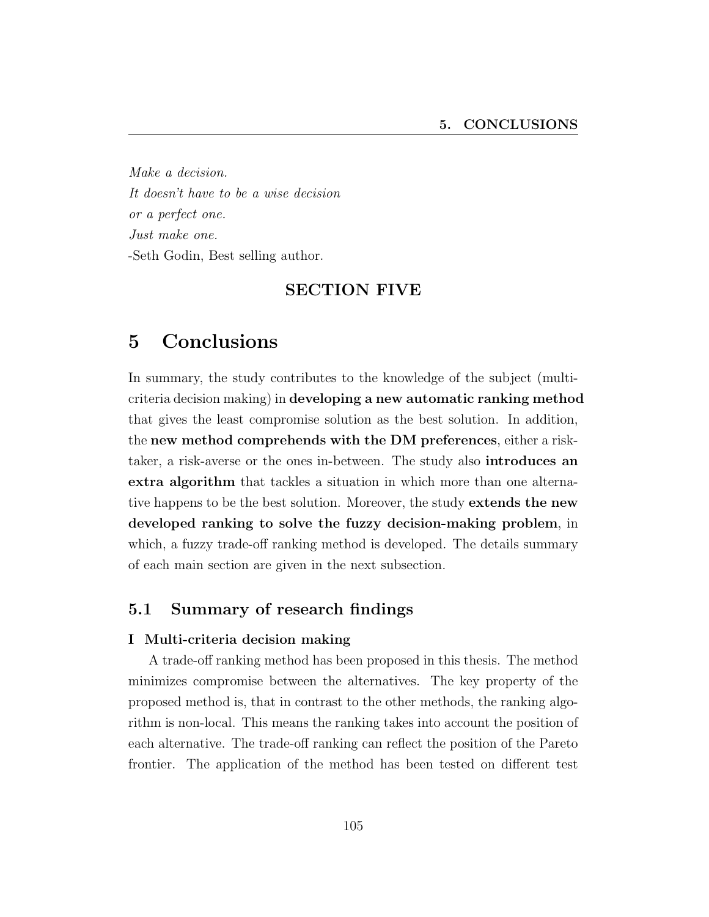*Make a decision.*
*It doesn't have to be a wise decision*
*or a perfect one.*
*Just make one.*
-Seth Godin, Best selling author.

**SECTION FIVE**

# 5 Conclusions

In summary, the study contributes to the knowledge of the subject (multi-criteria decision making) in **developing a new automatic ranking method** that gives the least compromise solution as the best solution. In addition, the **new method comprehends with the DM preferences**, either a risk-taker, a risk-averse or the ones in-between. The study also **introduces an extra algorithm** that tackles a situation in which more than one alternative happens to be the best solution. Moreover, the study **extends the new developed ranking to solve the fuzzy decision-making problem**, in which, a fuzzy trade-off ranking method is developed. The details summary of each main section are given in the next subsection.

## 5.1 Summary of research findings

**I Multi-criteria decision making**

A trade-off ranking method has been proposed in this thesis. The method minimizes compromise between the alternatives. The key property of the proposed method is, that in contrast to the other methods, the ranking algorithm is non-local. This means the ranking takes into account the position of each alternative. The trade-off ranking can reflect the position of the Pareto frontier. The application of the method has been tested on different test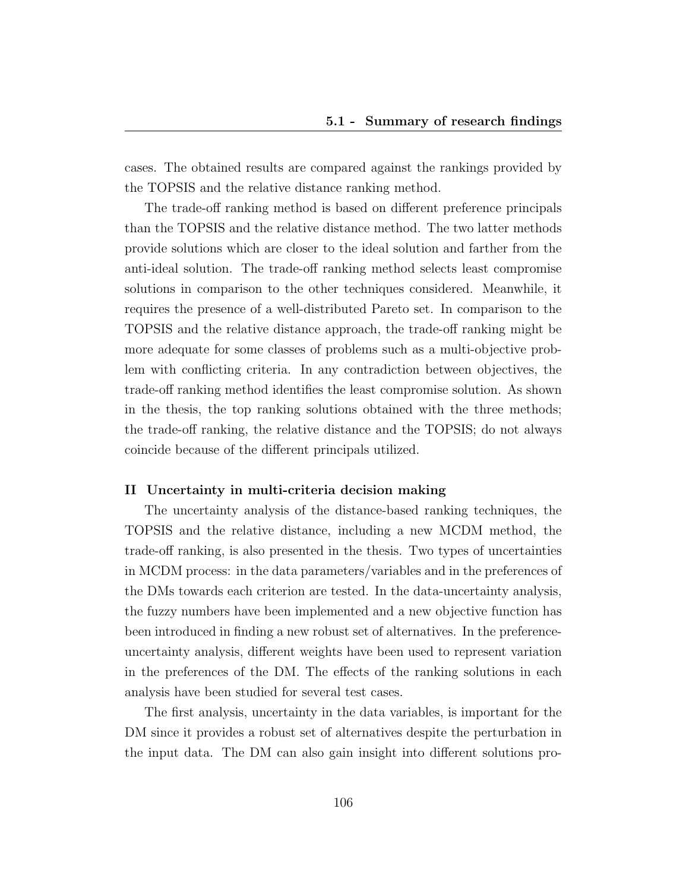cases. The obtained results are compared against the rankings provided by the TOPSIS and the relative distance ranking method.

The trade-off ranking method is based on different preference principals than the TOPSIS and the relative distance method. The two latter methods provide solutions which are closer to the ideal solution and farther from the anti-ideal solution. The trade-off ranking method selects least compromise solutions in comparison to the other techniques considered. Meanwhile, it requires the presence of a well-distributed Pareto set. In comparison to the TOPSIS and the relative distance approach, the trade-off ranking might be more adequate for some classes of problems such as a multi-objective problem with conflicting criteria. In any contradiction between objectives, the trade-off ranking method identifies the least compromise solution. As shown in the thesis, the top ranking solutions obtained with the three methods; the trade-off ranking, the relative distance and the TOPSIS; do not always coincide because of the different principals utilized.

**II Uncertainty in multi-criteria decision making**

The uncertainty analysis of the distance-based ranking techniques, the TOPSIS and the relative distance, including a new MCDM method, the trade-off ranking, is also presented in the thesis. Two types of uncertainties in MCDM process: in the data parameters/variables and in the preferences of the DMs towards each criterion are tested. In the data-uncertainty analysis, the fuzzy numbers have been implemented and a new objective function has been introduced in finding a new robust set of alternatives. In the preference-uncertainty analysis, different weights have been used to represent variation in the preferences of the DM. The effects of the ranking solutions in each analysis have been studied for several test cases.

The first analysis, uncertainty in the data variables, is important for the DM since it provides a robust set of alternatives despite the perturbation in the input data. The DM can also gain insight into different solutions pro-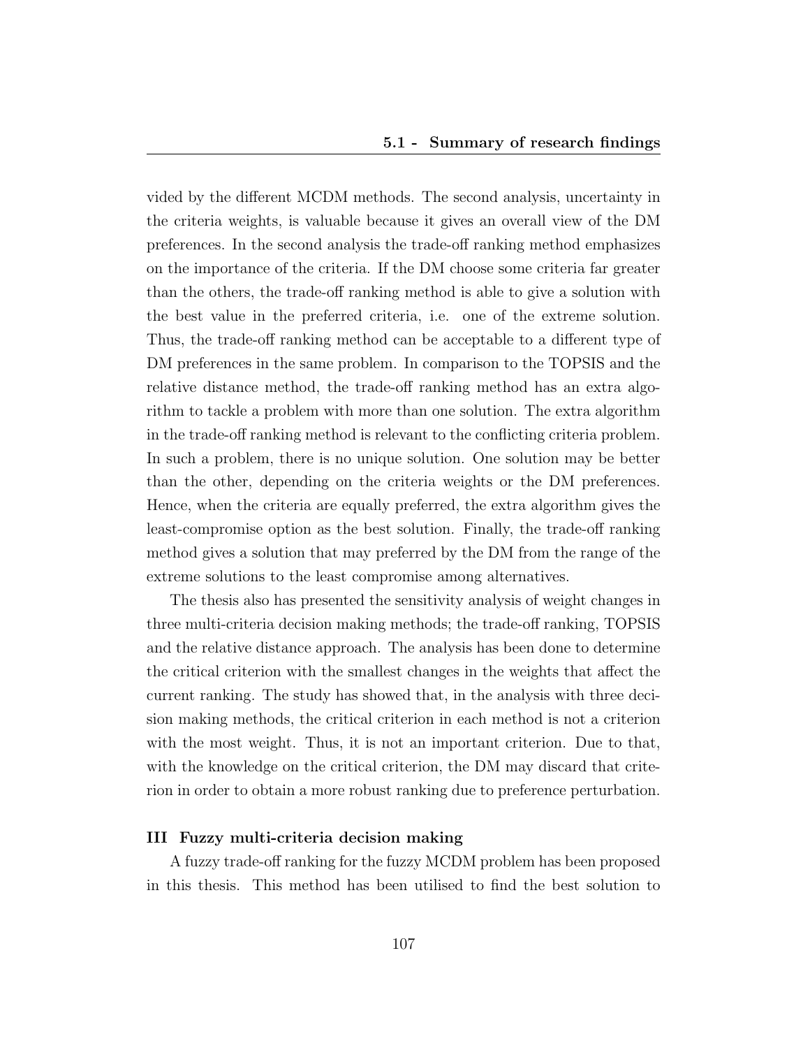vided by the different MCDM methods. The second analysis, uncertainty in the criteria weights, is valuable because it gives an overall view of the DM preferences. In the second analysis the trade-off ranking method emphasizes on the importance of the criteria. If the DM choose some criteria far greater than the others, the trade-off ranking method is able to give a solution with the best value in the preferred criteria, i.e. one of the extreme solution. Thus, the trade-off ranking method can be acceptable to a different type of DM preferences in the same problem. In comparison to the TOPSIS and the relative distance method, the trade-off ranking method has an extra algorithm to tackle a problem with more than one solution. The extra algorithm in the trade-off ranking method is relevant to the conflicting criteria problem. In such a problem, there is no unique solution. One solution may be better than the other, depending on the criteria weights or the DM preferences. Hence, when the criteria are equally preferred, the extra algorithm gives the least-compromise option as the best solution. Finally, the trade-off ranking method gives a solution that may preferred by the DM from the range of the extreme solutions to the least compromise among alternatives.

The thesis also has presented the sensitivity analysis of weight changes in three multi-criteria decision making methods; the trade-off ranking, TOPSIS and the relative distance approach. The analysis has been done to determine the critical criterion with the smallest changes in the weights that affect the current ranking. The study has showed that, in the analysis with three decision making methods, the critical criterion in each method is not a criterion with the most weight. Thus, it is not an important criterion. Due to that, with the knowledge on the critical criterion, the DM may discard that criterion in order to obtain a more robust ranking due to preference perturbation.

**III Fuzzy multi-criteria decision making**

A fuzzy trade-off ranking for the fuzzy MCDM problem has been proposed in this thesis. This method has been utilised to find the best solution to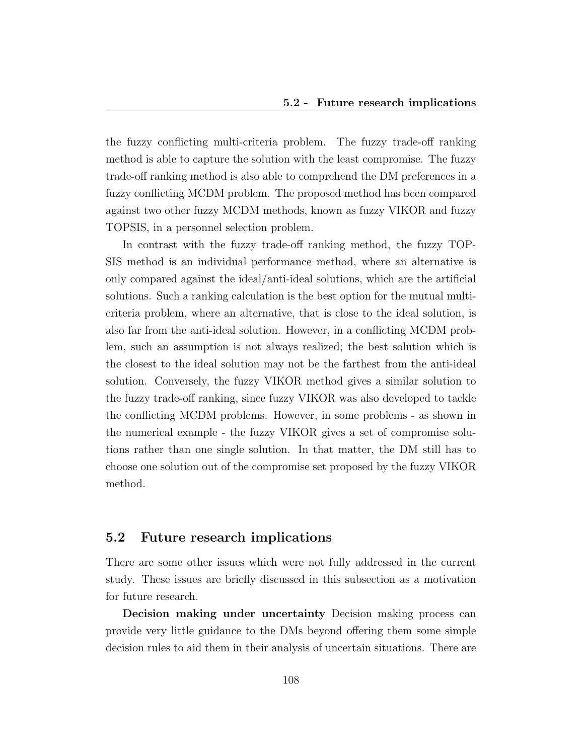the fuzzy conflicting multi-criteria problem. The fuzzy trade-off ranking method is able to capture the solution with the least compromise. The fuzzy trade-off ranking method is also able to comprehend the DM preferences in a fuzzy conflicting MCDM problem. The proposed method has been compared against two other fuzzy MCDM methods, known as fuzzy VIKOR and fuzzy TOPSIS, in a personnel selection problem.

In contrast with the fuzzy trade-off ranking method, the fuzzy TOPSIS method is an individual performance method, where an alternative is only compared against the ideal/anti-ideal solutions, which are the artificial solutions. Such a ranking calculation is the best option for the mutual multi-criteria problem, where an alternative, that is close to the ideal solution, is also far from the anti-ideal solution. However, in a conflicting MCDM problem, such an assumption is not always realized; the best solution which is the closest to the ideal solution may not be the farthest from the anti-ideal solution. Conversely, the fuzzy VIKOR method gives a similar solution to the fuzzy trade-off ranking, since fuzzy VIKOR was also developed to tackle the conflicting MCDM problems. However, in some problems - as shown in the numerical example - the fuzzy VIKOR gives a set of compromise solutions rather than one single solution. In that matter, the DM still has to choose one solution out of the compromise set proposed by the fuzzy VIKOR method.

## 5.2 Future research implications

There are some other issues which were not fully addressed in the current study. These issues are briefly discussed in this subsection as a motivation for future research.

**Decision making under uncertainty** Decision making process can provide very little guidance to the DMs beyond offering them some simple decision rules to aid them in their analysis of uncertain situations. There are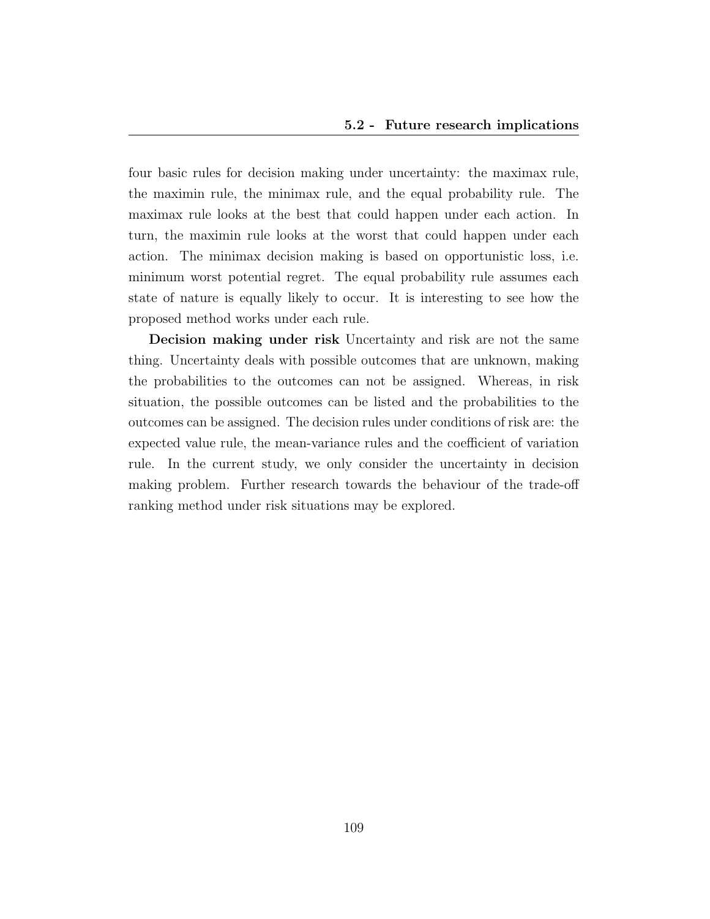four basic rules for decision making under uncertainty: the maximax rule, the maximin rule, the minimax rule, and the equal probability rule. The maximax rule looks at the best that could happen under each action. In turn, the maximin rule looks at the worst that could happen under each action. The minimax decision making is based on opportunistic loss, i.e. minimum worst potential regret. The equal probability rule assumes each state of nature is equally likely to occur. It is interesting to see how the proposed method works under each rule.

**Decision making under risk** Uncertainty and risk are not the same thing. Uncertainty deals with possible outcomes that are unknown, making the probabilities to the outcomes can not be assigned. Whereas, in risk situation, the possible outcomes can be listed and the probabilities to the outcomes can be assigned. The decision rules under conditions of risk are: the expected value rule, the mean-variance rules and the coefficient of variation rule. In the current study, we only consider the uncertainty in decision making problem. Further research towards the behaviour of the trade-off ranking method under risk situations may be explored.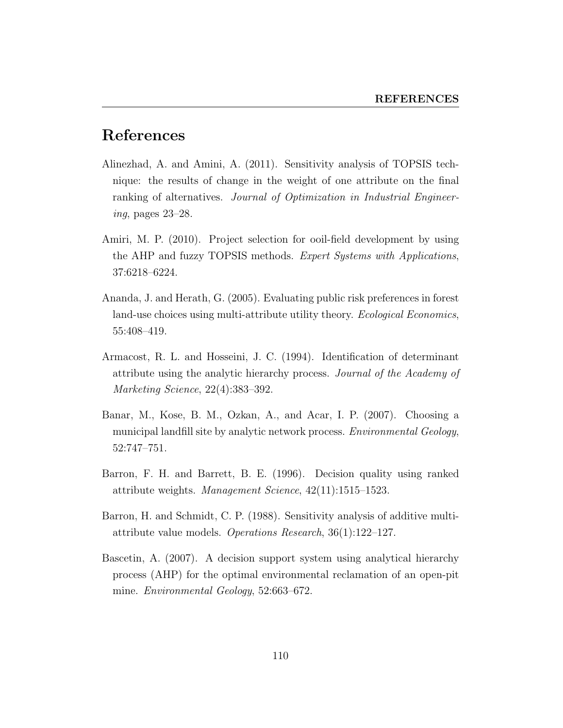# References

Alinezhad, A. and Amini, A. (2011). Sensitivity analysis of TOPSIS technique: the results of change in the weight of one attribute on the final ranking of alternatives. *Journal of Optimization in Industrial Engineering*, pages 23–28.

Amiri, M. P. (2010). Project selection for ooil-field development by using the AHP and fuzzy TOPSIS methods. *Expert Systems with Applications*, 37:6218–6224.

Ananda, J. and Herath, G. (2005). Evaluating public risk preferences in forest land-use choices using multi-attribute utility theory. *Ecological Economics*, 55:408–419.

Armacost, R. L. and Hosseini, J. C. (1994). Identification of determinant attribute using the analytic hierarchy process. *Journal of the Academy of Marketing Science*, 22(4):383–392.

Banar, M., Kose, B. M., Ozkan, A., and Acar, I. P. (2007). Choosing a municipal landfill site by analytic network process. *Environmental Geology*, 52:747–751.

Barron, F. H. and Barrett, B. E. (1996). Decision quality using ranked attribute weights. *Management Science*, 42(11):1515–1523.

Barron, H. and Schmidt, C. P. (1988). Sensitivity analysis of additive multiattribute value models. *Operations Research*, 36(1):122–127.

Bascetin, A. (2007). A decision support system using analytical hierarchy process (AHP) for the optimal environmental reclamation of an open-pit mine. *Environmental Geology*, 52:663–672.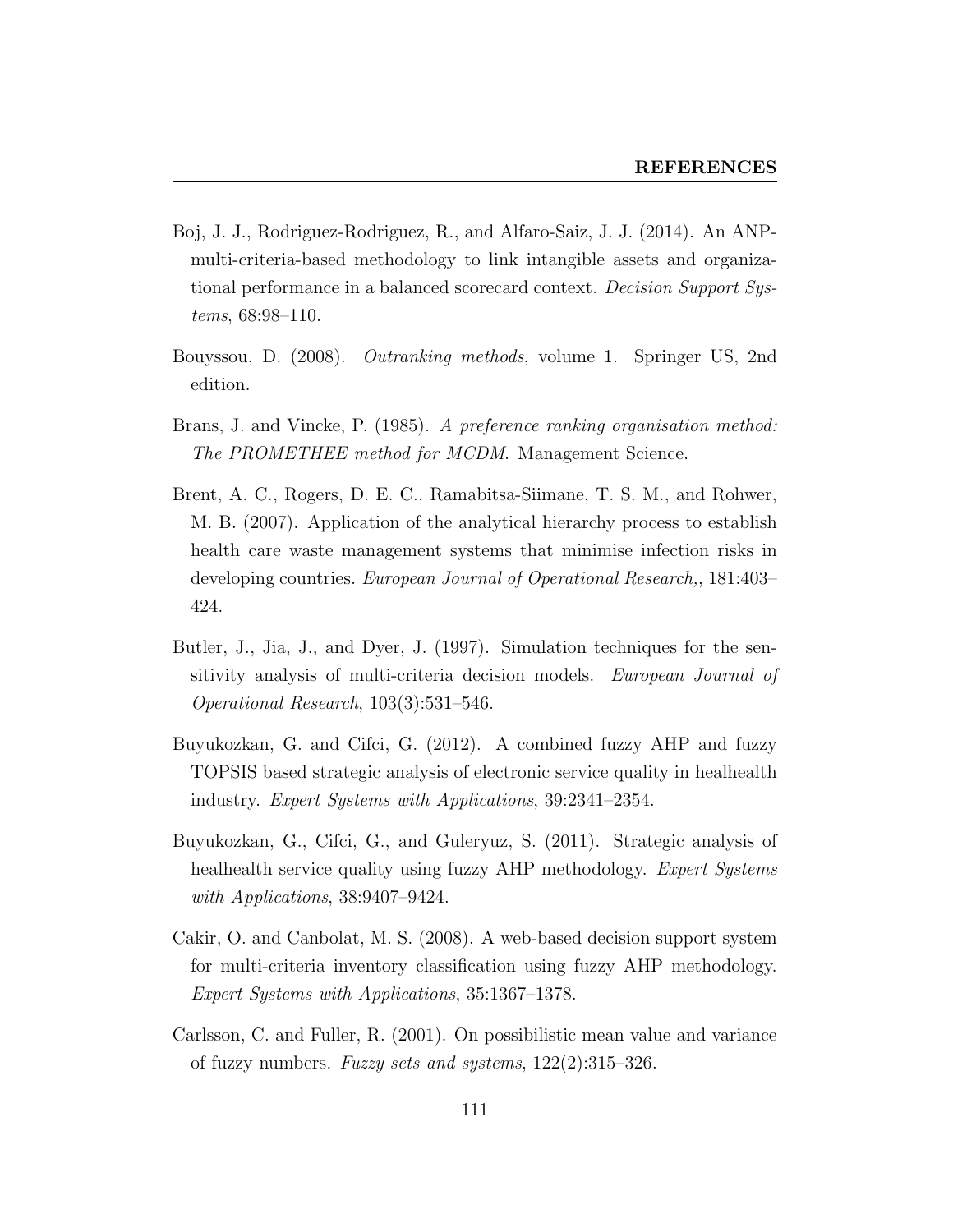Boj, J. J., Rodriguez-Rodriguez, R., and Alfaro-Saiz, J. J. (2014). An ANP-multi-criteria-based methodology to link intangible assets and organizational performance in a balanced scorecard context. *Decision Support Systems*, 68:98–110.

Bouyssou, D. (2008). *Outranking methods*, volume 1. Springer US, 2nd edition.

Brans, J. and Vincke, P. (1985). *A preference ranking organisation method: The PROMETHEE method for MCDM*. Management Science.

Brent, A. C., Rogers, D. E. C., Ramabitsa-Siimane, T. S. M., and Rohwer, M. B. (2007). Application of the analytical hierarchy process to establish health care waste management systems that minimise infection risks in developing countries. *European Journal of Operational Research,*, 181:403–424.

Butler, J., Jia, J., and Dyer, J. (1997). Simulation techniques for the sensitivity analysis of multi-criteria decision models. *European Journal of Operational Research*, 103(3):531–546.

Buyukozkan, G. and Cifci, G. (2012). A combined fuzzy AHP and fuzzy TOPSIS based strategic analysis of electronic service quality in healhealth industry. *Expert Systems with Applications*, 39:2341–2354.

Buyukozkan, G., Cifci, G., and Guleryuz, S. (2011). Strategic analysis of healhealth service quality using fuzzy AHP methodology. *Expert Systems with Applications*, 38:9407–9424.

Cakir, O. and Canbolat, M. S. (2008). A web-based decision support system for multi-criteria inventory classification using fuzzy AHP methodology. *Expert Systems with Applications*, 35:1367–1378.

Carlsson, C. and Fuller, R. (2001). On possibilistic mean value and variance of fuzzy numbers. *Fuzzy sets and systems*, 122(2):315–326.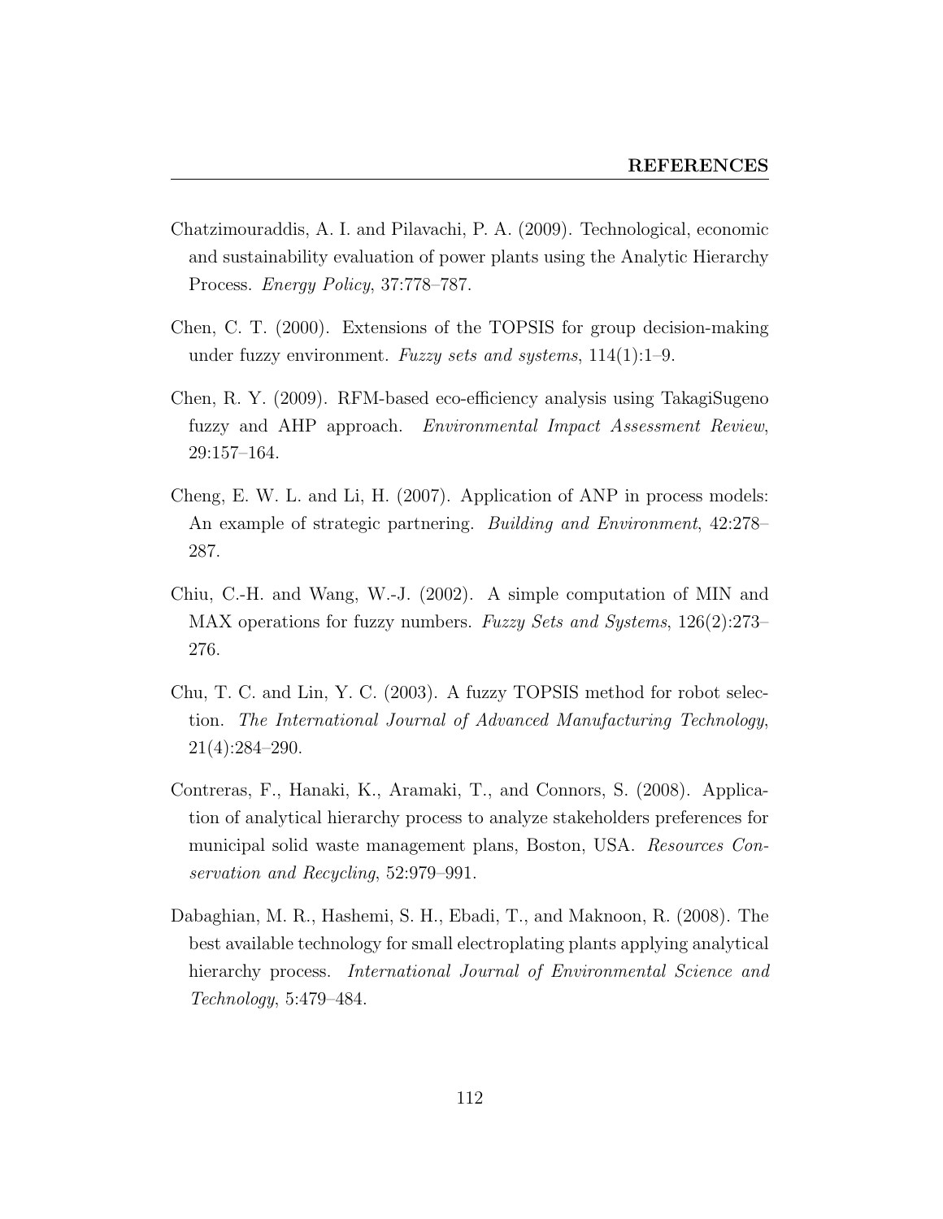Chatzimouraddis, A. I. and Pilavachi, P. A. (2009). Technological, economic and sustainability evaluation of power plants using the Analytic Hierarchy Process. *Energy Policy*, 37:778–787.

Chen, C. T. (2000). Extensions of the TOPSIS for group decision-making under fuzzy environment. *Fuzzy sets and systems*, 114(1):1–9.

Chen, R. Y. (2009). RFM-based eco-efficiency analysis using TakagiSugeno fuzzy and AHP approach. *Environmental Impact Assessment Review*, 29:157–164.

Cheng, E. W. L. and Li, H. (2007). Application of ANP in process models: An example of strategic partnering. *Building and Environment*, 42:278–287.

Chiu, C.-H. and Wang, W.-J. (2002). A simple computation of MIN and MAX operations for fuzzy numbers. *Fuzzy Sets and Systems*, 126(2):273–276.

Chu, T. C. and Lin, Y. C. (2003). A fuzzy TOPSIS method for robot selection. *The International Journal of Advanced Manufacturing Technology*, 21(4):284–290.

Contreras, F., Hanaki, K., Aramaki, T., and Connors, S. (2008). Application of analytical hierarchy process to analyze stakeholders preferences for municipal solid waste management plans, Boston, USA. *Resources Conservation and Recycling*, 52:979–991.

Dabaghian, M. R., Hashemi, S. H., Ebadi, T., and Maknoon, R. (2008). The best available technology for small electroplating plants applying analytical hierarchy process. *International Journal of Environmental Science and Technology*, 5:479–484.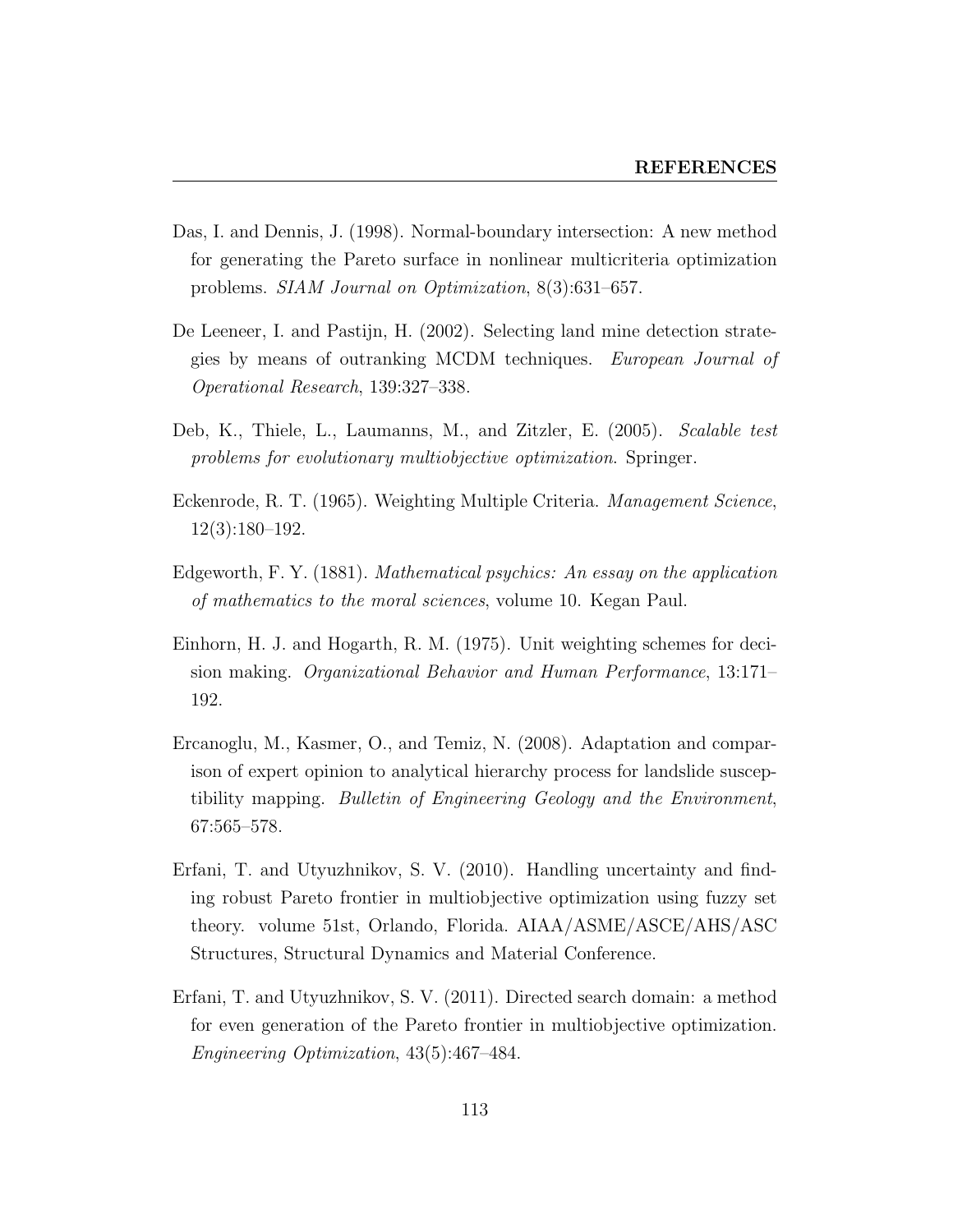Das, I. and Dennis, J. (1998). Normal-boundary intersection: A new method for generating the Pareto surface in nonlinear multicriteria optimization problems. *SIAM Journal on Optimization*, 8(3):631–657.

De Leeneer, I. and Pastijn, H. (2002). Selecting land mine detection strategies by means of outranking MCDM techniques. *European Journal of Operational Research*, 139:327–338.

Deb, K., Thiele, L., Laumanns, M., and Zitzler, E. (2005). *Scalable test problems for evolutionary multiobjective optimization*. Springer.

Eckenrode, R. T. (1965). Weighting Multiple Criteria. *Management Science*, 12(3):180–192.

Edgeworth, F. Y. (1881). *Mathematical psychics: An essay on the application of mathematics to the moral sciences*, volume 10. Kegan Paul.

Einhorn, H. J. and Hogarth, R. M. (1975). Unit weighting schemes for decision making. *Organizational Behavior and Human Performance*, 13:171–192.

Ercanoglu, M., Kasmer, O., and Temiz, N. (2008). Adaptation and comparison of expert opinion to analytical hierarchy process for landslide susceptibility mapping. *Bulletin of Engineering Geology and the Environment*, 67:565–578.

Erfani, T. and Utyuzhnikov, S. V. (2010). Handling uncertainty and finding robust Pareto frontier in multiobjective optimization using fuzzy set theory. volume 51st, Orlando, Florida. AIAA/ASME/ASCE/AHS/ASC Structures, Structural Dynamics and Material Conference.

Erfani, T. and Utyuzhnikov, S. V. (2011). Directed search domain: a method for even generation of the Pareto frontier in multiobjective optimization. *Engineering Optimization*, 43(5):467–484.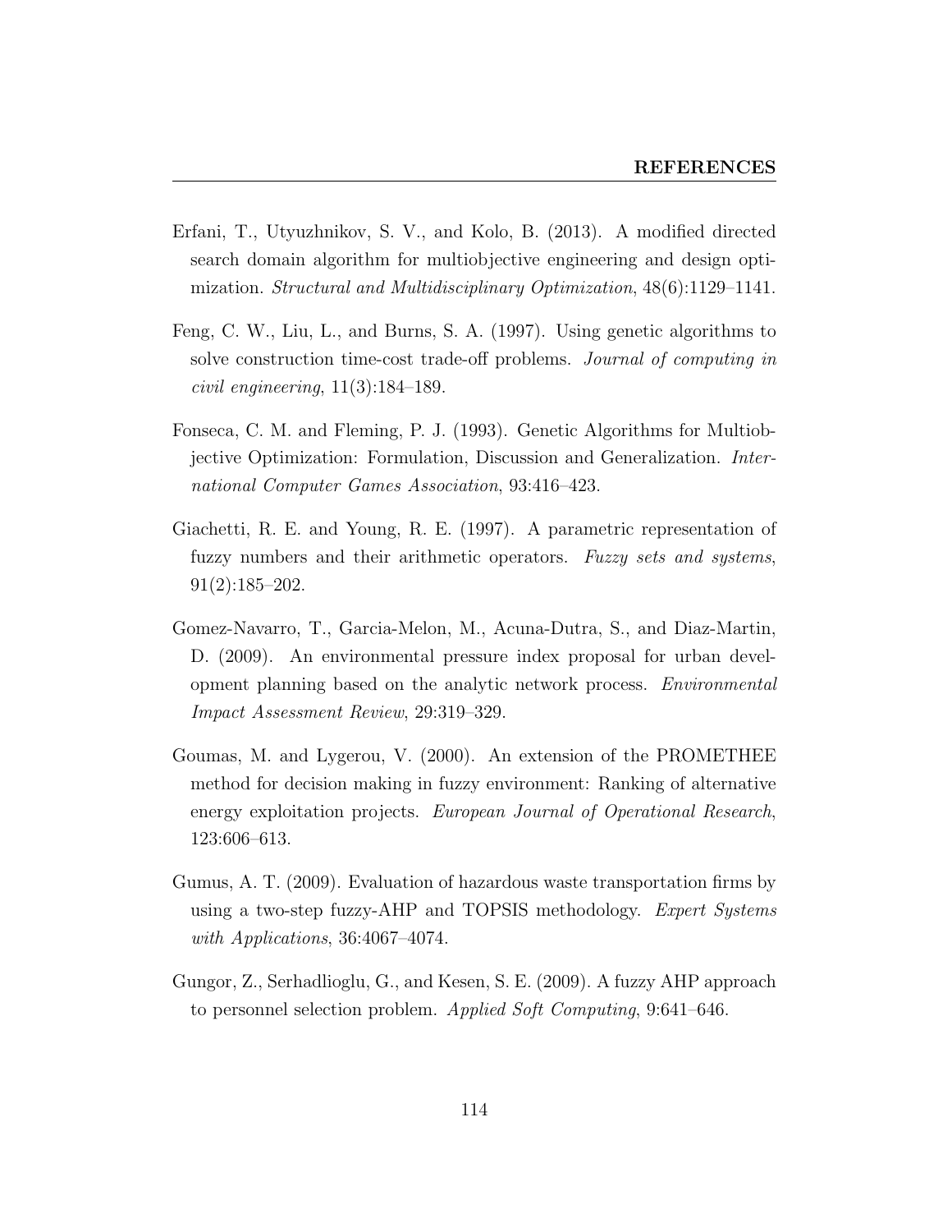Erfani, T., Utyuzhnikov, S. V., and Kolo, B. (2013). A modified directed search domain algorithm for multiobjective engineering and design optimization. *Structural and Multidisciplinary Optimization*, 48(6):1129–1141.

Feng, C. W., Liu, L., and Burns, S. A. (1997). Using genetic algorithms to solve construction time-cost trade-off problems. *Journal of computing in civil engineering*, 11(3):184–189.

Fonseca, C. M. and Fleming, P. J. (1993). Genetic Algorithms for Multiobjective Optimization: Formulation, Discussion and Generalization. *International Computer Games Association*, 93:416–423.

Giachetti, R. E. and Young, R. E. (1997). A parametric representation of fuzzy numbers and their arithmetic operators. *Fuzzy sets and systems*, 91(2):185–202.

Gomez-Navarro, T., Garcia-Melon, M., Acuna-Dutra, S., and Diaz-Martin, D. (2009). An environmental pressure index proposal for urban development planning based on the analytic network process. *Environmental Impact Assessment Review*, 29:319–329.

Goumas, M. and Lygerou, V. (2000). An extension of the PROMETHEE method for decision making in fuzzy environment: Ranking of alternative energy exploitation projects. *European Journal of Operational Research*, 123:606–613.

Gumus, A. T. (2009). Evaluation of hazardous waste transportation firms by using a two-step fuzzy-AHP and TOPSIS methodology. *Expert Systems with Applications*, 36:4067–4074.

Gungor, Z., Serhadlioglu, G., and Kesen, S. E. (2009). A fuzzy AHP approach to personnel selection problem. *Applied Soft Computing*, 9:641–646.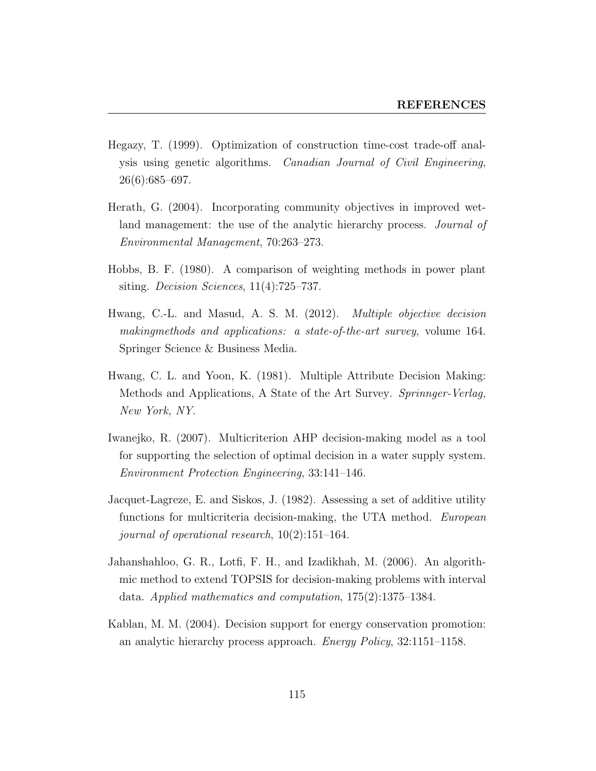Hegazy, T. (1999). Optimization of construction time-cost trade-off analysis using genetic algorithms. *Canadian Journal of Civil Engineering*, 26(6):685–697.

Herath, G. (2004). Incorporating community objectives in improved wetland management: the use of the analytic hierarchy process. *Journal of Environmental Management*, 70:263–273.

Hobbs, B. F. (1980). A comparison of weighting methods in power plant siting. *Decision Sciences*, 11(4):725–737.

Hwang, C.-L. and Masud, A. S. M. (2012). *Multiple objective decision makingmethods and applications: a state-of-the-art survey*, volume 164. Springer Science & Business Media.

Hwang, C. L. and Yoon, K. (1981). Multiple Attribute Decision Making: Methods and Applications, A State of the Art Survey. *Sprinnger-Verlag, New York, NY.*

Iwanejko, R. (2007). Multicriterion AHP decision-making model as a tool for supporting the selection of optimal decision in a water supply system. *Environment Protection Engineering*, 33:141–146.

Jacquet-Lagreze, E. and Siskos, J. (1982). Assessing a set of additive utility functions for multicriteria decision-making, the UTA method. *European journal of operational research*, 10(2):151–164.

Jahanshahloo, G. R., Lotfi, F. H., and Izadikhah, M. (2006). An algorithmic method to extend TOPSIS for decision-making problems with interval data. *Applied mathematics and computation*, 175(2):1375–1384.

Kablan, M. M. (2004). Decision support for energy conservation promotion: an analytic hierarchy process approach. *Energy Policy*, 32:1151–1158.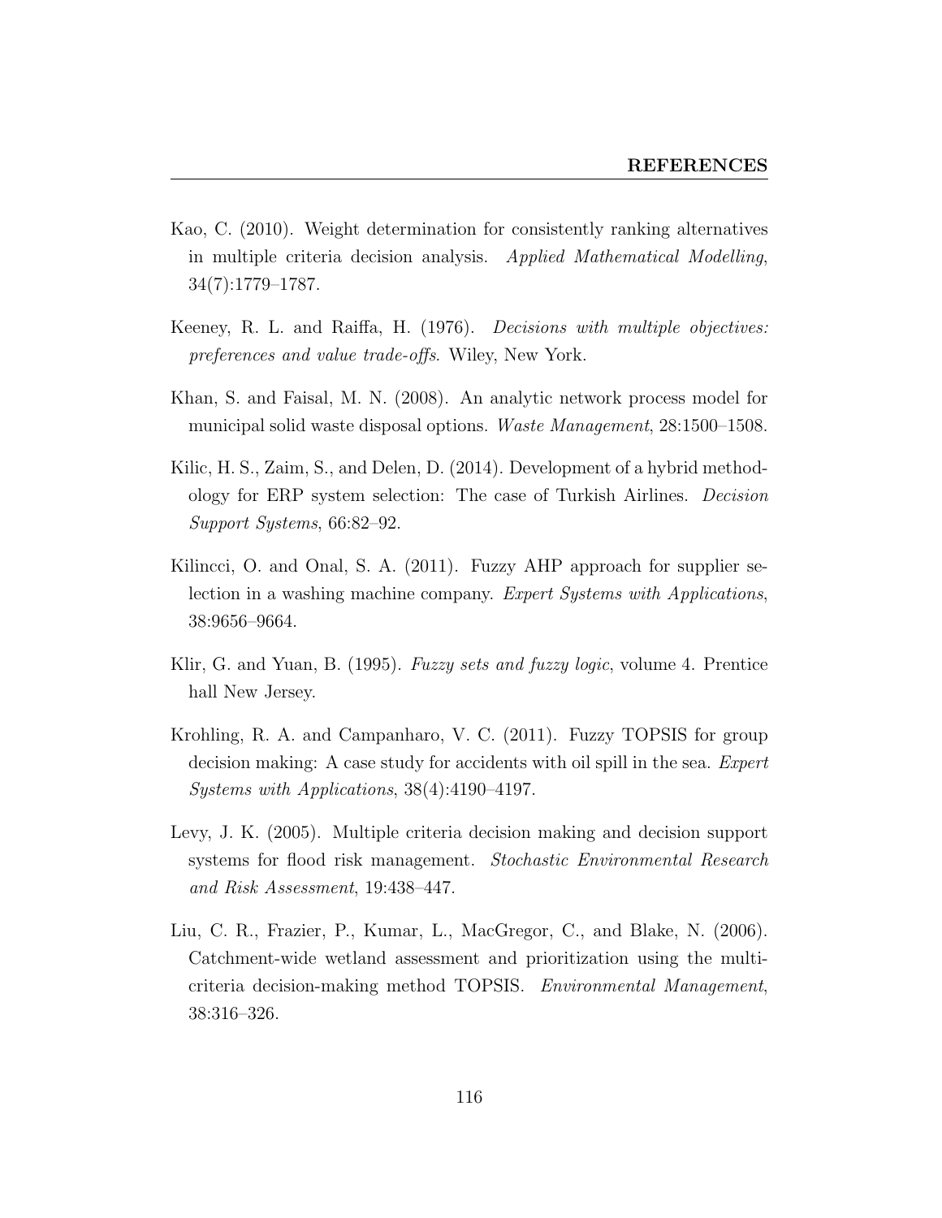Kao, C. (2010). Weight determination for consistently ranking alternatives in multiple criteria decision analysis. *Applied Mathematical Modelling*, 34(7):1779–1787.

Keeney, R. L. and Raiffa, H. (1976). *Decisions with multiple objectives: preferences and value trade-offs*. Wiley, New York.

Khan, S. and Faisal, M. N. (2008). An analytic network process model for municipal solid waste disposal options. *Waste Management*, 28:1500–1508.

Kilic, H. S., Zaim, S., and Delen, D. (2014). Development of a hybrid methodology for ERP system selection: The case of Turkish Airlines. *Decision Support Systems*, 66:82–92.

Kilincci, O. and Onal, S. A. (2011). Fuzzy AHP approach for supplier selection in a washing machine company. *Expert Systems with Applications*, 38:9656–9664.

Klir, G. and Yuan, B. (1995). *Fuzzy sets and fuzzy logic*, volume 4. Prentice hall New Jersey.

Krohling, R. A. and Campanharo, V. C. (2011). Fuzzy TOPSIS for group decision making: A case study for accidents with oil spill in the sea. *Expert Systems with Applications*, 38(4):4190–4197.

Levy, J. K. (2005). Multiple criteria decision making and decision support systems for flood risk management. *Stochastic Environmental Research and Risk Assessment*, 19:438–447.

Liu, C. R., Frazier, P., Kumar, L., MacGregor, C., and Blake, N. (2006). Catchment-wide wetland assessment and prioritization using the multi-criteria decision-making method TOPSIS. *Environmental Management*, 38:316–326.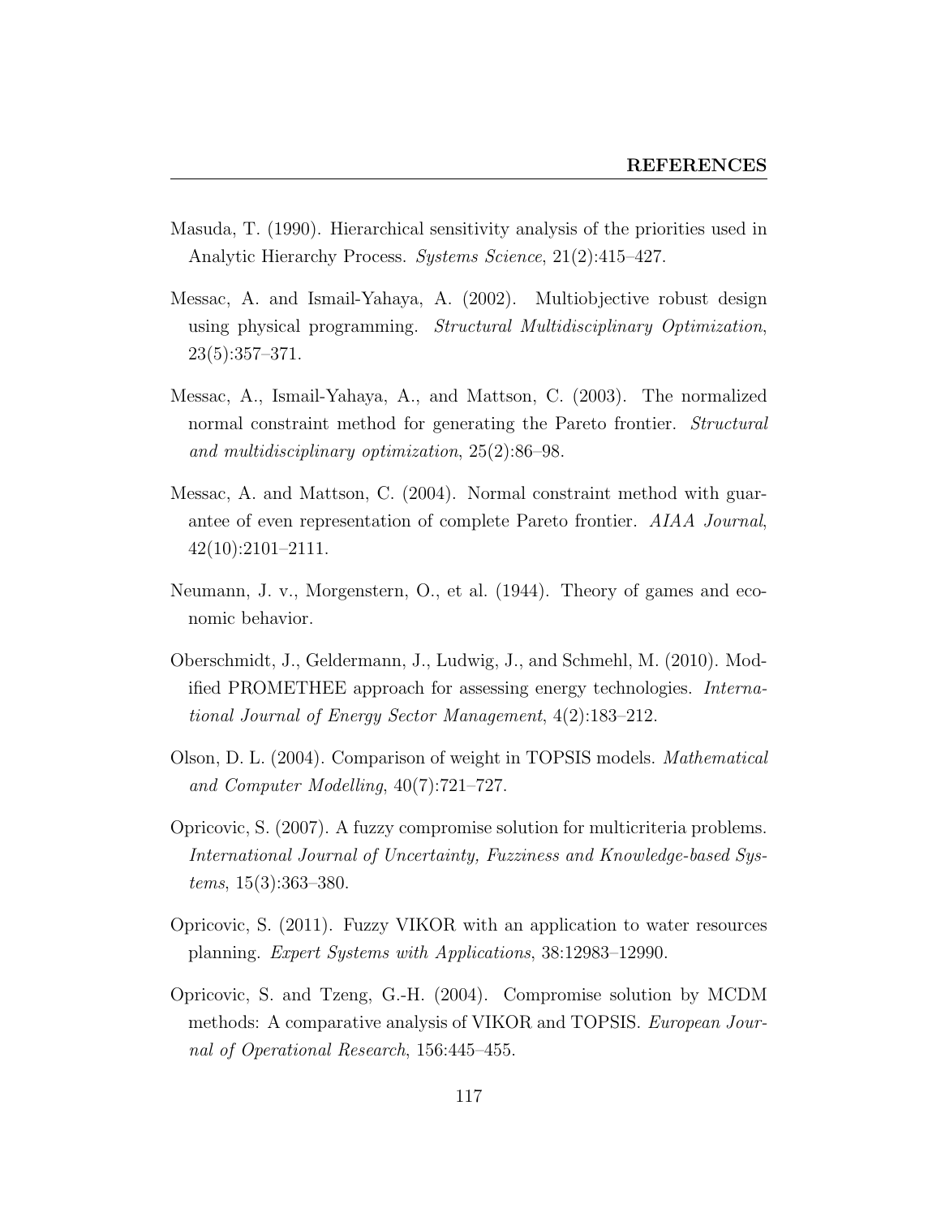Masuda, T. (1990). Hierarchical sensitivity analysis of the priorities used in Analytic Hierarchy Process. *Systems Science*, 21(2):415–427.

Messac, A. and Ismail-Yahaya, A. (2002). Multiobjective robust design using physical programming. *Structural Multidisciplinary Optimization*, 23(5):357–371.

Messac, A., Ismail-Yahaya, A., and Mattson, C. (2003). The normalized normal constraint method for generating the Pareto frontier. *Structural and multidisciplinary optimization*, 25(2):86–98.

Messac, A. and Mattson, C. (2004). Normal constraint method with guarantee of even representation of complete Pareto frontier. *AIAA Journal*, 42(10):2101–2111.

Neumann, J. v., Morgenstern, O., et al. (1944). Theory of games and economic behavior.

Oberschmidt, J., Geldermann, J., Ludwig, J., and Schmehl, M. (2010). Modified PROMETHEE approach for assessing energy technologies. *International Journal of Energy Sector Management*, 4(2):183–212.

Olson, D. L. (2004). Comparison of weight in TOPSIS models. *Mathematical and Computer Modelling*, 40(7):721–727.

Opricovic, S. (2007). A fuzzy compromise solution for multicriteria problems. *International Journal of Uncertainty, Fuzziness and Knowledge-based Systems*, 15(3):363–380.

Opricovic, S. (2011). Fuzzy VIKOR with an application to water resources planning. *Expert Systems with Applications*, 38:12983–12990.

Opricovic, S. and Tzeng, G.-H. (2004). Compromise solution by MCDM methods: A comparative analysis of VIKOR and TOPSIS. *European Journal of Operational Research*, 156:445–455.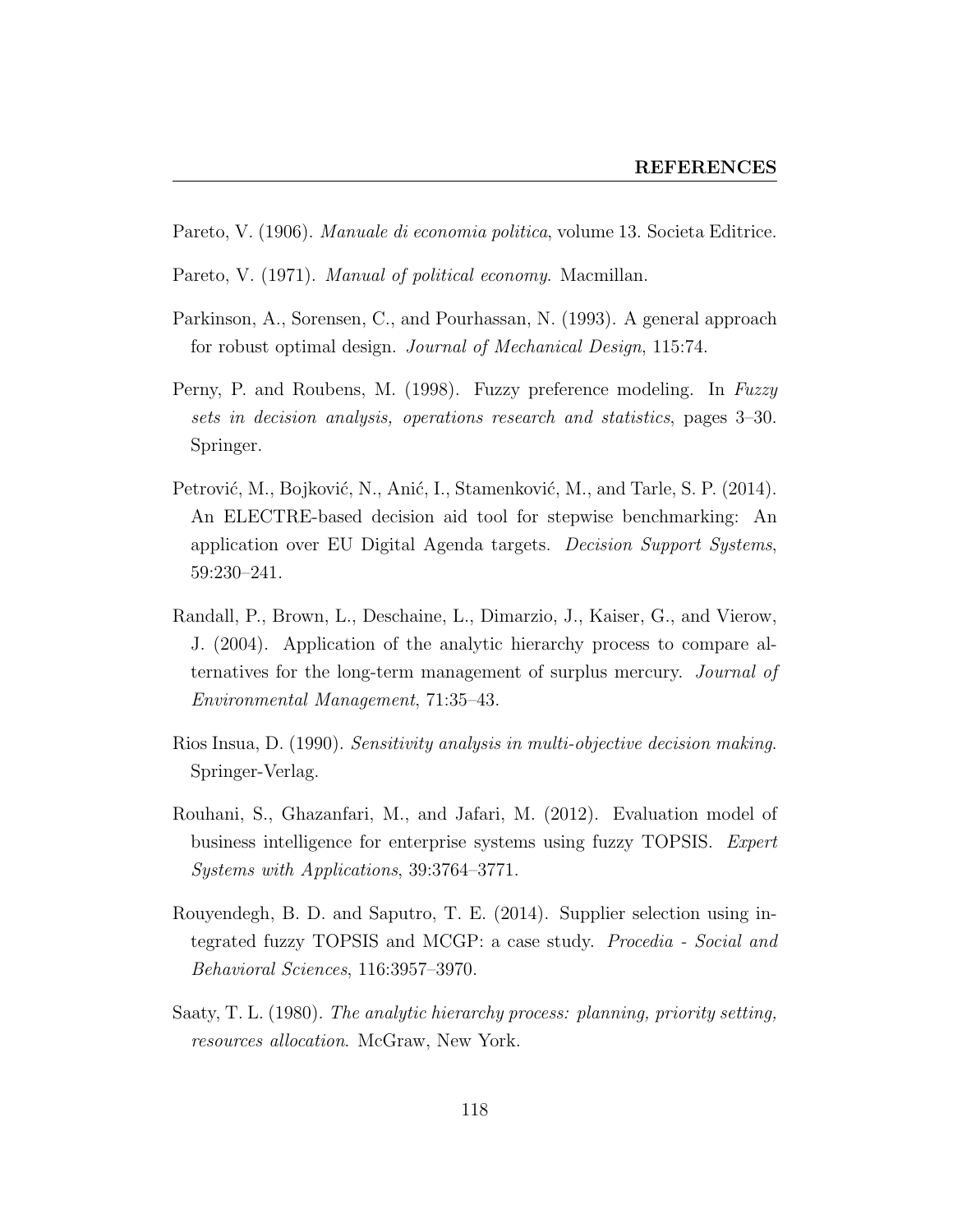Pareto, V. (1906). *Manuale di economia politica*, volume 13. Societa Editrice.

Pareto, V. (1971). *Manual of political economy*. Macmillan.

Parkinson, A., Sorensen, C., and Pourhassan, N. (1993). A general approach for robust optimal design. *Journal of Mechanical Design*, 115:74.

Perny, P. and Roubens, M. (1998). Fuzzy preference modeling. In *Fuzzy sets in decision analysis, operations research and statistics*, pages 3–30. Springer.

Petrović, M., Bojković, N., Anić, I., Stamenković, M., and Tarle, S. P. (2014). An ELECTRE-based decision aid tool for stepwise benchmarking: An application over EU Digital Agenda targets. *Decision Support Systems*, 59:230–241.

Randall, P., Brown, L., Deschaine, L., Dimarzio, J., Kaiser, G., and Vierow, J. (2004). Application of the analytic hierarchy process to compare alternatives for the long-term management of surplus mercury. *Journal of Environmental Management*, 71:35–43.

Rios Insua, D. (1990). *Sensitivity analysis in multi-objective decision making*. Springer-Verlag.

Rouhani, S., Ghazanfari, M., and Jafari, M. (2012). Evaluation model of business intelligence for enterprise systems using fuzzy TOPSIS. *Expert Systems with Applications*, 39:3764–3771.

Rouyendegh, B. D. and Saputro, T. E. (2014). Supplier selection using integrated fuzzy TOPSIS and MCGP: a case study. *Procedia - Social and Behavioral Sciences*, 116:3957–3970.

Saaty, T. L. (1980). *The analytic hierarchy process: planning, priority setting, resources allocation*. McGraw, New York.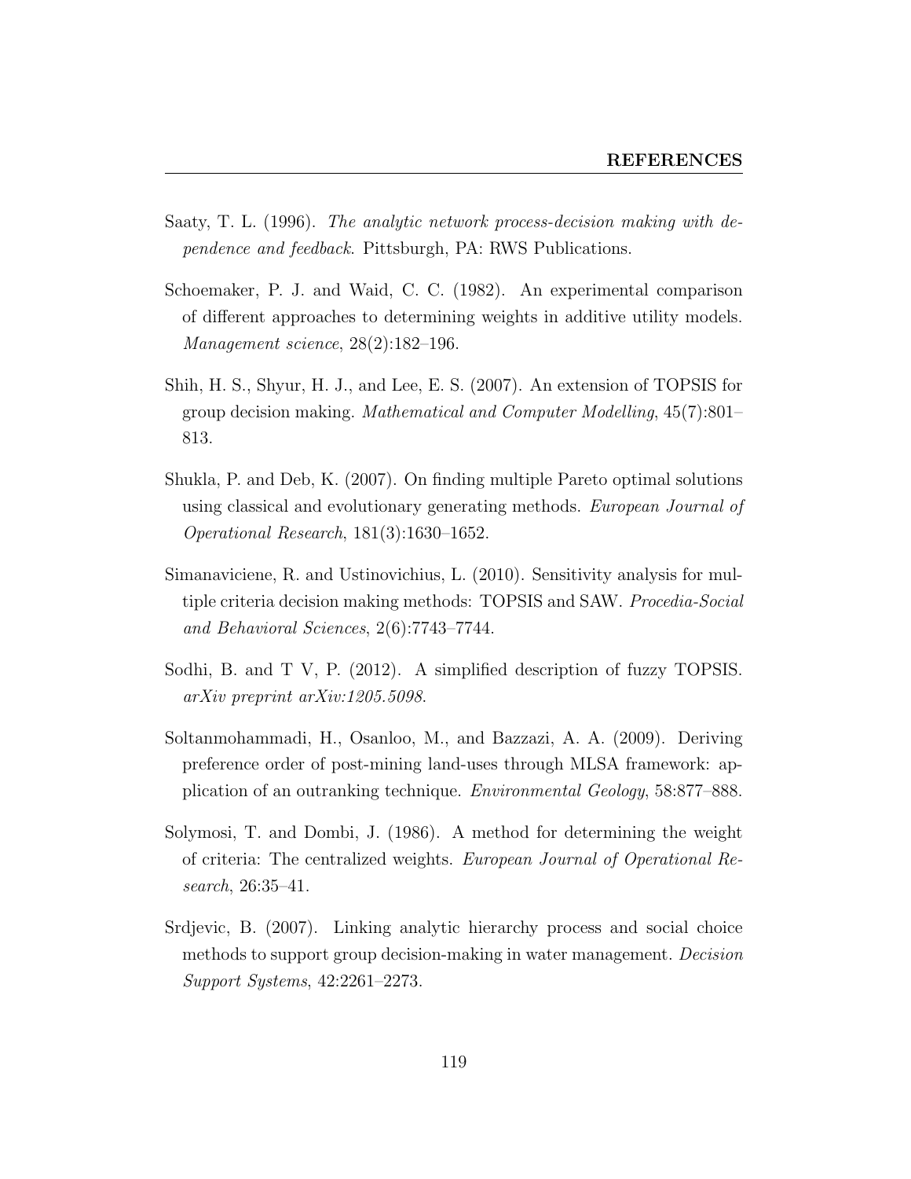Saaty, T. L. (1996). *The analytic network process-decision making with dependence and feedback*. Pittsburgh, PA: RWS Publications.

Schoemaker, P. J. and Waid, C. C. (1982). An experimental comparison of different approaches to determining weights in additive utility models. *Management science*, 28(2):182–196.

Shih, H. S., Shyur, H. J., and Lee, E. S. (2007). An extension of TOPSIS for group decision making. *Mathematical and Computer Modelling*, 45(7):801–813.

Shukla, P. and Deb, K. (2007). On finding multiple Pareto optimal solutions using classical and evolutionary generating methods. *European Journal of Operational Research*, 181(3):1630–1652.

Simanaviciene, R. and Ustinovichius, L. (2010). Sensitivity analysis for multiple criteria decision making methods: TOPSIS and SAW. *Procedia-Social and Behavioral Sciences*, 2(6):7743–7744.

Sodhi, B. and T V, P. (2012). A simplified description of fuzzy TOPSIS. *arXiv preprint arXiv:1205.5098*.

Soltanmohammadi, H., Osanloo, M., and Bazzazi, A. A. (2009). Deriving preference order of post-mining land-uses through MLSA framework: application of an outranking technique. *Environmental Geology*, 58:877–888.

Solymosi, T. and Dombi, J. (1986). A method for determining the weight of criteria: The centralized weights. *European Journal of Operational Research*, 26:35–41.

Srdjevic, B. (2007). Linking analytic hierarchy process and social choice methods to support group decision-making in water management. *Decision Support Systems*, 42:2261–2273.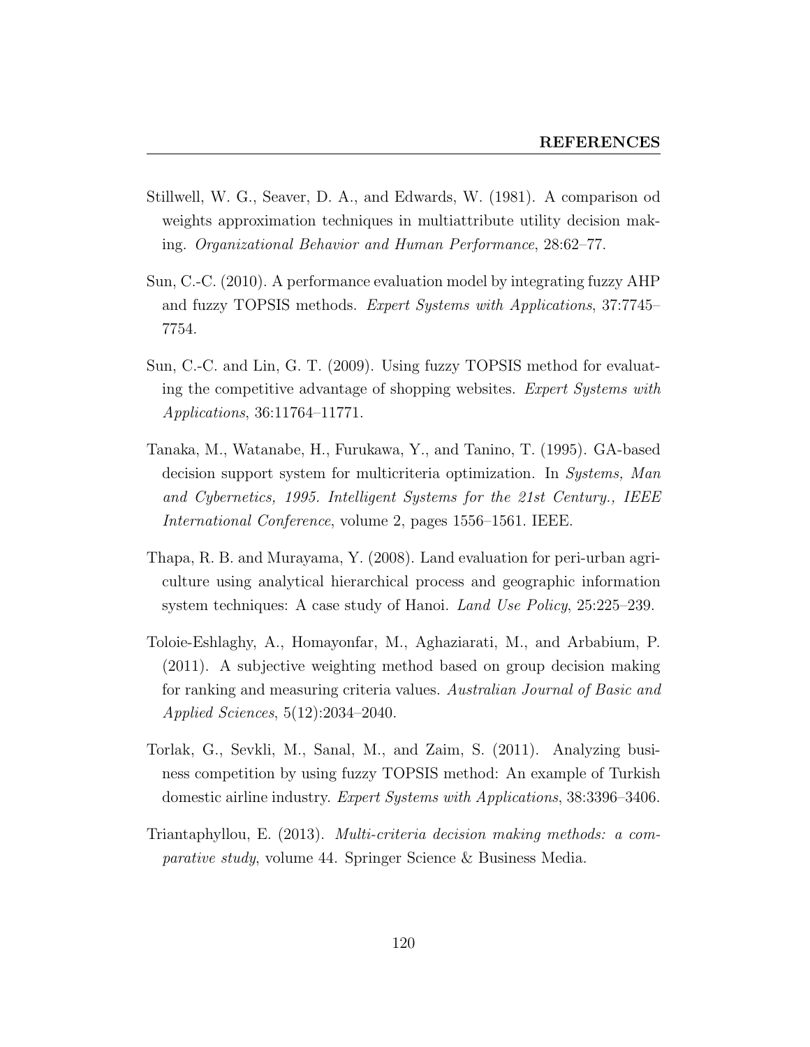Stillwell, W. G., Seaver, D. A., and Edwards, W. (1981). A comparison od weights approximation techniques in multiattribute utility decision making. *Organizational Behavior and Human Performance*, 28:62–77.

Sun, C.-C. (2010). A performance evaluation model by integrating fuzzy AHP and fuzzy TOPSIS methods. *Expert Systems with Applications*, 37:7745–7754.

Sun, C.-C. and Lin, G. T. (2009). Using fuzzy TOPSIS method for evaluating the competitive advantage of shopping websites. *Expert Systems with Applications*, 36:11764–11771.

Tanaka, M., Watanabe, H., Furukawa, Y., and Tanino, T. (1995). GA-based decision support system for multicriteria optimization. In *Systems, Man and Cybernetics, 1995. Intelligent Systems for the 21st Century., IEEE International Conference*, volume 2, pages 1556–1561. IEEE.

Thapa, R. B. and Murayama, Y. (2008). Land evaluation for peri-urban agriculture using analytical hierarchical process and geographic information system techniques: A case study of Hanoi. *Land Use Policy*, 25:225–239.

Toloie-Eshlaghy, A., Homayonfar, M., Aghaziarati, M., and Arbabium, P. (2011). A subjective weighting method based on group decision making for ranking and measuring criteria values. *Australian Journal of Basic and Applied Sciences*, 5(12):2034–2040.

Torlak, G., Sevkli, M., Sanal, M., and Zaim, S. (2011). Analyzing business competition by using fuzzy TOPSIS method: An example of Turkish domestic airline industry. *Expert Systems with Applications*, 38:3396–3406.

Triantaphyllou, E. (2013). *Multi-criteria decision making methods: a comparative study*, volume 44. Springer Science & Business Media.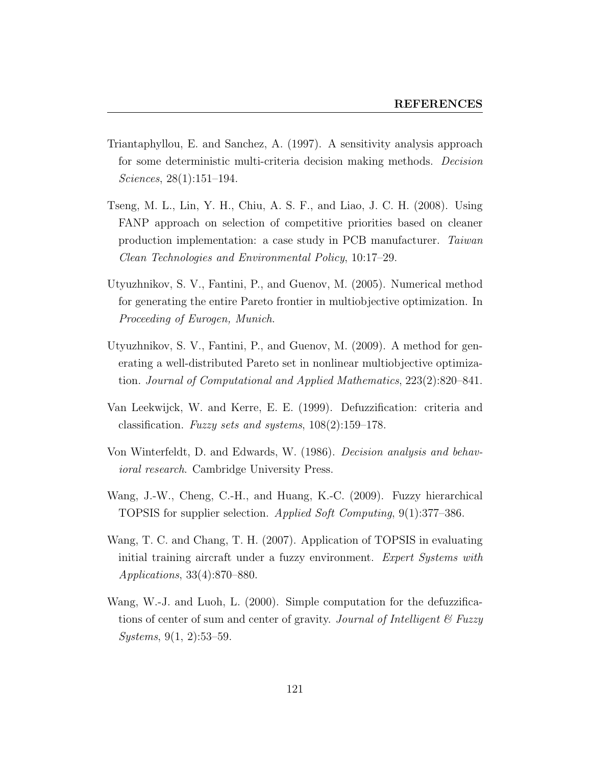Triantaphyllou, E. and Sanchez, A. (1997). A sensitivity analysis approach for some deterministic multi-criteria decision making methods. *Decision Sciences*, 28(1):151–194.

Tseng, M. L., Lin, Y. H., Chiu, A. S. F., and Liao, J. C. H. (2008). Using FANP approach on selection of competitive priorities based on cleaner production implementation: a case study in PCB manufacturer. *Taiwan Clean Technologies and Environmental Policy*, 10:17–29.

Utyuzhnikov, S. V., Fantini, P., and Guenov, M. (2005). Numerical method for generating the entire Pareto frontier in multiobjective optimization. In *Proceeding of Eurogen, Munich*.

Utyuzhnikov, S. V., Fantini, P., and Guenov, M. (2009). A method for generating a well-distributed Pareto set in nonlinear multiobjective optimization. *Journal of Computational and Applied Mathematics*, 223(2):820–841.

Van Leekwijck, W. and Kerre, E. E. (1999). Defuzzification: criteria and classification. *Fuzzy sets and systems*, 108(2):159–178.

Von Winterfeldt, D. and Edwards, W. (1986). *Decision analysis and behavioral research*. Cambridge University Press.

Wang, J.-W., Cheng, C.-H., and Huang, K.-C. (2009). Fuzzy hierarchical TOPSIS for supplier selection. *Applied Soft Computing*, 9(1):377–386.

Wang, T. C. and Chang, T. H. (2007). Application of TOPSIS in evaluating initial training aircraft under a fuzzy environment. *Expert Systems with Applications*, 33(4):870–880.

Wang, W.-J. and Luoh, L. (2000). Simple computation for the defuzzifications of center of sum and center of gravity. *Journal of Intelligent & Fuzzy Systems*, 9(1, 2):53–59.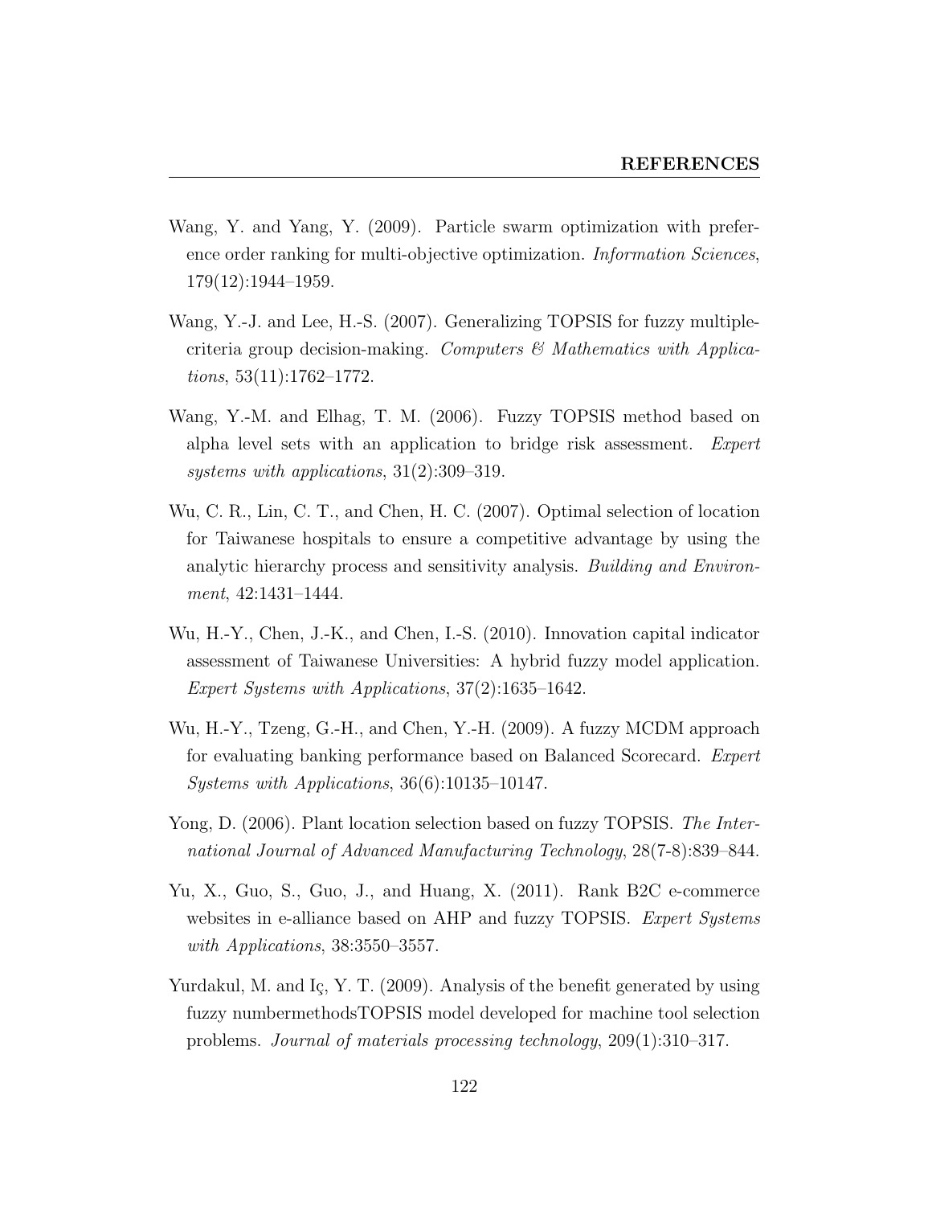Wang, Y. and Yang, Y. (2009). Particle swarm optimization with preference order ranking for multi-objective optimization. *Information Sciences*, 179(12):1944–1959.

Wang, Y.-J. and Lee, H.-S. (2007). Generalizing TOPSIS for fuzzy multiple-criteria group decision-making. *Computers & Mathematics with Applications*, 53(11):1762–1772.

Wang, Y.-M. and Elhag, T. M. (2006). Fuzzy TOPSIS method based on alpha level sets with an application to bridge risk assessment. *Expert systems with applications*, 31(2):309–319.

Wu, C. R., Lin, C. T., and Chen, H. C. (2007). Optimal selection of location for Taiwanese hospitals to ensure a competitive advantage by using the analytic hierarchy process and sensitivity analysis. *Building and Environment*, 42:1431–1444.

Wu, H.-Y., Chen, J.-K., and Chen, I.-S. (2010). Innovation capital indicator assessment of Taiwanese Universities: A hybrid fuzzy model application. *Expert Systems with Applications*, 37(2):1635–1642.

Wu, H.-Y., Tzeng, G.-H., and Chen, Y.-H. (2009). A fuzzy MCDM approach for evaluating banking performance based on Balanced Scorecard. *Expert Systems with Applications*, 36(6):10135–10147.

Yong, D. (2006). Plant location selection based on fuzzy TOPSIS. *The International Journal of Advanced Manufacturing Technology*, 28(7-8):839–844.

Yu, X., Guo, S., Guo, J., and Huang, X. (2011). Rank B2C e-commerce websites in e-alliance based on AHP and fuzzy TOPSIS. *Expert Systems with Applications*, 38:3550–3557.

Yurdakul, M. and Iç, Y. T. (2009). Analysis of the benefit generated by using fuzzy numbermethodsTOPSIS model developed for machine tool selection problems. *Journal of materials processing technology*, 209(1):310–317.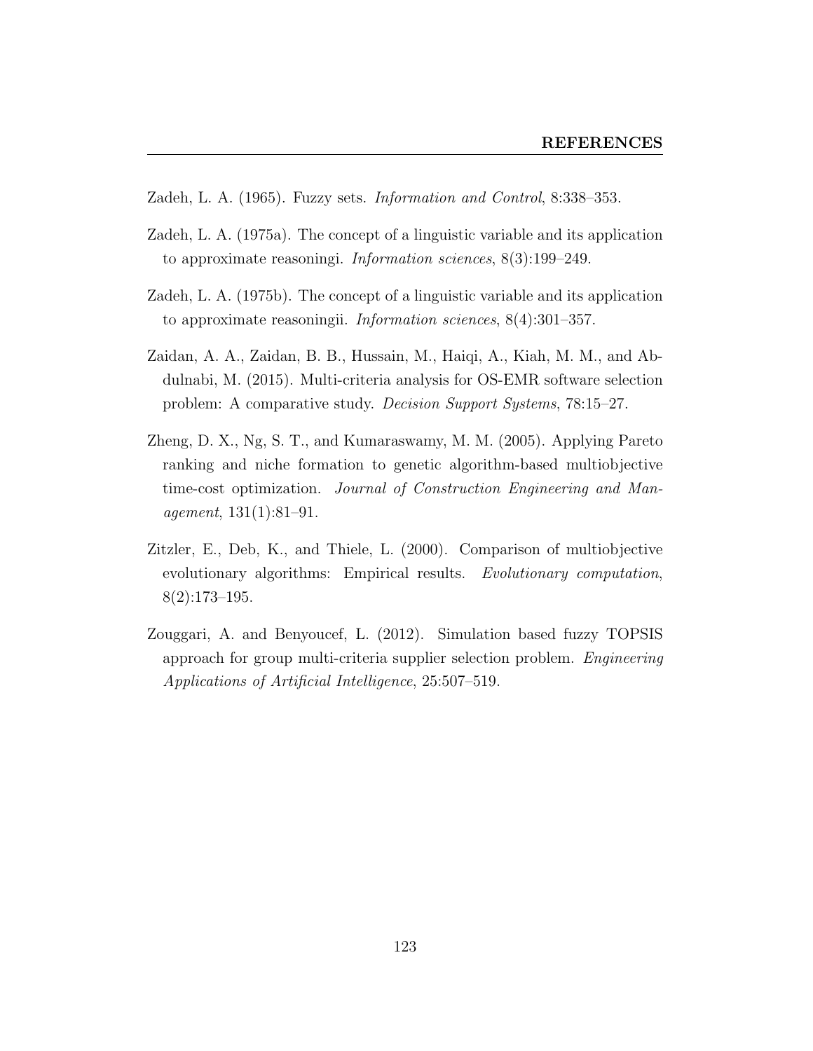Zadeh, L. A. (1965). Fuzzy sets. *Information and Control*, 8:338–353.

Zadeh, L. A. (1975a). The concept of a linguistic variable and its application to approximate reasoningi. *Information sciences*, 8(3):199–249.

Zadeh, L. A. (1975b). The concept of a linguistic variable and its application to approximate reasoningii. *Information sciences*, 8(4):301–357.

Zaidan, A. A., Zaidan, B. B., Hussain, M., Haiqi, A., Kiah, M. M., and Abdulnabi, M. (2015). Multi-criteria analysis for OS-EMR software selection problem: A comparative study. *Decision Support Systems*, 78:15–27.

Zheng, D. X., Ng, S. T., and Kumaraswamy, M. M. (2005). Applying Pareto ranking and niche formation to genetic algorithm-based multiobjective time-cost optimization. *Journal of Construction Engineering and Management*, 131(1):81–91.

Zitzler, E., Deb, K., and Thiele, L. (2000). Comparison of multiobjective evolutionary algorithms: Empirical results. *Evolutionary computation*, 8(2):173–195.

Zouggari, A. and Benyoucef, L. (2012). Simulation based fuzzy TOPSIS approach for group multi-criteria supplier selection problem. *Engineering Applications of Artificial Intelligence*, 25:507–519.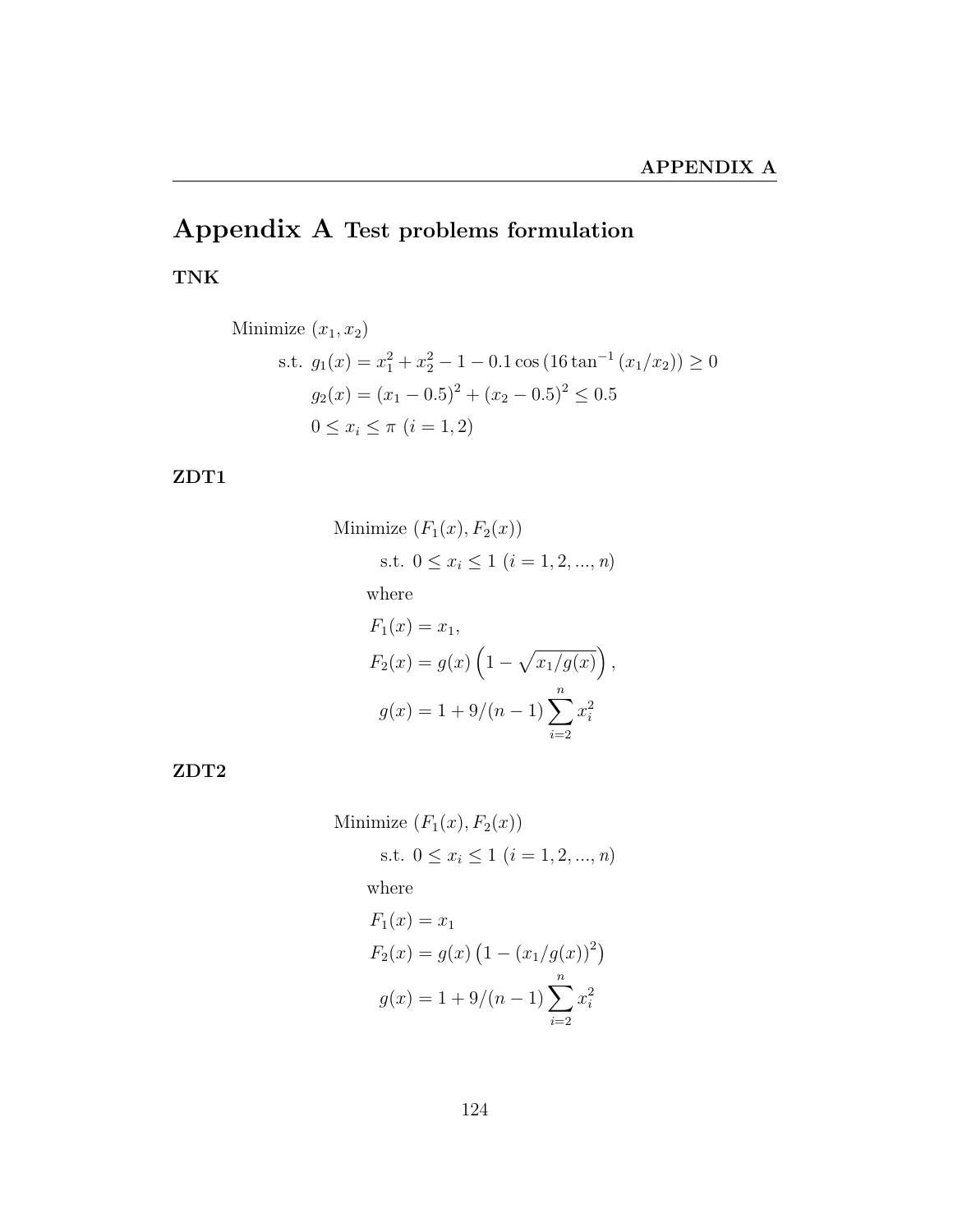# Appendix A Test problems formulation

**TNK**

$$
\begin{aligned}
&\text{Minimize } (x_1, x_2) \\
&\quad \text{s.t. } g_1(x) = x_1^2 + x_2^2 - 1 - 0.1\cos\left(16\tan^{-1}(x_1/x_2)\right) \geq 0 \\
&\quad\quad\;\; g_2(x) = (x_1 - 0.5)^2 + (x_2 - 0.5)^2 \leq 0.5 \\
&\quad\quad\;\; 0 \leq x_i \leq \pi \ (i = 1, 2)
\end{aligned}
$$

**ZDT1**

$$
\begin{aligned}
&\text{Minimize } (F_1(x), F_2(x)) \\
&\quad \text{s.t. } 0 \leq x_i \leq 1 \ (i = 1, 2, ..., n) \\
&\text{where} \\
&F_1(x) = x_1, \\
&F_2(x) = g(x)\left(1 - \sqrt{x_1/g(x)}\right), \\
&\quad g(x) = 1 + 9/(n-1)\sum_{i=2}^{n} x_i^2
\end{aligned}
$$

**ZDT2**

$$
\begin{aligned}
&\text{Minimize } (F_1(x), F_2(x)) \\
&\quad \text{s.t. } 0 \leq x_i \leq 1 \ (i = 1, 2, ..., n) \\
&\text{where} \\
&F_1(x) = x_1 \\
&F_2(x) = g(x)\left(1 - (x_1/g(x))^2\right) \\
&\quad g(x) = 1 + 9/(n-1)\sum_{i=2}^{n} x_i^2
\end{aligned}
$$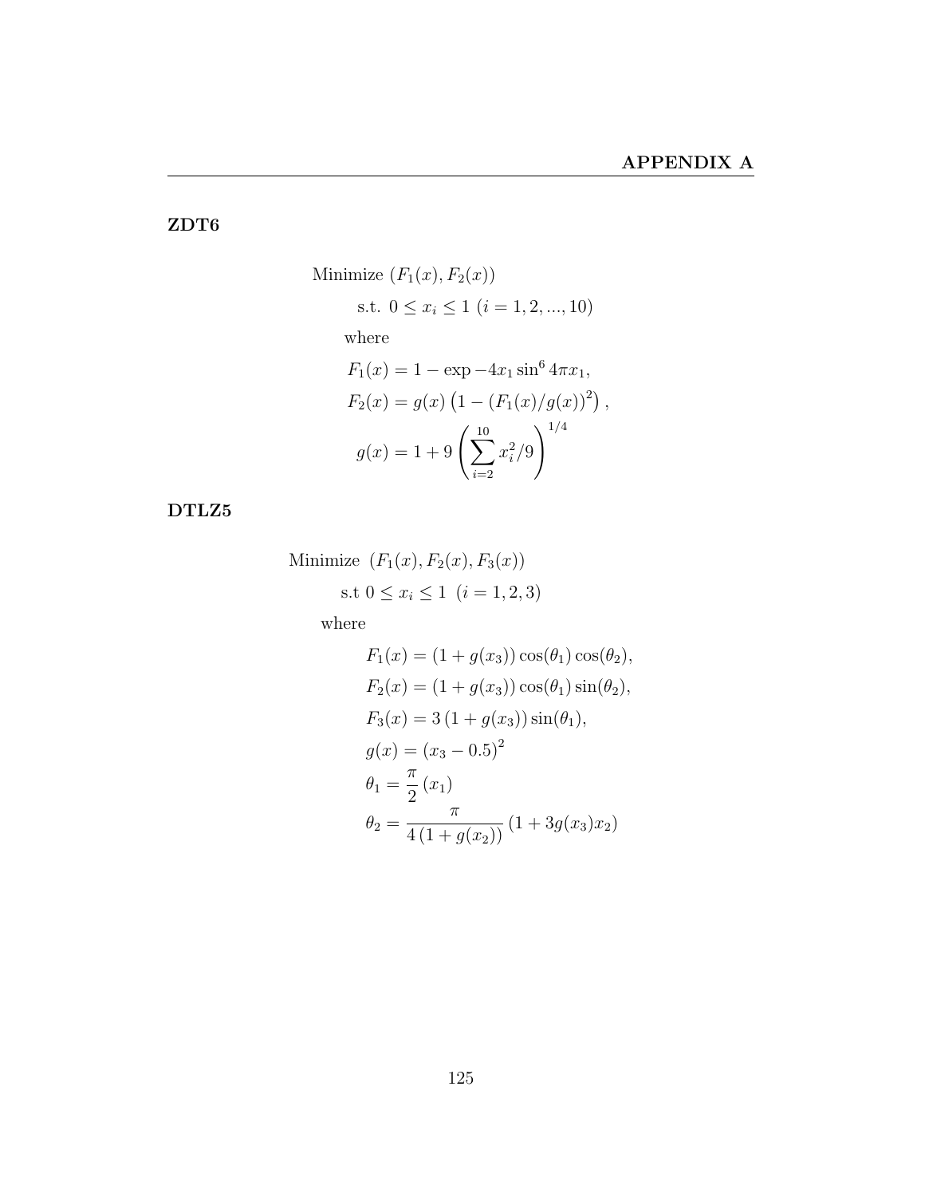## ZDT6

$$
\begin{aligned}
&\text{Minimize } (F_1(x), F_2(x)) \\
&\quad \text{s.t. } 0 \le x_i \le 1 \ (i = 1, 2, ..., 10) \\
&\quad \text{where} \\
&\quad F_1(x) = 1 - \exp -4x_1 \sin^6 4\pi x_1, \\
&\quad F_2(x) = g(x) \left(1 - (F_1(x)/g(x))^2\right), \\
&\quad g(x) = 1 + 9 \left( \sum_{i=2}^{10} x_i^2/9 \right)^{1/4}
\end{aligned}
$$

## DTLZ5

$$
\begin{aligned}
&\text{Minimize } (F_1(x), F_2(x), F_3(x)) \\
&\quad \text{s.t } 0 \le x_i \le 1 \ \ (i = 1, 2, 3) \\
&\quad \text{where} \\
&\quad F_1(x) = (1 + g(x_3)) \cos(\theta_1) \cos(\theta_2), \\
&\quad F_2(x) = (1 + g(x_3)) \cos(\theta_1) \sin(\theta_2), \\
&\quad F_3(x) = 3\,(1 + g(x_3)) \sin(\theta_1), \\
&\quad g(x) = (x_3 - 0.5)^2 \\
&\quad \theta_1 = \frac{\pi}{2}\,(x_1) \\
&\quad \theta_2 = \frac{\pi}{4\,(1 + g(x_2))}\,(1 + 3g(x_3)x_2)
\end{aligned}
$$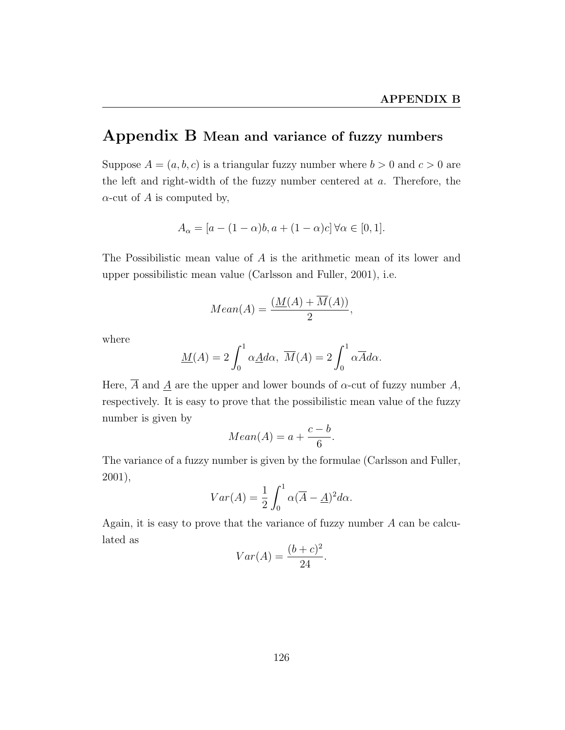# Appendix B Mean and variance of fuzzy numbers

Suppose $A = (a, b, c)$ is a triangular fuzzy number where $b > 0$ and $c > 0$ are the left and right-width of the fuzzy number centered at $a$. Therefore, the $\alpha$-cut of $A$ is computed by,

$$A_\alpha = [a - (1-\alpha)b, a + (1-\alpha)c] \,\forall \alpha \in [0, 1].$$

The Possibilistic mean value of $A$ is the arithmetic mean of its lower and upper possibilistic mean value (Carlsson and Fuller, 2001), i.e.

$$Mean(A) = \frac{(\underline{M}(A) + \overline{M}(A))}{2},$$

where

$$\underline{M}(A) = 2\int_0^1 \alpha \underline{A} d\alpha, \; \overline{M}(A) = 2\int_0^1 \alpha \overline{A} d\alpha.$$

Here, $\overline{A}$ and $\underline{A}$ are the upper and lower bounds of $\alpha$-cut of fuzzy number $A$, respectively. It is easy to prove that the possibilistic mean value of the fuzzy number is given by

$$Mean(A) = a + \frac{c-b}{6}.$$

The variance of a fuzzy number is given by the formulae (Carlsson and Fuller, 2001),

$$Var(A) = \frac{1}{2}\int_0^1 \alpha(\overline{A} - \underline{A})^2 d\alpha.$$

Again, it is easy to prove that the variance of fuzzy number $A$ can be calculated as

$$Var(A) = \frac{(b+c)^2}{24}.$$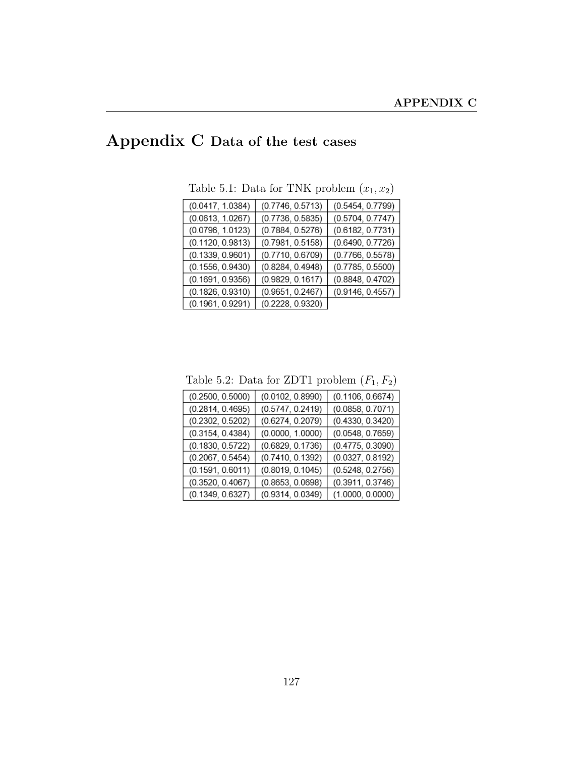# Appendix C Data of the test cases

Table 5.1: Data for TNK problem $(x_1, x_2)$

| | | |
|---|---|---|
| (0.0417, 1.0384) | (0.7746, 0.5713) | (0.5454, 0.7799) |
| (0.0613, 1.0267) | (0.7736, 0.5835) | (0.5704, 0.7747) |
| (0.0796, 1.0123) | (0.7884, 0.5276) | (0.6182, 0.7731) |
| (0.1120, 0.9813) | (0.7981, 0.5158) | (0.6490, 0.7726) |
| (0.1339, 0.9601) | (0.7710, 0.6709) | (0.7766, 0.5578) |
| (0.1556, 0.9430) | (0.8284, 0.4948) | (0.7785, 0.5500) |
| (0.1691, 0.9356) | (0.9829, 0.1617) | (0.8848, 0.4702) |
| (0.1826, 0.9310) | (0.9651, 0.2467) | (0.9146, 0.4557) |
| (0.1961, 0.9291) | (0.2228, 0.9320) | |

Table 5.2: Data for ZDT1 problem $(F_1, F_2)$

| | | |
|---|---|---|
| (0.2500, 0.5000) | (0.0102, 0.8990) | (0.1106, 0.6674) |
| (0.2814, 0.4695) | (0.5747, 0.2419) | (0.0858, 0.7071) |
| (0.2302, 0.5202) | (0.6274, 0.2079) | (0.4330, 0.3420) |
| (0.3154, 0.4384) | (0.0000, 1.0000) | (0.0548, 0.7659) |
| (0.1830, 0.5722) | (0.6829, 0.1736) | (0.4775, 0.3090) |
| (0.2067, 0.5454) | (0.7410, 0.1392) | (0.0327, 0.8192) |
| (0.1591, 0.6011) | (0.8019, 0.1045) | (0.5248, 0.2756) |
| (0.3520, 0.4067) | (0.8653, 0.0698) | (0.3911, 0.3746) |
| (0.1349, 0.6327) | (0.9314, 0.0349) | (1.0000, 0.0000) |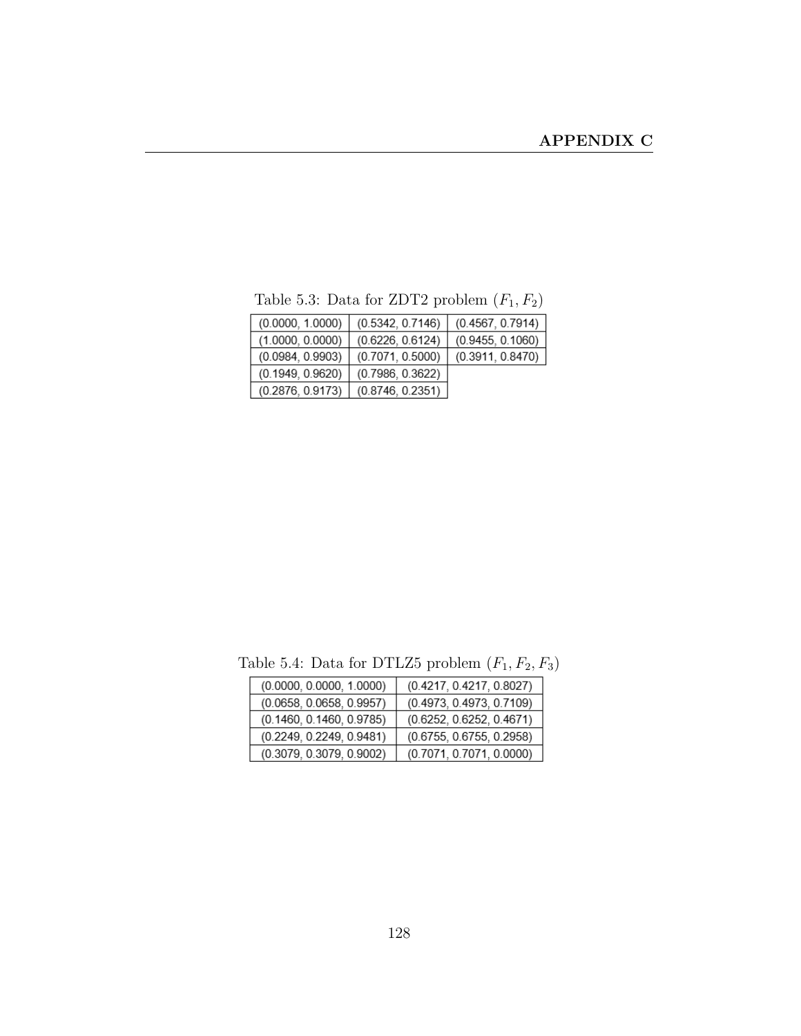Table 5.3: Data for ZDT2 problem $(F_1, F_2)$

| | | |
|---|---|---|
| (0.0000, 1.0000) | (0.5342, 0.7146) | (0.4567, 0.7914) |
| (1.0000, 0.0000) | (0.6226, 0.6124) | (0.9455, 0.1060) |
| (0.0984, 0.9903) | (0.7071, 0.5000) | (0.3911, 0.8470) |
| (0.1949, 0.9620) | (0.7986, 0.3622) | |
| (0.2876, 0.9173) | (0.8746, 0.2351) | |

Table 5.4: Data for DTLZ5 problem $(F_1, F_2, F_3)$

| | |
|---|---|
| (0.0000, 0.0000, 1.0000) | (0.4217, 0.4217, 0.8027) |
| (0.0658, 0.0658, 0.9957) | (0.4973, 0.4973, 0.7109) |
| (0.1460, 0.1460, 0.9785) | (0.6252, 0.6252, 0.4671) |
| (0.2249, 0.2249, 0.9481) | (0.6755, 0.6755, 0.2958) |
| (0.3079, 0.3079, 0.9002) | (0.7071, 0.7071, 0.0000) |